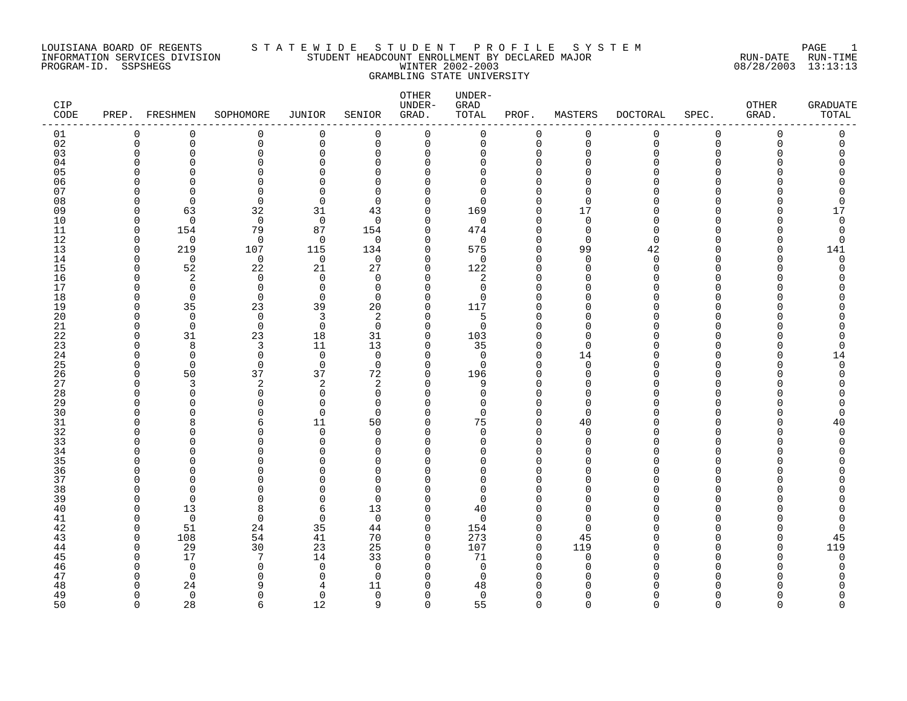LOUISIANA BOARD OF REGENTS
INFORMATION SERVICES DIVISION
PROGRAM-ID. SSPSHEGS

# STATEWIDE STUDENT PROFILE SYSTEM

STUDENT HEADCOUNT ENROLLMENT BY DECLARED MAJOR
WINTER 2002-2003
GRAMBLING STATE UNIVERSITY

RUN-DATE 08/28/2003 RUN-TIME 13:13:13

| CIP CODE | PREP. | FRESHMEN | SOPHOMORE | JUNIOR | SENIOR | OTHER UNDER-GRAD. | UNDER-GRAD TOTAL | PROF. | MASTERS | DOCTORAL | SPEC. | OTHER GRAD. | GRADUATE TOTAL |
|---|---|---|---|---|---|---|---|---|---|---|---|---|---|
| 01 | 0 | 0 | 0 | 0 | 0 | 0 | 0 | 0 | 0 | 0 | 0 | 0 | 0 |
| 02 | 0 | 0 | 0 | 0 | 0 | 0 | 0 | 0 | 0 | 0 | 0 | 0 | 0 |
| 03 | 0 | 0 | 0 | 0 | 0 | 0 | 0 | 0 | 0 | 0 | 0 | 0 | 0 |
| 04 | 0 | 0 | 0 | 0 | 0 | 0 | 0 | 0 | 0 | 0 | 0 | 0 | 0 |
| 05 | 0 | 0 | 0 | 0 | 0 | 0 | 0 | 0 | 0 | 0 | 0 | 0 | 0 |
| 06 | 0 | 0 | 0 | 0 | 0 | 0 | 0 | 0 | 0 | 0 | 0 | 0 | 0 |
| 07 | 0 | 0 | 0 | 0 | 0 | 0 | 0 | 0 | 0 | 0 | 0 | 0 | 0 |
| 08 | 0 | 0 | 0 | 0 | 0 | 0 | 0 | 0 | 0 | 0 | 0 | 0 | 0 |
| 09 | 0 | 63 | 32 | 31 | 43 | 0 | 169 | 0 | 17 | 0 | 0 | 0 | 17 |
| 10 | 0 | 0 | 0 | 0 | 0 | 0 | 0 | 0 | 0 | 0 | 0 | 0 | 0 |
| 11 | 0 | 154 | 79 | 87 | 154 | 0 | 474 | 0 | 0 | 0 | 0 | 0 | 0 |
| 12 | 0 | 0 | 0 | 0 | 0 | 0 | 0 | 0 | 0 | 0 | 0 | 0 | 0 |
| 13 | 0 | 219 | 107 | 115 | 134 | 0 | 575 | 0 | 99 | 42 | 0 | 0 | 141 |
| 14 | 0 | 0 | 0 | 0 | 0 | 0 | 0 | 0 | 0 | 0 | 0 | 0 | 0 |
| 15 | 0 | 52 | 22 | 21 | 27 | 0 | 122 | 0 | 0 | 0 | 0 | 0 | 0 |
| 16 | 0 | 2 | 0 | 0 | 0 | 0 | 2 | 0 | 0 | 0 | 0 | 0 | 0 |
| 17 | 0 | 0 | 0 | 0 | 0 | 0 | 0 | 0 | 0 | 0 | 0 | 0 | 0 |
| 18 | 0 | 0 | 0 | 0 | 0 | 0 | 0 | 0 | 0 | 0 | 0 | 0 | 0 |
| 19 | 0 | 35 | 23 | 39 | 20 | 0 | 117 | 0 | 0 | 0 | 0 | 0 | 0 |
| 20 | 0 | 0 | 0 | 3 | 2 | 0 | 5 | 0 | 0 | 0 | 0 | 0 | 0 |
| 21 | 0 | 0 | 0 | 0 | 0 | 0 | 0 | 0 | 0 | 0 | 0 | 0 | 0 |
| 22 | 0 | 31 | 23 | 18 | 31 | 0 | 103 | 0 | 0 | 0 | 0 | 0 | 0 |
| 23 | 0 | 8 | 3 | 11 | 13 | 0 | 35 | 0 | 0 | 0 | 0 | 0 | 0 |
| 24 | 0 | 0 | 0 | 0 | 0 | 0 | 0 | 0 | 14 | 0 | 0 | 0 | 14 |
| 25 | 0 | 0 | 0 | 0 | 0 | 0 | 0 | 0 | 0 | 0 | 0 | 0 | 0 |
| 26 | 0 | 50 | 37 | 37 | 72 | 0 | 196 | 0 | 0 | 0 | 0 | 0 | 0 |
| 27 | 0 | 3 | 2 | 2 | 2 | 0 | 9 | 0 | 0 | 0 | 0 | 0 | 0 |
| 28 | 0 | 0 | 0 | 0 | 0 | 0 | 0 | 0 | 0 | 0 | 0 | 0 | 0 |
| 29 | 0 | 0 | 0 | 0 | 0 | 0 | 0 | 0 | 0 | 0 | 0 | 0 | 0 |
| 30 | 0 | 0 | 0 | 0 | 0 | 0 | 0 | 0 | 0 | 0 | 0 | 0 | 0 |
| 31 | 0 | 8 | 6 | 11 | 50 | 0 | 75 | 0 | 40 | 0 | 0 | 0 | 40 |
| 32 | 0 | 0 | 0 | 0 | 0 | 0 | 0 | 0 | 0 | 0 | 0 | 0 | 0 |
| 33 | 0 | 0 | 0 | 0 | 0 | 0 | 0 | 0 | 0 | 0 | 0 | 0 | 0 |
| 34 | 0 | 0 | 0 | 0 | 0 | 0 | 0 | 0 | 0 | 0 | 0 | 0 | 0 |
| 35 | 0 | 0 | 0 | 0 | 0 | 0 | 0 | 0 | 0 | 0 | 0 | 0 | 0 |
| 36 | 0 | 0 | 0 | 0 | 0 | 0 | 0 | 0 | 0 | 0 | 0 | 0 | 0 |
| 37 | 0 | 0 | 0 | 0 | 0 | 0 | 0 | 0 | 0 | 0 | 0 | 0 | 0 |
| 38 | 0 | 0 | 0 | 0 | 0 | 0 | 0 | 0 | 0 | 0 | 0 | 0 | 0 |
| 39 | 0 | 0 | 0 | 0 | 0 | 0 | 0 | 0 | 0 | 0 | 0 | 0 | 0 |
| 40 | 0 | 13 | 8 | 6 | 13 | 0 | 40 | 0 | 0 | 0 | 0 | 0 | 0 |
| 41 | 0 | 0 | 0 | 0 | 0 | 0 | 0 | 0 | 0 | 0 | 0 | 0 | 0 |
| 42 | 0 | 51 | 24 | 35 | 44 | 0 | 154 | 0 | 0 | 0 | 0 | 0 | 0 |
| 43 | 0 | 108 | 54 | 41 | 70 | 0 | 273 | 0 | 45 | 0 | 0 | 0 | 45 |
| 44 | 0 | 29 | 30 | 23 | 25 | 0 | 107 | 0 | 119 | 0 | 0 | 0 | 119 |
| 45 | 0 | 17 | 7 | 14 | 33 | 0 | 71 | 0 | 0 | 0 | 0 | 0 | 0 |
| 46 | 0 | 0 | 0 | 0 | 0 | 0 | 0 | 0 | 0 | 0 | 0 | 0 | 0 |
| 47 | 0 | 0 | 0 | 0 | 0 | 0 | 0 | 0 | 0 | 0 | 0 | 0 | 0 |
| 48 | 0 | 24 | 9 | 4 | 11 | 0 | 48 | 0 | 0 | 0 | 0 | 0 | 0 |
| 49 | 0 | 0 | 0 | 0 | 0 | 0 | 0 | 0 | 0 | 0 | 0 | 0 | 0 |
| 50 | 0 | 28 | 6 | 12 | 9 | 0 | 55 | 0 | 0 | 0 | 0 | 0 | 0 |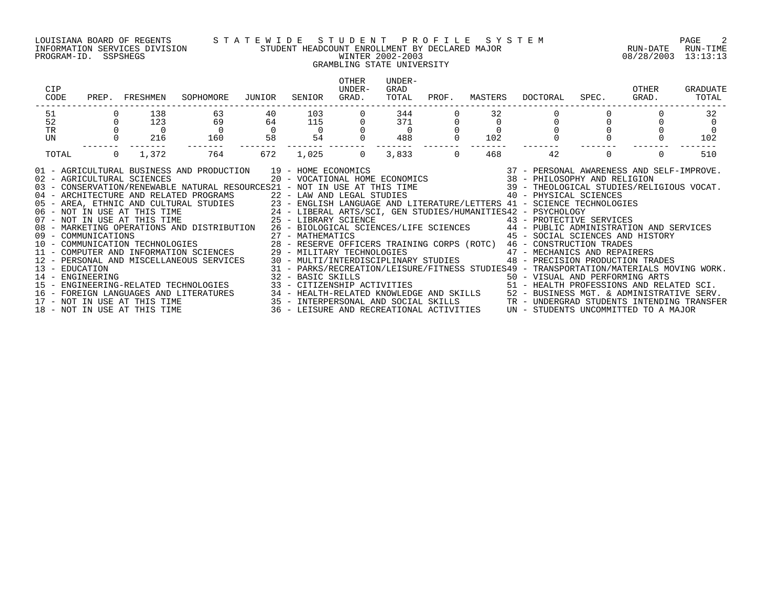LOUISIANA BOARD OF REGENTS — STATEWIDE STUDENT PROFILE SYSTEM
INFORMATION SERVICES DIVISION — STUDENT HEADCOUNT ENROLLMENT BY DECLARED MAJOR — RUN-DATE 08/28/2003 RUN-TIME 13:13:13
PROGRAM-ID. SSPSHEGS — WINTER 2002-2003

GRAMBLING STATE UNIVERSITY

| CIP CODE | PREP. | FRESHMEN | SOPHOMORE | JUNIOR | SENIOR | OTHER UNDER-GRAD. | UNDER-GRAD TOTAL | PROF. | MASTERS | DOCTORAL | SPEC. | OTHER GRAD. | GRADUATE TOTAL |
|---|---|---|---|---|---|---|---|---|---|---|---|---|---|
| 51 | 0 | 138 | 63 | 40 | 103 | 0 | 344 | 0 | 32 | 0 | 0 | 0 | 32 |
| 52 | 0 | 123 | 69 | 64 | 115 | 0 | 371 | 0 | 0 | 0 | 0 | 0 | 0 |
| TR | 0 | 0 | 0 | 0 | 0 | 0 | 0 | 0 | 0 | 0 | 0 | 0 | 0 |
| UN | 0 | 216 | 160 | 58 | 54 | 0 | 488 | 0 | 102 | 0 | 0 | 0 | 102 |
| TOTAL | 0 | 1,372 | 764 | 672 | 1,025 | 0 | 3,833 | 0 | 468 | 42 | 0 | 0 | 510 |

01 - AGRICULTURAL BUSINESS AND PRODUCTION
02 - AGRICULTURAL SCIENCES
03 - CONSERVATION/RENEWABLE NATURAL RESOURCES
04 - ARCHITECTURE AND RELATED PROGRAMS
05 - AREA, ETHNIC AND CULTURAL STUDIES
06 - NOT IN USE AT THIS TIME
07 - NOT IN USE AT THIS TIME
08 - MARKETING OPERATIONS AND DISTRIBUTION
09 - COMMUNICATIONS
10 - COMMUNICATION TECHNOLOGIES
11 - COMPUTER AND INFORMATION SCIENCES
12 - PERSONAL AND MISCELLANEOUS SERVICES
13 - EDUCATION
14 - ENGINEERING
15 - ENGINEERING-RELATED TECHNOLOGIES
16 - FOREIGN LANGUAGES AND LITERATURES
17 - NOT IN USE AT THIS TIME
18 - NOT IN USE AT THIS TIME
19 - HOME ECONOMICS
20 - VOCATIONAL HOME ECONOMICS
21 - NOT IN USE AT THIS TIME
22 - LAW AND LEGAL STUDIES
23 - ENGLISH LANGUAGE AND LITERATURE/LETTERS
24 - LIBERAL ARTS/SCI, GEN STUDIES/HUMANITIES
25 - LIBRARY SCIENCE
26 - BIOLOGICAL SCIENCES/LIFE SCIENCES
27 - MATHEMATICS
28 - RESERVE OFFICERS TRAINING CORPS (ROTC)
29 - MILITARY TECHNOLOGIES
30 - MULTI/INTERDISCIPLINARY STUDIES
31 - PARKS/RECREATION/LEISURE/FITNESS STUDIES
32 - BASIC SKILLS
33 - CITIZENSHIP ACTIVITIES
34 - HEALTH-RELATED KNOWLEDGE AND SKILLS
35 - INTERPERSONAL AND SOCIAL SKILLS
36 - LEISURE AND RECREATIONAL ACTIVITIES
37 - PERSONAL AWARENESS AND SELF-IMPROVE.
38 - PHILOSOPHY AND RELIGION
39 - THEOLOGICAL STUDIES/RELIGIOUS VOCAT.
40 - PHYSICAL SCIENCES
41 - SCIENCE TECHNOLOGIES
42 - PSYCHOLOGY
43 - PROTECTIVE SERVICES
44 - PUBLIC ADMINISTRATION AND SERVICES
45 - SOCIAL SCIENCES AND HISTORY
46 - CONSTRUCTION TRADES
47 - MECHANICS AND REPAIRERS
48 - PRECISION PRODUCTION TRADES
49 - TRANSPORTATION/MATERIALS MOVING WORK.
50 - VISUAL AND PERFORMING ARTS
51 - HEALTH PROFESSIONS AND RELATED SCI.
52 - BUSINESS MGT. & ADMINISTRATIVE SERV.
TR - UNDERGRAD STUDENTS INTENDING TRANSFER
UN - STUDENTS UNCOMMITTED TO A MAJOR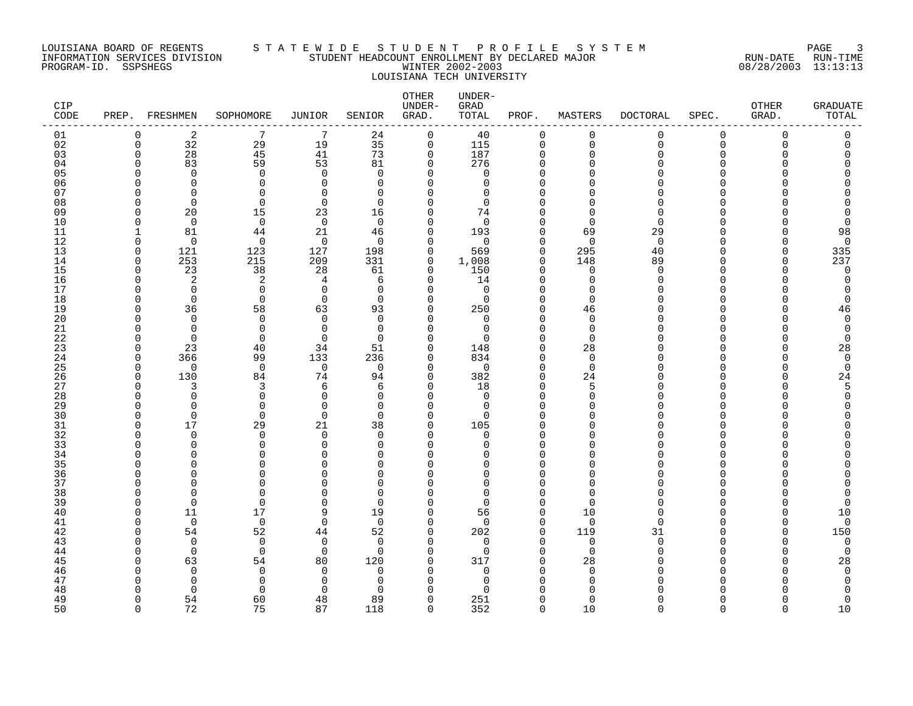LOUISIANA BOARD OF REGENTS — INFORMATION SERVICES DIVISION — PROGRAM-ID. SSPSHEGS

STATEWIDE STUDENT PROFILE SYSTEM

STUDENT HEADCOUNT ENROLLMENT BY DECLARED MAJOR

WINTER 2002-2003

LOUISIANA TECH UNIVERSITY

RUN-DATE 08/28/2003 RUN-TIME 13:13:13

| CIP CODE | PREP. | FRESHMEN | SOPHOMORE | JUNIOR | SENIOR | OTHER UNDER-GRAD. | UNDER-GRAD TOTAL | PROF. | MASTERS | DOCTORAL | SPEC. | OTHER GRAD. | GRADUATE TOTAL |
|---|---|---|---|---|---|---|---|---|---|---|---|---|---|
| 01 | 0 | 2 | 7 | 7 | 24 | 0 | 40 | 0 | 0 | 0 | 0 | 0 | 0 |
| 02 | 0 | 32 | 29 | 19 | 35 | 0 | 115 | 0 | 0 | 0 | 0 | 0 | 0 |
| 03 | 0 | 28 | 45 | 41 | 73 | 0 | 187 | 0 | 0 | 0 | 0 | 0 | 0 |
| 04 | 0 | 83 | 59 | 53 | 81 | 0 | 276 | 0 | 0 | 0 | 0 | 0 | 0 |
| 05 | 0 | 0 | 0 | 0 | 0 | 0 | 0 | 0 | 0 | 0 | 0 | 0 | 0 |
| 06 | 0 | 0 | 0 | 0 | 0 | 0 | 0 | 0 | 0 | 0 | 0 | 0 | 0 |
| 07 | 0 | 0 | 0 | 0 | 0 | 0 | 0 | 0 | 0 | 0 | 0 | 0 | 0 |
| 08 | 0 | 0 | 0 | 0 | 0 | 0 | 0 | 0 | 0 | 0 | 0 | 0 | 0 |
| 09 | 0 | 20 | 15 | 23 | 16 | 0 | 74 | 0 | 0 | 0 | 0 | 0 | 0 |
| 10 | 0 | 0 | 0 | 0 | 0 | 0 | 0 | 0 | 0 | 0 | 0 | 0 | 0 |
| 11 | 1 | 81 | 44 | 21 | 46 | 0 | 193 | 0 | 69 | 29 | 0 | 0 | 98 |
| 12 | 0 | 0 | 0 | 0 | 0 | 0 | 0 | 0 | 0 | 0 | 0 | 0 | 0 |
| 13 | 0 | 121 | 123 | 127 | 198 | 0 | 569 | 0 | 295 | 40 | 0 | 0 | 335 |
| 14 | 0 | 253 | 215 | 209 | 331 | 0 | 1,008 | 0 | 148 | 89 | 0 | 0 | 237 |
| 15 | 0 | 23 | 38 | 28 | 61 | 0 | 150 | 0 | 0 | 0 | 0 | 0 | 0 |
| 16 | 0 | 2 | 2 | 4 | 6 | 0 | 14 | 0 | 0 | 0 | 0 | 0 | 0 |
| 17 | 0 | 0 | 0 | 0 | 0 | 0 | 0 | 0 | 0 | 0 | 0 | 0 | 0 |
| 18 | 0 | 0 | 0 | 0 | 0 | 0 | 0 | 0 | 0 | 0 | 0 | 0 | 0 |
| 19 | 0 | 36 | 58 | 63 | 93 | 0 | 250 | 0 | 46 | 0 | 0 | 0 | 46 |
| 20 | 0 | 0 | 0 | 0 | 0 | 0 | 0 | 0 | 0 | 0 | 0 | 0 | 0 |
| 21 | 0 | 0 | 0 | 0 | 0 | 0 | 0 | 0 | 0 | 0 | 0 | 0 | 0 |
| 22 | 0 | 0 | 0 | 0 | 0 | 0 | 0 | 0 | 0 | 0 | 0 | 0 | 0 |
| 23 | 0 | 23 | 40 | 34 | 51 | 0 | 148 | 0 | 28 | 0 | 0 | 0 | 28 |
| 24 | 0 | 366 | 99 | 133 | 236 | 0 | 834 | 0 | 0 | 0 | 0 | 0 | 0 |
| 25 | 0 | 0 | 0 | 0 | 0 | 0 | 0 | 0 | 0 | 0 | 0 | 0 | 0 |
| 26 | 0 | 130 | 84 | 74 | 94 | 0 | 382 | 0 | 24 | 0 | 0 | 0 | 24 |
| 27 | 0 | 3 | 3 | 6 | 6 | 0 | 18 | 0 | 5 | 0 | 0 | 0 | 5 |
| 28 | 0 | 0 | 0 | 0 | 0 | 0 | 0 | 0 | 0 | 0 | 0 | 0 | 0 |
| 29 | 0 | 0 | 0 | 0 | 0 | 0 | 0 | 0 | 0 | 0 | 0 | 0 | 0 |
| 30 | 0 | 0 | 0 | 0 | 0 | 0 | 0 | 0 | 0 | 0 | 0 | 0 | 0 |
| 31 | 0 | 17 | 29 | 21 | 38 | 0 | 105 | 0 | 0 | 0 | 0 | 0 | 0 |
| 32 | 0 | 0 | 0 | 0 | 0 | 0 | 0 | 0 | 0 | 0 | 0 | 0 | 0 |
| 33 | 0 | 0 | 0 | 0 | 0 | 0 | 0 | 0 | 0 | 0 | 0 | 0 | 0 |
| 34 | 0 | 0 | 0 | 0 | 0 | 0 | 0 | 0 | 0 | 0 | 0 | 0 | 0 |
| 35 | 0 | 0 | 0 | 0 | 0 | 0 | 0 | 0 | 0 | 0 | 0 | 0 | 0 |
| 36 | 0 | 0 | 0 | 0 | 0 | 0 | 0 | 0 | 0 | 0 | 0 | 0 | 0 |
| 37 | 0 | 0 | 0 | 0 | 0 | 0 | 0 | 0 | 0 | 0 | 0 | 0 | 0 |
| 38 | 0 | 0 | 0 | 0 | 0 | 0 | 0 | 0 | 0 | 0 | 0 | 0 | 0 |
| 39 | 0 | 0 | 0 | 0 | 0 | 0 | 0 | 0 | 0 | 0 | 0 | 0 | 0 |
| 40 | 0 | 11 | 17 | 9 | 19 | 0 | 56 | 0 | 10 | 0 | 0 | 0 | 10 |
| 41 | 0 | 0 | 0 | 0 | 0 | 0 | 0 | 0 | 0 | 0 | 0 | 0 | 0 |
| 42 | 0 | 54 | 52 | 44 | 52 | 0 | 202 | 0 | 119 | 31 | 0 | 0 | 150 |
| 43 | 0 | 0 | 0 | 0 | 0 | 0 | 0 | 0 | 0 | 0 | 0 | 0 | 0 |
| 44 | 0 | 0 | 0 | 0 | 0 | 0 | 0 | 0 | 0 | 0 | 0 | 0 | 0 |
| 45 | 0 | 63 | 54 | 80 | 120 | 0 | 317 | 0 | 28 | 0 | 0 | 0 | 28 |
| 46 | 0 | 0 | 0 | 0 | 0 | 0 | 0 | 0 | 0 | 0 | 0 | 0 | 0 |
| 47 | 0 | 0 | 0 | 0 | 0 | 0 | 0 | 0 | 0 | 0 | 0 | 0 | 0 |
| 48 | 0 | 0 | 0 | 0 | 0 | 0 | 0 | 0 | 0 | 0 | 0 | 0 | 0 |
| 49 | 0 | 54 | 60 | 48 | 89 | 0 | 251 | 0 | 0 | 0 | 0 | 0 | 0 |
| 50 | 0 | 72 | 75 | 87 | 118 | 0 | 352 | 0 | 10 | 0 | 0 | 0 | 10 |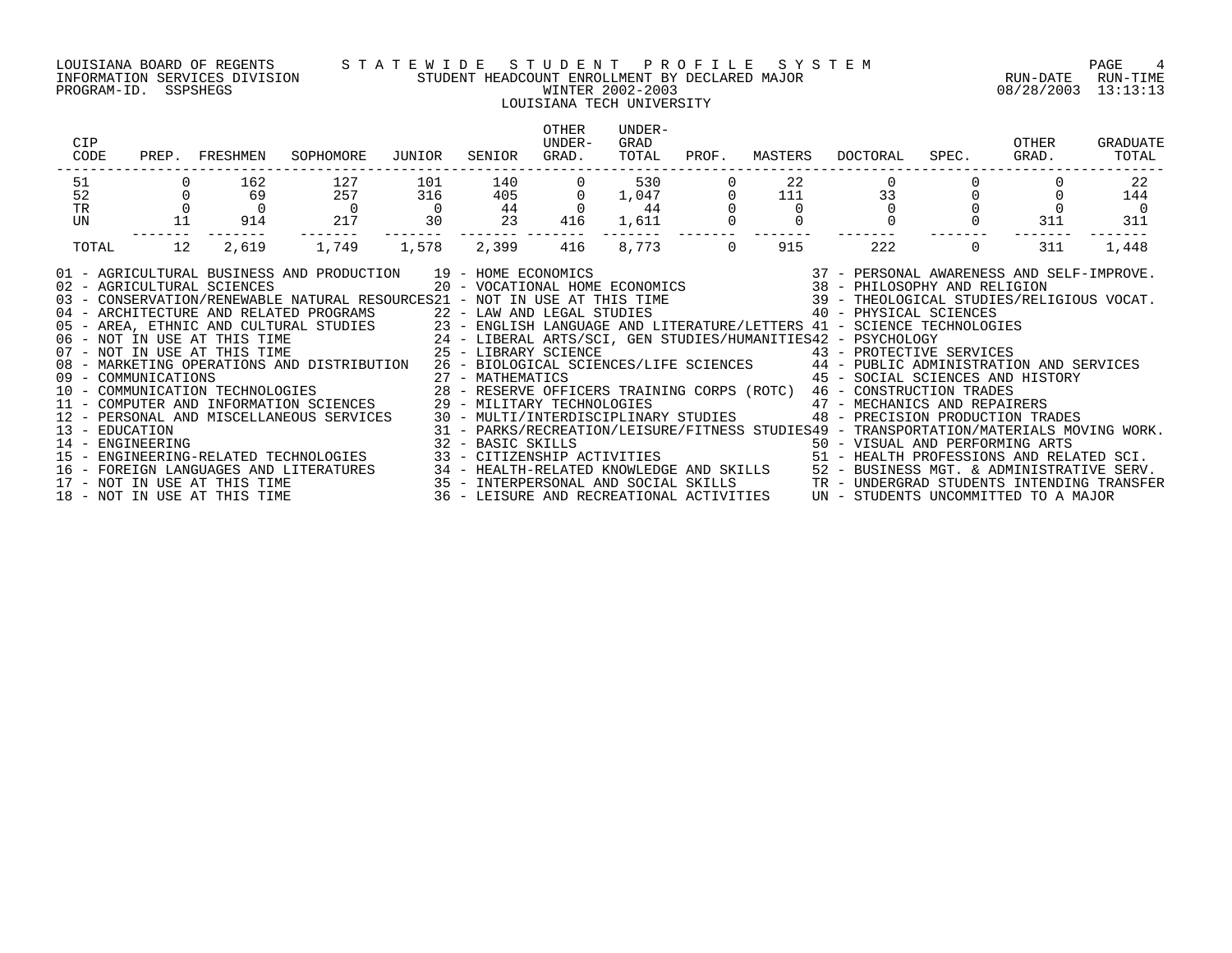LOUISIANA BOARD OF REGENTS — STATEWIDE STUDENT PROFILE SYSTEM
INFORMATION SERVICES DIVISION — STUDENT HEADCOUNT ENROLLMENT BY DECLARED MAJOR — RUN-DATE 08/28/2003 RUN-TIME 13:13:13
PROGRAM-ID. SSPSHEGS — WINTER 2002-2003

LOUISIANA TECH UNIVERSITY

| CIP CODE | PREP. | FRESHMEN | SOPHOMORE | JUNIOR | SENIOR | OTHER UNDER-GRAD. | UNDER-GRAD TOTAL | PROF. | MASTERS | DOCTORAL | SPEC. | OTHER GRAD. | GRADUATE TOTAL |
|---|---|---|---|---|---|---|---|---|---|---|---|---|---|
| 51 | 0 | 162 | 127 | 101 | 140 | 0 | 530 | 0 | 22 | 0 | 0 | 0 | 22 |
| 52 | 0 | 69 | 257 | 316 | 405 | 0 | 1,047 | 0 | 111 | 33 | 0 | 0 | 144 |
| TR | 0 | 0 | 0 | 0 | 44 | 0 | 44 | 0 | 0 | 0 | 0 | 0 | 0 |
| UN | 11 | 914 | 217 | 30 | 23 | 416 | 1,611 | 0 | 0 | 0 | 0 | 311 | 311 |
| TOTAL | 12 | 2,619 | 1,749 | 1,578 | 2,399 | 416 | 8,773 | 0 | 915 | 222 | 0 | 311 | 1,448 |

01 - AGRICULTURAL BUSINESS AND PRODUCTION
02 - AGRICULTURAL SCIENCES
03 - CONSERVATION/RENEWABLE NATURAL RESOURCES
04 - ARCHITECTURE AND RELATED PROGRAMS
05 - AREA, ETHNIC AND CULTURAL STUDIES
06 - NOT IN USE AT THIS TIME
07 - NOT IN USE AT THIS TIME
08 - MARKETING OPERATIONS AND DISTRIBUTION
09 - COMMUNICATIONS
10 - COMMUNICATION TECHNOLOGIES
11 - COMPUTER AND INFORMATION SCIENCES
12 - PERSONAL AND MISCELLANEOUS SERVICES
13 - EDUCATION
14 - ENGINEERING
15 - ENGINEERING-RELATED TECHNOLOGIES
16 - FOREIGN LANGUAGES AND LITERATURES
17 - NOT IN USE AT THIS TIME
18 - NOT IN USE AT THIS TIME
19 - HOME ECONOMICS
20 - VOCATIONAL HOME ECONOMICS
21 - NOT IN USE AT THIS TIME
22 - LAW AND LEGAL STUDIES
23 - ENGLISH LANGUAGE AND LITERATURE/LETTERS
24 - LIBERAL ARTS/SCI, GEN STUDIES/HUMANITIES
25 - LIBRARY SCIENCE
26 - BIOLOGICAL SCIENCES/LIFE SCIENCES
27 - MATHEMATICS
28 - RESERVE OFFICERS TRAINING CORPS (ROTC)
29 - MILITARY TECHNOLOGIES
30 - MULTI/INTERDISCIPLINARY STUDIES
31 - PARKS/RECREATION/LEISURE/FITNESS STUDIES
32 - BASIC SKILLS
33 - CITIZENSHIP ACTIVITIES
34 - HEALTH-RELATED KNOWLEDGE AND SKILLS
35 - INTERPERSONAL AND SOCIAL SKILLS
36 - LEISURE AND RECREATIONAL ACTIVITIES
37 - PERSONAL AWARENESS AND SELF-IMPROVE.
38 - PHILOSOPHY AND RELIGION
39 - THEOLOGICAL STUDIES/RELIGIOUS VOCAT.
40 - PHYSICAL SCIENCES
41 - SCIENCE TECHNOLOGIES
42 - PSYCHOLOGY
43 - PROTECTIVE SERVICES
44 - PUBLIC ADMINISTRATION AND SERVICES
45 - SOCIAL SCIENCES AND HISTORY
46 - CONSTRUCTION TRADES
47 - MECHANICS AND REPAIRERS
48 - PRECISION PRODUCTION TRADES
49 - TRANSPORTATION/MATERIALS MOVING WORK.
50 - VISUAL AND PERFORMING ARTS
51 - HEALTH PROFESSIONS AND RELATED SCI.
52 - BUSINESS MGT. & ADMINISTRATIVE SERV.
TR - UNDERGRAD STUDENTS INTENDING TRANSFER
UN - STUDENTS UNCOMMITTED TO A MAJOR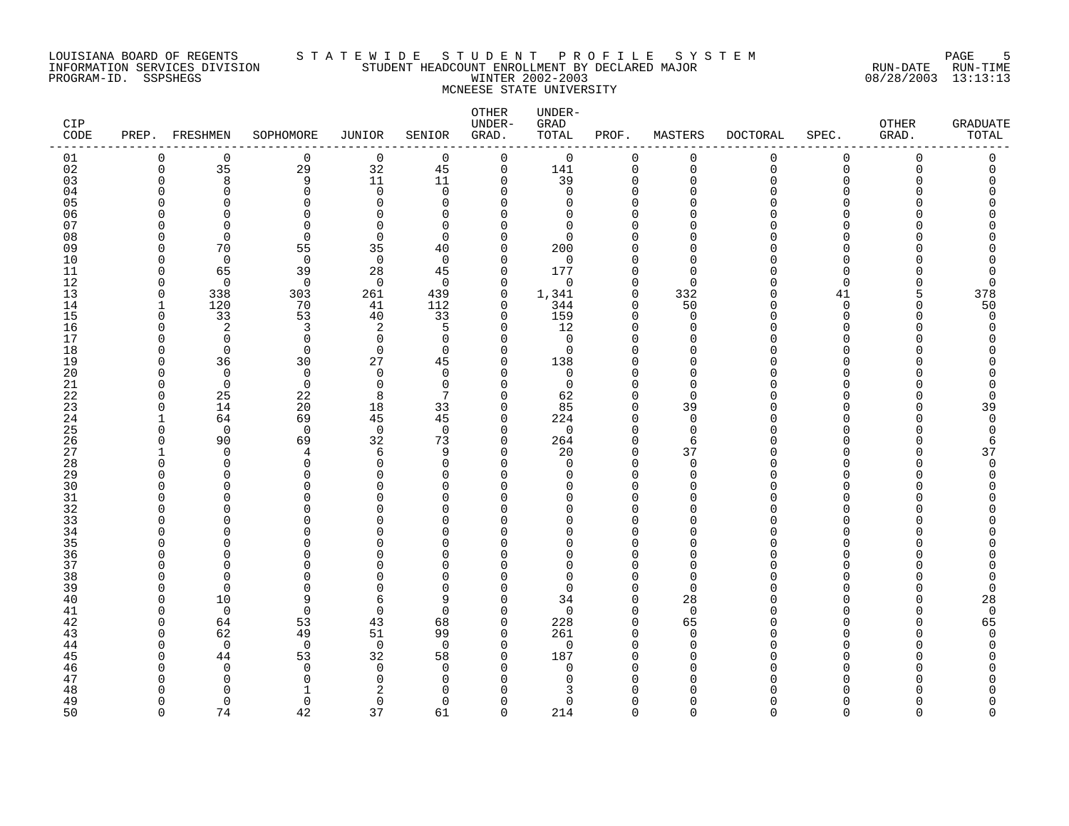LOUISIANA BOARD OF REGENTS
INFORMATION SERVICES DIVISION
PROGRAM-ID. SSPSHEGS

# S T A T E W I D E   S T U D E N T   P R O F I L E   S Y S T E M

STUDENT HEADCOUNT ENROLLMENT BY DECLARED MAJOR
WINTER 2002-2003
MCNEESE STATE UNIVERSITY

RUN-DATE 08/28/2003 RUN-TIME 13:13:13

| CIP CODE | PREP. | FRESHMEN | SOPHOMORE | JUNIOR | SENIOR | OTHER UNDER-GRAD. | UNDER-GRAD TOTAL | PROF. | MASTERS | DOCTORAL | SPEC. | OTHER GRAD. | GRADUATE TOTAL |
|---|---|---|---|---|---|---|---|---|---|---|---|---|---|
| 01 | 0 | 0 | 0 | 0 | 0 | 0 | 0 | 0 | 0 | 0 | 0 | 0 | 0 |
| 02 | 0 | 35 | 29 | 32 | 45 | 0 | 141 | 0 | 0 | 0 | 0 | 0 | 0 |
| 03 | 0 | 8 | 9 | 11 | 11 | 0 | 39 | 0 | 0 | 0 | 0 | 0 | 0 |
| 04 | 0 | 0 | 0 | 0 | 0 | 0 | 0 | 0 | 0 | 0 | 0 | 0 | 0 |
| 05 | 0 | 0 | 0 | 0 | 0 | 0 | 0 | 0 | 0 | 0 | 0 | 0 | 0 |
| 06 | 0 | 0 | 0 | 0 | 0 | 0 | 0 | 0 | 0 | 0 | 0 | 0 | 0 |
| 07 | 0 | 0 | 0 | 0 | 0 | 0 | 0 | 0 | 0 | 0 | 0 | 0 | 0 |
| 08 | 0 | 0 | 0 | 0 | 0 | 0 | 0 | 0 | 0 | 0 | 0 | 0 | 0 |
| 09 | 0 | 70 | 55 | 35 | 40 | 0 | 200 | 0 | 0 | 0 | 0 | 0 | 0 |
| 10 | 0 | 0 | 0 | 0 | 0 | 0 | 0 | 0 | 0 | 0 | 0 | 0 | 0 |
| 11 | 0 | 65 | 39 | 28 | 45 | 0 | 177 | 0 | 0 | 0 | 0 | 0 | 0 |
| 12 | 0 | 0 | 0 | 0 | 0 | 0 | 0 | 0 | 0 | 0 | 0 | 0 | 0 |
| 13 | 0 | 338 | 303 | 261 | 439 | 0 | 1,341 | 0 | 332 | 0 | 41 | 5 | 378 |
| 14 | 1 | 120 | 70 | 41 | 112 | 0 | 344 | 0 | 50 | 0 | 0 | 0 | 50 |
| 15 | 0 | 33 | 53 | 40 | 33 | 0 | 159 | 0 | 0 | 0 | 0 | 0 | 0 |
| 16 | 0 | 2 | 3 | 2 | 5 | 0 | 12 | 0 | 0 | 0 | 0 | 0 | 0 |
| 17 | 0 | 0 | 0 | 0 | 0 | 0 | 0 | 0 | 0 | 0 | 0 | 0 | 0 |
| 18 | 0 | 0 | 0 | 0 | 0 | 0 | 0 | 0 | 0 | 0 | 0 | 0 | 0 |
| 19 | 0 | 36 | 30 | 27 | 45 | 0 | 138 | 0 | 0 | 0 | 0 | 0 | 0 |
| 20 | 0 | 0 | 0 | 0 | 0 | 0 | 0 | 0 | 0 | 0 | 0 | 0 | 0 |
| 21 | 0 | 0 | 0 | 0 | 0 | 0 | 0 | 0 | 0 | 0 | 0 | 0 | 0 |
| 22 | 0 | 25 | 22 | 8 | 7 | 0 | 62 | 0 | 0 | 0 | 0 | 0 | 0 |
| 23 | 0 | 14 | 20 | 18 | 33 | 0 | 85 | 0 | 39 | 0 | 0 | 0 | 39 |
| 24 | 1 | 64 | 69 | 45 | 45 | 0 | 224 | 0 | 0 | 0 | 0 | 0 | 0 |
| 25 | 0 | 0 | 0 | 0 | 0 | 0 | 0 | 0 | 0 | 0 | 0 | 0 | 0 |
| 26 | 0 | 90 | 69 | 32 | 73 | 0 | 264 | 0 | 6 | 0 | 0 | 0 | 6 |
| 27 | 1 | 0 | 4 | 6 | 9 | 0 | 20 | 0 | 37 | 0 | 0 | 0 | 37 |
| 28 | 0 | 0 | 0 | 0 | 0 | 0 | 0 | 0 | 0 | 0 | 0 | 0 | 0 |
| 29 | 0 | 0 | 0 | 0 | 0 | 0 | 0 | 0 | 0 | 0 | 0 | 0 | 0 |
| 30 | 0 | 0 | 0 | 0 | 0 | 0 | 0 | 0 | 0 | 0 | 0 | 0 | 0 |
| 31 | 0 | 0 | 0 | 0 | 0 | 0 | 0 | 0 | 0 | 0 | 0 | 0 | 0 |
| 32 | 0 | 0 | 0 | 0 | 0 | 0 | 0 | 0 | 0 | 0 | 0 | 0 | 0 |
| 33 | 0 | 0 | 0 | 0 | 0 | 0 | 0 | 0 | 0 | 0 | 0 | 0 | 0 |
| 34 | 0 | 0 | 0 | 0 | 0 | 0 | 0 | 0 | 0 | 0 | 0 | 0 | 0 |
| 35 | 0 | 0 | 0 | 0 | 0 | 0 | 0 | 0 | 0 | 0 | 0 | 0 | 0 |
| 36 | 0 | 0 | 0 | 0 | 0 | 0 | 0 | 0 | 0 | 0 | 0 | 0 | 0 |
| 37 | 0 | 0 | 0 | 0 | 0 | 0 | 0 | 0 | 0 | 0 | 0 | 0 | 0 |
| 38 | 0 | 0 | 0 | 0 | 0 | 0 | 0 | 0 | 0 | 0 | 0 | 0 | 0 |
| 39 | 0 | 0 | 0 | 0 | 0 | 0 | 0 | 0 | 0 | 0 | 0 | 0 | 0 |
| 40 | 0 | 10 | 9 | 6 | 9 | 0 | 34 | 0 | 28 | 0 | 0 | 0 | 28 |
| 41 | 0 | 0 | 0 | 0 | 0 | 0 | 0 | 0 | 0 | 0 | 0 | 0 | 0 |
| 42 | 0 | 64 | 53 | 43 | 68 | 0 | 228 | 0 | 65 | 0 | 0 | 0 | 65 |
| 43 | 0 | 62 | 49 | 51 | 99 | 0 | 261 | 0 | 0 | 0 | 0 | 0 | 0 |
| 44 | 0 | 0 | 0 | 0 | 0 | 0 | 0 | 0 | 0 | 0 | 0 | 0 | 0 |
| 45 | 0 | 44 | 53 | 32 | 58 | 0 | 187 | 0 | 0 | 0 | 0 | 0 | 0 |
| 46 | 0 | 0 | 0 | 0 | 0 | 0 | 0 | 0 | 0 | 0 | 0 | 0 | 0 |
| 47 | 0 | 0 | 0 | 0 | 0 | 0 | 0 | 0 | 0 | 0 | 0 | 0 | 0 |
| 48 | 0 | 0 | 1 | 2 | 0 | 0 | 3 | 0 | 0 | 0 | 0 | 0 | 0 |
| 49 | 0 | 0 | 0 | 0 | 0 | 0 | 0 | 0 | 0 | 0 | 0 | 0 | 0 |
| 50 | 0 | 74 | 42 | 37 | 61 | 0 | 214 | 0 | 0 | 0 | 0 | 0 | 0 |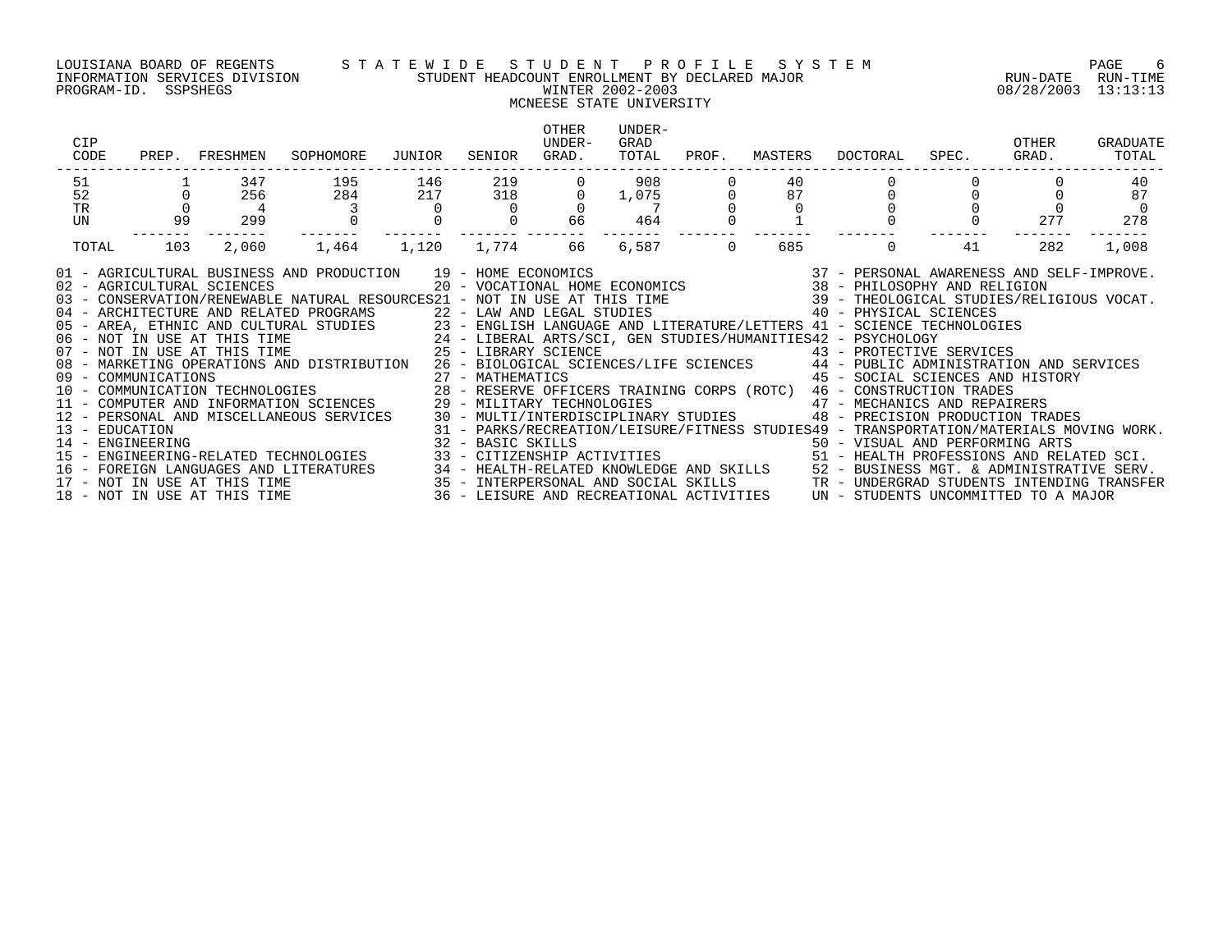LOUISIANA BOARD OF REGENTS — STATEWIDE STUDENT PROFILE SYSTEM
INFORMATION SERVICES DIVISION — STUDENT HEADCOUNT ENROLLMENT BY DECLARED MAJOR — RUN-DATE 08/28/2003 RUN-TIME 13:13:13
PROGRAM-ID. SSPSHEGS — WINTER 2002-2003

## MCNEESE STATE UNIVERSITY

| CIP CODE | PREP. | FRESHMEN | SOPHOMORE | JUNIOR | SENIOR | OTHER UNDER-GRAD. | UNDER-GRAD TOTAL | PROF. | MASTERS | DOCTORAL | SPEC. | OTHER GRAD. | GRADUATE TOTAL |
|---|---|---|---|---|---|---|---|---|---|---|---|---|---|
| 51 | 1 | 347 | 195 | 146 | 219 | 0 | 908 | 0 | 40 | 0 | 0 | 0 | 40 |
| 52 | 0 | 256 | 284 | 217 | 318 | 0 | 1,075 | 0 | 87 | 0 | 0 | 0 | 87 |
| TR | 0 | 4 | 3 | 0 | 0 | 0 | 7 | 0 | 0 | 0 | 0 | 0 | 0 |
| UN | 99 | 299 | 0 | 0 | 0 | 66 | 464 | 0 | 1 | 0 | 0 | 277 | 278 |
| TOTAL | 103 | 2,060 | 1,464 | 1,120 | 1,774 | 66 | 6,587 | 0 | 685 | 0 | 41 | 282 | 1,008 |

01 - AGRICULTURAL BUSINESS AND PRODUCTION
02 - AGRICULTURAL SCIENCES
03 - CONSERVATION/RENEWABLE NATURAL RESOURCES
04 - ARCHITECTURE AND RELATED PROGRAMS
05 - AREA, ETHNIC AND CULTURAL STUDIES
06 - NOT IN USE AT THIS TIME
07 - NOT IN USE AT THIS TIME
08 - MARKETING OPERATIONS AND DISTRIBUTION
09 - COMMUNICATIONS
10 - COMMUNICATION TECHNOLOGIES
11 - COMPUTER AND INFORMATION SCIENCES
12 - PERSONAL AND MISCELLANEOUS SERVICES
13 - EDUCATION
14 - ENGINEERING
15 - ENGINEERING-RELATED TECHNOLOGIES
16 - FOREIGN LANGUAGES AND LITERATURES
17 - NOT IN USE AT THIS TIME
18 - NOT IN USE AT THIS TIME
19 - HOME ECONOMICS
20 - VOCATIONAL HOME ECONOMICS
21 - NOT IN USE AT THIS TIME
22 - LAW AND LEGAL STUDIES
23 - ENGLISH LANGUAGE AND LITERATURE/LETTERS
24 - LIBERAL ARTS/SCI, GEN STUDIES/HUMANITIES
25 - LIBRARY SCIENCE
26 - BIOLOGICAL SCIENCES/LIFE SCIENCES
27 - MATHEMATICS
28 - RESERVE OFFICERS TRAINING CORPS (ROTC)
29 - MILITARY TECHNOLOGIES
30 - MULTI/INTERDISCIPLINARY STUDIES
31 - PARKS/RECREATION/LEISURE/FITNESS STUDIES
32 - BASIC SKILLS
33 - CITIZENSHIP ACTIVITIES
34 - HEALTH-RELATED KNOWLEDGE AND SKILLS
35 - INTERPERSONAL AND SOCIAL SKILLS
36 - LEISURE AND RECREATIONAL ACTIVITIES
37 - PERSONAL AWARENESS AND SELF-IMPROVE.
38 - PHILOSOPHY AND RELIGION
39 - THEOLOGICAL STUDIES/RELIGIOUS VOCAT.
40 - PHYSICAL SCIENCES
41 - SCIENCE TECHNOLOGIES
42 - PSYCHOLOGY
43 - PROTECTIVE SERVICES
44 - PUBLIC ADMINISTRATION AND SERVICES
45 - SOCIAL SCIENCES AND HISTORY
46 - CONSTRUCTION TRADES
47 - MECHANICS AND REPAIRERS
48 - PRECISION PRODUCTION TRADES
49 - TRANSPORTATION/MATERIALS MOVING WORK.
50 - VISUAL AND PERFORMING ARTS
51 - HEALTH PROFESSIONS AND RELATED SCI.
52 - BUSINESS MGT. & ADMINISTRATIVE SERV.
TR - UNDERGRAD STUDENTS INTENDING TRANSFER
UN - STUDENTS UNCOMMITTED TO A MAJOR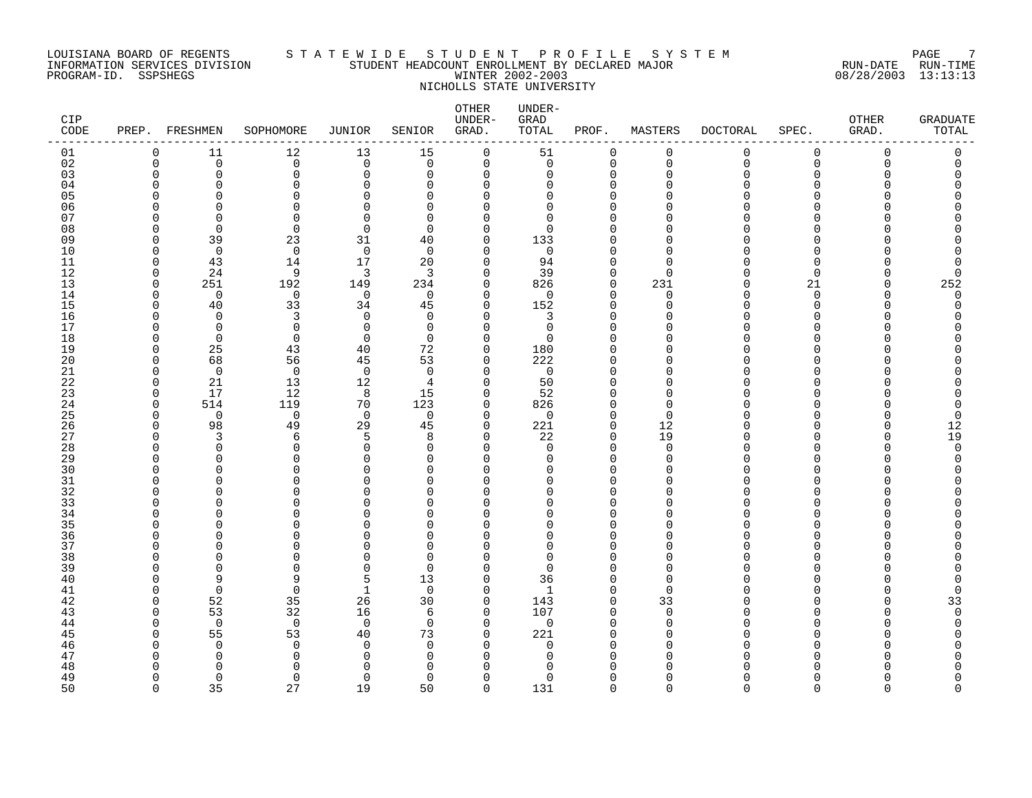LOUISIANA BOARD OF REGENTS — STATEWIDE STUDENT PROFILE SYSTEM
INFORMATION SERVICES DIVISION — STUDENT HEADCOUNT ENROLLMENT BY DECLARED MAJOR — RUN-DATE 08/28/2003 RUN-TIME 13:13:13
PROGRAM-ID. SSPSHEGS — WINTER 2002-2003

NICHOLLS STATE UNIVERSITY

| CIP CODE | PREP. | FRESHMEN | SOPHOMORE | JUNIOR | SENIOR | OTHER UNDER-GRAD. | UNDER-GRAD TOTAL | PROF. | MASTERS | DOCTORAL | SPEC. | OTHER GRAD. | GRADUATE TOTAL |
|---|---|---|---|---|---|---|---|---|---|---|---|---|---|
| 01 | 0 | 11 | 12 | 13 | 15 | 0 | 51 | 0 | 0 | 0 | 0 | 0 | 0 |
| 02 | 0 | 0 | 0 | 0 | 0 | 0 | 0 | 0 | 0 | 0 | 0 | 0 | 0 |
| 03 | 0 | 0 | 0 | 0 | 0 | 0 | 0 | 0 | 0 | 0 | 0 | 0 | 0 |
| 04 | 0 | 0 | 0 | 0 | 0 | 0 | 0 | 0 | 0 | 0 | 0 | 0 | 0 |
| 05 | 0 | 0 | 0 | 0 | 0 | 0 | 0 | 0 | 0 | 0 | 0 | 0 | 0 |
| 06 | 0 | 0 | 0 | 0 | 0 | 0 | 0 | 0 | 0 | 0 | 0 | 0 | 0 |
| 07 | 0 | 0 | 0 | 0 | 0 | 0 | 0 | 0 | 0 | 0 | 0 | 0 | 0 |
| 08 | 0 | 0 | 0 | 0 | 0 | 0 | 0 | 0 | 0 | 0 | 0 | 0 | 0 |
| 09 | 0 | 39 | 23 | 31 | 40 | 0 | 133 | 0 | 0 | 0 | 0 | 0 | 0 |
| 10 | 0 | 0 | 0 | 0 | 0 | 0 | 0 | 0 | 0 | 0 | 0 | 0 | 0 |
| 11 | 0 | 43 | 14 | 17 | 20 | 0 | 94 | 0 | 0 | 0 | 0 | 0 | 0 |
| 12 | 0 | 24 | 9 | 3 | 3 | 0 | 39 | 0 | 0 | 0 | 0 | 0 | 0 |
| 13 | 0 | 251 | 192 | 149 | 234 | 0 | 826 | 0 | 231 | 0 | 21 | 0 | 252 |
| 14 | 0 | 0 | 0 | 0 | 0 | 0 | 0 | 0 | 0 | 0 | 0 | 0 | 0 |
| 15 | 0 | 40 | 33 | 34 | 45 | 0 | 152 | 0 | 0 | 0 | 0 | 0 | 0 |
| 16 | 0 | 0 | 3 | 0 | 0 | 0 | 3 | 0 | 0 | 0 | 0 | 0 | 0 |
| 17 | 0 | 0 | 0 | 0 | 0 | 0 | 0 | 0 | 0 | 0 | 0 | 0 | 0 |
| 18 | 0 | 0 | 0 | 0 | 0 | 0 | 0 | 0 | 0 | 0 | 0 | 0 | 0 |
| 19 | 0 | 25 | 43 | 40 | 72 | 0 | 180 | 0 | 0 | 0 | 0 | 0 | 0 |
| 20 | 0 | 68 | 56 | 45 | 53 | 0 | 222 | 0 | 0 | 0 | 0 | 0 | 0 |
| 21 | 0 | 0 | 0 | 0 | 0 | 0 | 0 | 0 | 0 | 0 | 0 | 0 | 0 |
| 22 | 0 | 21 | 13 | 12 | 4 | 0 | 50 | 0 | 0 | 0 | 0 | 0 | 0 |
| 23 | 0 | 17 | 12 | 8 | 15 | 0 | 52 | 0 | 0 | 0 | 0 | 0 | 0 |
| 24 | 0 | 514 | 119 | 70 | 123 | 0 | 826 | 0 | 0 | 0 | 0 | 0 | 0 |
| 25 | 0 | 0 | 0 | 0 | 0 | 0 | 0 | 0 | 0 | 0 | 0 | 0 | 0 |
| 26 | 0 | 98 | 49 | 29 | 45 | 0 | 221 | 0 | 12 | 0 | 0 | 0 | 12 |
| 27 | 0 | 3 | 6 | 5 | 8 | 0 | 22 | 0 | 19 | 0 | 0 | 0 | 19 |
| 28 | 0 | 0 | 0 | 0 | 0 | 0 | 0 | 0 | 0 | 0 | 0 | 0 | 0 |
| 29 | 0 | 0 | 0 | 0 | 0 | 0 | 0 | 0 | 0 | 0 | 0 | 0 | 0 |
| 30 | 0 | 0 | 0 | 0 | 0 | 0 | 0 | 0 | 0 | 0 | 0 | 0 | 0 |
| 31 | 0 | 0 | 0 | 0 | 0 | 0 | 0 | 0 | 0 | 0 | 0 | 0 | 0 |
| 32 | 0 | 0 | 0 | 0 | 0 | 0 | 0 | 0 | 0 | 0 | 0 | 0 | 0 |
| 33 | 0 | 0 | 0 | 0 | 0 | 0 | 0 | 0 | 0 | 0 | 0 | 0 | 0 |
| 34 | 0 | 0 | 0 | 0 | 0 | 0 | 0 | 0 | 0 | 0 | 0 | 0 | 0 |
| 35 | 0 | 0 | 0 | 0 | 0 | 0 | 0 | 0 | 0 | 0 | 0 | 0 | 0 |
| 36 | 0 | 0 | 0 | 0 | 0 | 0 | 0 | 0 | 0 | 0 | 0 | 0 | 0 |
| 37 | 0 | 0 | 0 | 0 | 0 | 0 | 0 | 0 | 0 | 0 | 0 | 0 | 0 |
| 38 | 0 | 0 | 0 | 0 | 0 | 0 | 0 | 0 | 0 | 0 | 0 | 0 | 0 |
| 39 | 0 | 0 | 0 | 0 | 0 | 0 | 0 | 0 | 0 | 0 | 0 | 0 | 0 |
| 40 | 0 | 9 | 9 | 5 | 13 | 0 | 36 | 0 | 0 | 0 | 0 | 0 | 0 |
| 41 | 0 | 0 | 0 | 1 | 0 | 0 | 1 | 0 | 0 | 0 | 0 | 0 | 0 |
| 42 | 0 | 52 | 35 | 26 | 30 | 0 | 143 | 0 | 33 | 0 | 0 | 0 | 33 |
| 43 | 0 | 53 | 32 | 16 | 6 | 0 | 107 | 0 | 0 | 0 | 0 | 0 | 0 |
| 44 | 0 | 0 | 0 | 0 | 0 | 0 | 0 | 0 | 0 | 0 | 0 | 0 | 0 |
| 45 | 0 | 55 | 53 | 40 | 73 | 0 | 221 | 0 | 0 | 0 | 0 | 0 | 0 |
| 46 | 0 | 0 | 0 | 0 | 0 | 0 | 0 | 0 | 0 | 0 | 0 | 0 | 0 |
| 47 | 0 | 0 | 0 | 0 | 0 | 0 | 0 | 0 | 0 | 0 | 0 | 0 | 0 |
| 48 | 0 | 0 | 0 | 0 | 0 | 0 | 0 | 0 | 0 | 0 | 0 | 0 | 0 |
| 49 | 0 | 0 | 0 | 0 | 0 | 0 | 0 | 0 | 0 | 0 | 0 | 0 | 0 |
| 50 | 0 | 35 | 27 | 19 | 50 | 0 | 131 | 0 | 0 | 0 | 0 | 0 | 0 |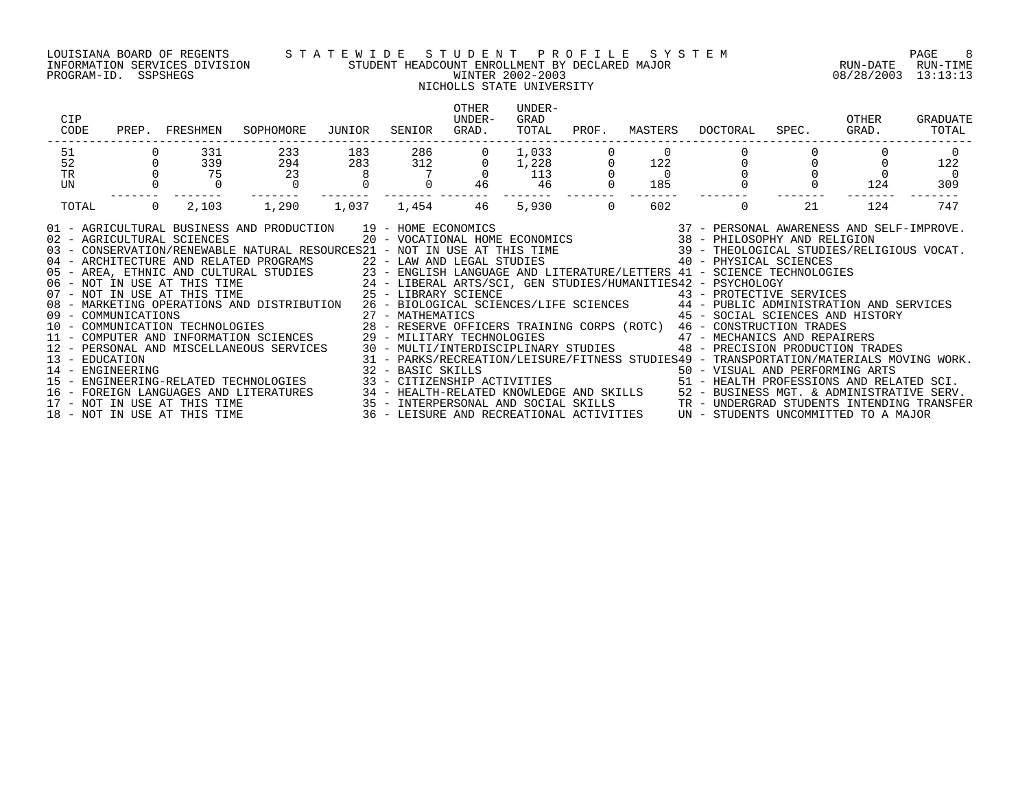LOUISIANA BOARD OF REGENTS — STATEWIDE STUDENT PROFILE SYSTEM
INFORMATION SERVICES DIVISION — STUDENT HEADCOUNT ENROLLMENT BY DECLARED MAJOR — RUN-DATE 08/28/2003 RUN-TIME 13:13:13
PROGRAM-ID. SSPSHEGS — WINTER 2002-2003

NICHOLLS STATE UNIVERSITY

| CIP CODE | PREP. | FRESHMEN | SOPHOMORE | JUNIOR | SENIOR | OTHER UNDER-GRAD. | UNDER-GRAD TOTAL | PROF. | MASTERS | DOCTORAL | SPEC. | OTHER GRAD. | GRADUATE TOTAL |
|---|---|---|---|---|---|---|---|---|---|---|---|---|---|
| 51 | 0 | 331 | 233 | 183 | 286 | 0 | 1,033 | 0 | 0 | 0 | 0 | 0 | 0 |
| 52 | 0 | 339 | 294 | 283 | 312 | 0 | 1,228 | 0 | 122 | 0 | 0 | 0 | 122 |
| TR | 0 | 75 | 23 | 8 | 7 | 0 | 113 | 0 | 0 | 0 | 0 | 0 | 0 |
| UN | 0 | 0 | 0 | 0 | 0 | 46 | 46 | 0 | 185 | 0 | 0 | 124 | 309 |
| TOTAL | 0 | 2,103 | 1,290 | 1,037 | 1,454 | 46 | 5,930 | 0 | 602 | 0 | 21 | 124 | 747 |

01 - AGRICULTURAL BUSINESS AND PRODUCTION
02 - AGRICULTURAL SCIENCES
03 - CONSERVATION/RENEWABLE NATURAL RESOURCES
04 - ARCHITECTURE AND RELATED PROGRAMS
05 - AREA, ETHNIC AND CULTURAL STUDIES
06 - NOT IN USE AT THIS TIME
07 - NOT IN USE AT THIS TIME
08 - MARKETING OPERATIONS AND DISTRIBUTION
09 - COMMUNICATIONS
10 - COMMUNICATION TECHNOLOGIES
11 - COMPUTER AND INFORMATION SCIENCES
12 - PERSONAL AND MISCELLANEOUS SERVICES
13 - EDUCATION
14 - ENGINEERING
15 - ENGINEERING-RELATED TECHNOLOGIES
16 - FOREIGN LANGUAGES AND LITERATURES
17 - NOT IN USE AT THIS TIME
18 - NOT IN USE AT THIS TIME
19 - HOME ECONOMICS
20 - VOCATIONAL HOME ECONOMICS
21 - NOT IN USE AT THIS TIME
22 - LAW AND LEGAL STUDIES
23 - ENGLISH LANGUAGE AND LITERATURE/LETTERS
24 - LIBERAL ARTS/SCI, GEN STUDIES/HUMANITIES
25 - LIBRARY SCIENCE
26 - BIOLOGICAL SCIENCES/LIFE SCIENCES
27 - MATHEMATICS
28 - RESERVE OFFICERS TRAINING CORPS (ROTC)
29 - MILITARY TECHNOLOGIES
30 - MULTI/INTERDISCIPLINARY STUDIES
31 - PARKS/RECREATION/LEISURE/FITNESS STUDIES
32 - BASIC SKILLS
33 - CITIZENSHIP ACTIVITIES
34 - HEALTH-RELATED KNOWLEDGE AND SKILLS
35 - INTERPERSONAL AND SOCIAL SKILLS
36 - LEISURE AND RECREATIONAL ACTIVITIES
37 - PERSONAL AWARENESS AND SELF-IMPROVE.
38 - PHILOSOPHY AND RELIGION
39 - THEOLOGICAL STUDIES/RELIGIOUS VOCAT.
40 - PHYSICAL SCIENCES
41 - SCIENCE TECHNOLOGIES
42 - PSYCHOLOGY
43 - PROTECTIVE SERVICES
44 - PUBLIC ADMINISTRATION AND SERVICES
45 - SOCIAL SCIENCES AND HISTORY
46 - CONSTRUCTION TRADES
47 - MECHANICS AND REPAIRERS
48 - PRECISION PRODUCTION TRADES
49 - TRANSPORTATION/MATERIALS MOVING WORK.
50 - VISUAL AND PERFORMING ARTS
51 - HEALTH PROFESSIONS AND RELATED SCI.
52 - BUSINESS MGT. & ADMINISTRATIVE SERV.
TR - UNDERGRAD STUDENTS INTENDING TRANSFER
UN - STUDENTS UNCOMMITTED TO A MAJOR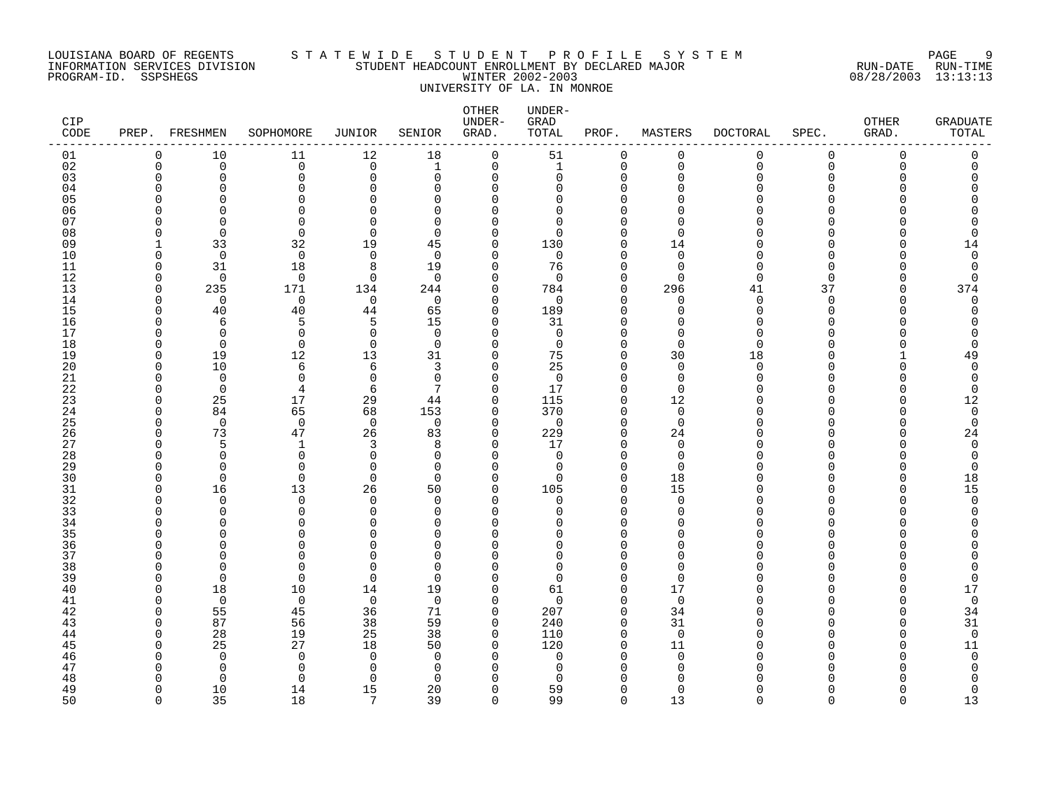LOUISIANA BOARD OF REGENTS — STATEWIDE STUDENT PROFILE SYSTEM
INFORMATION SERVICES DIVISION — STUDENT HEADCOUNT ENROLLMENT BY DECLARED MAJOR — RUN-DATE 08/28/2003 RUN-TIME 13:13:13
PROGRAM-ID. SSPSHEGS — WINTER 2002-2003

UNIVERSITY OF LA. IN MONROE

| CIP CODE | PREP. | FRESHMEN | SOPHOMORE | JUNIOR | SENIOR | OTHER UNDER-GRAD. | UNDER-GRAD TOTAL | PROF. | MASTERS | DOCTORAL | SPEC. | OTHER GRAD. | GRADUATE TOTAL |
|---|---|---|---|---|---|---|---|---|---|---|---|---|---|
| 01 | 0 | 10 | 11 | 12 | 18 | 0 | 51 | 0 | 0 | 0 | 0 | 0 | 0 |
| 02 | 0 | 0 | 0 | 0 | 1 | 0 | 1 | 0 | 0 | 0 | 0 | 0 | 0 |
| 03 | 0 | 0 | 0 | 0 | 0 | 0 | 0 | 0 | 0 | 0 | 0 | 0 | 0 |
| 04 | 0 | 0 | 0 | 0 | 0 | 0 | 0 | 0 | 0 | 0 | 0 | 0 | 0 |
| 05 | 0 | 0 | 0 | 0 | 0 | 0 | 0 | 0 | 0 | 0 | 0 | 0 | 0 |
| 06 | 0 | 0 | 0 | 0 | 0 | 0 | 0 | 0 | 0 | 0 | 0 | 0 | 0 |
| 07 | 0 | 0 | 0 | 0 | 0 | 0 | 0 | 0 | 0 | 0 | 0 | 0 | 0 |
| 08 | 0 | 0 | 0 | 0 | 0 | 0 | 0 | 0 | 0 | 0 | 0 | 0 | 0 |
| 09 | 1 | 33 | 32 | 19 | 45 | 0 | 130 | 0 | 14 | 0 | 0 | 0 | 14 |
| 10 | 0 | 0 | 0 | 0 | 0 | 0 | 0 | 0 | 0 | 0 | 0 | 0 | 0 |
| 11 | 0 | 31 | 18 | 8 | 19 | 0 | 76 | 0 | 0 | 0 | 0 | 0 | 0 |
| 12 | 0 | 0 | 0 | 0 | 0 | 0 | 0 | 0 | 0 | 0 | 0 | 0 | 0 |
| 13 | 0 | 235 | 171 | 134 | 244 | 0 | 784 | 0 | 296 | 41 | 37 | 0 | 374 |
| 14 | 0 | 0 | 0 | 0 | 0 | 0 | 0 | 0 | 0 | 0 | 0 | 0 | 0 |
| 15 | 0 | 40 | 40 | 44 | 65 | 0 | 189 | 0 | 0 | 0 | 0 | 0 | 0 |
| 16 | 0 | 6 | 5 | 5 | 15 | 0 | 31 | 0 | 0 | 0 | 0 | 0 | 0 |
| 17 | 0 | 0 | 0 | 0 | 0 | 0 | 0 | 0 | 0 | 0 | 0 | 0 | 0 |
| 18 | 0 | 0 | 0 | 0 | 0 | 0 | 0 | 0 | 0 | 0 | 0 | 0 | 0 |
| 19 | 0 | 19 | 12 | 13 | 31 | 0 | 75 | 0 | 30 | 18 | 0 | 1 | 49 |
| 20 | 0 | 10 | 6 | 6 | 3 | 0 | 25 | 0 | 0 | 0 | 0 | 0 | 0 |
| 21 | 0 | 0 | 0 | 0 | 0 | 0 | 0 | 0 | 0 | 0 | 0 | 0 | 0 |
| 22 | 0 | 0 | 4 | 6 | 7 | 0 | 17 | 0 | 0 | 0 | 0 | 0 | 0 |
| 23 | 0 | 25 | 17 | 29 | 44 | 0 | 115 | 0 | 12 | 0 | 0 | 0 | 12 |
| 24 | 0 | 84 | 65 | 68 | 153 | 0 | 370 | 0 | 0 | 0 | 0 | 0 | 0 |
| 25 | 0 | 0 | 0 | 0 | 0 | 0 | 0 | 0 | 0 | 0 | 0 | 0 | 0 |
| 26 | 0 | 73 | 47 | 26 | 83 | 0 | 229 | 0 | 24 | 0 | 0 | 0 | 24 |
| 27 | 0 | 5 | 1 | 3 | 8 | 0 | 17 | 0 | 0 | 0 | 0 | 0 | 0 |
| 28 | 0 | 0 | 0 | 0 | 0 | 0 | 0 | 0 | 0 | 0 | 0 | 0 | 0 |
| 29 | 0 | 0 | 0 | 0 | 0 | 0 | 0 | 0 | 0 | 0 | 0 | 0 | 0 |
| 30 | 0 | 0 | 0 | 0 | 0 | 0 | 0 | 0 | 18 | 0 | 0 | 0 | 18 |
| 31 | 0 | 16 | 13 | 26 | 50 | 0 | 105 | 0 | 15 | 0 | 0 | 0 | 15 |
| 32 | 0 | 0 | 0 | 0 | 0 | 0 | 0 | 0 | 0 | 0 | 0 | 0 | 0 |
| 33 | 0 | 0 | 0 | 0 | 0 | 0 | 0 | 0 | 0 | 0 | 0 | 0 | 0 |
| 34 | 0 | 0 | 0 | 0 | 0 | 0 | 0 | 0 | 0 | 0 | 0 | 0 | 0 |
| 35 | 0 | 0 | 0 | 0 | 0 | 0 | 0 | 0 | 0 | 0 | 0 | 0 | 0 |
| 36 | 0 | 0 | 0 | 0 | 0 | 0 | 0 | 0 | 0 | 0 | 0 | 0 | 0 |
| 37 | 0 | 0 | 0 | 0 | 0 | 0 | 0 | 0 | 0 | 0 | 0 | 0 | 0 |
| 38 | 0 | 0 | 0 | 0 | 0 | 0 | 0 | 0 | 0 | 0 | 0 | 0 | 0 |
| 39 | 0 | 0 | 0 | 0 | 0 | 0 | 0 | 0 | 0 | 0 | 0 | 0 | 0 |
| 40 | 0 | 18 | 10 | 14 | 19 | 0 | 61 | 0 | 17 | 0 | 0 | 0 | 17 |
| 41 | 0 | 0 | 0 | 0 | 0 | 0 | 0 | 0 | 0 | 0 | 0 | 0 | 0 |
| 42 | 0 | 55 | 45 | 36 | 71 | 0 | 207 | 0 | 34 | 0 | 0 | 0 | 34 |
| 43 | 0 | 87 | 56 | 38 | 59 | 0 | 240 | 0 | 31 | 0 | 0 | 0 | 31 |
| 44 | 0 | 28 | 19 | 25 | 38 | 0 | 110 | 0 | 0 | 0 | 0 | 0 | 0 |
| 45 | 0 | 25 | 27 | 18 | 50 | 0 | 120 | 0 | 11 | 0 | 0 | 0 | 11 |
| 46 | 0 | 0 | 0 | 0 | 0 | 0 | 0 | 0 | 0 | 0 | 0 | 0 | 0 |
| 47 | 0 | 0 | 0 | 0 | 0 | 0 | 0 | 0 | 0 | 0 | 0 | 0 | 0 |
| 48 | 0 | 0 | 0 | 0 | 0 | 0 | 0 | 0 | 0 | 0 | 0 | 0 | 0 |
| 49 | 0 | 10 | 14 | 15 | 20 | 0 | 59 | 0 | 0 | 0 | 0 | 0 | 0 |
| 50 | 0 | 35 | 18 | 7 | 39 | 0 | 99 | 0 | 13 | 0 | 0 | 0 | 13 |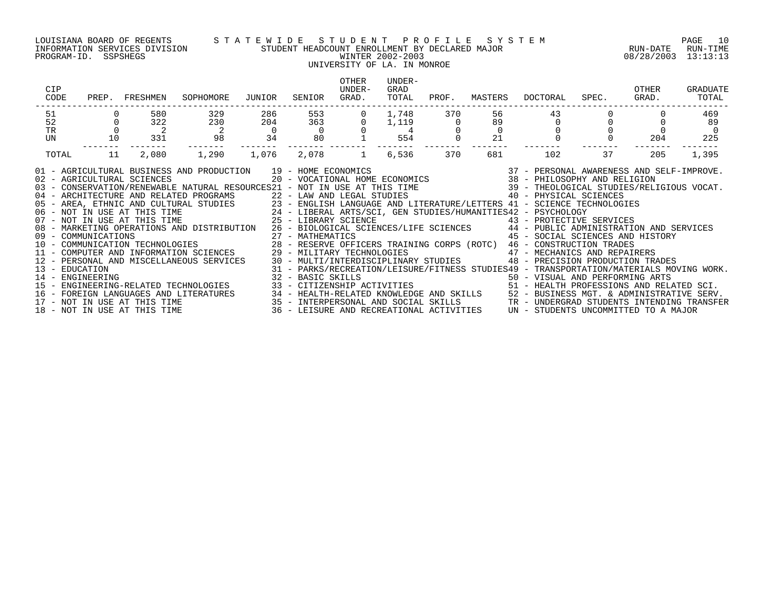LOUISIANA BOARD OF REGENTS — STATEWIDE STUDENT PROFILE SYSTEM
INFORMATION SERVICES DIVISION — STUDENT HEADCOUNT ENROLLMENT BY DECLARED MAJOR — RUN-DATE 08/28/2003 RUN-TIME 13:13:13
PROGRAM-ID. SSPSHEGS — WINTER 2002-2003

UNIVERSITY OF LA. IN MONROE

| CIP CODE | PREP. | FRESHMEN | SOPHOMORE | JUNIOR | SENIOR | OTHER UNDER-GRAD. | UNDER-GRAD TOTAL | PROF. | MASTERS | DOCTORAL | SPEC. | OTHER GRAD. | GRADUATE TOTAL |
|---|---|---|---|---|---|---|---|---|---|---|---|---|---|
| 51 | 0 | 580 | 329 | 286 | 553 | 0 | 1,748 | 370 | 56 | 43 | 0 | 0 | 469 |
| 52 | 0 | 322 | 230 | 204 | 363 | 0 | 1,119 | 0 | 89 | 0 | 0 | 0 | 89 |
| TR | 0 | 2 | 2 | 0 | 0 | 0 | 4 | 0 | 0 | 0 | 0 | 0 | 0 |
| UN | 10 | 331 | 98 | 34 | 80 | 1 | 554 | 0 | 21 | 0 | 0 | 204 | 225 |
| TOTAL | 11 | 2,080 | 1,290 | 1,076 | 2,078 | 1 | 6,536 | 370 | 681 | 102 | 37 | 205 | 1,395 |

01 - AGRICULTURAL BUSINESS AND PRODUCTION
02 - AGRICULTURAL SCIENCES
03 - CONSERVATION/RENEWABLE NATURAL RESOURCES
04 - ARCHITECTURE AND RELATED PROGRAMS
05 - AREA, ETHNIC AND CULTURAL STUDIES
06 - NOT IN USE AT THIS TIME
07 - NOT IN USE AT THIS TIME
08 - MARKETING OPERATIONS AND DISTRIBUTION
09 - COMMUNICATIONS
10 - COMMUNICATION TECHNOLOGIES
11 - COMPUTER AND INFORMATION SCIENCES
12 - PERSONAL AND MISCELLANEOUS SERVICES
13 - EDUCATION
14 - ENGINEERING
15 - ENGINEERING-RELATED TECHNOLOGIES
16 - FOREIGN LANGUAGES AND LITERATURES
17 - NOT IN USE AT THIS TIME
18 - NOT IN USE AT THIS TIME
19 - HOME ECONOMICS
20 - VOCATIONAL HOME ECONOMICS
21 - NOT IN USE AT THIS TIME
22 - LAW AND LEGAL STUDIES
23 - ENGLISH LANGUAGE AND LITERATURE/LETTERS
24 - LIBERAL ARTS/SCI, GEN STUDIES/HUMANITIES
25 - LIBRARY SCIENCE
26 - BIOLOGICAL SCIENCES/LIFE SCIENCES
27 - MATHEMATICS
28 - RESERVE OFFICERS TRAINING CORPS (ROTC)
29 - MILITARY TECHNOLOGIES
30 - MULTI/INTERDISCIPLINARY STUDIES
31 - PARKS/RECREATION/LEISURE/FITNESS STUDIES
32 - BASIC SKILLS
33 - CITIZENSHIP ACTIVITIES
34 - HEALTH-RELATED KNOWLEDGE AND SKILLS
35 - INTERPERSONAL AND SOCIAL SKILLS
36 - LEISURE AND RECREATIONAL ACTIVITIES
37 - PERSONAL AWARENESS AND SELF-IMPROVE.
38 - PHILOSOPHY AND RELIGION
39 - THEOLOGICAL STUDIES/RELIGIOUS VOCAT.
40 - PHYSICAL SCIENCES
41 - SCIENCE TECHNOLOGIES
42 - PSYCHOLOGY
43 - PROTECTIVE SERVICES
44 - PUBLIC ADMINISTRATION AND SERVICES
45 - SOCIAL SCIENCES AND HISTORY
46 - CONSTRUCTION TRADES
47 - MECHANICS AND REPAIRERS
48 - PRECISION PRODUCTION TRADES
49 - TRANSPORTATION/MATERIALS MOVING WORK.
50 - VISUAL AND PERFORMING ARTS
51 - HEALTH PROFESSIONS AND RELATED SCI.
52 - BUSINESS MGT. & ADMINISTRATIVE SERV.
TR - UNDERGRAD STUDENTS INTENDING TRANSFER
UN - STUDENTS UNCOMMITTED TO A MAJOR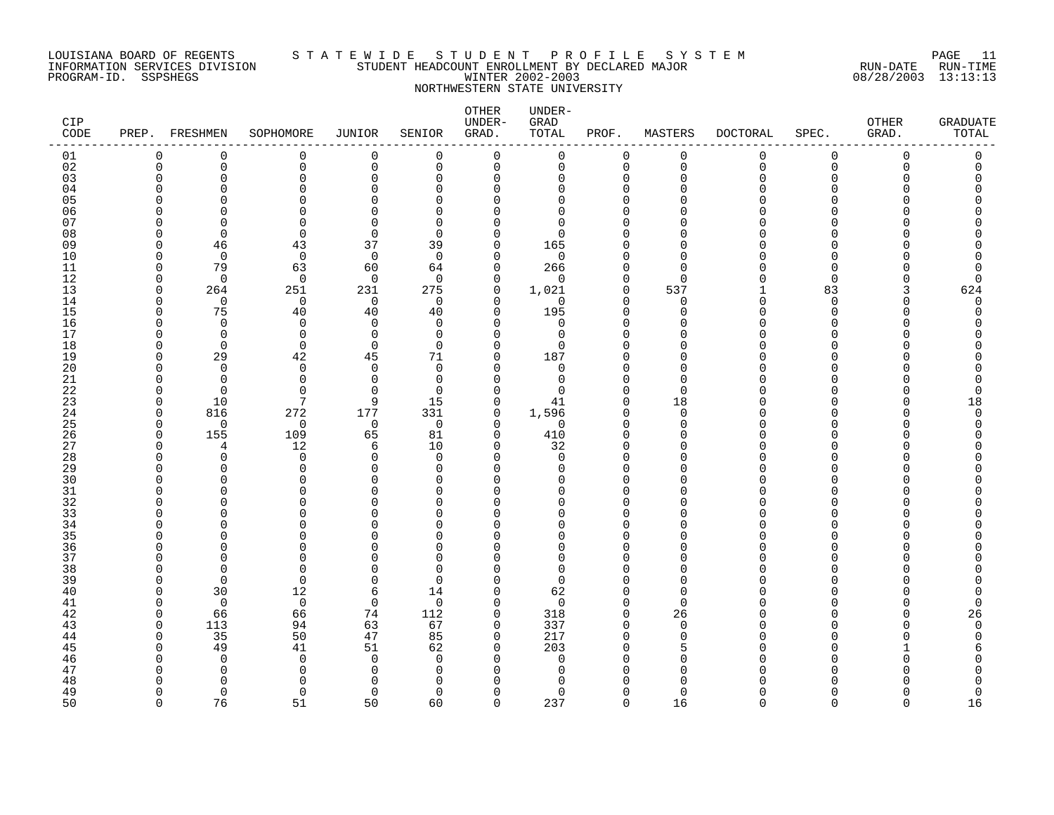LOUISIANA BOARD OF REGENTS
INFORMATION SERVICES DIVISION
PROGRAM-ID. SSPSHEGS

# S T A T E W I D E   S T U D E N T   P R O F I L E   S Y S T E M

STUDENT HEADCOUNT ENROLLMENT BY DECLARED MAJOR
WINTER 2002-2003
NORTHWESTERN STATE UNIVERSITY

RUN-DATE 08/28/2003 RUN-TIME 13:13:13

| CIP CODE | PREP. | FRESHMEN | SOPHOMORE | JUNIOR | SENIOR | OTHER UNDER-GRAD. | UNDER-GRAD TOTAL | PROF. | MASTERS | DOCTORAL | SPEC. | OTHER GRAD. | GRADUATE TOTAL |
|---|---|---|---|---|---|---|---|---|---|---|---|---|---|
| 01 | 0 | 0 | 0 | 0 | 0 | 0 | 0 | 0 | 0 | 0 | 0 | 0 | 0 |
| 02 | 0 | 0 | 0 | 0 | 0 | 0 | 0 | 0 | 0 | 0 | 0 | 0 | 0 |
| 03 | 0 | 0 | 0 | 0 | 0 | 0 | 0 | 0 | 0 | 0 | 0 | 0 | 0 |
| 04 | 0 | 0 | 0 | 0 | 0 | 0 | 0 | 0 | 0 | 0 | 0 | 0 | 0 |
| 05 | 0 | 0 | 0 | 0 | 0 | 0 | 0 | 0 | 0 | 0 | 0 | 0 | 0 |
| 06 | 0 | 0 | 0 | 0 | 0 | 0 | 0 | 0 | 0 | 0 | 0 | 0 | 0 |
| 07 | 0 | 0 | 0 | 0 | 0 | 0 | 0 | 0 | 0 | 0 | 0 | 0 | 0 |
| 08 | 0 | 0 | 0 | 0 | 0 | 0 | 0 | 0 | 0 | 0 | 0 | 0 | 0 |
| 09 | 0 | 46 | 43 | 37 | 39 | 0 | 165 | 0 | 0 | 0 | 0 | 0 | 0 |
| 10 | 0 | 0 | 0 | 0 | 0 | 0 | 0 | 0 | 0 | 0 | 0 | 0 | 0 |
| 11 | 0 | 79 | 63 | 60 | 64 | 0 | 266 | 0 | 0 | 0 | 0 | 0 | 0 |
| 12 | 0 | 0 | 0 | 0 | 0 | 0 | 0 | 0 | 0 | 0 | 0 | 0 | 0 |
| 13 | 0 | 264 | 251 | 231 | 275 | 0 | 1,021 | 0 | 537 | 1 | 83 | 3 | 624 |
| 14 | 0 | 0 | 0 | 0 | 0 | 0 | 0 | 0 | 0 | 0 | 0 | 0 | 0 |
| 15 | 0 | 75 | 40 | 40 | 40 | 0 | 195 | 0 | 0 | 0 | 0 | 0 | 0 |
| 16 | 0 | 0 | 0 | 0 | 0 | 0 | 0 | 0 | 0 | 0 | 0 | 0 | 0 |
| 17 | 0 | 0 | 0 | 0 | 0 | 0 | 0 | 0 | 0 | 0 | 0 | 0 | 0 |
| 18 | 0 | 0 | 0 | 0 | 0 | 0 | 0 | 0 | 0 | 0 | 0 | 0 | 0 |
| 19 | 0 | 29 | 42 | 45 | 71 | 0 | 187 | 0 | 0 | 0 | 0 | 0 | 0 |
| 20 | 0 | 0 | 0 | 0 | 0 | 0 | 0 | 0 | 0 | 0 | 0 | 0 | 0 |
| 21 | 0 | 0 | 0 | 0 | 0 | 0 | 0 | 0 | 0 | 0 | 0 | 0 | 0 |
| 22 | 0 | 0 | 0 | 0 | 0 | 0 | 0 | 0 | 0 | 0 | 0 | 0 | 0 |
| 23 | 0 | 10 | 7 | 9 | 15 | 0 | 41 | 0 | 18 | 0 | 0 | 0 | 18 |
| 24 | 0 | 816 | 272 | 177 | 331 | 0 | 1,596 | 0 | 0 | 0 | 0 | 0 | 0 |
| 25 | 0 | 0 | 0 | 0 | 0 | 0 | 0 | 0 | 0 | 0 | 0 | 0 | 0 |
| 26 | 0 | 155 | 109 | 65 | 81 | 0 | 410 | 0 | 0 | 0 | 0 | 0 | 0 |
| 27 | 0 | 4 | 12 | 6 | 10 | 0 | 32 | 0 | 0 | 0 | 0 | 0 | 0 |
| 28 | 0 | 0 | 0 | 0 | 0 | 0 | 0 | 0 | 0 | 0 | 0 | 0 | 0 |
| 29 | 0 | 0 | 0 | 0 | 0 | 0 | 0 | 0 | 0 | 0 | 0 | 0 | 0 |
| 30 | 0 | 0 | 0 | 0 | 0 | 0 | 0 | 0 | 0 | 0 | 0 | 0 | 0 |
| 31 | 0 | 0 | 0 | 0 | 0 | 0 | 0 | 0 | 0 | 0 | 0 | 0 | 0 |
| 32 | 0 | 0 | 0 | 0 | 0 | 0 | 0 | 0 | 0 | 0 | 0 | 0 | 0 |
| 33 | 0 | 0 | 0 | 0 | 0 | 0 | 0 | 0 | 0 | 0 | 0 | 0 | 0 |
| 34 | 0 | 0 | 0 | 0 | 0 | 0 | 0 | 0 | 0 | 0 | 0 | 0 | 0 |
| 35 | 0 | 0 | 0 | 0 | 0 | 0 | 0 | 0 | 0 | 0 | 0 | 0 | 0 |
| 36 | 0 | 0 | 0 | 0 | 0 | 0 | 0 | 0 | 0 | 0 | 0 | 0 | 0 |
| 37 | 0 | 0 | 0 | 0 | 0 | 0 | 0 | 0 | 0 | 0 | 0 | 0 | 0 |
| 38 | 0 | 0 | 0 | 0 | 0 | 0 | 0 | 0 | 0 | 0 | 0 | 0 | 0 |
| 39 | 0 | 0 | 0 | 0 | 0 | 0 | 0 | 0 | 0 | 0 | 0 | 0 | 0 |
| 40 | 0 | 30 | 12 | 6 | 14 | 0 | 62 | 0 | 0 | 0 | 0 | 0 | 0 |
| 41 | 0 | 0 | 0 | 0 | 0 | 0 | 0 | 0 | 0 | 0 | 0 | 0 | 0 |
| 42 | 0 | 66 | 66 | 74 | 112 | 0 | 318 | 0 | 26 | 0 | 0 | 0 | 26 |
| 43 | 0 | 113 | 94 | 63 | 67 | 0 | 337 | 0 | 0 | 0 | 0 | 0 | 0 |
| 44 | 0 | 35 | 50 | 47 | 85 | 0 | 217 | 0 | 0 | 0 | 0 | 0 | 0 |
| 45 | 0 | 49 | 41 | 51 | 62 | 0 | 203 | 0 | 5 | 0 | 0 | 1 | 6 |
| 46 | 0 | 0 | 0 | 0 | 0 | 0 | 0 | 0 | 0 | 0 | 0 | 0 | 0 |
| 47 | 0 | 0 | 0 | 0 | 0 | 0 | 0 | 0 | 0 | 0 | 0 | 0 | 0 |
| 48 | 0 | 0 | 0 | 0 | 0 | 0 | 0 | 0 | 0 | 0 | 0 | 0 | 0 |
| 49 | 0 | 0 | 0 | 0 | 0 | 0 | 0 | 0 | 0 | 0 | 0 | 0 | 0 |
| 50 | 0 | 76 | 51 | 50 | 60 | 0 | 237 | 0 | 16 | 0 | 0 | 0 | 16 |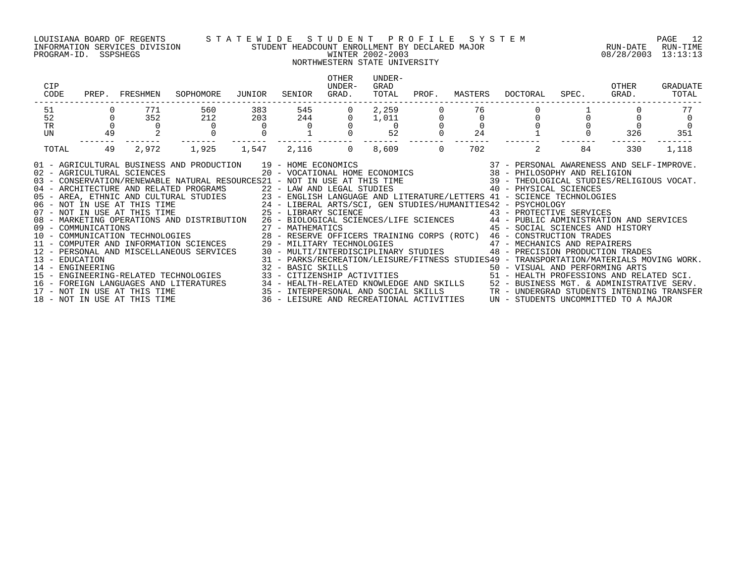LOUISIANA BOARD OF REGENTS — STATEWIDE STUDENT PROFILE SYSTEM
INFORMATION SERVICES DIVISION — STUDENT HEADCOUNT ENROLLMENT BY DECLARED MAJOR
PROGRAM-ID. SSPSHEGS — WINTER 2002-2003 — RUN-DATE 08/28/2003 RUN-TIME 13:13:13

NORTHWESTERN STATE UNIVERSITY

| CIP CODE | PREP. | FRESHMEN | SOPHOMORE | JUNIOR | SENIOR | OTHER UNDER-GRAD. | UNDER-GRAD TOTAL | PROF. | MASTERS | DOCTORAL | SPEC. | OTHER GRAD. | GRADUATE TOTAL |
|---|---|---|---|---|---|---|---|---|---|---|---|---|---|
| 51 | 0 | 771 | 560 | 383 | 545 | 0 | 2,259 | 0 | 76 | 0 | 1 | 0 | 77 |
| 52 | 0 | 352 | 212 | 203 | 244 | 0 | 1,011 | 0 | 0 | 0 | 0 | 0 | 0 |
| TR | 0 | 0 | 0 | 0 | 0 | 0 | 0 | 0 | 0 | 0 | 0 | 0 | 0 |
| UN | 49 | 2 | 0 | 0 | 1 | 0 | 52 | 0 | 24 | 1 | 0 | 326 | 351 |
| TOTAL | 49 | 2,972 | 1,925 | 1,547 | 2,116 | 0 | 8,609 | 0 | 702 | 2 | 84 | 330 | 1,118 |

01 - AGRICULTURAL BUSINESS AND PRODUCTION
02 - AGRICULTURAL SCIENCES
03 - CONSERVATION/RENEWABLE NATURAL RESOURCES
04 - ARCHITECTURE AND RELATED PROGRAMS
05 - AREA, ETHNIC AND CULTURAL STUDIES
06 - NOT IN USE AT THIS TIME
07 - NOT IN USE AT THIS TIME
08 - MARKETING OPERATIONS AND DISTRIBUTION
09 - COMMUNICATIONS
10 - COMMUNICATION TECHNOLOGIES
11 - COMPUTER AND INFORMATION SCIENCES
12 - PERSONAL AND MISCELLANEOUS SERVICES
13 - EDUCATION
14 - ENGINEERING
15 - ENGINEERING-RELATED TECHNOLOGIES
16 - FOREIGN LANGUAGES AND LITERATURES
17 - NOT IN USE AT THIS TIME
18 - NOT IN USE AT THIS TIME
19 - HOME ECONOMICS
20 - VOCATIONAL HOME ECONOMICS
21 - NOT IN USE AT THIS TIME
22 - LAW AND LEGAL STUDIES
23 - ENGLISH LANGUAGE AND LITERATURE/LETTERS
24 - LIBERAL ARTS/SCI, GEN STUDIES/HUMANITIES
25 - LIBRARY SCIENCE
26 - BIOLOGICAL SCIENCES/LIFE SCIENCES
27 - MATHEMATICS
28 - RESERVE OFFICERS TRAINING CORPS (ROTC)
29 - MILITARY TECHNOLOGIES
30 - MULTI/INTERDISCIPLINARY STUDIES
31 - PARKS/RECREATION/LEISURE/FITNESS STUDIES
32 - BASIC SKILLS
33 - CITIZENSHIP ACTIVITIES
34 - HEALTH-RELATED KNOWLEDGE AND SKILLS
35 - INTERPERSONAL AND SOCIAL SKILLS
36 - LEISURE AND RECREATIONAL ACTIVITIES
37 - PERSONAL AWARENESS AND SELF-IMPROVE.
38 - PHILOSOPHY AND RELIGION
39 - THEOLOGICAL STUDIES/RELIGIOUS VOCAT.
40 - PHYSICAL SCIENCES
41 - SCIENCE TECHNOLOGIES
42 - PSYCHOLOGY
43 - PROTECTIVE SERVICES
44 - PUBLIC ADMINISTRATION AND SERVICES
45 - SOCIAL SCIENCES AND HISTORY
46 - CONSTRUCTION TRADES
47 - MECHANICS AND REPAIRERS
48 - PRECISION PRODUCTION TRADES
49 - TRANSPORTATION/MATERIALS MOVING WORK.
50 - VISUAL AND PERFORMING ARTS
51 - HEALTH PROFESSIONS AND RELATED SCI.
52 - BUSINESS MGT. & ADMINISTRATIVE SERV.
TR - UNDERGRAD STUDENTS INTENDING TRANSFER
UN - STUDENTS UNCOMMITTED TO A MAJOR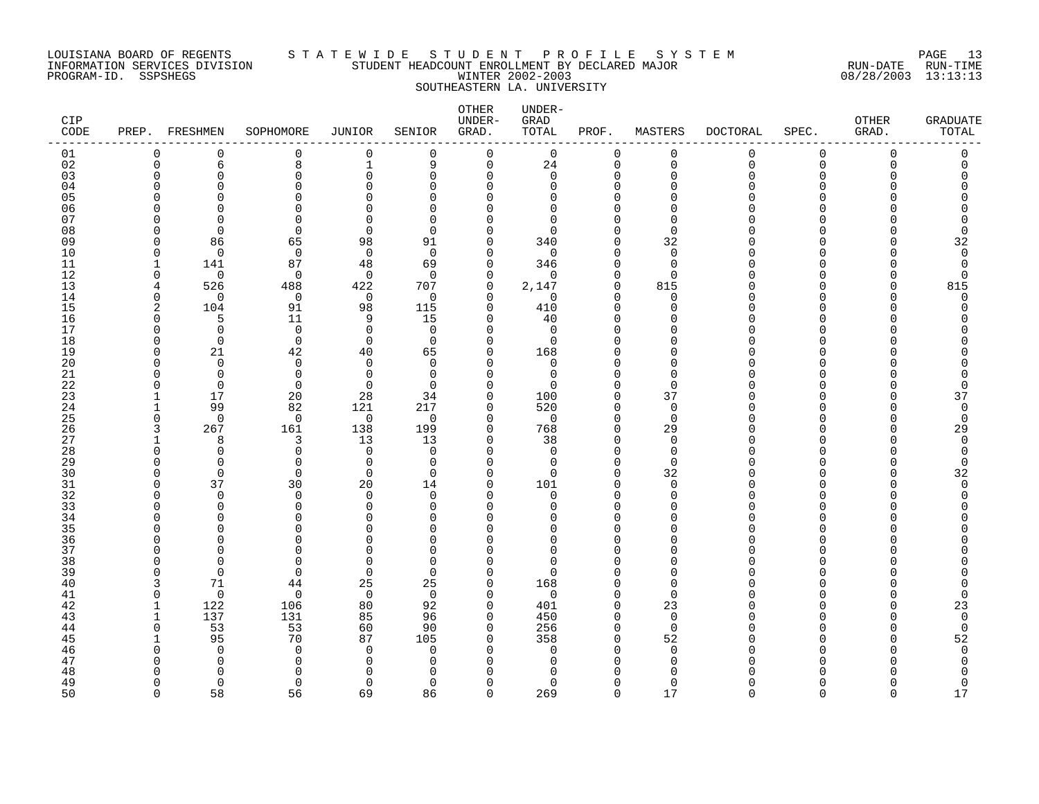LOUISIANA BOARD OF REGENTS — STATEWIDE STUDENT PROFILE SYSTEM
INFORMATION SERVICES DIVISION — STUDENT HEADCOUNT ENROLLMENT BY DECLARED MAJOR — RUN-DATE 08/28/2003 RUN-TIME 13:13:13
PROGRAM-ID. SSPSHEGS — WINTER 2002-2003

SOUTHEASTERN LA. UNIVERSITY

| CIP CODE | PREP. | FRESHMEN | SOPHOMORE | JUNIOR | SENIOR | OTHER UNDER-GRAD. | UNDER-GRAD TOTAL | PROF. | MASTERS | DOCTORAL | SPEC. | OTHER GRAD. | GRADUATE TOTAL |
|---|---|---|---|---|---|---|---|---|---|---|---|---|---|
| 01 | 0 | 0 | 0 | 0 | 0 | 0 | 0 | 0 | 0 | 0 | 0 | 0 | 0 |
| 02 | 0 | 6 | 8 | 1 | 9 | 0 | 24 | 0 | 0 | 0 | 0 | 0 | 0 |
| 03 | 0 | 0 | 0 | 0 | 0 | 0 | 0 | 0 | 0 | 0 | 0 | 0 | 0 |
| 04 | 0 | 0 | 0 | 0 | 0 | 0 | 0 | 0 | 0 | 0 | 0 | 0 | 0 |
| 05 | 0 | 0 | 0 | 0 | 0 | 0 | 0 | 0 | 0 | 0 | 0 | 0 | 0 |
| 06 | 0 | 0 | 0 | 0 | 0 | 0 | 0 | 0 | 0 | 0 | 0 | 0 | 0 |
| 07 | 0 | 0 | 0 | 0 | 0 | 0 | 0 | 0 | 0 | 0 | 0 | 0 | 0 |
| 08 | 0 | 0 | 0 | 0 | 0 | 0 | 0 | 0 | 0 | 0 | 0 | 0 | 0 |
| 09 | 0 | 86 | 65 | 98 | 91 | 0 | 340 | 0 | 32 | 0 | 0 | 0 | 32 |
| 10 | 0 | 0 | 0 | 0 | 0 | 0 | 0 | 0 | 0 | 0 | 0 | 0 | 0 |
| 11 | 1 | 141 | 87 | 48 | 69 | 0 | 346 | 0 | 0 | 0 | 0 | 0 | 0 |
| 12 | 0 | 0 | 0 | 0 | 0 | 0 | 0 | 0 | 0 | 0 | 0 | 0 | 0 |
| 13 | 4 | 526 | 488 | 422 | 707 | 0 | 2,147 | 0 | 815 | 0 | 0 | 0 | 815 |
| 14 | 0 | 0 | 0 | 0 | 0 | 0 | 0 | 0 | 0 | 0 | 0 | 0 | 0 |
| 15 | 2 | 104 | 91 | 98 | 115 | 0 | 410 | 0 | 0 | 0 | 0 | 0 | 0 |
| 16 | 0 | 5 | 11 | 9 | 15 | 0 | 40 | 0 | 0 | 0 | 0 | 0 | 0 |
| 17 | 0 | 0 | 0 | 0 | 0 | 0 | 0 | 0 | 0 | 0 | 0 | 0 | 0 |
| 18 | 0 | 0 | 0 | 0 | 0 | 0 | 0 | 0 | 0 | 0 | 0 | 0 | 0 |
| 19 | 0 | 21 | 42 | 40 | 65 | 0 | 168 | 0 | 0 | 0 | 0 | 0 | 0 |
| 20 | 0 | 0 | 0 | 0 | 0 | 0 | 0 | 0 | 0 | 0 | 0 | 0 | 0 |
| 21 | 0 | 0 | 0 | 0 | 0 | 0 | 0 | 0 | 0 | 0 | 0 | 0 | 0 |
| 22 | 0 | 0 | 0 | 0 | 0 | 0 | 0 | 0 | 0 | 0 | 0 | 0 | 0 |
| 23 | 1 | 17 | 20 | 28 | 34 | 0 | 100 | 0 | 37 | 0 | 0 | 0 | 37 |
| 24 | 1 | 99 | 82 | 121 | 217 | 0 | 520 | 0 | 0 | 0 | 0 | 0 | 0 |
| 25 | 0 | 0 | 0 | 0 | 0 | 0 | 0 | 0 | 0 | 0 | 0 | 0 | 0 |
| 26 | 3 | 267 | 161 | 138 | 199 | 0 | 768 | 0 | 29 | 0 | 0 | 0 | 29 |
| 27 | 1 | 8 | 3 | 13 | 13 | 0 | 38 | 0 | 0 | 0 | 0 | 0 | 0 |
| 28 | 0 | 0 | 0 | 0 | 0 | 0 | 0 | 0 | 0 | 0 | 0 | 0 | 0 |
| 29 | 0 | 0 | 0 | 0 | 0 | 0 | 0 | 0 | 0 | 0 | 0 | 0 | 0 |
| 30 | 0 | 0 | 0 | 0 | 0 | 0 | 0 | 0 | 32 | 0 | 0 | 0 | 32 |
| 31 | 0 | 37 | 30 | 20 | 14 | 0 | 101 | 0 | 0 | 0 | 0 | 0 | 0 |
| 32 | 0 | 0 | 0 | 0 | 0 | 0 | 0 | 0 | 0 | 0 | 0 | 0 | 0 |
| 33 | 0 | 0 | 0 | 0 | 0 | 0 | 0 | 0 | 0 | 0 | 0 | 0 | 0 |
| 34 | 0 | 0 | 0 | 0 | 0 | 0 | 0 | 0 | 0 | 0 | 0 | 0 | 0 |
| 35 | 0 | 0 | 0 | 0 | 0 | 0 | 0 | 0 | 0 | 0 | 0 | 0 | 0 |
| 36 | 0 | 0 | 0 | 0 | 0 | 0 | 0 | 0 | 0 | 0 | 0 | 0 | 0 |
| 37 | 0 | 0 | 0 | 0 | 0 | 0 | 0 | 0 | 0 | 0 | 0 | 0 | 0 |
| 38 | 0 | 0 | 0 | 0 | 0 | 0 | 0 | 0 | 0 | 0 | 0 | 0 | 0 |
| 39 | 0 | 0 | 0 | 0 | 0 | 0 | 0 | 0 | 0 | 0 | 0 | 0 | 0 |
| 40 | 3 | 71 | 44 | 25 | 25 | 0 | 168 | 0 | 0 | 0 | 0 | 0 | 0 |
| 41 | 0 | 0 | 0 | 0 | 0 | 0 | 0 | 0 | 0 | 0 | 0 | 0 | 0 |
| 42 | 1 | 122 | 106 | 80 | 92 | 0 | 401 | 0 | 23 | 0 | 0 | 0 | 23 |
| 43 | 1 | 137 | 131 | 85 | 96 | 0 | 450 | 0 | 0 | 0 | 0 | 0 | 0 |
| 44 | 0 | 53 | 53 | 60 | 90 | 0 | 256 | 0 | 0 | 0 | 0 | 0 | 0 |
| 45 | 1 | 95 | 70 | 87 | 105 | 0 | 358 | 0 | 52 | 0 | 0 | 0 | 52 |
| 46 | 0 | 0 | 0 | 0 | 0 | 0 | 0 | 0 | 0 | 0 | 0 | 0 | 0 |
| 47 | 0 | 0 | 0 | 0 | 0 | 0 | 0 | 0 | 0 | 0 | 0 | 0 | 0 |
| 48 | 0 | 0 | 0 | 0 | 0 | 0 | 0 | 0 | 0 | 0 | 0 | 0 | 0 |
| 49 | 0 | 0 | 0 | 0 | 0 | 0 | 0 | 0 | 0 | 0 | 0 | 0 | 0 |
| 50 | 0 | 58 | 56 | 69 | 86 | 0 | 269 | 0 | 17 | 0 | 0 | 0 | 17 |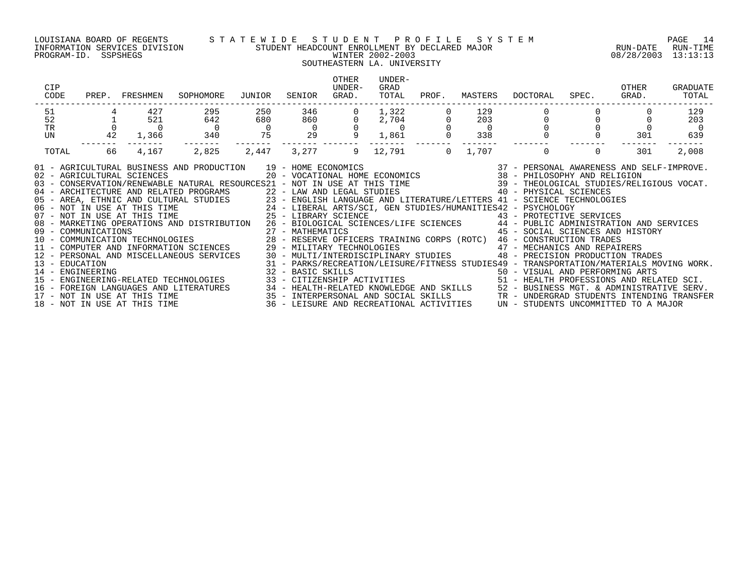LOUISIANA BOARD OF REGENTS — STATEWIDE STUDENT PROFILE SYSTEM
INFORMATION SERVICES DIVISION — STUDENT HEADCOUNT ENROLLMENT BY DECLARED MAJOR
PROGRAM-ID. SSPSHEGS — WINTER 2002-2003 — RUN-DATE 08/28/2003 RUN-TIME 13:13:13

## SOUTHEASTERN LA. UNIVERSITY

| CIP CODE | PREP. | FRESHMEN | SOPHOMORE | JUNIOR | SENIOR | OTHER UNDER-GRAD. | UNDER-GRAD TOTAL | PROF. | MASTERS | DOCTORAL | SPEC. | OTHER GRAD. | GRADUATE TOTAL |
|---|---|---|---|---|---|---|---|---|---|---|---|---|---|
| 51 | 4 | 427 | 295 | 250 | 346 | 0 | 1,322 | 0 | 129 | 0 | 0 | 0 | 129 |
| 52 | 1 | 521 | 642 | 680 | 860 | 0 | 2,704 | 0 | 203 | 0 | 0 | 0 | 203 |
| TR | 0 | 0 | 0 | 0 | 0 | 0 | 0 | 0 | 0 | 0 | 0 | 0 | 0 |
| UN | 42 | 1,366 | 340 | 75 | 29 | 9 | 1,861 | 0 | 338 | 0 | 0 | 301 | 639 |
| TOTAL | 66 | 4,167 | 2,825 | 2,447 | 3,277 | 9 | 12,791 | 0 | 1,707 | 0 | 0 | 301 | 2,008 |

01 - AGRICULTURAL BUSINESS AND PRODUCTION
02 - AGRICULTURAL SCIENCES
03 - CONSERVATION/RENEWABLE NATURAL RESOURCES
04 - ARCHITECTURE AND RELATED PROGRAMS
05 - AREA, ETHNIC AND CULTURAL STUDIES
06 - NOT IN USE AT THIS TIME
07 - NOT IN USE AT THIS TIME
08 - MARKETING OPERATIONS AND DISTRIBUTION
09 - COMMUNICATIONS
10 - COMMUNICATION TECHNOLOGIES
11 - COMPUTER AND INFORMATION SCIENCES
12 - PERSONAL AND MISCELLANEOUS SERVICES
13 - EDUCATION
14 - ENGINEERING
15 - ENGINEERING-RELATED TECHNOLOGIES
16 - FOREIGN LANGUAGES AND LITERATURES
17 - NOT IN USE AT THIS TIME
18 - NOT IN USE AT THIS TIME
19 - HOME ECONOMICS
20 - VOCATIONAL HOME ECONOMICS
21 - NOT IN USE AT THIS TIME
22 - LAW AND LEGAL STUDIES
23 - ENGLISH LANGUAGE AND LITERATURE/LETTERS
24 - LIBERAL ARTS/SCI, GEN STUDIES/HUMANITIES
25 - LIBRARY SCIENCE
26 - BIOLOGICAL SCIENCES/LIFE SCIENCES
27 - MATHEMATICS
28 - RESERVE OFFICERS TRAINING CORPS (ROTC)
29 - MILITARY TECHNOLOGIES
30 - MULTI/INTERDISCIPLINARY STUDIES
31 - PARKS/RECREATION/LEISURE/FITNESS STUDIES
32 - BASIC SKILLS
33 - CITIZENSHIP ACTIVITIES
34 - HEALTH-RELATED KNOWLEDGE AND SKILLS
35 - INTERPERSONAL AND SOCIAL SKILLS
36 - LEISURE AND RECREATIONAL ACTIVITIES
37 - PERSONAL AWARENESS AND SELF-IMPROVE.
38 - PHILOSOPHY AND RELIGION
39 - THEOLOGICAL STUDIES/RELIGIOUS VOCAT.
40 - PHYSICAL SCIENCES
41 - SCIENCE TECHNOLOGIES
42 - PSYCHOLOGY
43 - PROTECTIVE SERVICES
44 - PUBLIC ADMINISTRATION AND SERVICES
45 - SOCIAL SCIENCES AND HISTORY
46 - CONSTRUCTION TRADES
47 - MECHANICS AND REPAIRERS
48 - PRECISION PRODUCTION TRADES
49 - TRANSPORTATION/MATERIALS MOVING WORK.
50 - VISUAL AND PERFORMING ARTS
51 - HEALTH PROFESSIONS AND RELATED SCI.
52 - BUSINESS MGT. & ADMINISTRATIVE SERV.
TR - UNDERGRAD STUDENTS INTENDING TRANSFER
UN - STUDENTS UNCOMMITTED TO A MAJOR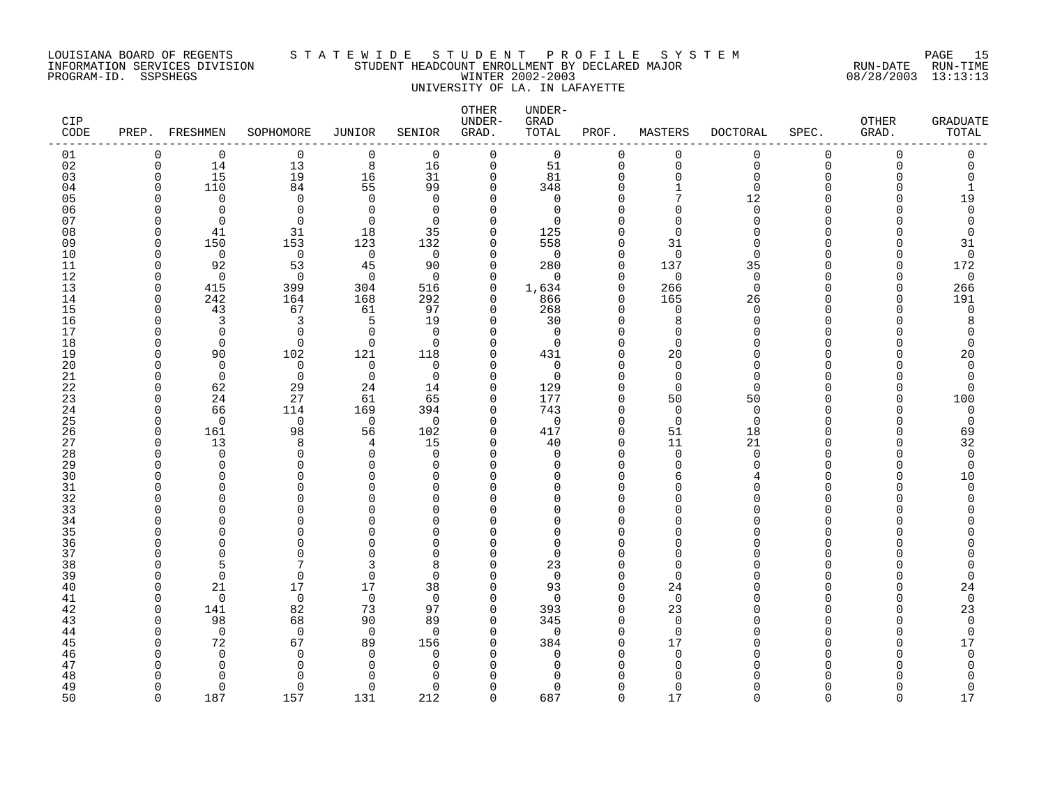LOUISIANA BOARD OF REGENTS — STATEWIDE STUDENT PROFILE SYSTEM
INFORMATION SERVICES DIVISION — STUDENT HEADCOUNT ENROLLMENT BY DECLARED MAJOR — RUN-DATE 08/28/2003 RUN-TIME 13:13:13
PROGRAM-ID. SSPSHEGS — WINTER 2002-2003

UNIVERSITY OF LA. IN LAFAYETTE

| CIP CODE | PREP. | FRESHMEN | SOPHOMORE | JUNIOR | SENIOR | OTHER UNDER-GRAD. | UNDER-GRAD TOTAL | PROF. | MASTERS | DOCTORAL | SPEC. | OTHER GRAD. | GRADUATE TOTAL |
|---|---|---|---|---|---|---|---|---|---|---|---|---|---|
| 01 | 0 | 0 | 0 | 0 | 0 | 0 | 0 | 0 | 0 | 0 | 0 | 0 | 0 |
| 02 | 0 | 14 | 13 | 8 | 16 | 0 | 51 | 0 | 0 | 0 | 0 | 0 | 0 |
| 03 | 0 | 15 | 19 | 16 | 31 | 0 | 81 | 0 | 0 | 0 | 0 | 0 | 0 |
| 04 | 0 | 110 | 84 | 55 | 99 | 0 | 348 | 0 | 1 | 0 | 0 | 0 | 1 |
| 05 | 0 | 0 | 0 | 0 | 0 | 0 | 0 | 0 | 7 | 12 | 0 | 0 | 19 |
| 06 | 0 | 0 | 0 | 0 | 0 | 0 | 0 | 0 | 0 | 0 | 0 | 0 | 0 |
| 07 | 0 | 0 | 0 | 0 | 0 | 0 | 0 | 0 | 0 | 0 | 0 | 0 | 0 |
| 08 | 0 | 41 | 31 | 18 | 35 | 0 | 125 | 0 | 0 | 0 | 0 | 0 | 0 |
| 09 | 0 | 150 | 153 | 123 | 132 | 0 | 558 | 0 | 31 | 0 | 0 | 0 | 31 |
| 10 | 0 | 0 | 0 | 0 | 0 | 0 | 0 | 0 | 0 | 0 | 0 | 0 | 0 |
| 11 | 0 | 92 | 53 | 45 | 90 | 0 | 280 | 0 | 137 | 35 | 0 | 0 | 172 |
| 12 | 0 | 0 | 0 | 0 | 0 | 0 | 0 | 0 | 0 | 0 | 0 | 0 | 0 |
| 13 | 0 | 415 | 399 | 304 | 516 | 0 | 1,634 | 0 | 266 | 0 | 0 | 0 | 266 |
| 14 | 0 | 242 | 164 | 168 | 292 | 0 | 866 | 0 | 165 | 26 | 0 | 0 | 191 |
| 15 | 0 | 43 | 67 | 61 | 97 | 0 | 268 | 0 | 0 | 0 | 0 | 0 | 0 |
| 16 | 0 | 3 | 3 | 5 | 19 | 0 | 30 | 0 | 8 | 0 | 0 | 0 | 8 |
| 17 | 0 | 0 | 0 | 0 | 0 | 0 | 0 | 0 | 0 | 0 | 0 | 0 | 0 |
| 18 | 0 | 0 | 0 | 0 | 0 | 0 | 0 | 0 | 0 | 0 | 0 | 0 | 0 |
| 19 | 0 | 90 | 102 | 121 | 118 | 0 | 431 | 0 | 20 | 0 | 0 | 0 | 20 |
| 20 | 0 | 0 | 0 | 0 | 0 | 0 | 0 | 0 | 0 | 0 | 0 | 0 | 0 |
| 21 | 0 | 0 | 0 | 0 | 0 | 0 | 0 | 0 | 0 | 0 | 0 | 0 | 0 |
| 22 | 0 | 62 | 29 | 24 | 14 | 0 | 129 | 0 | 0 | 0 | 0 | 0 | 0 |
| 23 | 0 | 24 | 27 | 61 | 65 | 0 | 177 | 0 | 50 | 50 | 0 | 0 | 100 |
| 24 | 0 | 66 | 114 | 169 | 394 | 0 | 743 | 0 | 0 | 0 | 0 | 0 | 0 |
| 25 | 0 | 0 | 0 | 0 | 0 | 0 | 0 | 0 | 0 | 0 | 0 | 0 | 0 |
| 26 | 0 | 161 | 98 | 56 | 102 | 0 | 417 | 0 | 51 | 18 | 0 | 0 | 69 |
| 27 | 0 | 13 | 8 | 4 | 15 | 0 | 40 | 0 | 11 | 21 | 0 | 0 | 32 |
| 28 | 0 | 0 | 0 | 0 | 0 | 0 | 0 | 0 | 0 | 0 | 0 | 0 | 0 |
| 29 | 0 | 0 | 0 | 0 | 0 | 0 | 0 | 0 | 0 | 0 | 0 | 0 | 0 |
| 30 | 0 | 0 | 0 | 0 | 0 | 0 | 0 | 0 | 6 | 4 | 0 | 0 | 10 |
| 31 | 0 | 0 | 0 | 0 | 0 | 0 | 0 | 0 | 0 | 0 | 0 | 0 | 0 |
| 32 | 0 | 0 | 0 | 0 | 0 | 0 | 0 | 0 | 0 | 0 | 0 | 0 | 0 |
| 33 | 0 | 0 | 0 | 0 | 0 | 0 | 0 | 0 | 0 | 0 | 0 | 0 | 0 |
| 34 | 0 | 0 | 0 | 0 | 0 | 0 | 0 | 0 | 0 | 0 | 0 | 0 | 0 |
| 35 | 0 | 0 | 0 | 0 | 0 | 0 | 0 | 0 | 0 | 0 | 0 | 0 | 0 |
| 36 | 0 | 0 | 0 | 0 | 0 | 0 | 0 | 0 | 0 | 0 | 0 | 0 | 0 |
| 37 | 0 | 0 | 0 | 0 | 0 | 0 | 0 | 0 | 0 | 0 | 0 | 0 | 0 |
| 38 | 0 | 5 | 7 | 3 | 8 | 0 | 23 | 0 | 0 | 0 | 0 | 0 | 0 |
| 39 | 0 | 0 | 0 | 0 | 0 | 0 | 0 | 0 | 0 | 0 | 0 | 0 | 0 |
| 40 | 0 | 21 | 17 | 17 | 38 | 0 | 93 | 0 | 24 | 0 | 0 | 0 | 24 |
| 41 | 0 | 0 | 0 | 0 | 0 | 0 | 0 | 0 | 0 | 0 | 0 | 0 | 0 |
| 42 | 0 | 141 | 82 | 73 | 97 | 0 | 393 | 0 | 23 | 0 | 0 | 0 | 23 |
| 43 | 0 | 98 | 68 | 90 | 89 | 0 | 345 | 0 | 0 | 0 | 0 | 0 | 0 |
| 44 | 0 | 0 | 0 | 0 | 0 | 0 | 0 | 0 | 0 | 0 | 0 | 0 | 0 |
| 45 | 0 | 72 | 67 | 89 | 156 | 0 | 384 | 0 | 17 | 0 | 0 | 0 | 17 |
| 46 | 0 | 0 | 0 | 0 | 0 | 0 | 0 | 0 | 0 | 0 | 0 | 0 | 0 |
| 47 | 0 | 0 | 0 | 0 | 0 | 0 | 0 | 0 | 0 | 0 | 0 | 0 | 0 |
| 48 | 0 | 0 | 0 | 0 | 0 | 0 | 0 | 0 | 0 | 0 | 0 | 0 | 0 |
| 49 | 0 | 0 | 0 | 0 | 0 | 0 | 0 | 0 | 0 | 0 | 0 | 0 | 0 |
| 50 | 0 | 187 | 157 | 131 | 212 | 0 | 687 | 0 | 17 | 0 | 0 | 0 | 17 |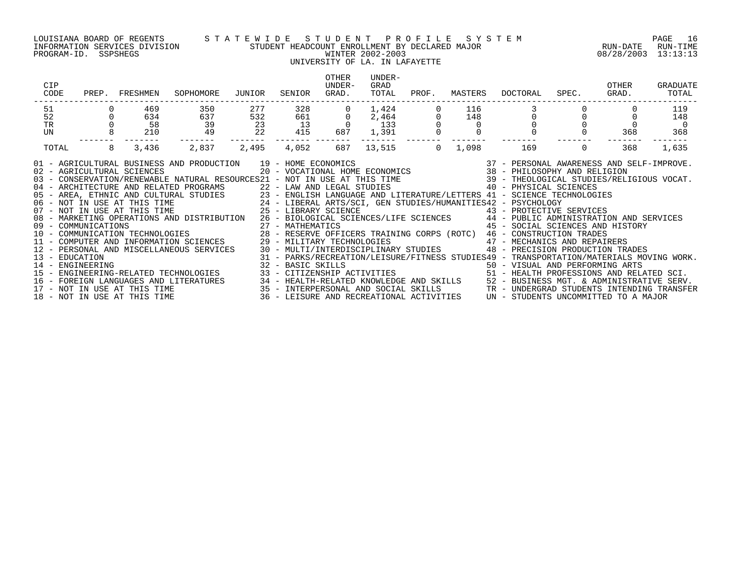LOUISIANA BOARD OF REGENTS — STATEWIDE STUDENT PROFILE SYSTEM
INFORMATION SERVICES DIVISION — STUDENT HEADCOUNT ENROLLMENT BY DECLARED MAJOR — RUN-DATE 08/28/2003 RUN-TIME 13:13:13
PROGRAM-ID. SSPSHEGS — WINTER 2002-2003
UNIVERSITY OF LA. IN LAFAYETTE

| CIP CODE | PREP. | FRESHMEN | SOPHOMORE | JUNIOR | SENIOR | OTHER UNDER-GRAD. | UNDER-GRAD TOTAL | PROF. | MASTERS | DOCTORAL | SPEC. | OTHER GRAD. | GRADUATE TOTAL |
|---|---|---|---|---|---|---|---|---|---|---|---|---|---|
| 51 | 0 | 469 | 350 | 277 | 328 | 0 | 1,424 | 0 | 116 | 3 | 0 | 0 | 119 |
| 52 | 0 | 634 | 637 | 532 | 661 | 0 | 2,464 | 0 | 148 | 0 | 0 | 0 | 148 |
| TR | 0 | 58 | 39 | 23 | 13 | 0 | 133 | 0 | 0 | 0 | 0 | 0 | 0 |
| UN | 8 | 210 | 49 | 22 | 415 | 687 | 1,391 | 0 | 0 | 0 | 0 | 368 | 368 |
| TOTAL | 8 | 3,436 | 2,837 | 2,495 | 4,052 | 687 | 13,515 | 0 | 1,098 | 169 | 0 | 368 | 1,635 |

01 - AGRICULTURAL BUSINESS AND PRODUCTION
02 - AGRICULTURAL SCIENCES
03 - CONSERVATION/RENEWABLE NATURAL RESOURCES
04 - ARCHITECTURE AND RELATED PROGRAMS
05 - AREA, ETHNIC AND CULTURAL STUDIES
06 - NOT IN USE AT THIS TIME
07 - NOT IN USE AT THIS TIME
08 - MARKETING OPERATIONS AND DISTRIBUTION
09 - COMMUNICATIONS
10 - COMMUNICATION TECHNOLOGIES
11 - COMPUTER AND INFORMATION SCIENCES
12 - PERSONAL AND MISCELLANEOUS SERVICES
13 - EDUCATION
14 - ENGINEERING
15 - ENGINEERING-RELATED TECHNOLOGIES
16 - FOREIGN LANGUAGES AND LITERATURES
17 - NOT IN USE AT THIS TIME
18 - NOT IN USE AT THIS TIME
19 - HOME ECONOMICS
20 - VOCATIONAL HOME ECONOMICS
21 - NOT IN USE AT THIS TIME
22 - LAW AND LEGAL STUDIES
23 - ENGLISH LANGUAGE AND LITERATURE/LETTERS
24 - LIBERAL ARTS/SCI, GEN STUDIES/HUMANITIES
25 - LIBRARY SCIENCE
26 - BIOLOGICAL SCIENCES/LIFE SCIENCES
27 - MATHEMATICS
28 - RESERVE OFFICERS TRAINING CORPS (ROTC)
29 - MILITARY TECHNOLOGIES
30 - MULTI/INTERDISCIPLINARY STUDIES
31 - PARKS/RECREATION/LEISURE/FITNESS STUDIES
32 - BASIC SKILLS
33 - CITIZENSHIP ACTIVITIES
34 - HEALTH-RELATED KNOWLEDGE AND SKILLS
35 - INTERPERSONAL AND SOCIAL SKILLS
36 - LEISURE AND RECREATIONAL ACTIVITIES
37 - PERSONAL AWARENESS AND SELF-IMPROVE.
38 - PHILOSOPHY AND RELIGION
39 - THEOLOGICAL STUDIES/RELIGIOUS VOCAT.
40 - PHYSICAL SCIENCES
41 - SCIENCE TECHNOLOGIES
42 - PSYCHOLOGY
43 - PROTECTIVE SERVICES
44 - PUBLIC ADMINISTRATION AND SERVICES
45 - SOCIAL SCIENCES AND HISTORY
46 - CONSTRUCTION TRADES
47 - MECHANICS AND REPAIRERS
48 - PRECISION PRODUCTION TRADES
49 - TRANSPORTATION/MATERIALS MOVING WORK.
50 - VISUAL AND PERFORMING ARTS
51 - HEALTH PROFESSIONS AND RELATED SCI.
52 - BUSINESS MGT. & ADMINISTRATIVE SERV.
TR - UNDERGRAD STUDENTS INTENDING TRANSFER
UN - STUDENTS UNCOMMITTED TO A MAJOR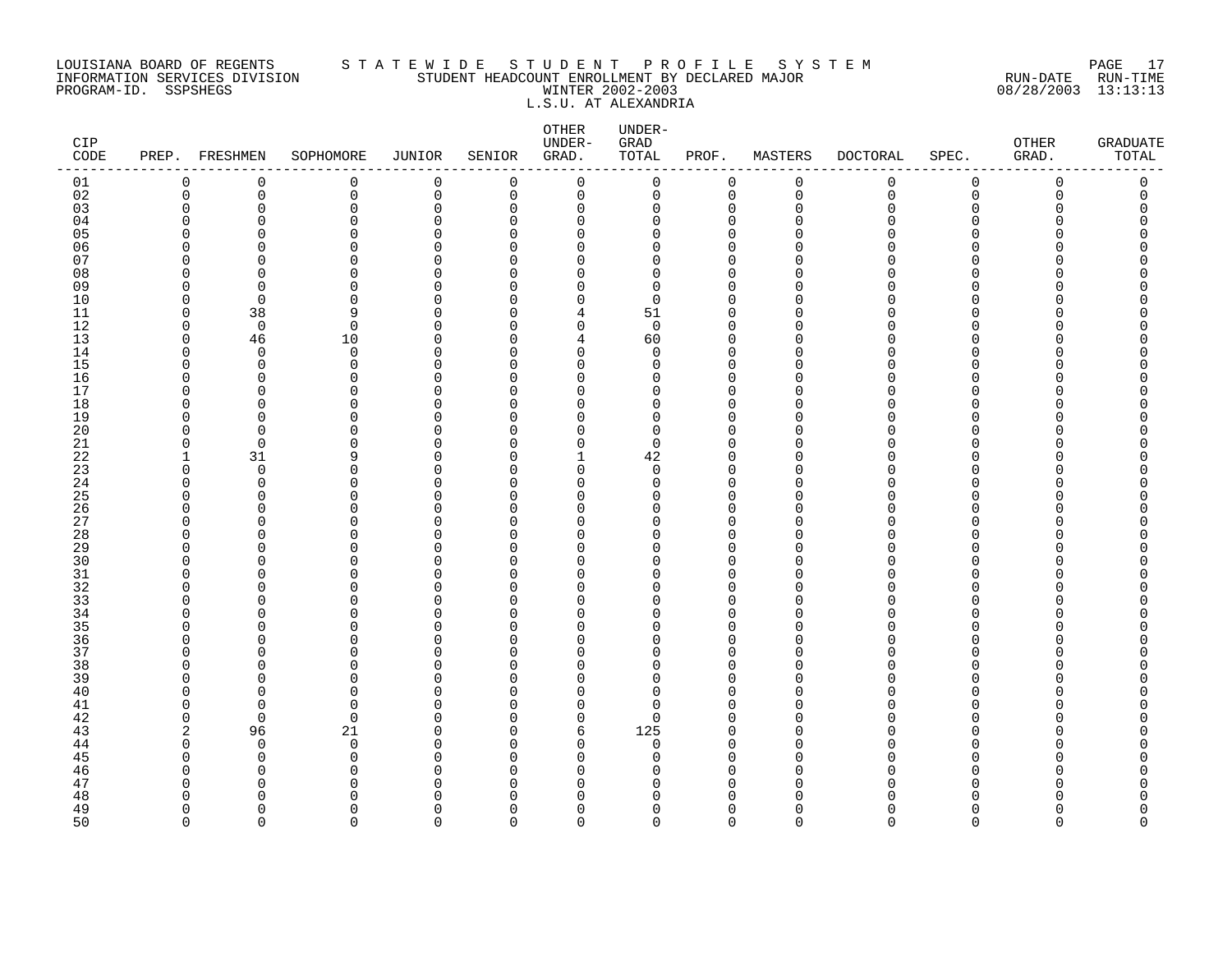LOUISIANA BOARD OF REGENTS — STATEWIDE STUDENT PROFILE SYSTEM
INFORMATION SERVICES DIVISION — STUDENT HEADCOUNT ENROLLMENT BY DECLARED MAJOR — RUN-DATE 08/28/2003 RUN-TIME 13:13:13
PROGRAM-ID. SSPSHEGS — WINTER 2002-2003

L.S.U. AT ALEXANDRIA

| CIP CODE | PREP. | FRESHMEN | SOPHOMORE | JUNIOR | SENIOR | OTHER UNDER-GRAD. | UNDER-GRAD TOTAL | PROF. | MASTERS | DOCTORAL | SPEC. | OTHER GRAD. | GRADUATE TOTAL |
|---|---|---|---|---|---|---|---|---|---|---|---|---|---|
| 01 | 0 | 0 | 0 | 0 | 0 | 0 | 0 | 0 | 0 | 0 | 0 | 0 | 0 |
| 02 | 0 | 0 | 0 | 0 | 0 | 0 | 0 | 0 | 0 | 0 | 0 | 0 | 0 |
| 03 | 0 | 0 | 0 | 0 | 0 | 0 | 0 | 0 | 0 | 0 | 0 | 0 | 0 |
| 04 | 0 | 0 | 0 | 0 | 0 | 0 | 0 | 0 | 0 | 0 | 0 | 0 | 0 |
| 05 | 0 | 0 | 0 | 0 | 0 | 0 | 0 | 0 | 0 | 0 | 0 | 0 | 0 |
| 06 | 0 | 0 | 0 | 0 | 0 | 0 | 0 | 0 | 0 | 0 | 0 | 0 | 0 |
| 07 | 0 | 0 | 0 | 0 | 0 | 0 | 0 | 0 | 0 | 0 | 0 | 0 | 0 |
| 08 | 0 | 0 | 0 | 0 | 0 | 0 | 0 | 0 | 0 | 0 | 0 | 0 | 0 |
| 09 | 0 | 0 | 0 | 0 | 0 | 0 | 0 | 0 | 0 | 0 | 0 | 0 | 0 |
| 10 | 0 | 0 | 0 | 0 | 0 | 0 | 0 | 0 | 0 | 0 | 0 | 0 | 0 |
| 11 | 0 | 38 | 9 | 0 | 0 | 4 | 51 | 0 | 0 | 0 | 0 | 0 | 0 |
| 12 | 0 | 0 | 0 | 0 | 0 | 0 | 0 | 0 | 0 | 0 | 0 | 0 | 0 |
| 13 | 0 | 46 | 10 | 0 | 0 | 4 | 60 | 0 | 0 | 0 | 0 | 0 | 0 |
| 14 | 0 | 0 | 0 | 0 | 0 | 0 | 0 | 0 | 0 | 0 | 0 | 0 | 0 |
| 15 | 0 | 0 | 0 | 0 | 0 | 0 | 0 | 0 | 0 | 0 | 0 | 0 | 0 |
| 16 | 0 | 0 | 0 | 0 | 0 | 0 | 0 | 0 | 0 | 0 | 0 | 0 | 0 |
| 17 | 0 | 0 | 0 | 0 | 0 | 0 | 0 | 0 | 0 | 0 | 0 | 0 | 0 |
| 18 | 0 | 0 | 0 | 0 | 0 | 0 | 0 | 0 | 0 | 0 | 0 | 0 | 0 |
| 19 | 0 | 0 | 0 | 0 | 0 | 0 | 0 | 0 | 0 | 0 | 0 | 0 | 0 |
| 20 | 0 | 0 | 0 | 0 | 0 | 0 | 0 | 0 | 0 | 0 | 0 | 0 | 0 |
| 21 | 0 | 0 | 0 | 0 | 0 | 0 | 0 | 0 | 0 | 0 | 0 | 0 | 0 |
| 22 | 1 | 31 | 9 | 0 | 0 | 1 | 42 | 0 | 0 | 0 | 0 | 0 | 0 |
| 23 | 0 | 0 | 0 | 0 | 0 | 0 | 0 | 0 | 0 | 0 | 0 | 0 | 0 |
| 24 | 0 | 0 | 0 | 0 | 0 | 0 | 0 | 0 | 0 | 0 | 0 | 0 | 0 |
| 25 | 0 | 0 | 0 | 0 | 0 | 0 | 0 | 0 | 0 | 0 | 0 | 0 | 0 |
| 26 | 0 | 0 | 0 | 0 | 0 | 0 | 0 | 0 | 0 | 0 | 0 | 0 | 0 |
| 27 | 0 | 0 | 0 | 0 | 0 | 0 | 0 | 0 | 0 | 0 | 0 | 0 | 0 |
| 28 | 0 | 0 | 0 | 0 | 0 | 0 | 0 | 0 | 0 | 0 | 0 | 0 | 0 |
| 29 | 0 | 0 | 0 | 0 | 0 | 0 | 0 | 0 | 0 | 0 | 0 | 0 | 0 |
| 30 | 0 | 0 | 0 | 0 | 0 | 0 | 0 | 0 | 0 | 0 | 0 | 0 | 0 |
| 31 | 0 | 0 | 0 | 0 | 0 | 0 | 0 | 0 | 0 | 0 | 0 | 0 | 0 |
| 32 | 0 | 0 | 0 | 0 | 0 | 0 | 0 | 0 | 0 | 0 | 0 | 0 | 0 |
| 33 | 0 | 0 | 0 | 0 | 0 | 0 | 0 | 0 | 0 | 0 | 0 | 0 | 0 |
| 34 | 0 | 0 | 0 | 0 | 0 | 0 | 0 | 0 | 0 | 0 | 0 | 0 | 0 |
| 35 | 0 | 0 | 0 | 0 | 0 | 0 | 0 | 0 | 0 | 0 | 0 | 0 | 0 |
| 36 | 0 | 0 | 0 | 0 | 0 | 0 | 0 | 0 | 0 | 0 | 0 | 0 | 0 |
| 37 | 0 | 0 | 0 | 0 | 0 | 0 | 0 | 0 | 0 | 0 | 0 | 0 | 0 |
| 38 | 0 | 0 | 0 | 0 | 0 | 0 | 0 | 0 | 0 | 0 | 0 | 0 | 0 |
| 39 | 0 | 0 | 0 | 0 | 0 | 0 | 0 | 0 | 0 | 0 | 0 | 0 | 0 |
| 40 | 0 | 0 | 0 | 0 | 0 | 0 | 0 | 0 | 0 | 0 | 0 | 0 | 0 |
| 41 | 0 | 0 | 0 | 0 | 0 | 0 | 0 | 0 | 0 | 0 | 0 | 0 | 0 |
| 42 | 0 | 0 | 0 | 0 | 0 | 0 | 0 | 0 | 0 | 0 | 0 | 0 | 0 |
| 43 | 2 | 96 | 21 | 0 | 0 | 6 | 125 | 0 | 0 | 0 | 0 | 0 | 0 |
| 44 | 0 | 0 | 0 | 0 | 0 | 0 | 0 | 0 | 0 | 0 | 0 | 0 | 0 |
| 45 | 0 | 0 | 0 | 0 | 0 | 0 | 0 | 0 | 0 | 0 | 0 | 0 | 0 |
| 46 | 0 | 0 | 0 | 0 | 0 | 0 | 0 | 0 | 0 | 0 | 0 | 0 | 0 |
| 47 | 0 | 0 | 0 | 0 | 0 | 0 | 0 | 0 | 0 | 0 | 0 | 0 | 0 |
| 48 | 0 | 0 | 0 | 0 | 0 | 0 | 0 | 0 | 0 | 0 | 0 | 0 | 0 |
| 49 | 0 | 0 | 0 | 0 | 0 | 0 | 0 | 0 | 0 | 0 | 0 | 0 | 0 |
| 50 | 0 | 0 | 0 | 0 | 0 | 0 | 0 | 0 | 0 | 0 | 0 | 0 | 0 |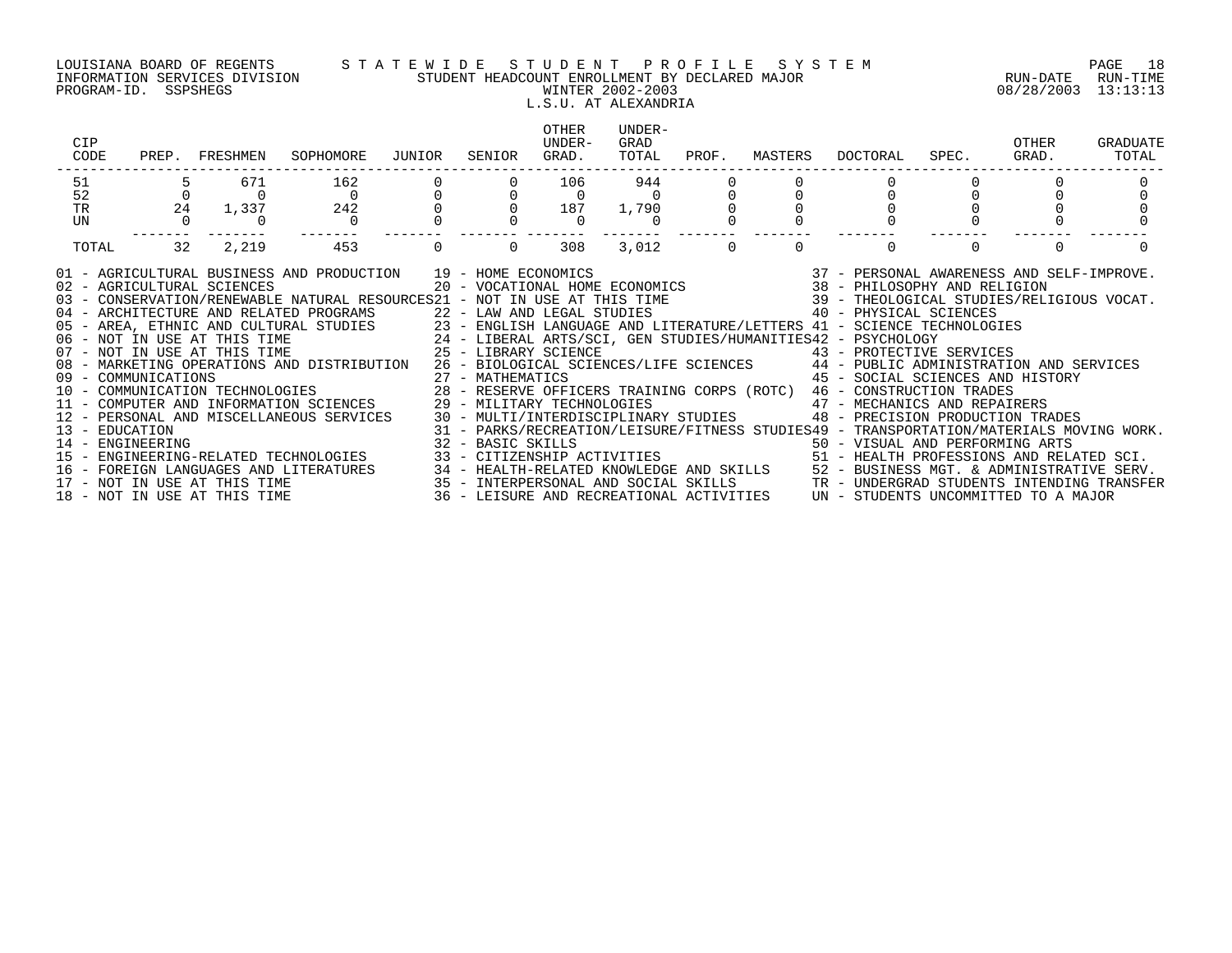LOUISIANA BOARD OF REGENTS — STATEWIDE STUDENT PROFILE SYSTEM
INFORMATION SERVICES DIVISION — STUDENT HEADCOUNT ENROLLMENT BY DECLARED MAJOR — RUN-DATE 08/28/2003 RUN-TIME 13:13:13
PROGRAM-ID. SSPSHEGS — WINTER 2002-2003

L.S.U. AT ALEXANDRIA

| CIP CODE | PREP. | FRESHMEN | SOPHOMORE | JUNIOR | SENIOR | OTHER UNDER-GRAD. | UNDER-GRAD TOTAL | PROF. | MASTERS | DOCTORAL | SPEC. | OTHER GRAD. | GRADUATE TOTAL |
|---|---|---|---|---|---|---|---|---|---|---|---|---|---|
| 51 | 5 | 671 | 162 | 0 | 0 | 106 | 944 | 0 | 0 | 0 | 0 | 0 | 0 |
| 52 | 0 | 0 | 0 | 0 | 0 | 0 | 0 | 0 | 0 | 0 | 0 | 0 | 0 |
| TR | 24 | 1,337 | 242 | 0 | 0 | 187 | 1,790 | 0 | 0 | 0 | 0 | 0 | 0 |
| UN | 0 | 0 | 0 | 0 | 0 | 0 | 0 | 0 | 0 | 0 | 0 | 0 | 0 |
| TOTAL | 32 | 2,219 | 453 | 0 | 0 | 308 | 3,012 | 0 | 0 | 0 | 0 | 0 | 0 |

01 - AGRICULTURAL BUSINESS AND PRODUCTION
02 - AGRICULTURAL SCIENCES
03 - CONSERVATION/RENEWABLE NATURAL RESOURCES
04 - ARCHITECTURE AND RELATED PROGRAMS
05 - AREA, ETHNIC AND CULTURAL STUDIES
06 - NOT IN USE AT THIS TIME
07 - NOT IN USE AT THIS TIME
08 - MARKETING OPERATIONS AND DISTRIBUTION
09 - COMMUNICATIONS
10 - COMMUNICATION TECHNOLOGIES
11 - COMPUTER AND INFORMATION SCIENCES
12 - PERSONAL AND MISCELLANEOUS SERVICES
13 - EDUCATION
14 - ENGINEERING
15 - ENGINEERING-RELATED TECHNOLOGIES
16 - FOREIGN LANGUAGES AND LITERATURES
17 - NOT IN USE AT THIS TIME
18 - NOT IN USE AT THIS TIME
19 - HOME ECONOMICS
20 - VOCATIONAL HOME ECONOMICS
21 - NOT IN USE AT THIS TIME
22 - LAW AND LEGAL STUDIES
23 - ENGLISH LANGUAGE AND LITERATURE/LETTERS
24 - LIBERAL ARTS/SCI, GEN STUDIES/HUMANITIES
25 - LIBRARY SCIENCE
26 - BIOLOGICAL SCIENCES/LIFE SCIENCES
27 - MATHEMATICS
28 - RESERVE OFFICERS TRAINING CORPS (ROTC)
29 - MILITARY TECHNOLOGIES
30 - MULTI/INTERDISCIPLINARY STUDIES
31 - PARKS/RECREATION/LEISURE/FITNESS STUDIES
32 - BASIC SKILLS
33 - CITIZENSHIP ACTIVITIES
34 - HEALTH-RELATED KNOWLEDGE AND SKILLS
35 - INTERPERSONAL AND SOCIAL SKILLS
36 - LEISURE AND RECREATIONAL ACTIVITIES
37 - PERSONAL AWARENESS AND SELF-IMPROVE.
38 - PHILOSOPHY AND RELIGION
39 - THEOLOGICAL STUDIES/RELIGIOUS VOCAT.
40 - PHYSICAL SCIENCES
41 - SCIENCE TECHNOLOGIES
42 - PSYCHOLOGY
43 - PROTECTIVE SERVICES
44 - PUBLIC ADMINISTRATION AND SERVICES
45 - SOCIAL SCIENCES AND HISTORY
46 - CONSTRUCTION TRADES
47 - MECHANICS AND REPAIRERS
48 - PRECISION PRODUCTION TRADES
49 - TRANSPORTATION/MATERIALS MOVING WORK.
50 - VISUAL AND PERFORMING ARTS
51 - HEALTH PROFESSIONS AND RELATED SCI.
52 - BUSINESS MGT. & ADMINISTRATIVE SERV.
TR - UNDERGRAD STUDENTS INTENDING TRANSFER
UN - STUDENTS UNCOMMITTED TO A MAJOR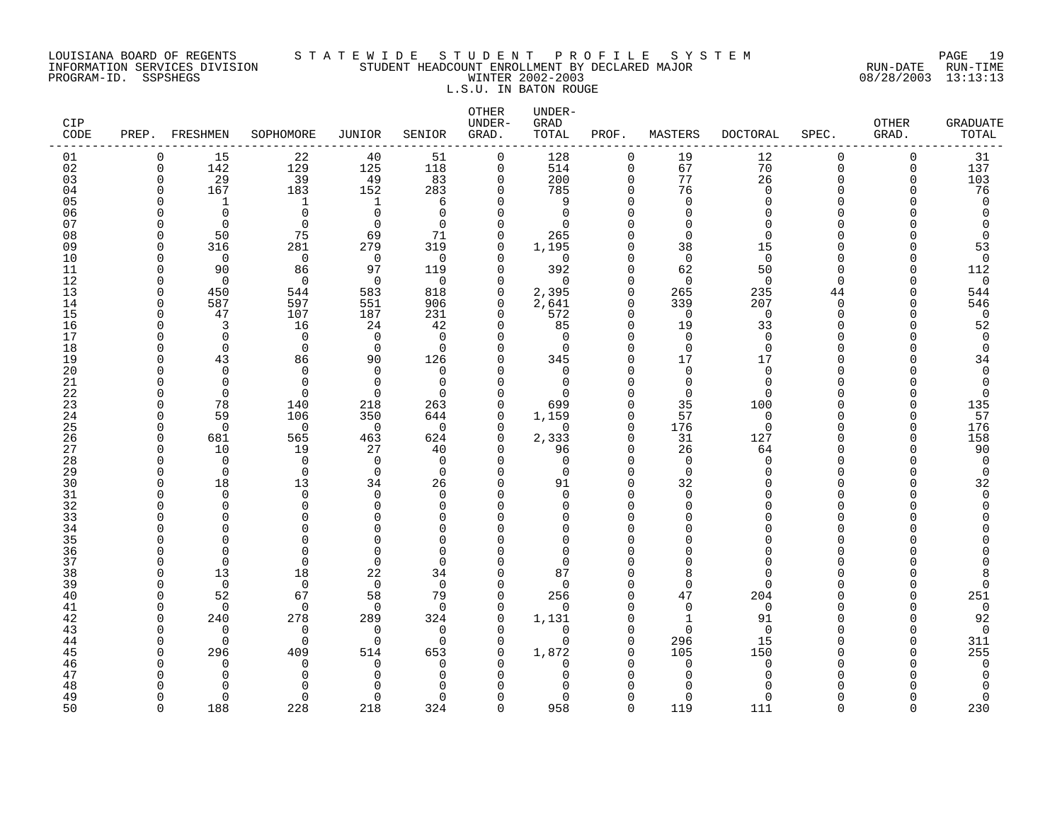LOUISIANA BOARD OF REGENTS — STATEWIDE STUDENT PROFILE SYSTEM
INFORMATION SERVICES DIVISION — STUDENT HEADCOUNT ENROLLMENT BY DECLARED MAJOR — RUN-DATE 08/28/2003 RUN-TIME 13:13:13
PROGRAM-ID. SSPSHEGS — WINTER 2002-2003
L.S.U. IN BATON ROUGE

| CIP CODE | PREP. | FRESHMEN | SOPHOMORE | JUNIOR | SENIOR | OTHER UNDER-GRAD. | UNDER-GRAD TOTAL | PROF. | MASTERS | DOCTORAL | SPEC. | OTHER GRAD. | GRADUATE TOTAL |
|---|---|---|---|---|---|---|---|---|---|---|---|---|---|
| 01 | 0 | 15 | 22 | 40 | 51 | 0 | 128 | 0 | 19 | 12 | 0 | 0 | 31 |
| 02 | 0 | 142 | 129 | 125 | 118 | 0 | 514 | 0 | 67 | 70 | 0 | 0 | 137 |
| 03 | 0 | 29 | 39 | 49 | 83 | 0 | 200 | 0 | 77 | 26 | 0 | 0 | 103 |
| 04 | 0 | 167 | 183 | 152 | 283 | 0 | 785 | 0 | 76 | 0 | 0 | 0 | 76 |
| 05 | 0 | 1 | 1 | 1 | 6 | 0 | 9 | 0 | 0 | 0 | 0 | 0 | 0 |
| 06 | 0 | 0 | 0 | 0 | 0 | 0 | 0 | 0 | 0 | 0 | 0 | 0 | 0 |
| 07 | 0 | 0 | 0 | 0 | 0 | 0 | 0 | 0 | 0 | 0 | 0 | 0 | 0 |
| 08 | 0 | 50 | 75 | 69 | 71 | 0 | 265 | 0 | 0 | 0 | 0 | 0 | 0 |
| 09 | 0 | 316 | 281 | 279 | 319 | 0 | 1,195 | 0 | 38 | 15 | 0 | 0 | 53 |
| 10 | 0 | 0 | 0 | 0 | 0 | 0 | 0 | 0 | 0 | 0 | 0 | 0 | 0 |
| 11 | 0 | 90 | 86 | 97 | 119 | 0 | 392 | 0 | 62 | 50 | 0 | 0 | 112 |
| 12 | 0 | 0 | 0 | 0 | 0 | 0 | 0 | 0 | 0 | 0 | 0 | 0 | 0 |
| 13 | 0 | 450 | 544 | 583 | 818 | 0 | 2,395 | 0 | 265 | 235 | 44 | 0 | 544 |
| 14 | 0 | 587 | 597 | 551 | 906 | 0 | 2,641 | 0 | 339 | 207 | 0 | 0 | 546 |
| 15 | 0 | 47 | 107 | 187 | 231 | 0 | 572 | 0 | 0 | 0 | 0 | 0 | 0 |
| 16 | 0 | 3 | 16 | 24 | 42 | 0 | 85 | 0 | 19 | 33 | 0 | 0 | 52 |
| 17 | 0 | 0 | 0 | 0 | 0 | 0 | 0 | 0 | 0 | 0 | 0 | 0 | 0 |
| 18 | 0 | 0 | 0 | 0 | 0 | 0 | 0 | 0 | 0 | 0 | 0 | 0 | 0 |
| 19 | 0 | 43 | 86 | 90 | 126 | 0 | 345 | 0 | 17 | 17 | 0 | 0 | 34 |
| 20 | 0 | 0 | 0 | 0 | 0 | 0 | 0 | 0 | 0 | 0 | 0 | 0 | 0 |
| 21 | 0 | 0 | 0 | 0 | 0 | 0 | 0 | 0 | 0 | 0 | 0 | 0 | 0 |
| 22 | 0 | 0 | 0 | 0 | 0 | 0 | 0 | 0 | 0 | 0 | 0 | 0 | 0 |
| 23 | 0 | 78 | 140 | 218 | 263 | 0 | 699 | 0 | 35 | 100 | 0 | 0 | 135 |
| 24 | 0 | 59 | 106 | 350 | 644 | 0 | 1,159 | 0 | 57 | 0 | 0 | 0 | 57 |
| 25 | 0 | 0 | 0 | 0 | 0 | 0 | 0 | 0 | 176 | 0 | 0 | 0 | 176 |
| 26 | 0 | 681 | 565 | 463 | 624 | 0 | 2,333 | 0 | 31 | 127 | 0 | 0 | 158 |
| 27 | 0 | 10 | 19 | 27 | 40 | 0 | 96 | 0 | 26 | 64 | 0 | 0 | 90 |
| 28 | 0 | 0 | 0 | 0 | 0 | 0 | 0 | 0 | 0 | 0 | 0 | 0 | 0 |
| 29 | 0 | 0 | 0 | 0 | 0 | 0 | 0 | 0 | 0 | 0 | 0 | 0 | 0 |
| 30 | 0 | 18 | 13 | 34 | 26 | 0 | 91 | 0 | 32 | 0 | 0 | 0 | 32 |
| 31 | 0 | 0 | 0 | 0 | 0 | 0 | 0 | 0 | 0 | 0 | 0 | 0 | 0 |
| 32 | 0 | 0 | 0 | 0 | 0 | 0 | 0 | 0 | 0 | 0 | 0 | 0 | 0 |
| 33 | 0 | 0 | 0 | 0 | 0 | 0 | 0 | 0 | 0 | 0 | 0 | 0 | 0 |
| 34 | 0 | 0 | 0 | 0 | 0 | 0 | 0 | 0 | 0 | 0 | 0 | 0 | 0 |
| 35 | 0 | 0 | 0 | 0 | 0 | 0 | 0 | 0 | 0 | 0 | 0 | 0 | 0 |
| 36 | 0 | 0 | 0 | 0 | 0 | 0 | 0 | 0 | 0 | 0 | 0 | 0 | 0 |
| 37 | 0 | 0 | 0 | 0 | 0 | 0 | 0 | 0 | 0 | 0 | 0 | 0 | 0 |
| 38 | 0 | 13 | 18 | 22 | 34 | 0 | 87 | 0 | 8 | 0 | 0 | 0 | 8 |
| 39 | 0 | 0 | 0 | 0 | 0 | 0 | 0 | 0 | 0 | 0 | 0 | 0 | 0 |
| 40 | 0 | 52 | 67 | 58 | 79 | 0 | 256 | 0 | 47 | 204 | 0 | 0 | 251 |
| 41 | 0 | 0 | 0 | 0 | 0 | 0 | 0 | 0 | 0 | 0 | 0 | 0 | 0 |
| 42 | 0 | 240 | 278 | 289 | 324 | 0 | 1,131 | 0 | 1 | 91 | 0 | 0 | 92 |
| 43 | 0 | 0 | 0 | 0 | 0 | 0 | 0 | 0 | 0 | 0 | 0 | 0 | 0 |
| 44 | 0 | 0 | 0 | 0 | 0 | 0 | 0 | 0 | 296 | 15 | 0 | 0 | 311 |
| 45 | 0 | 296 | 409 | 514 | 653 | 0 | 1,872 | 0 | 105 | 150 | 0 | 0 | 255 |
| 46 | 0 | 0 | 0 | 0 | 0 | 0 | 0 | 0 | 0 | 0 | 0 | 0 | 0 |
| 47 | 0 | 0 | 0 | 0 | 0 | 0 | 0 | 0 | 0 | 0 | 0 | 0 | 0 |
| 48 | 0 | 0 | 0 | 0 | 0 | 0 | 0 | 0 | 0 | 0 | 0 | 0 | 0 |
| 49 | 0 | 0 | 0 | 0 | 0 | 0 | 0 | 0 | 0 | 0 | 0 | 0 | 0 |
| 50 | 0 | 188 | 228 | 218 | 324 | 0 | 958 | 0 | 119 | 111 | 0 | 0 | 230 |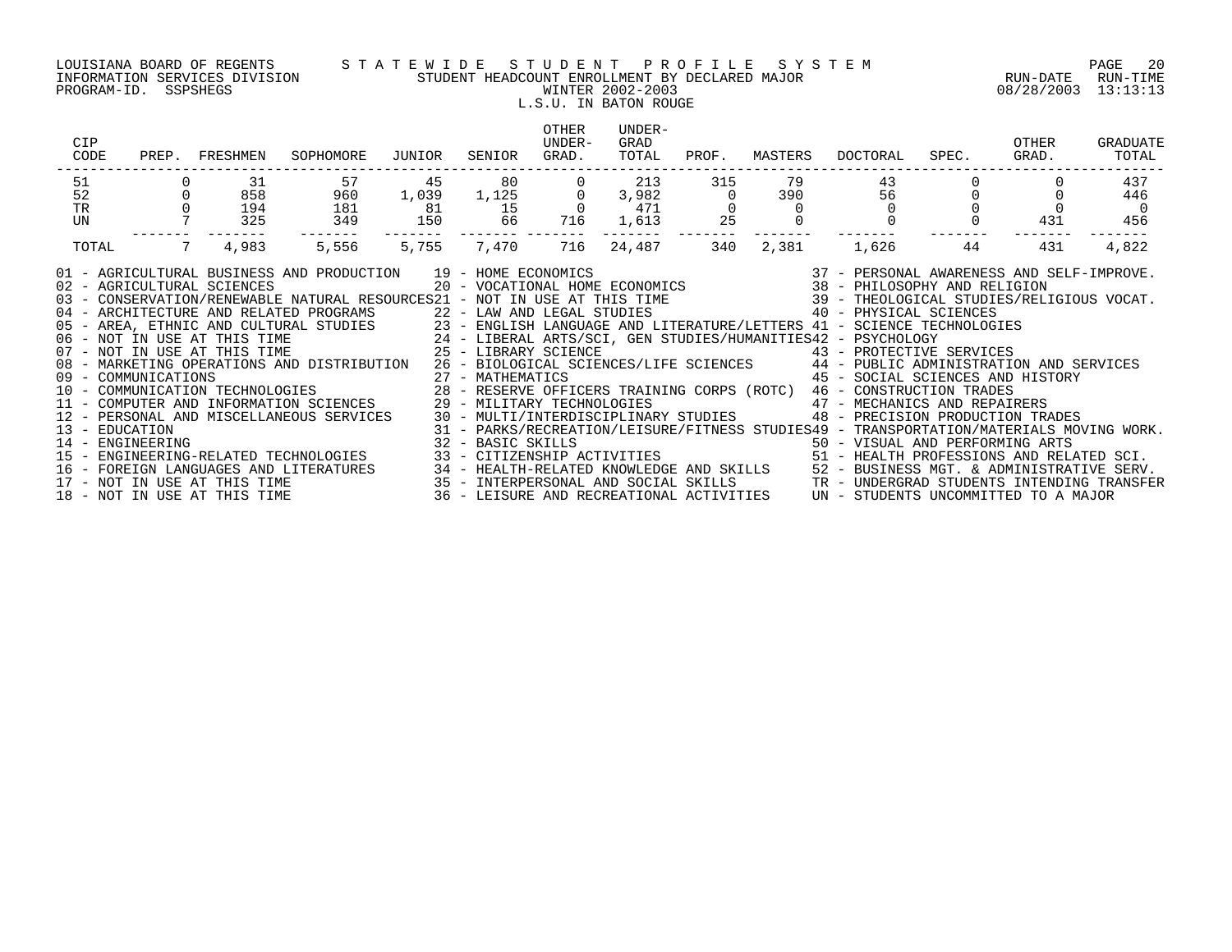LOUISIANA BOARD OF REGENTS — STATEWIDE STUDENT PROFILE SYSTEM
INFORMATION SERVICES DIVISION — STUDENT HEADCOUNT ENROLLMENT BY DECLARED MAJOR — RUN-DATE 08/28/2003 RUN-TIME 13:13:13
PROGRAM-ID. SSPSHEGS — WINTER 2002-2003

L.S.U. IN BATON ROUGE

| CIP CODE | PREP. | FRESHMEN | SOPHOMORE | JUNIOR | SENIOR | OTHER UNDER-GRAD. | UNDER-GRAD TOTAL | PROF. | MASTERS | DOCTORAL | SPEC. | OTHER GRAD. | GRADUATE TOTAL |
|---|---|---|---|---|---|---|---|---|---|---|---|---|---|
| 51 | 0 | 31 | 57 | 45 | 80 | 0 | 213 | 315 | 79 | 43 | 0 | 0 | 437 |
| 52 | 0 | 858 | 960 | 1,039 | 1,125 | 0 | 3,982 | 0 | 390 | 56 | 0 | 0 | 446 |
| TR | 0 | 194 | 181 | 81 | 15 | 0 | 471 | 0 | 0 | 0 | 0 | 0 | 0 |
| UN | 7 | 325 | 349 | 150 | 66 | 716 | 1,613 | 25 | 0 | 0 | 0 | 431 | 456 |
| TOTAL | 7 | 4,983 | 5,556 | 5,755 | 7,470 | 716 | 24,487 | 340 | 2,381 | 1,626 | 44 | 431 | 4,822 |

01 - AGRICULTURAL BUSINESS AND PRODUCTION
02 - AGRICULTURAL SCIENCES
03 - CONSERVATION/RENEWABLE NATURAL RESOURCES
04 - ARCHITECTURE AND RELATED PROGRAMS
05 - AREA, ETHNIC AND CULTURAL STUDIES
06 - NOT IN USE AT THIS TIME
07 - NOT IN USE AT THIS TIME
08 - MARKETING OPERATIONS AND DISTRIBUTION
09 - COMMUNICATIONS
10 - COMMUNICATION TECHNOLOGIES
11 - COMPUTER AND INFORMATION SCIENCES
12 - PERSONAL AND MISCELLANEOUS SERVICES
13 - EDUCATION
14 - ENGINEERING
15 - ENGINEERING-RELATED TECHNOLOGIES
16 - FOREIGN LANGUAGES AND LITERATURES
17 - NOT IN USE AT THIS TIME
18 - NOT IN USE AT THIS TIME
19 - HOME ECONOMICS
20 - VOCATIONAL HOME ECONOMICS
21 - NOT IN USE AT THIS TIME
22 - LAW AND LEGAL STUDIES
23 - ENGLISH LANGUAGE AND LITERATURE/LETTERS
24 - LIBERAL ARTS/SCI, GEN STUDIES/HUMANITIES
25 - LIBRARY SCIENCE
26 - BIOLOGICAL SCIENCES/LIFE SCIENCES
27 - MATHEMATICS
28 - RESERVE OFFICERS TRAINING CORPS (ROTC)
29 - MILITARY TECHNOLOGIES
30 - MULTI/INTERDISCIPLINARY STUDIES
31 - PARKS/RECREATION/LEISURE/FITNESS STUDIES
32 - BASIC SKILLS
33 - CITIZENSHIP ACTIVITIES
34 - HEALTH-RELATED KNOWLEDGE AND SKILLS
35 - INTERPERSONAL AND SOCIAL SKILLS
36 - LEISURE AND RECREATIONAL ACTIVITIES
37 - PERSONAL AWARENESS AND SELF-IMPROVE.
38 - PHILOSOPHY AND RELIGION
39 - THEOLOGICAL STUDIES/RELIGIOUS VOCAT.
40 - PHYSICAL SCIENCES
41 - SCIENCE TECHNOLOGIES
42 - PSYCHOLOGY
43 - PROTECTIVE SERVICES
44 - PUBLIC ADMINISTRATION AND SERVICES
45 - SOCIAL SCIENCES AND HISTORY
46 - CONSTRUCTION TRADES
47 - MECHANICS AND REPAIRERS
48 - PRECISION PRODUCTION TRADES
49 - TRANSPORTATION/MATERIALS MOVING WORK.
50 - VISUAL AND PERFORMING ARTS
51 - HEALTH PROFESSIONS AND RELATED SCI.
52 - BUSINESS MGT. & ADMINISTRATIVE SERV.
TR - UNDERGRAD STUDENTS INTENDING TRANSFER
UN - STUDENTS UNCOMMITTED TO A MAJOR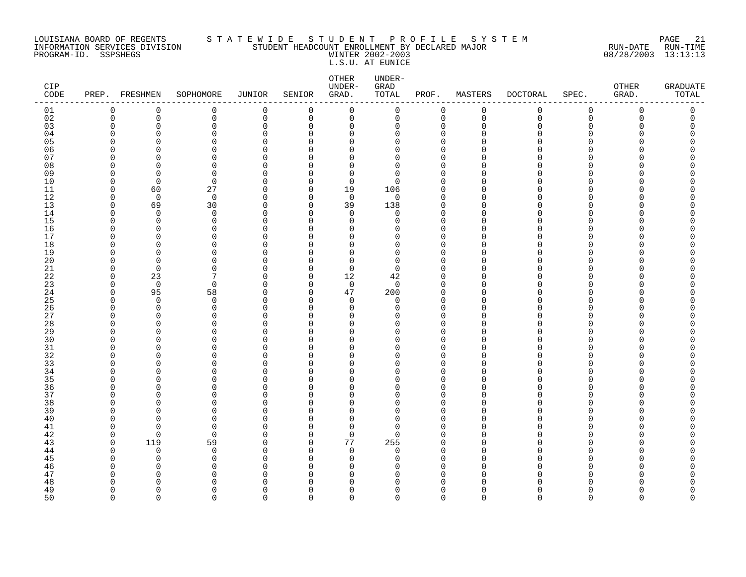LOUISIANA BOARD OF REGENTS INFORMATION SERVICES DIVISION PROGRAM-ID. SSPSHEGS

STATEWIDE STUDENT PROFILE SYSTEM
STUDENT HEADCOUNT ENROLLMENT BY DECLARED MAJOR
WINTER 2002-2003
L.S.U. AT EUNICE

RUN-DATE 08/28/2003 RUN-TIME 13:13:13

| CIP CODE | PREP. | FRESHMEN | SOPHOMORE | JUNIOR | SENIOR | OTHER UNDER-GRAD. | UNDER-GRAD TOTAL | PROF. | MASTERS | DOCTORAL | SPEC. | OTHER GRAD. | GRADUATE TOTAL |
|---|---|---|---|---|---|---|---|---|---|---|---|---|---|
| 01 | 0 | 0 | 0 | 0 | 0 | 0 | 0 | 0 | 0 | 0 | 0 | 0 | 0 |
| 02 | 0 | 0 | 0 | 0 | 0 | 0 | 0 | 0 | 0 | 0 | 0 | 0 | 0 |
| 03 | 0 | 0 | 0 | 0 | 0 | 0 | 0 | 0 | 0 | 0 | 0 | 0 | 0 |
| 04 | 0 | 0 | 0 | 0 | 0 | 0 | 0 | 0 | 0 | 0 | 0 | 0 | 0 |
| 05 | 0 | 0 | 0 | 0 | 0 | 0 | 0 | 0 | 0 | 0 | 0 | 0 | 0 |
| 06 | 0 | 0 | 0 | 0 | 0 | 0 | 0 | 0 | 0 | 0 | 0 | 0 | 0 |
| 07 | 0 | 0 | 0 | 0 | 0 | 0 | 0 | 0 | 0 | 0 | 0 | 0 | 0 |
| 08 | 0 | 0 | 0 | 0 | 0 | 0 | 0 | 0 | 0 | 0 | 0 | 0 | 0 |
| 09 | 0 | 0 | 0 | 0 | 0 | 0 | 0 | 0 | 0 | 0 | 0 | 0 | 0 |
| 10 | 0 | 0 | 0 | 0 | 0 | 0 | 0 | 0 | 0 | 0 | 0 | 0 | 0 |
| 11 | 0 | 60 | 27 | 0 | 0 | 19 | 106 | 0 | 0 | 0 | 0 | 0 | 0 |
| 12 | 0 | 0 | 0 | 0 | 0 | 0 | 0 | 0 | 0 | 0 | 0 | 0 | 0 |
| 13 | 0 | 69 | 30 | 0 | 0 | 39 | 138 | 0 | 0 | 0 | 0 | 0 | 0 |
| 14 | 0 | 0 | 0 | 0 | 0 | 0 | 0 | 0 | 0 | 0 | 0 | 0 | 0 |
| 15 | 0 | 0 | 0 | 0 | 0 | 0 | 0 | 0 | 0 | 0 | 0 | 0 | 0 |
| 16 | 0 | 0 | 0 | 0 | 0 | 0 | 0 | 0 | 0 | 0 | 0 | 0 | 0 |
| 17 | 0 | 0 | 0 | 0 | 0 | 0 | 0 | 0 | 0 | 0 | 0 | 0 | 0 |
| 18 | 0 | 0 | 0 | 0 | 0 | 0 | 0 | 0 | 0 | 0 | 0 | 0 | 0 |
| 19 | 0 | 0 | 0 | 0 | 0 | 0 | 0 | 0 | 0 | 0 | 0 | 0 | 0 |
| 20 | 0 | 0 | 0 | 0 | 0 | 0 | 0 | 0 | 0 | 0 | 0 | 0 | 0 |
| 21 | 0 | 0 | 0 | 0 | 0 | 0 | 0 | 0 | 0 | 0 | 0 | 0 | 0 |
| 22 | 0 | 23 | 7 | 0 | 0 | 12 | 42 | 0 | 0 | 0 | 0 | 0 | 0 |
| 23 | 0 | 0 | 0 | 0 | 0 | 0 | 0 | 0 | 0 | 0 | 0 | 0 | 0 |
| 24 | 0 | 95 | 58 | 0 | 0 | 47 | 200 | 0 | 0 | 0 | 0 | 0 | 0 |
| 25 | 0 | 0 | 0 | 0 | 0 | 0 | 0 | 0 | 0 | 0 | 0 | 0 | 0 |
| 26 | 0 | 0 | 0 | 0 | 0 | 0 | 0 | 0 | 0 | 0 | 0 | 0 | 0 |
| 27 | 0 | 0 | 0 | 0 | 0 | 0 | 0 | 0 | 0 | 0 | 0 | 0 | 0 |
| 28 | 0 | 0 | 0 | 0 | 0 | 0 | 0 | 0 | 0 | 0 | 0 | 0 | 0 |
| 29 | 0 | 0 | 0 | 0 | 0 | 0 | 0 | 0 | 0 | 0 | 0 | 0 | 0 |
| 30 | 0 | 0 | 0 | 0 | 0 | 0 | 0 | 0 | 0 | 0 | 0 | 0 | 0 |
| 31 | 0 | 0 | 0 | 0 | 0 | 0 | 0 | 0 | 0 | 0 | 0 | 0 | 0 |
| 32 | 0 | 0 | 0 | 0 | 0 | 0 | 0 | 0 | 0 | 0 | 0 | 0 | 0 |
| 33 | 0 | 0 | 0 | 0 | 0 | 0 | 0 | 0 | 0 | 0 | 0 | 0 | 0 |
| 34 | 0 | 0 | 0 | 0 | 0 | 0 | 0 | 0 | 0 | 0 | 0 | 0 | 0 |
| 35 | 0 | 0 | 0 | 0 | 0 | 0 | 0 | 0 | 0 | 0 | 0 | 0 | 0 |
| 36 | 0 | 0 | 0 | 0 | 0 | 0 | 0 | 0 | 0 | 0 | 0 | 0 | 0 |
| 37 | 0 | 0 | 0 | 0 | 0 | 0 | 0 | 0 | 0 | 0 | 0 | 0 | 0 |
| 38 | 0 | 0 | 0 | 0 | 0 | 0 | 0 | 0 | 0 | 0 | 0 | 0 | 0 |
| 39 | 0 | 0 | 0 | 0 | 0 | 0 | 0 | 0 | 0 | 0 | 0 | 0 | 0 |
| 40 | 0 | 0 | 0 | 0 | 0 | 0 | 0 | 0 | 0 | 0 | 0 | 0 | 0 |
| 41 | 0 | 0 | 0 | 0 | 0 | 0 | 0 | 0 | 0 | 0 | 0 | 0 | 0 |
| 42 | 0 | 0 | 0 | 0 | 0 | 0 | 0 | 0 | 0 | 0 | 0 | 0 | 0 |
| 43 | 0 | 119 | 59 | 0 | 0 | 77 | 255 | 0 | 0 | 0 | 0 | 0 | 0 |
| 44 | 0 | 0 | 0 | 0 | 0 | 0 | 0 | 0 | 0 | 0 | 0 | 0 | 0 |
| 45 | 0 | 0 | 0 | 0 | 0 | 0 | 0 | 0 | 0 | 0 | 0 | 0 | 0 |
| 46 | 0 | 0 | 0 | 0 | 0 | 0 | 0 | 0 | 0 | 0 | 0 | 0 | 0 |
| 47 | 0 | 0 | 0 | 0 | 0 | 0 | 0 | 0 | 0 | 0 | 0 | 0 | 0 |
| 48 | 0 | 0 | 0 | 0 | 0 | 0 | 0 | 0 | 0 | 0 | 0 | 0 | 0 |
| 49 | 0 | 0 | 0 | 0 | 0 | 0 | 0 | 0 | 0 | 0 | 0 | 0 | 0 |
| 50 | 0 | 0 | 0 | 0 | 0 | 0 | 0 | 0 | 0 | 0 | 0 | 0 | 0 |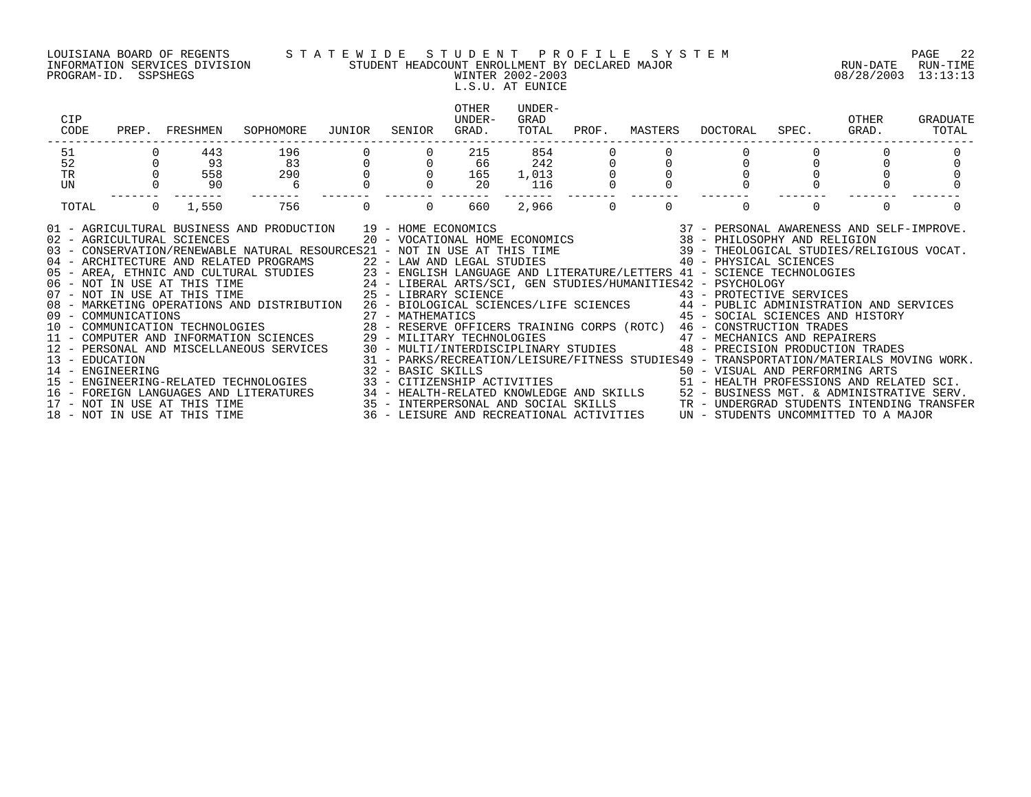LOUISIANA BOARD OF REGENTS — STATEWIDE STUDENT PROFILE SYSTEM
INFORMATION SERVICES DIVISION — STUDENT HEADCOUNT ENROLLMENT BY DECLARED MAJOR — RUN-DATE 08/28/2003 RUN-TIME 13:13:13
PROGRAM-ID. SSPSHEGS — WINTER 2002-2003

L.S.U. AT EUNICE

| CIP CODE | PREP. | FRESHMEN | SOPHOMORE | JUNIOR | SENIOR | OTHER UNDER-GRAD. | UNDER-GRAD TOTAL | PROF. | MASTERS | DOCTORAL | SPEC. | OTHER GRAD. | GRADUATE TOTAL |
|---|---|---|---|---|---|---|---|---|---|---|---|---|---|
| 51 | 0 | 443 | 196 | 0 | 0 | 215 | 854 | 0 | 0 | 0 | 0 | 0 | 0 |
| 52 | 0 | 93 | 83 | 0 | 0 | 66 | 242 | 0 | 0 | 0 | 0 | 0 | 0 |
| TR | 0 | 558 | 290 | 0 | 0 | 165 | 1,013 | 0 | 0 | 0 | 0 | 0 | 0 |
| UN | 0 | 90 | 6 | 0 | 0 | 20 | 116 | 0 | 0 | 0 | 0 | 0 | 0 |
| TOTAL | 0 | 1,550 | 756 | 0 | 0 | 660 | 2,966 | 0 | 0 | 0 | 0 | 0 | 0 |

01 - AGRICULTURAL BUSINESS AND PRODUCTION
02 - AGRICULTURAL SCIENCES
03 - CONSERVATION/RENEWABLE NATURAL RESOURCES
04 - ARCHITECTURE AND RELATED PROGRAMS
05 - AREA, ETHNIC AND CULTURAL STUDIES
06 - NOT IN USE AT THIS TIME
07 - NOT IN USE AT THIS TIME
08 - MARKETING OPERATIONS AND DISTRIBUTION
09 - COMMUNICATIONS
10 - COMMUNICATION TECHNOLOGIES
11 - COMPUTER AND INFORMATION SCIENCES
12 - PERSONAL AND MISCELLANEOUS SERVICES
13 - EDUCATION
14 - ENGINEERING
15 - ENGINEERING-RELATED TECHNOLOGIES
16 - FOREIGN LANGUAGES AND LITERATURES
17 - NOT IN USE AT THIS TIME
18 - NOT IN USE AT THIS TIME
19 - HOME ECONOMICS
20 - VOCATIONAL HOME ECONOMICS
21 - NOT IN USE AT THIS TIME
22 - LAW AND LEGAL STUDIES
23 - ENGLISH LANGUAGE AND LITERATURE/LETTERS
24 - LIBERAL ARTS/SCI, GEN STUDIES/HUMANITIES
25 - LIBRARY SCIENCE
26 - BIOLOGICAL SCIENCES/LIFE SCIENCES
27 - MATHEMATICS
28 - RESERVE OFFICERS TRAINING CORPS (ROTC)
29 - MILITARY TECHNOLOGIES
30 - MULTI/INTERDISCIPLINARY STUDIES
31 - PARKS/RECREATION/LEISURE/FITNESS STUDIES
32 - BASIC SKILLS
33 - CITIZENSHIP ACTIVITIES
34 - HEALTH-RELATED KNOWLEDGE AND SKILLS
35 - INTERPERSONAL AND SOCIAL SKILLS
36 - LEISURE AND RECREATIONAL ACTIVITIES
37 - PERSONAL AWARENESS AND SELF-IMPROVE.
38 - PHILOSOPHY AND RELIGION
39 - THEOLOGICAL STUDIES/RELIGIOUS VOCAT.
40 - PHYSICAL SCIENCES
41 - SCIENCE TECHNOLOGIES
42 - PSYCHOLOGY
43 - PROTECTIVE SERVICES
44 - PUBLIC ADMINISTRATION AND SERVICES
45 - SOCIAL SCIENCES AND HISTORY
46 - CONSTRUCTION TRADES
47 - MECHANICS AND REPAIRERS
48 - PRECISION PRODUCTION TRADES
49 - TRANSPORTATION/MATERIALS MOVING WORK.
50 - VISUAL AND PERFORMING ARTS
51 - HEALTH PROFESSIONS AND RELATED SCI.
52 - BUSINESS MGT. & ADMINISTRATIVE SERV.
TR - UNDERGRAD STUDENTS INTENDING TRANSFER
UN - STUDENTS UNCOMMITTED TO A MAJOR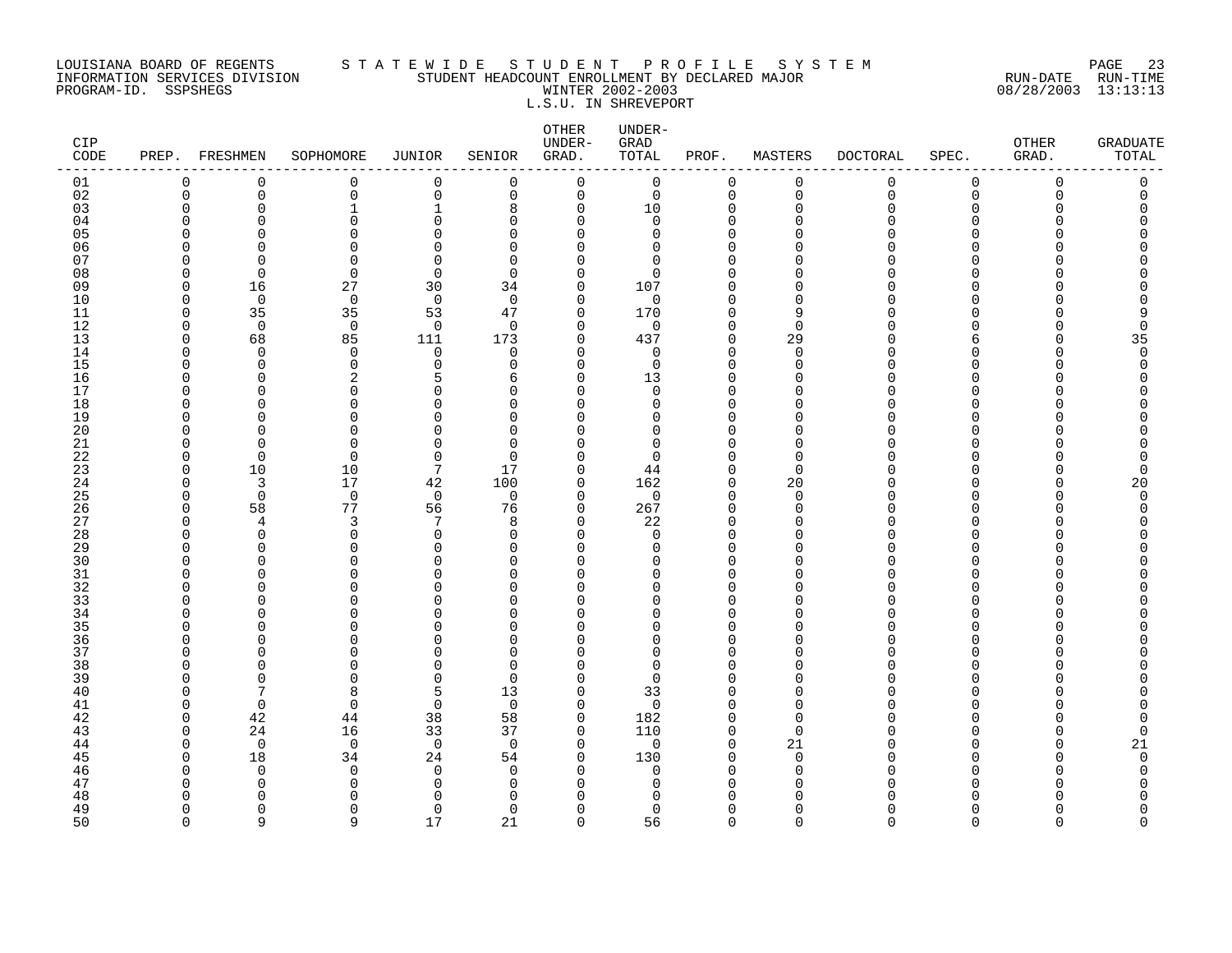LOUISIANA BOARD OF REGENTS
INFORMATION SERVICES DIVISION
PROGRAM-ID. SSPSHEGS

STATEWIDE STUDENT PROFILE SYSTEM
STUDENT HEADCOUNT ENROLLMENT BY DECLARED MAJOR
WINTER 2002-2003
L.S.U. IN SHREVEPORT

RUN-DATE 08/28/2003 RUN-TIME 13:13:13

| CIP CODE | PREP. | FRESHMEN | SOPHOMORE | JUNIOR | SENIOR | OTHER UNDER-GRAD. | UNDER-GRAD TOTAL | PROF. | MASTERS | DOCTORAL | SPEC. | OTHER GRAD. | GRADUATE TOTAL |
|---|---|---|---|---|---|---|---|---|---|---|---|---|---|
| 01 | 0 | 0 | 0 | 0 | 0 | 0 | 0 | 0 | 0 | 0 | 0 | 0 | 0 |
| 02 | 0 | 0 | 0 | 0 | 0 | 0 | 0 | 0 | 0 | 0 | 0 | 0 | 0 |
| 03 | 0 | 0 | 1 | 1 | 8 | 0 | 10 | 0 | 0 | 0 | 0 | 0 | 0 |
| 04 | 0 | 0 | 0 | 0 | 0 | 0 | 0 | 0 | 0 | 0 | 0 | 0 | 0 |
| 05 | 0 | 0 | 0 | 0 | 0 | 0 | 0 | 0 | 0 | 0 | 0 | 0 | 0 |
| 06 | 0 | 0 | 0 | 0 | 0 | 0 | 0 | 0 | 0 | 0 | 0 | 0 | 0 |
| 07 | 0 | 0 | 0 | 0 | 0 | 0 | 0 | 0 | 0 | 0 | 0 | 0 | 0 |
| 08 | 0 | 0 | 0 | 0 | 0 | 0 | 0 | 0 | 0 | 0 | 0 | 0 | 0 |
| 09 | 0 | 16 | 27 | 30 | 34 | 0 | 107 | 0 | 0 | 0 | 0 | 0 | 0 |
| 10 | 0 | 0 | 0 | 0 | 0 | 0 | 0 | 0 | 0 | 0 | 0 | 0 | 0 |
| 11 | 0 | 35 | 35 | 53 | 47 | 0 | 170 | 0 | 9 | 0 | 0 | 0 | 9 |
| 12 | 0 | 0 | 0 | 0 | 0 | 0 | 0 | 0 | 0 | 0 | 0 | 0 | 0 |
| 13 | 0 | 68 | 85 | 111 | 173 | 0 | 437 | 0 | 29 | 0 | 6 | 0 | 35 |
| 14 | 0 | 0 | 0 | 0 | 0 | 0 | 0 | 0 | 0 | 0 | 0 | 0 | 0 |
| 15 | 0 | 0 | 0 | 0 | 0 | 0 | 0 | 0 | 0 | 0 | 0 | 0 | 0 |
| 16 | 0 | 0 | 2 | 5 | 6 | 0 | 13 | 0 | 0 | 0 | 0 | 0 | 0 |
| 17 | 0 | 0 | 0 | 0 | 0 | 0 | 0 | 0 | 0 | 0 | 0 | 0 | 0 |
| 18 | 0 | 0 | 0 | 0 | 0 | 0 | 0 | 0 | 0 | 0 | 0 | 0 | 0 |
| 19 | 0 | 0 | 0 | 0 | 0 | 0 | 0 | 0 | 0 | 0 | 0 | 0 | 0 |
| 20 | 0 | 0 | 0 | 0 | 0 | 0 | 0 | 0 | 0 | 0 | 0 | 0 | 0 |
| 21 | 0 | 0 | 0 | 0 | 0 | 0 | 0 | 0 | 0 | 0 | 0 | 0 | 0 |
| 22 | 0 | 0 | 0 | 0 | 0 | 0 | 0 | 0 | 0 | 0 | 0 | 0 | 0 |
| 23 | 0 | 10 | 10 | 7 | 17 | 0 | 44 | 0 | 0 | 0 | 0 | 0 | 0 |
| 24 | 0 | 3 | 17 | 42 | 100 | 0 | 162 | 0 | 20 | 0 | 0 | 0 | 20 |
| 25 | 0 | 0 | 0 | 0 | 0 | 0 | 0 | 0 | 0 | 0 | 0 | 0 | 0 |
| 26 | 0 | 58 | 77 | 56 | 76 | 0 | 267 | 0 | 0 | 0 | 0 | 0 | 0 |
| 27 | 0 | 4 | 3 | 7 | 8 | 0 | 22 | 0 | 0 | 0 | 0 | 0 | 0 |
| 28 | 0 | 0 | 0 | 0 | 0 | 0 | 0 | 0 | 0 | 0 | 0 | 0 | 0 |
| 29 | 0 | 0 | 0 | 0 | 0 | 0 | 0 | 0 | 0 | 0 | 0 | 0 | 0 |
| 30 | 0 | 0 | 0 | 0 | 0 | 0 | 0 | 0 | 0 | 0 | 0 | 0 | 0 |
| 31 | 0 | 0 | 0 | 0 | 0 | 0 | 0 | 0 | 0 | 0 | 0 | 0 | 0 |
| 32 | 0 | 0 | 0 | 0 | 0 | 0 | 0 | 0 | 0 | 0 | 0 | 0 | 0 |
| 33 | 0 | 0 | 0 | 0 | 0 | 0 | 0 | 0 | 0 | 0 | 0 | 0 | 0 |
| 34 | 0 | 0 | 0 | 0 | 0 | 0 | 0 | 0 | 0 | 0 | 0 | 0 | 0 |
| 35 | 0 | 0 | 0 | 0 | 0 | 0 | 0 | 0 | 0 | 0 | 0 | 0 | 0 |
| 36 | 0 | 0 | 0 | 0 | 0 | 0 | 0 | 0 | 0 | 0 | 0 | 0 | 0 |
| 37 | 0 | 0 | 0 | 0 | 0 | 0 | 0 | 0 | 0 | 0 | 0 | 0 | 0 |
| 38 | 0 | 0 | 0 | 0 | 0 | 0 | 0 | 0 | 0 | 0 | 0 | 0 | 0 |
| 39 | 0 | 0 | 0 | 0 | 0 | 0 | 0 | 0 | 0 | 0 | 0 | 0 | 0 |
| 40 | 0 | 7 | 8 | 5 | 13 | 0 | 33 | 0 | 0 | 0 | 0 | 0 | 0 |
| 41 | 0 | 0 | 0 | 0 | 0 | 0 | 0 | 0 | 0 | 0 | 0 | 0 | 0 |
| 42 | 0 | 42 | 44 | 38 | 58 | 0 | 182 | 0 | 0 | 0 | 0 | 0 | 0 |
| 43 | 0 | 24 | 16 | 33 | 37 | 0 | 110 | 0 | 0 | 0 | 0 | 0 | 0 |
| 44 | 0 | 0 | 0 | 0 | 0 | 0 | 0 | 0 | 21 | 0 | 0 | 0 | 21 |
| 45 | 0 | 18 | 34 | 24 | 54 | 0 | 130 | 0 | 0 | 0 | 0 | 0 | 0 |
| 46 | 0 | 0 | 0 | 0 | 0 | 0 | 0 | 0 | 0 | 0 | 0 | 0 | 0 |
| 47 | 0 | 0 | 0 | 0 | 0 | 0 | 0 | 0 | 0 | 0 | 0 | 0 | 0 |
| 48 | 0 | 0 | 0 | 0 | 0 | 0 | 0 | 0 | 0 | 0 | 0 | 0 | 0 |
| 49 | 0 | 0 | 0 | 0 | 0 | 0 | 0 | 0 | 0 | 0 | 0 | 0 | 0 |
| 50 | 0 | 9 | 9 | 17 | 21 | 0 | 56 | 0 | 0 | 0 | 0 | 0 | 0 |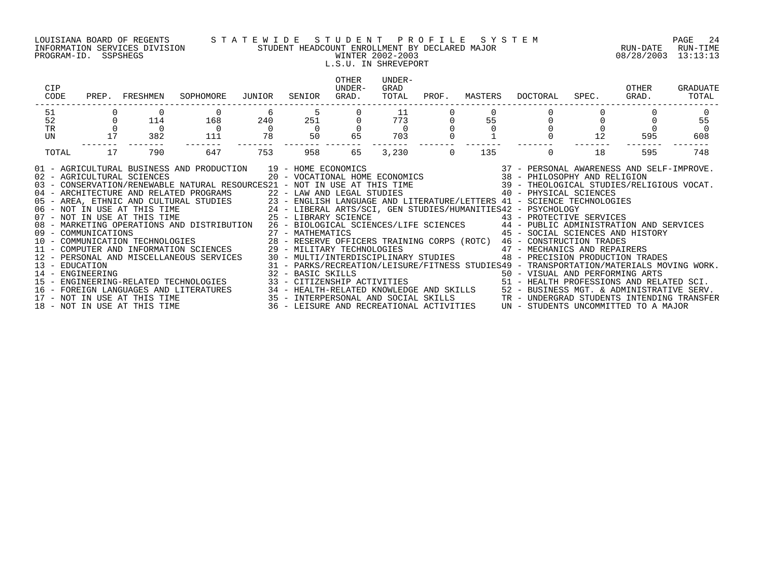LOUISIANA BOARD OF REGENTS — STATEWIDE STUDENT PROFILE SYSTEM
INFORMATION SERVICES DIVISION — STUDENT HEADCOUNT ENROLLMENT BY DECLARED MAJOR — RUN-DATE 08/28/2003 RUN-TIME 13:13:13
PROGRAM-ID. SSPSHEGS — WINTER 2002-2003

# L.S.U. IN SHREVEPORT

| CIP CODE | PREP. | FRESHMEN | SOPHOMORE | JUNIOR | SENIOR | OTHER UNDER-GRAD. | UNDER-GRAD TOTAL | PROF. | MASTERS | DOCTORAL | SPEC. | OTHER GRAD. | GRADUATE TOTAL |
|---|---|---|---|---|---|---|---|---|---|---|---|---|---|
| 51 | 0 | 0 | 0 | 6 | 5 | 0 | 11 | 0 | 0 | 0 | 0 | 0 | 0 |
| 52 | 0 | 114 | 168 | 240 | 251 | 0 | 773 | 0 | 55 | 0 | 0 | 0 | 55 |
| TR | 0 | 0 | 0 | 0 | 0 | 0 | 0 | 0 | 0 | 0 | 0 | 0 | 0 |
| UN | 17 | 382 | 111 | 78 | 50 | 65 | 703 | 0 | 1 | 0 | 12 | 595 | 608 |
| TOTAL | 17 | 790 | 647 | 753 | 958 | 65 | 3,230 | 0 | 135 | 0 | 18 | 595 | 748 |

01 - AGRICULTURAL BUSINESS AND PRODUCTION
02 - AGRICULTURAL SCIENCES
03 - CONSERVATION/RENEWABLE NATURAL RESOURCES
04 - ARCHITECTURE AND RELATED PROGRAMS
05 - AREA, ETHNIC AND CULTURAL STUDIES
06 - NOT IN USE AT THIS TIME
07 - NOT IN USE AT THIS TIME
08 - MARKETING OPERATIONS AND DISTRIBUTION
09 - COMMUNICATIONS
10 - COMMUNICATION TECHNOLOGIES
11 - COMPUTER AND INFORMATION SCIENCES
12 - PERSONAL AND MISCELLANEOUS SERVICES
13 - EDUCATION
14 - ENGINEERING
15 - ENGINEERING-RELATED TECHNOLOGIES
16 - FOREIGN LANGUAGES AND LITERATURES
17 - NOT IN USE AT THIS TIME
18 - NOT IN USE AT THIS TIME
19 - HOME ECONOMICS
20 - VOCATIONAL HOME ECONOMICS
21 - NOT IN USE AT THIS TIME
22 - LAW AND LEGAL STUDIES
23 - ENGLISH LANGUAGE AND LITERATURE/LETTERS
24 - LIBERAL ARTS/SCI, GEN STUDIES/HUMANITIES
25 - LIBRARY SCIENCE
26 - BIOLOGICAL SCIENCES/LIFE SCIENCES
27 - MATHEMATICS
28 - RESERVE OFFICERS TRAINING CORPS (ROTC)
29 - MILITARY TECHNOLOGIES
30 - MULTI/INTERDISCIPLINARY STUDIES
31 - PARKS/RECREATION/LEISURE/FITNESS STUDIES
32 - BASIC SKILLS
33 - CITIZENSHIP ACTIVITIES
34 - HEALTH-RELATED KNOWLEDGE AND SKILLS
35 - INTERPERSONAL AND SOCIAL SKILLS
36 - LEISURE AND RECREATIONAL ACTIVITIES
37 - PERSONAL AWARENESS AND SELF-IMPROVE.
38 - PHILOSOPHY AND RELIGION
39 - THEOLOGICAL STUDIES/RELIGIOUS VOCAT.
40 - PHYSICAL SCIENCES
41 - SCIENCE TECHNOLOGIES
42 - PSYCHOLOGY
43 - PROTECTIVE SERVICES
44 - PUBLIC ADMINISTRATION AND SERVICES
45 - SOCIAL SCIENCES AND HISTORY
46 - CONSTRUCTION TRADES
47 - MECHANICS AND REPAIRERS
48 - PRECISION PRODUCTION TRADES
49 - TRANSPORTATION/MATERIALS MOVING WORK.
50 - VISUAL AND PERFORMING ARTS
51 - HEALTH PROFESSIONS AND RELATED SCI.
52 - BUSINESS MGT. & ADMINISTRATIVE SERV.
TR - UNDERGRAD STUDENTS INTENDING TRANSFER
UN - STUDENTS UNCOMMITTED TO A MAJOR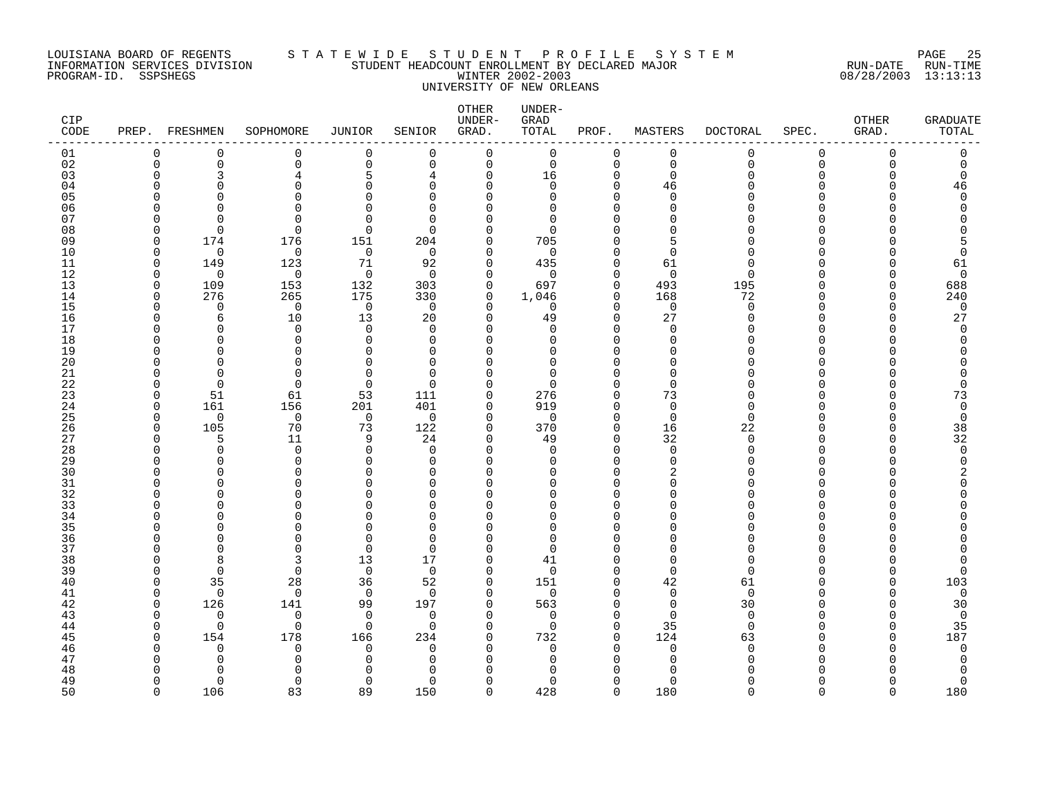LOUISIANA BOARD OF REGENTS — STATEWIDE STUDENT PROFILE SYSTEM
INFORMATION SERVICES DIVISION — STUDENT HEADCOUNT ENROLLMENT BY DECLARED MAJOR — RUN-DATE 08/28/2003 RUN-TIME 13:13:13
PROGRAM-ID. SSPSHEGS — WINTER 2002-2003

UNIVERSITY OF NEW ORLEANS

| CIP CODE | PREP. | FRESHMEN | SOPHOMORE | JUNIOR | SENIOR | OTHER UNDER-GRAD. | UNDER-GRAD TOTAL | PROF. | MASTERS | DOCTORAL | SPEC. | OTHER GRAD. | GRADUATE TOTAL |
|---|---|---|---|---|---|---|---|---|---|---|---|---|---|
| 01 | 0 | 0 | 0 | 0 | 0 | 0 | 0 | 0 | 0 | 0 | 0 | 0 | 0 |
| 02 | 0 | 0 | 0 | 0 | 0 | 0 | 0 | 0 | 0 | 0 | 0 | 0 | 0 |
| 03 | 0 | 3 | 4 | 5 | 4 | 0 | 16 | 0 | 0 | 0 | 0 | 0 | 0 |
| 04 | 0 | 0 | 0 | 0 | 0 | 0 | 0 | 0 | 46 | 0 | 0 | 0 | 46 |
| 05 | 0 | 0 | 0 | 0 | 0 | 0 | 0 | 0 | 0 | 0 | 0 | 0 | 0 |
| 06 | 0 | 0 | 0 | 0 | 0 | 0 | 0 | 0 | 0 | 0 | 0 | 0 | 0 |
| 07 | 0 | 0 | 0 | 0 | 0 | 0 | 0 | 0 | 0 | 0 | 0 | 0 | 0 |
| 08 | 0 | 0 | 0 | 0 | 0 | 0 | 0 | 0 | 0 | 0 | 0 | 0 | 0 |
| 09 | 0 | 174 | 176 | 151 | 204 | 0 | 705 | 0 | 5 | 0 | 0 | 0 | 5 |
| 10 | 0 | 0 | 0 | 0 | 0 | 0 | 0 | 0 | 0 | 0 | 0 | 0 | 0 |
| 11 | 0 | 149 | 123 | 71 | 92 | 0 | 435 | 0 | 61 | 0 | 0 | 0 | 61 |
| 12 | 0 | 0 | 0 | 0 | 0 | 0 | 0 | 0 | 0 | 0 | 0 | 0 | 0 |
| 13 | 0 | 109 | 153 | 132 | 303 | 0 | 697 | 0 | 493 | 195 | 0 | 0 | 688 |
| 14 | 0 | 276 | 265 | 175 | 330 | 0 | 1,046 | 0 | 168 | 72 | 0 | 0 | 240 |
| 15 | 0 | 0 | 0 | 0 | 0 | 0 | 0 | 0 | 0 | 0 | 0 | 0 | 0 |
| 16 | 0 | 6 | 10 | 13 | 20 | 0 | 49 | 0 | 27 | 0 | 0 | 0 | 27 |
| 17 | 0 | 0 | 0 | 0 | 0 | 0 | 0 | 0 | 0 | 0 | 0 | 0 | 0 |
| 18 | 0 | 0 | 0 | 0 | 0 | 0 | 0 | 0 | 0 | 0 | 0 | 0 | 0 |
| 19 | 0 | 0 | 0 | 0 | 0 | 0 | 0 | 0 | 0 | 0 | 0 | 0 | 0 |
| 20 | 0 | 0 | 0 | 0 | 0 | 0 | 0 | 0 | 0 | 0 | 0 | 0 | 0 |
| 21 | 0 | 0 | 0 | 0 | 0 | 0 | 0 | 0 | 0 | 0 | 0 | 0 | 0 |
| 22 | 0 | 0 | 0 | 0 | 0 | 0 | 0 | 0 | 0 | 0 | 0 | 0 | 0 |
| 23 | 0 | 51 | 61 | 53 | 111 | 0 | 276 | 0 | 73 | 0 | 0 | 0 | 73 |
| 24 | 0 | 161 | 156 | 201 | 401 | 0 | 919 | 0 | 0 | 0 | 0 | 0 | 0 |
| 25 | 0 | 0 | 0 | 0 | 0 | 0 | 0 | 0 | 0 | 0 | 0 | 0 | 0 |
| 26 | 0 | 105 | 70 | 73 | 122 | 0 | 370 | 0 | 16 | 22 | 0 | 0 | 38 |
| 27 | 0 | 5 | 11 | 9 | 24 | 0 | 49 | 0 | 32 | 0 | 0 | 0 | 32 |
| 28 | 0 | 0 | 0 | 0 | 0 | 0 | 0 | 0 | 0 | 0 | 0 | 0 | 0 |
| 29 | 0 | 0 | 0 | 0 | 0 | 0 | 0 | 0 | 0 | 0 | 0 | 0 | 0 |
| 30 | 0 | 0 | 0 | 0 | 0 | 0 | 0 | 0 | 2 | 0 | 0 | 0 | 2 |
| 31 | 0 | 0 | 0 | 0 | 0 | 0 | 0 | 0 | 0 | 0 | 0 | 0 | 0 |
| 32 | 0 | 0 | 0 | 0 | 0 | 0 | 0 | 0 | 0 | 0 | 0 | 0 | 0 |
| 33 | 0 | 0 | 0 | 0 | 0 | 0 | 0 | 0 | 0 | 0 | 0 | 0 | 0 |
| 34 | 0 | 0 | 0 | 0 | 0 | 0 | 0 | 0 | 0 | 0 | 0 | 0 | 0 |
| 35 | 0 | 0 | 0 | 0 | 0 | 0 | 0 | 0 | 0 | 0 | 0 | 0 | 0 |
| 36 | 0 | 0 | 0 | 0 | 0 | 0 | 0 | 0 | 0 | 0 | 0 | 0 | 0 |
| 37 | 0 | 0 | 0 | 0 | 0 | 0 | 0 | 0 | 0 | 0 | 0 | 0 | 0 |
| 38 | 0 | 8 | 3 | 13 | 17 | 0 | 41 | 0 | 0 | 0 | 0 | 0 | 0 |
| 39 | 0 | 0 | 0 | 0 | 0 | 0 | 0 | 0 | 0 | 0 | 0 | 0 | 0 |
| 40 | 0 | 35 | 28 | 36 | 52 | 0 | 151 | 0 | 42 | 61 | 0 | 0 | 103 |
| 41 | 0 | 0 | 0 | 0 | 0 | 0 | 0 | 0 | 0 | 0 | 0 | 0 | 0 |
| 42 | 0 | 126 | 141 | 99 | 197 | 0 | 563 | 0 | 0 | 30 | 0 | 0 | 30 |
| 43 | 0 | 0 | 0 | 0 | 0 | 0 | 0 | 0 | 0 | 0 | 0 | 0 | 0 |
| 44 | 0 | 0 | 0 | 0 | 0 | 0 | 0 | 0 | 35 | 0 | 0 | 0 | 35 |
| 45 | 0 | 154 | 178 | 166 | 234 | 0 | 732 | 0 | 124 | 63 | 0 | 0 | 187 |
| 46 | 0 | 0 | 0 | 0 | 0 | 0 | 0 | 0 | 0 | 0 | 0 | 0 | 0 |
| 47 | 0 | 0 | 0 | 0 | 0 | 0 | 0 | 0 | 0 | 0 | 0 | 0 | 0 |
| 48 | 0 | 0 | 0 | 0 | 0 | 0 | 0 | 0 | 0 | 0 | 0 | 0 | 0 |
| 49 | 0 | 0 | 0 | 0 | 0 | 0 | 0 | 0 | 0 | 0 | 0 | 0 | 0 |
| 50 | 0 | 106 | 83 | 89 | 150 | 0 | 428 | 0 | 180 | 0 | 0 | 0 | 180 |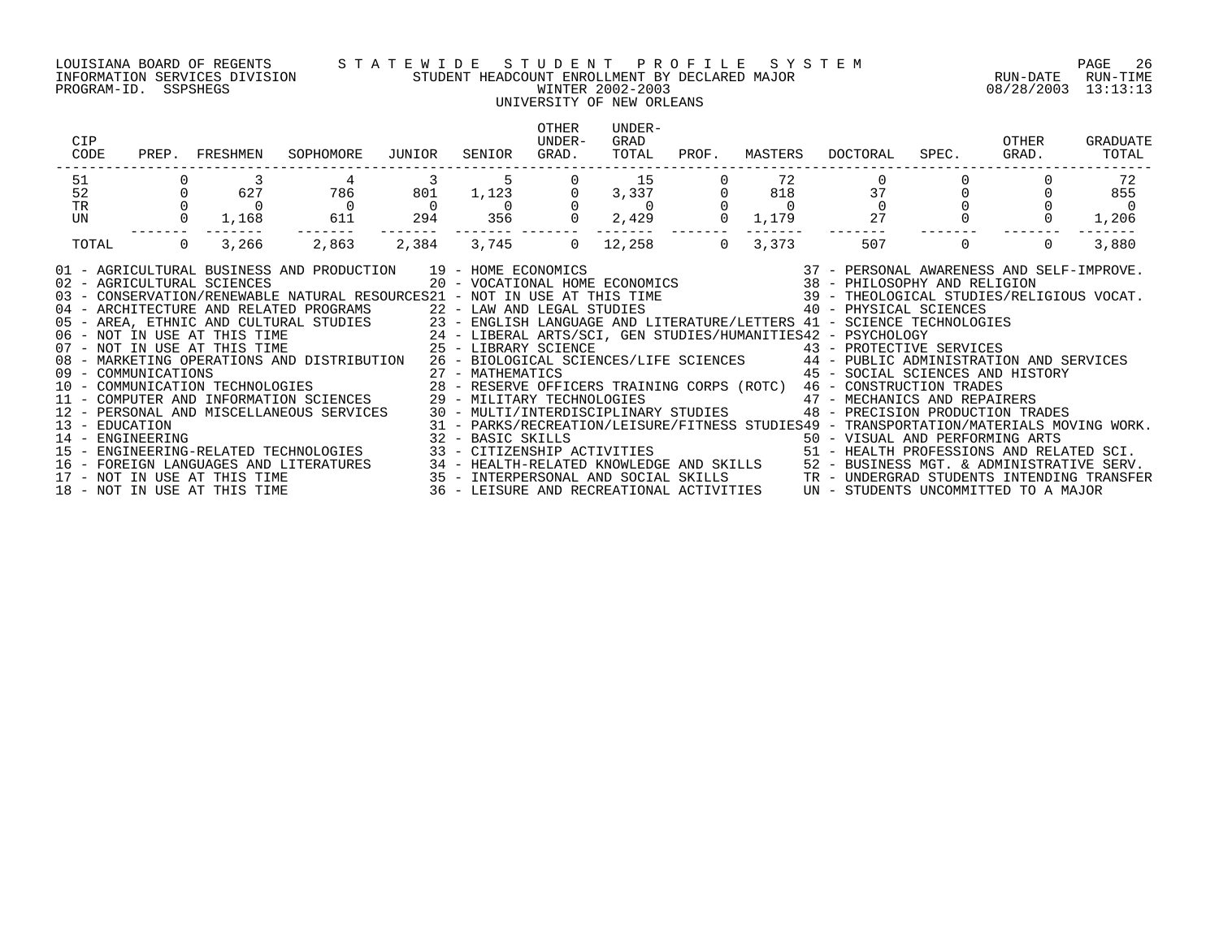LOUISIANA BOARD OF REGENTS — STATEWIDE STUDENT PROFILE SYSTEM
INFORMATION SERVICES DIVISION — STUDENT HEADCOUNT ENROLLMENT BY DECLARED MAJOR — RUN-DATE 08/28/2003 RUN-TIME 13:13:13
PROGRAM-ID. SSPSHEGS — WINTER 2002-2003

## UNIVERSITY OF NEW ORLEANS

| CIP CODE | PREP. | FRESHMEN | SOPHOMORE | JUNIOR | SENIOR | OTHER UNDER-GRAD. | UNDER-GRAD TOTAL | PROF. | MASTERS | DOCTORAL | SPEC. | OTHER GRAD. | GRADUATE TOTAL |
|---|---|---|---|---|---|---|---|---|---|---|---|---|---|
| 51 | 0 | 3 | 4 | 3 | 5 | 0 | 15 | 0 | 72 | 0 | 0 | 0 | 72 |
| 52 | 0 | 627 | 786 | 801 | 1,123 | 0 | 3,337 | 0 | 818 | 37 | 0 | 0 | 855 |
| TR | 0 | 0 | 0 | 0 | 0 | 0 | 0 | 0 | 0 | 0 | 0 | 0 | 0 |
| UN | 0 | 1,168 | 611 | 294 | 356 | 0 | 2,429 | 0 | 1,179 | 27 | 0 | 0 | 1,206 |
| TOTAL | 0 | 3,266 | 2,863 | 2,384 | 3,745 | 0 | 12,258 | 0 | 3,373 | 507 | 0 | 0 | 3,880 |

01 - AGRICULTURAL BUSINESS AND PRODUCTION
02 - AGRICULTURAL SCIENCES
03 - CONSERVATION/RENEWABLE NATURAL RESOURCES
04 - ARCHITECTURE AND RELATED PROGRAMS
05 - AREA, ETHNIC AND CULTURAL STUDIES
06 - NOT IN USE AT THIS TIME
07 - NOT IN USE AT THIS TIME
08 - MARKETING OPERATIONS AND DISTRIBUTION
09 - COMMUNICATIONS
10 - COMMUNICATION TECHNOLOGIES
11 - COMPUTER AND INFORMATION SCIENCES
12 - PERSONAL AND MISCELLANEOUS SERVICES
13 - EDUCATION
14 - ENGINEERING
15 - ENGINEERING-RELATED TECHNOLOGIES
16 - FOREIGN LANGUAGES AND LITERATURES
17 - NOT IN USE AT THIS TIME
18 - NOT IN USE AT THIS TIME
19 - HOME ECONOMICS
20 - VOCATIONAL HOME ECONOMICS
21 - NOT IN USE AT THIS TIME
22 - LAW AND LEGAL STUDIES
23 - ENGLISH LANGUAGE AND LITERATURE/LETTERS
24 - LIBERAL ARTS/SCI, GEN STUDIES/HUMANITIES
25 - LIBRARY SCIENCE
26 - BIOLOGICAL SCIENCES/LIFE SCIENCES
27 - MATHEMATICS
28 - RESERVE OFFICERS TRAINING CORPS (ROTC)
29 - MILITARY TECHNOLOGIES
30 - MULTI/INTERDISCIPLINARY STUDIES
31 - PARKS/RECREATION/LEISURE/FITNESS STUDIES
32 - BASIC SKILLS
33 - CITIZENSHIP ACTIVITIES
34 - HEALTH-RELATED KNOWLEDGE AND SKILLS
35 - INTERPERSONAL AND SOCIAL SKILLS
36 - LEISURE AND RECREATIONAL ACTIVITIES
37 - PERSONAL AWARENESS AND SELF-IMPROVE.
38 - PHILOSOPHY AND RELIGION
39 - THEOLOGICAL STUDIES/RELIGIOUS VOCAT.
40 - PHYSICAL SCIENCES
41 - SCIENCE TECHNOLOGIES
42 - PSYCHOLOGY
43 - PROTECTIVE SERVICES
44 - PUBLIC ADMINISTRATION AND SERVICES
45 - SOCIAL SCIENCES AND HISTORY
46 - CONSTRUCTION TRADES
47 - MECHANICS AND REPAIRERS
48 - PRECISION PRODUCTION TRADES
49 - TRANSPORTATION/MATERIALS MOVING WORK.
50 - VISUAL AND PERFORMING ARTS
51 - HEALTH PROFESSIONS AND RELATED SCI.
52 - BUSINESS MGT. & ADMINISTRATIVE SERV.
TR - UNDERGRAD STUDENTS INTENDING TRANSFER
UN - STUDENTS UNCOMMITTED TO A MAJOR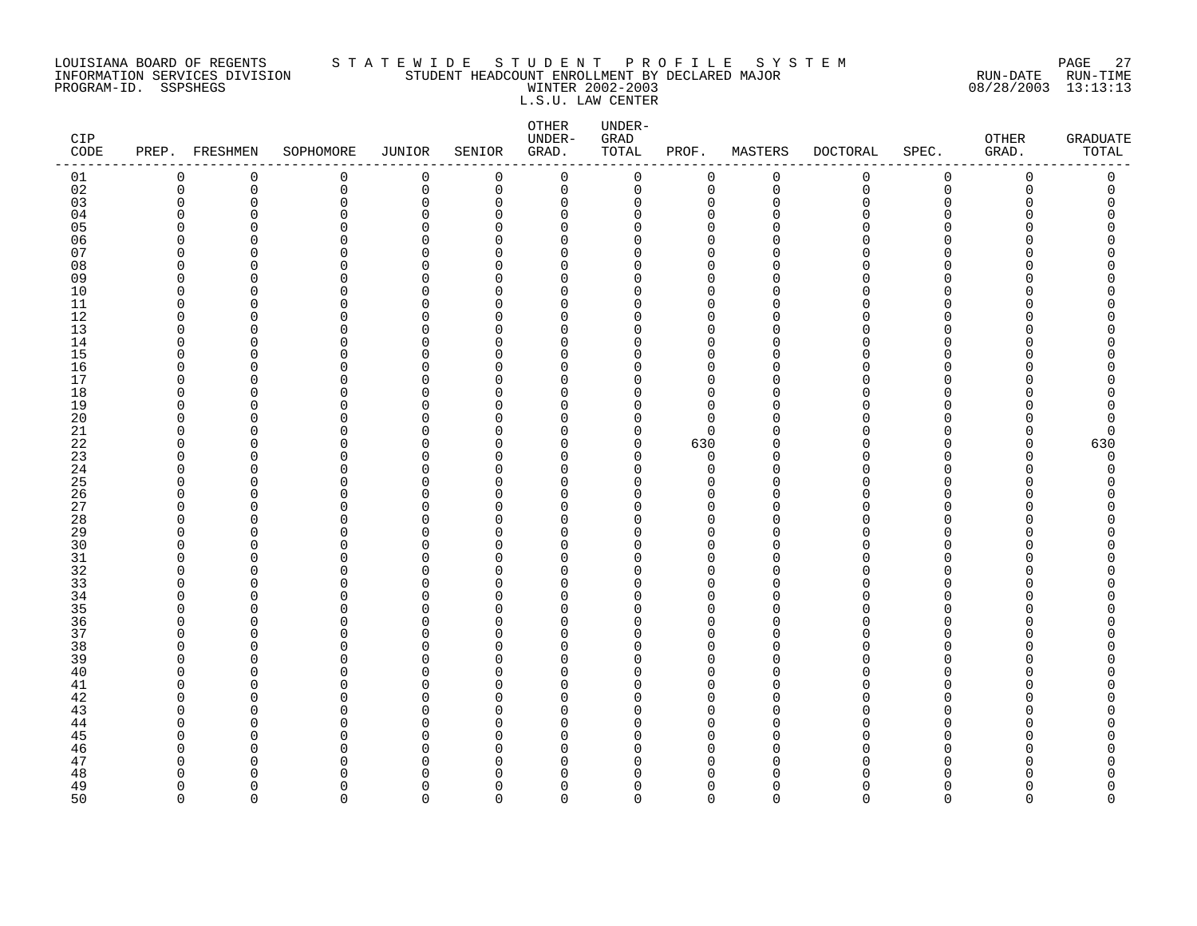LOUISIANA BOARD OF REGENTS — INFORMATION SERVICES DIVISION — PROGRAM-ID. SSPSHEGS

STATEWIDE STUDENT PROFILE SYSTEM

STUDENT HEADCOUNT ENROLLMENT BY DECLARED MAJOR

WINTER 2002-2003

L.S.U. LAW CENTER

RUN-DATE 08/28/2003 RUN-TIME 13:13:13

| CIP CODE | PREP. | FRESHMEN | SOPHOMORE | JUNIOR | SENIOR | OTHER UNDER-GRAD. | UNDER-GRAD TOTAL | PROF. | MASTERS | DOCTORAL | SPEC. | OTHER GRAD. | GRADUATE TOTAL |
|---|---|---|---|---|---|---|---|---|---|---|---|---|---|
| 01 | 0 | 0 | 0 | 0 | 0 | 0 | 0 | 0 | 0 | 0 | 0 | 0 | 0 |
| 02 | 0 | 0 | 0 | 0 | 0 | 0 | 0 | 0 | 0 | 0 | 0 | 0 | 0 |
| 03 | 0 | 0 | 0 | 0 | 0 | 0 | 0 | 0 | 0 | 0 | 0 | 0 | 0 |
| 04 | 0 | 0 | 0 | 0 | 0 | 0 | 0 | 0 | 0 | 0 | 0 | 0 | 0 |
| 05 | 0 | 0 | 0 | 0 | 0 | 0 | 0 | 0 | 0 | 0 | 0 | 0 | 0 |
| 06 | 0 | 0 | 0 | 0 | 0 | 0 | 0 | 0 | 0 | 0 | 0 | 0 | 0 |
| 07 | 0 | 0 | 0 | 0 | 0 | 0 | 0 | 0 | 0 | 0 | 0 | 0 | 0 |
| 08 | 0 | 0 | 0 | 0 | 0 | 0 | 0 | 0 | 0 | 0 | 0 | 0 | 0 |
| 09 | 0 | 0 | 0 | 0 | 0 | 0 | 0 | 0 | 0 | 0 | 0 | 0 | 0 |
| 10 | 0 | 0 | 0 | 0 | 0 | 0 | 0 | 0 | 0 | 0 | 0 | 0 | 0 |
| 11 | 0 | 0 | 0 | 0 | 0 | 0 | 0 | 0 | 0 | 0 | 0 | 0 | 0 |
| 12 | 0 | 0 | 0 | 0 | 0 | 0 | 0 | 0 | 0 | 0 | 0 | 0 | 0 |
| 13 | 0 | 0 | 0 | 0 | 0 | 0 | 0 | 0 | 0 | 0 | 0 | 0 | 0 |
| 14 | 0 | 0 | 0 | 0 | 0 | 0 | 0 | 0 | 0 | 0 | 0 | 0 | 0 |
| 15 | 0 | 0 | 0 | 0 | 0 | 0 | 0 | 0 | 0 | 0 | 0 | 0 | 0 |
| 16 | 0 | 0 | 0 | 0 | 0 | 0 | 0 | 0 | 0 | 0 | 0 | 0 | 0 |
| 17 | 0 | 0 | 0 | 0 | 0 | 0 | 0 | 0 | 0 | 0 | 0 | 0 | 0 |
| 18 | 0 | 0 | 0 | 0 | 0 | 0 | 0 | 0 | 0 | 0 | 0 | 0 | 0 |
| 19 | 0 | 0 | 0 | 0 | 0 | 0 | 0 | 0 | 0 | 0 | 0 | 0 | 0 |
| 20 | 0 | 0 | 0 | 0 | 0 | 0 | 0 | 0 | 0 | 0 | 0 | 0 | 0 |
| 21 | 0 | 0 | 0 | 0 | 0 | 0 | 0 | 0 | 0 | 0 | 0 | 0 | 0 |
| 22 | 0 | 0 | 0 | 0 | 0 | 0 | 0 | 630 | 0 | 0 | 0 | 0 | 630 |
| 23 | 0 | 0 | 0 | 0 | 0 | 0 | 0 | 0 | 0 | 0 | 0 | 0 | 0 |
| 24 | 0 | 0 | 0 | 0 | 0 | 0 | 0 | 0 | 0 | 0 | 0 | 0 | 0 |
| 25 | 0 | 0 | 0 | 0 | 0 | 0 | 0 | 0 | 0 | 0 | 0 | 0 | 0 |
| 26 | 0 | 0 | 0 | 0 | 0 | 0 | 0 | 0 | 0 | 0 | 0 | 0 | 0 |
| 27 | 0 | 0 | 0 | 0 | 0 | 0 | 0 | 0 | 0 | 0 | 0 | 0 | 0 |
| 28 | 0 | 0 | 0 | 0 | 0 | 0 | 0 | 0 | 0 | 0 | 0 | 0 | 0 |
| 29 | 0 | 0 | 0 | 0 | 0 | 0 | 0 | 0 | 0 | 0 | 0 | 0 | 0 |
| 30 | 0 | 0 | 0 | 0 | 0 | 0 | 0 | 0 | 0 | 0 | 0 | 0 | 0 |
| 31 | 0 | 0 | 0 | 0 | 0 | 0 | 0 | 0 | 0 | 0 | 0 | 0 | 0 |
| 32 | 0 | 0 | 0 | 0 | 0 | 0 | 0 | 0 | 0 | 0 | 0 | 0 | 0 |
| 33 | 0 | 0 | 0 | 0 | 0 | 0 | 0 | 0 | 0 | 0 | 0 | 0 | 0 |
| 34 | 0 | 0 | 0 | 0 | 0 | 0 | 0 | 0 | 0 | 0 | 0 | 0 | 0 |
| 35 | 0 | 0 | 0 | 0 | 0 | 0 | 0 | 0 | 0 | 0 | 0 | 0 | 0 |
| 36 | 0 | 0 | 0 | 0 | 0 | 0 | 0 | 0 | 0 | 0 | 0 | 0 | 0 |
| 37 | 0 | 0 | 0 | 0 | 0 | 0 | 0 | 0 | 0 | 0 | 0 | 0 | 0 |
| 38 | 0 | 0 | 0 | 0 | 0 | 0 | 0 | 0 | 0 | 0 | 0 | 0 | 0 |
| 39 | 0 | 0 | 0 | 0 | 0 | 0 | 0 | 0 | 0 | 0 | 0 | 0 | 0 |
| 40 | 0 | 0 | 0 | 0 | 0 | 0 | 0 | 0 | 0 | 0 | 0 | 0 | 0 |
| 41 | 0 | 0 | 0 | 0 | 0 | 0 | 0 | 0 | 0 | 0 | 0 | 0 | 0 |
| 42 | 0 | 0 | 0 | 0 | 0 | 0 | 0 | 0 | 0 | 0 | 0 | 0 | 0 |
| 43 | 0 | 0 | 0 | 0 | 0 | 0 | 0 | 0 | 0 | 0 | 0 | 0 | 0 |
| 44 | 0 | 0 | 0 | 0 | 0 | 0 | 0 | 0 | 0 | 0 | 0 | 0 | 0 |
| 45 | 0 | 0 | 0 | 0 | 0 | 0 | 0 | 0 | 0 | 0 | 0 | 0 | 0 |
| 46 | 0 | 0 | 0 | 0 | 0 | 0 | 0 | 0 | 0 | 0 | 0 | 0 | 0 |
| 47 | 0 | 0 | 0 | 0 | 0 | 0 | 0 | 0 | 0 | 0 | 0 | 0 | 0 |
| 48 | 0 | 0 | 0 | 0 | 0 | 0 | 0 | 0 | 0 | 0 | 0 | 0 | 0 |
| 49 | 0 | 0 | 0 | 0 | 0 | 0 | 0 | 0 | 0 | 0 | 0 | 0 | 0 |
| 50 | 0 | 0 | 0 | 0 | 0 | 0 | 0 | 0 | 0 | 0 | 0 | 0 | 0 |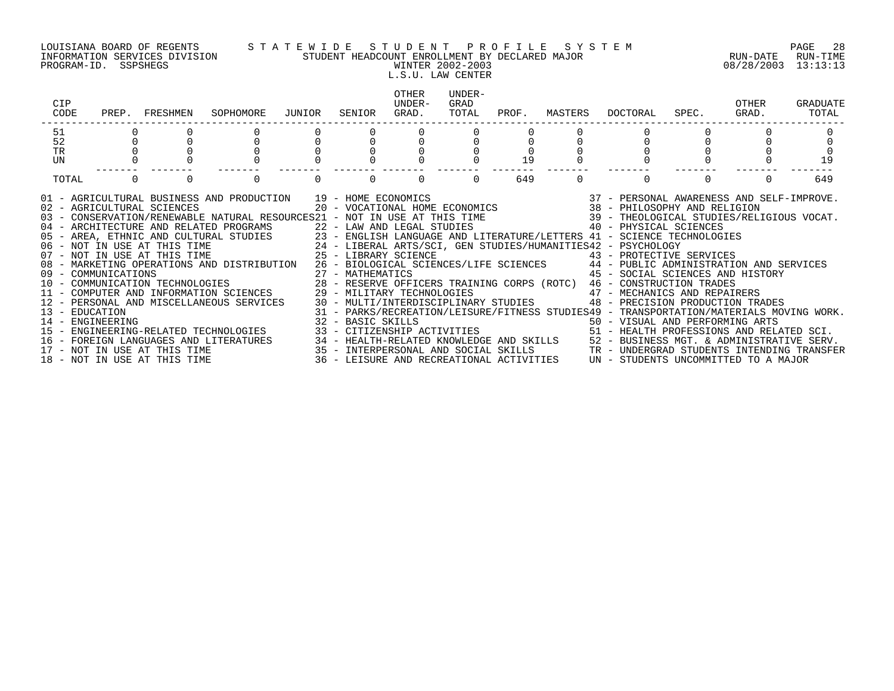LOUISIANA BOARD OF REGENTS — STATEWIDE STUDENT PROFILE SYSTEM
INFORMATION SERVICES DIVISION — STUDENT HEADCOUNT ENROLLMENT BY DECLARED MAJOR — RUN-DATE 08/28/2003 RUN-TIME 13:13:13
PROGRAM-ID. SSPSHEGS — WINTER 2002-2003

L.S.U. LAW CENTER

| CIP CODE | PREP. | FRESHMEN | SOPHOMORE | JUNIOR | SENIOR | OTHER UNDER-GRAD. | UNDER-GRAD TOTAL | PROF. | MASTERS | DOCTORAL | SPEC. | OTHER GRAD. | GRADUATE TOTAL |
|---|---|---|---|---|---|---|---|---|---|---|---|---|---|
| 51 | 0 | 0 | 0 | 0 | 0 | 0 | 0 | 0 | 0 | 0 | 0 | 0 | 0 |
| 52 | 0 | 0 | 0 | 0 | 0 | 0 | 0 | 0 | 0 | 0 | 0 | 0 | 0 |
| TR | 0 | 0 | 0 | 0 | 0 | 0 | 0 | 0 | 0 | 0 | 0 | 0 | 0 |
| UN | 0 | 0 | 0 | 0 | 0 | 0 | 0 | 19 | 0 | 0 | 0 | 0 | 19 |
| TOTAL | 0 | 0 | 0 | 0 | 0 | 0 | 0 | 649 | 0 | 0 | 0 | 0 | 649 |

01 - AGRICULTURAL BUSINESS AND PRODUCTION
02 - AGRICULTURAL SCIENCES
03 - CONSERVATION/RENEWABLE NATURAL RESOURCES
04 - ARCHITECTURE AND RELATED PROGRAMS
05 - AREA, ETHNIC AND CULTURAL STUDIES
06 - NOT IN USE AT THIS TIME
07 - NOT IN USE AT THIS TIME
08 - MARKETING OPERATIONS AND DISTRIBUTION
09 - COMMUNICATIONS
10 - COMMUNICATION TECHNOLOGIES
11 - COMPUTER AND INFORMATION SCIENCES
12 - PERSONAL AND MISCELLANEOUS SERVICES
13 - EDUCATION
14 - ENGINEERING
15 - ENGINEERING-RELATED TECHNOLOGIES
16 - FOREIGN LANGUAGES AND LITERATURES
17 - NOT IN USE AT THIS TIME
18 - NOT IN USE AT THIS TIME
19 - HOME ECONOMICS
20 - VOCATIONAL HOME ECONOMICS
21 - NOT IN USE AT THIS TIME
22 - LAW AND LEGAL STUDIES
23 - ENGLISH LANGUAGE AND LITERATURE/LETTERS
24 - LIBERAL ARTS/SCI, GEN STUDIES/HUMANITIES
25 - LIBRARY SCIENCE
26 - BIOLOGICAL SCIENCES/LIFE SCIENCES
27 - MATHEMATICS
28 - RESERVE OFFICERS TRAINING CORPS (ROTC)
29 - MILITARY TECHNOLOGIES
30 - MULTI/INTERDISCIPLINARY STUDIES
31 - PARKS/RECREATION/LEISURE/FITNESS STUDIES
32 - BASIC SKILLS
33 - CITIZENSHIP ACTIVITIES
34 - HEALTH-RELATED KNOWLEDGE AND SKILLS
35 - INTERPERSONAL AND SOCIAL SKILLS
36 - LEISURE AND RECREATIONAL ACTIVITIES
37 - PERSONAL AWARENESS AND SELF-IMPROVE.
38 - PHILOSOPHY AND RELIGION
39 - THEOLOGICAL STUDIES/RELIGIOUS VOCAT.
40 - PHYSICAL SCIENCES
41 - SCIENCE TECHNOLOGIES
42 - PSYCHOLOGY
43 - PROTECTIVE SERVICES
44 - PUBLIC ADMINISTRATION AND SERVICES
45 - SOCIAL SCIENCES AND HISTORY
46 - CONSTRUCTION TRADES
47 - MECHANICS AND REPAIRERS
48 - PRECISION PRODUCTION TRADES
49 - TRANSPORTATION/MATERIALS MOVING WORK.
50 - VISUAL AND PERFORMING ARTS
51 - HEALTH PROFESSIONS AND RELATED SCI.
52 - BUSINESS MGT. & ADMINISTRATIVE SERV.
TR - UNDERGRAD STUDENTS INTENDING TRANSFER
UN - STUDENTS UNCOMMITTED TO A MAJOR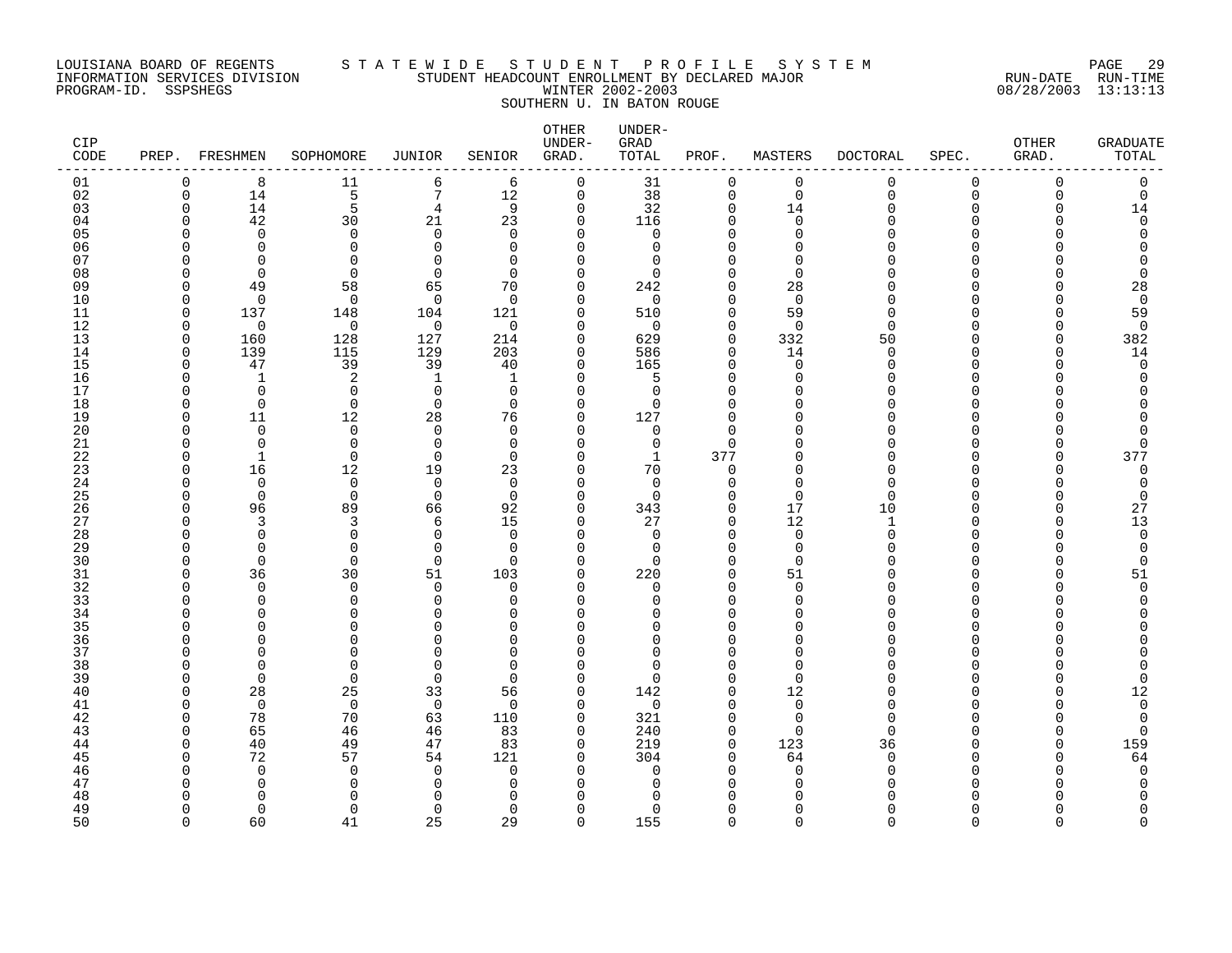LOUISIANA BOARD OF REGENTS — STATEWIDE STUDENT PROFILE SYSTEM
INFORMATION SERVICES DIVISION — STUDENT HEADCOUNT ENROLLMENT BY DECLARED MAJOR — RUN-DATE 08/28/2003 RUN-TIME 13:13:13
PROGRAM-ID. SSPSHEGS — WINTER 2002-2003

SOUTHERN U. IN BATON ROUGE

| CIP CODE | PREP. | FRESHMEN | SOPHOMORE | JUNIOR | SENIOR | OTHER UNDER-GRAD. | UNDER-GRAD TOTAL | PROF. | MASTERS | DOCTORAL | SPEC. | OTHER GRAD. | GRADUATE TOTAL |
|---|---|---|---|---|---|---|---|---|---|---|---|---|---|
| 01 | 0 | 8 | 11 | 6 | 6 | 0 | 31 | 0 | 0 | 0 | 0 | 0 | 0 |
| 02 | 0 | 14 | 5 | 7 | 12 | 0 | 38 | 0 | 0 | 0 | 0 | 0 | 0 |
| 03 | 0 | 14 | 5 | 4 | 9 | 0 | 32 | 0 | 14 | 0 | 0 | 0 | 14 |
| 04 | 0 | 42 | 30 | 21 | 23 | 0 | 116 | 0 | 0 | 0 | 0 | 0 | 0 |
| 05 | 0 | 0 | 0 | 0 | 0 | 0 | 0 | 0 | 0 | 0 | 0 | 0 | 0 |
| 06 | 0 | 0 | 0 | 0 | 0 | 0 | 0 | 0 | 0 | 0 | 0 | 0 | 0 |
| 07 | 0 | 0 | 0 | 0 | 0 | 0 | 0 | 0 | 0 | 0 | 0 | 0 | 0 |
| 08 | 0 | 0 | 0 | 0 | 0 | 0 | 0 | 0 | 0 | 0 | 0 | 0 | 0 |
| 09 | 0 | 49 | 58 | 65 | 70 | 0 | 242 | 0 | 28 | 0 | 0 | 0 | 28 |
| 10 | 0 | 0 | 0 | 0 | 0 | 0 | 0 | 0 | 0 | 0 | 0 | 0 | 0 |
| 11 | 0 | 137 | 148 | 104 | 121 | 0 | 510 | 0 | 59 | 0 | 0 | 0 | 59 |
| 12 | 0 | 0 | 0 | 0 | 0 | 0 | 0 | 0 | 0 | 0 | 0 | 0 | 0 |
| 13 | 0 | 160 | 128 | 127 | 214 | 0 | 629 | 0 | 332 | 50 | 0 | 0 | 382 |
| 14 | 0 | 139 | 115 | 129 | 203 | 0 | 586 | 0 | 14 | 0 | 0 | 0 | 14 |
| 15 | 0 | 47 | 39 | 39 | 40 | 0 | 165 | 0 | 0 | 0 | 0 | 0 | 0 |
| 16 | 0 | 1 | 2 | 1 | 1 | 0 | 5 | 0 | 0 | 0 | 0 | 0 | 0 |
| 17 | 0 | 0 | 0 | 0 | 0 | 0 | 0 | 0 | 0 | 0 | 0 | 0 | 0 |
| 18 | 0 | 0 | 0 | 0 | 0 | 0 | 0 | 0 | 0 | 0 | 0 | 0 | 0 |
| 19 | 0 | 11 | 12 | 28 | 76 | 0 | 127 | 0 | 0 | 0 | 0 | 0 | 0 |
| 20 | 0 | 0 | 0 | 0 | 0 | 0 | 0 | 0 | 0 | 0 | 0 | 0 | 0 |
| 21 | 0 | 0 | 0 | 0 | 0 | 0 | 0 | 0 | 0 | 0 | 0 | 0 | 0 |
| 22 | 0 | 1 | 0 | 0 | 0 | 0 | 1 | 377 | 0 | 0 | 0 | 0 | 377 |
| 23 | 0 | 16 | 12 | 19 | 23 | 0 | 70 | 0 | 0 | 0 | 0 | 0 | 0 |
| 24 | 0 | 0 | 0 | 0 | 0 | 0 | 0 | 0 | 0 | 0 | 0 | 0 | 0 |
| 25 | 0 | 0 | 0 | 0 | 0 | 0 | 0 | 0 | 0 | 0 | 0 | 0 | 0 |
| 26 | 0 | 96 | 89 | 66 | 92 | 0 | 343 | 0 | 17 | 10 | 0 | 0 | 27 |
| 27 | 0 | 3 | 3 | 6 | 15 | 0 | 27 | 0 | 12 | 1 | 0 | 0 | 13 |
| 28 | 0 | 0 | 0 | 0 | 0 | 0 | 0 | 0 | 0 | 0 | 0 | 0 | 0 |
| 29 | 0 | 0 | 0 | 0 | 0 | 0 | 0 | 0 | 0 | 0 | 0 | 0 | 0 |
| 30 | 0 | 0 | 0 | 0 | 0 | 0 | 0 | 0 | 0 | 0 | 0 | 0 | 0 |
| 31 | 0 | 36 | 30 | 51 | 103 | 0 | 220 | 0 | 51 | 0 | 0 | 0 | 51 |
| 32 | 0 | 0 | 0 | 0 | 0 | 0 | 0 | 0 | 0 | 0 | 0 | 0 | 0 |
| 33 | 0 | 0 | 0 | 0 | 0 | 0 | 0 | 0 | 0 | 0 | 0 | 0 | 0 |
| 34 | 0 | 0 | 0 | 0 | 0 | 0 | 0 | 0 | 0 | 0 | 0 | 0 | 0 |
| 35 | 0 | 0 | 0 | 0 | 0 | 0 | 0 | 0 | 0 | 0 | 0 | 0 | 0 |
| 36 | 0 | 0 | 0 | 0 | 0 | 0 | 0 | 0 | 0 | 0 | 0 | 0 | 0 |
| 37 | 0 | 0 | 0 | 0 | 0 | 0 | 0 | 0 | 0 | 0 | 0 | 0 | 0 |
| 38 | 0 | 0 | 0 | 0 | 0 | 0 | 0 | 0 | 0 | 0 | 0 | 0 | 0 |
| 39 | 0 | 0 | 0 | 0 | 0 | 0 | 0 | 0 | 0 | 0 | 0 | 0 | 0 |
| 40 | 0 | 28 | 25 | 33 | 56 | 0 | 142 | 0 | 12 | 0 | 0 | 0 | 12 |
| 41 | 0 | 0 | 0 | 0 | 0 | 0 | 0 | 0 | 0 | 0 | 0 | 0 | 0 |
| 42 | 0 | 78 | 70 | 63 | 110 | 0 | 321 | 0 | 0 | 0 | 0 | 0 | 0 |
| 43 | 0 | 65 | 46 | 46 | 83 | 0 | 240 | 0 | 0 | 0 | 0 | 0 | 0 |
| 44 | 0 | 40 | 49 | 47 | 83 | 0 | 219 | 0 | 123 | 36 | 0 | 0 | 159 |
| 45 | 0 | 72 | 57 | 54 | 121 | 0 | 304 | 0 | 64 | 0 | 0 | 0 | 64 |
| 46 | 0 | 0 | 0 | 0 | 0 | 0 | 0 | 0 | 0 | 0 | 0 | 0 | 0 |
| 47 | 0 | 0 | 0 | 0 | 0 | 0 | 0 | 0 | 0 | 0 | 0 | 0 | 0 |
| 48 | 0 | 0 | 0 | 0 | 0 | 0 | 0 | 0 | 0 | 0 | 0 | 0 | 0 |
| 49 | 0 | 0 | 0 | 0 | 0 | 0 | 0 | 0 | 0 | 0 | 0 | 0 | 0 |
| 50 | 0 | 60 | 41 | 25 | 29 | 0 | 155 | 0 | 0 | 0 | 0 | 0 | 0 |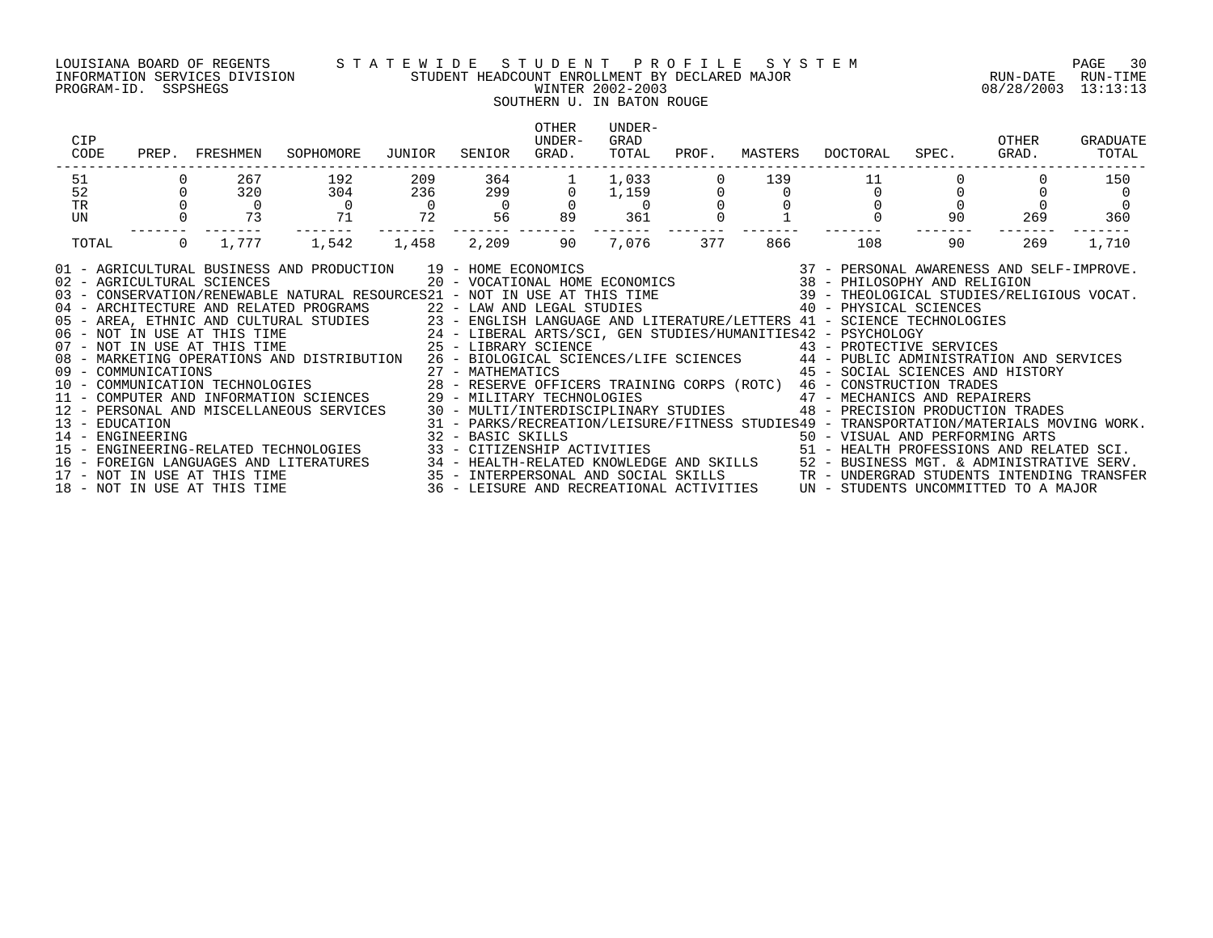LOUISIANA BOARD OF REGENTS — STATEWIDE STUDENT PROFILE SYSTEM
INFORMATION SERVICES DIVISION — STUDENT HEADCOUNT ENROLLMENT BY DECLARED MAJOR
PROGRAM-ID. SSPSHEGS — WINTER 2002-2003
RUN-DATE 08/28/2003 RUN-TIME 13:13:13

## SOUTHERN U. IN BATON ROUGE

| CIP CODE | PREP. | FRESHMEN | SOPHOMORE | JUNIOR | SENIOR | OTHER UNDER-GRAD. | UNDER-GRAD TOTAL | PROF. | MASTERS | DOCTORAL | SPEC. | OTHER GRAD. | GRADUATE TOTAL |
|---|---|---|---|---|---|---|---|---|---|---|---|---|---|
| 51 | 0 | 267 | 192 | 209 | 364 | 1 | 1,033 | 0 | 139 | 11 | 0 | 0 | 150 |
| 52 | 0 | 320 | 304 | 236 | 299 | 0 | 1,159 | 0 | 0 | 0 | 0 | 0 | 0 |
| TR | 0 | 0 | 0 | 0 | 0 | 0 | 0 | 0 | 0 | 0 | 0 | 0 | 0 |
| UN | 0 | 73 | 71 | 72 | 56 | 89 | 361 | 0 | 1 | 0 | 90 | 269 | 360 |
| TOTAL | 0 | 1,777 | 1,542 | 1,458 | 2,209 | 90 | 7,076 | 377 | 866 | 108 | 90 | 269 | 1,710 |

01 - AGRICULTURAL BUSINESS AND PRODUCTION
02 - AGRICULTURAL SCIENCES
03 - CONSERVATION/RENEWABLE NATURAL RESOURCES
04 - ARCHITECTURE AND RELATED PROGRAMS
05 - AREA, ETHNIC AND CULTURAL STUDIES
06 - NOT IN USE AT THIS TIME
07 - NOT IN USE AT THIS TIME
08 - MARKETING OPERATIONS AND DISTRIBUTION
09 - COMMUNICATIONS
10 - COMMUNICATION TECHNOLOGIES
11 - COMPUTER AND INFORMATION SCIENCES
12 - PERSONAL AND MISCELLANEOUS SERVICES
13 - EDUCATION
14 - ENGINEERING
15 - ENGINEERING-RELATED TECHNOLOGIES
16 - FOREIGN LANGUAGES AND LITERATURES
17 - NOT IN USE AT THIS TIME
18 - NOT IN USE AT THIS TIME
19 - HOME ECONOMICS
20 - VOCATIONAL HOME ECONOMICS
21 - NOT IN USE AT THIS TIME
22 - LAW AND LEGAL STUDIES
23 - ENGLISH LANGUAGE AND LITERATURE/LETTERS
24 - LIBERAL ARTS/SCI, GEN STUDIES/HUMANITIES
25 - LIBRARY SCIENCE
26 - BIOLOGICAL SCIENCES/LIFE SCIENCES
27 - MATHEMATICS
28 - RESERVE OFFICERS TRAINING CORPS (ROTC)
29 - MILITARY TECHNOLOGIES
30 - MULTI/INTERDISCIPLINARY STUDIES
31 - PARKS/RECREATION/LEISURE/FITNESS STUDIES
32 - BASIC SKILLS
33 - CITIZENSHIP ACTIVITIES
34 - HEALTH-RELATED KNOWLEDGE AND SKILLS
35 - INTERPERSONAL AND SOCIAL SKILLS
36 - LEISURE AND RECREATIONAL ACTIVITIES
37 - PERSONAL AWARENESS AND SELF-IMPROVE.
38 - PHILOSOPHY AND RELIGION
39 - THEOLOGICAL STUDIES/RELIGIOUS VOCAT.
40 - PHYSICAL SCIENCES
41 - SCIENCE TECHNOLOGIES
42 - PSYCHOLOGY
43 - PROTECTIVE SERVICES
44 - PUBLIC ADMINISTRATION AND SERVICES
45 - SOCIAL SCIENCES AND HISTORY
46 - CONSTRUCTION TRADES
47 - MECHANICS AND REPAIRERS
48 - PRECISION PRODUCTION TRADES
49 - TRANSPORTATION/MATERIALS MOVING WORK.
50 - VISUAL AND PERFORMING ARTS
51 - HEALTH PROFESSIONS AND RELATED SCI.
52 - BUSINESS MGT. & ADMINISTRATIVE SERV.
TR - UNDERGRAD STUDENTS INTENDING TRANSFER
UN - STUDENTS UNCOMMITTED TO A MAJOR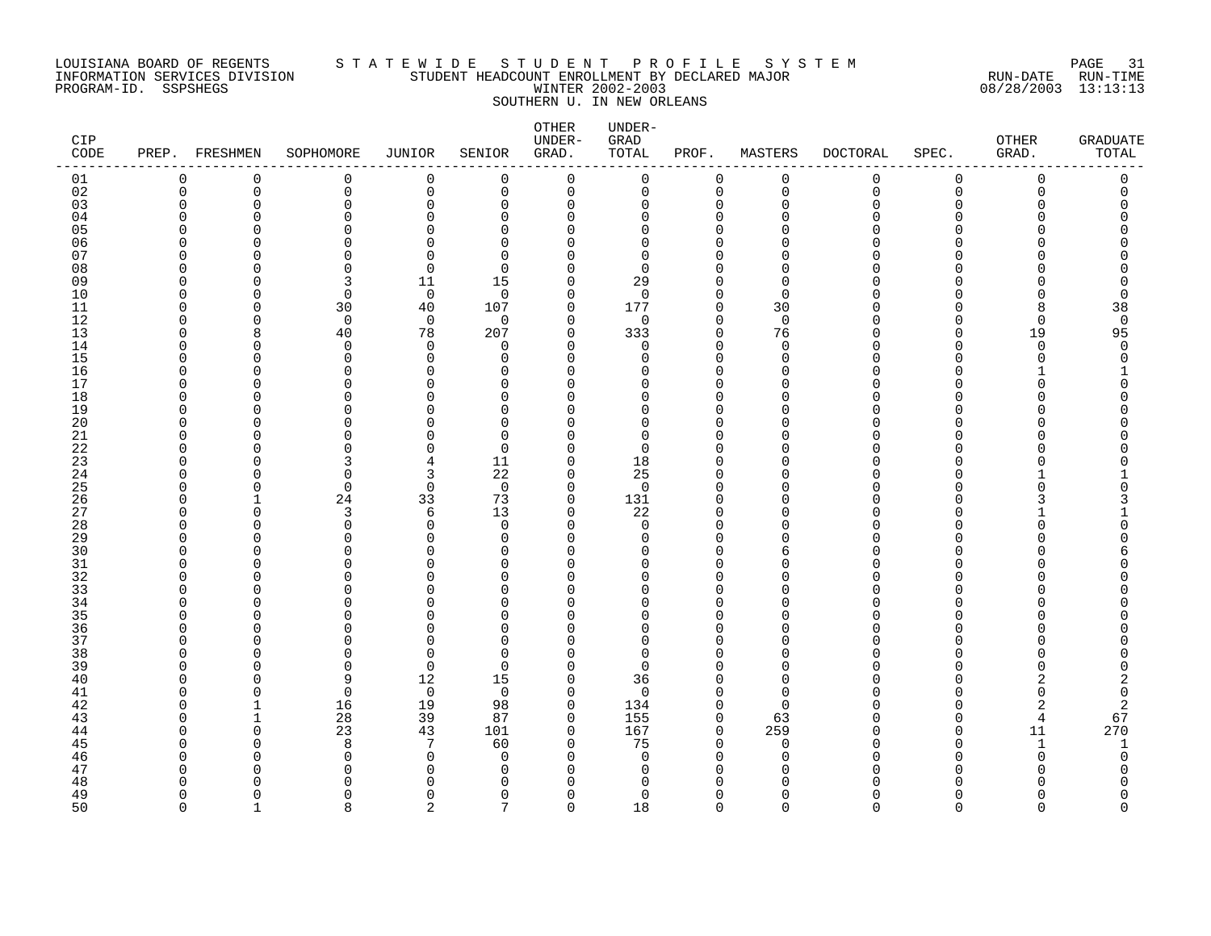LOUISIANA BOARD OF REGENTS — INFORMATION SERVICES DIVISION — PROGRAM-ID. SSPSHEGS

# S T A T E W I D E   S T U D E N T   P R O F I L E   S Y S T E M

STUDENT HEADCOUNT ENROLLMENT BY DECLARED MAJOR
WINTER 2002-2003
SOUTHERN U. IN NEW ORLEANS

RUN-DATE 08/28/2003 RUN-TIME 13:13:13

| CIP CODE | PREP. | FRESHMEN | SOPHOMORE | JUNIOR | SENIOR | OTHER UNDER-GRAD. | UNDER-GRAD TOTAL | PROF. | MASTERS | DOCTORAL | SPEC. | OTHER GRAD. | GRADUATE TOTAL |
|---|---|---|---|---|---|---|---|---|---|---|---|---|---|
| 01 | 0 | 0 | 0 | 0 | 0 | 0 | 0 | 0 | 0 | 0 | 0 | 0 | 0 |
| 02 | 0 | 0 | 0 | 0 | 0 | 0 | 0 | 0 | 0 | 0 | 0 | 0 | 0 |
| 03 | 0 | 0 | 0 | 0 | 0 | 0 | 0 | 0 | 0 | 0 | 0 | 0 | 0 |
| 04 | 0 | 0 | 0 | 0 | 0 | 0 | 0 | 0 | 0 | 0 | 0 | 0 | 0 |
| 05 | 0 | 0 | 0 | 0 | 0 | 0 | 0 | 0 | 0 | 0 | 0 | 0 | 0 |
| 06 | 0 | 0 | 0 | 0 | 0 | 0 | 0 | 0 | 0 | 0 | 0 | 0 | 0 |
| 07 | 0 | 0 | 0 | 0 | 0 | 0 | 0 | 0 | 0 | 0 | 0 | 0 | 0 |
| 08 | 0 | 0 | 0 | 0 | 0 | 0 | 0 | 0 | 0 | 0 | 0 | 0 | 0 |
| 09 | 0 | 0 | 3 | 11 | 15 | 0 | 29 | 0 | 0 | 0 | 0 | 0 | 0 |
| 10 | 0 | 0 | 0 | 0 | 0 | 0 | 0 | 0 | 0 | 0 | 0 | 0 | 0 |
| 11 | 0 | 0 | 30 | 40 | 107 | 0 | 177 | 0 | 30 | 0 | 0 | 8 | 38 |
| 12 | 0 | 0 | 0 | 0 | 0 | 0 | 0 | 0 | 0 | 0 | 0 | 0 | 0 |
| 13 | 0 | 8 | 40 | 78 | 207 | 0 | 333 | 0 | 76 | 0 | 0 | 19 | 95 |
| 14 | 0 | 0 | 0 | 0 | 0 | 0 | 0 | 0 | 0 | 0 | 0 | 0 | 0 |
| 15 | 0 | 0 | 0 | 0 | 0 | 0 | 0 | 0 | 0 | 0 | 0 | 0 | 0 |
| 16 | 0 | 0 | 0 | 0 | 0 | 0 | 0 | 0 | 0 | 0 | 0 | 1 | 1 |
| 17 | 0 | 0 | 0 | 0 | 0 | 0 | 0 | 0 | 0 | 0 | 0 | 0 | 0 |
| 18 | 0 | 0 | 0 | 0 | 0 | 0 | 0 | 0 | 0 | 0 | 0 | 0 | 0 |
| 19 | 0 | 0 | 0 | 0 | 0 | 0 | 0 | 0 | 0 | 0 | 0 | 0 | 0 |
| 20 | 0 | 0 | 0 | 0 | 0 | 0 | 0 | 0 | 0 | 0 | 0 | 0 | 0 |
| 21 | 0 | 0 | 0 | 0 | 0 | 0 | 0 | 0 | 0 | 0 | 0 | 0 | 0 |
| 22 | 0 | 0 | 0 | 0 | 0 | 0 | 0 | 0 | 0 | 0 | 0 | 0 | 0 |
| 23 | 0 | 0 | 3 | 4 | 11 | 0 | 18 | 0 | 0 | 0 | 0 | 0 | 0 |
| 24 | 0 | 0 | 0 | 3 | 22 | 0 | 25 | 0 | 0 | 0 | 0 | 1 | 1 |
| 25 | 0 | 0 | 0 | 0 | 0 | 0 | 0 | 0 | 0 | 0 | 0 | 0 | 0 |
| 26 | 0 | 1 | 24 | 33 | 73 | 0 | 131 | 0 | 0 | 0 | 0 | 3 | 3 |
| 27 | 0 | 0 | 3 | 6 | 13 | 0 | 22 | 0 | 0 | 0 | 0 | 1 | 1 |
| 28 | 0 | 0 | 0 | 0 | 0 | 0 | 0 | 0 | 0 | 0 | 0 | 0 | 0 |
| 29 | 0 | 0 | 0 | 0 | 0 | 0 | 0 | 0 | 0 | 0 | 0 | 0 | 0 |
| 30 | 0 | 0 | 0 | 0 | 0 | 0 | 0 | 0 | 6 | 0 | 0 | 0 | 6 |
| 31 | 0 | 0 | 0 | 0 | 0 | 0 | 0 | 0 | 0 | 0 | 0 | 0 | 0 |
| 32 | 0 | 0 | 0 | 0 | 0 | 0 | 0 | 0 | 0 | 0 | 0 | 0 | 0 |
| 33 | 0 | 0 | 0 | 0 | 0 | 0 | 0 | 0 | 0 | 0 | 0 | 0 | 0 |
| 34 | 0 | 0 | 0 | 0 | 0 | 0 | 0 | 0 | 0 | 0 | 0 | 0 | 0 |
| 35 | 0 | 0 | 0 | 0 | 0 | 0 | 0 | 0 | 0 | 0 | 0 | 0 | 0 |
| 36 | 0 | 0 | 0 | 0 | 0 | 0 | 0 | 0 | 0 | 0 | 0 | 0 | 0 |
| 37 | 0 | 0 | 0 | 0 | 0 | 0 | 0 | 0 | 0 | 0 | 0 | 0 | 0 |
| 38 | 0 | 0 | 0 | 0 | 0 | 0 | 0 | 0 | 0 | 0 | 0 | 0 | 0 |
| 39 | 0 | 0 | 0 | 0 | 0 | 0 | 0 | 0 | 0 | 0 | 0 | 0 | 0 |
| 40 | 0 | 0 | 9 | 12 | 15 | 0 | 36 | 0 | 0 | 0 | 0 | 2 | 2 |
| 41 | 0 | 0 | 0 | 0 | 0 | 0 | 0 | 0 | 0 | 0 | 0 | 0 | 0 |
| 42 | 0 | 1 | 16 | 19 | 98 | 0 | 134 | 0 | 0 | 0 | 0 | 2 | 2 |
| 43 | 0 | 1 | 28 | 39 | 87 | 0 | 155 | 0 | 63 | 0 | 0 | 4 | 67 |
| 44 | 0 | 0 | 23 | 43 | 101 | 0 | 167 | 0 | 259 | 0 | 0 | 11 | 270 |
| 45 | 0 | 0 | 8 | 7 | 60 | 0 | 75 | 0 | 0 | 0 | 0 | 1 | 1 |
| 46 | 0 | 0 | 0 | 0 | 0 | 0 | 0 | 0 | 0 | 0 | 0 | 0 | 0 |
| 47 | 0 | 0 | 0 | 0 | 0 | 0 | 0 | 0 | 0 | 0 | 0 | 0 | 0 |
| 48 | 0 | 0 | 0 | 0 | 0 | 0 | 0 | 0 | 0 | 0 | 0 | 0 | 0 |
| 49 | 0 | 0 | 0 | 0 | 0 | 0 | 0 | 0 | 0 | 0 | 0 | 0 | 0 |
| 50 | 0 | 1 | 8 | 2 | 7 | 0 | 18 | 0 | 0 | 0 | 0 | 0 | 0 |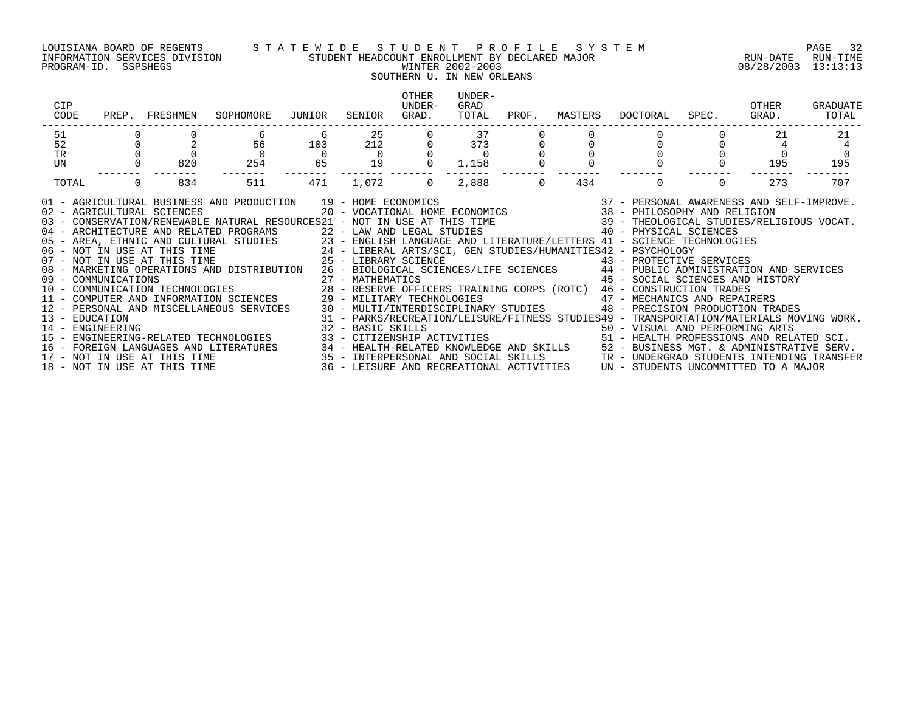LOUISIANA BOARD OF REGENTS — STATEWIDE STUDENT PROFILE SYSTEM
INFORMATION SERVICES DIVISION — STUDENT HEADCOUNT ENROLLMENT BY DECLARED MAJOR — RUN-DATE 08/28/2003 RUN-TIME 13:13:13
PROGRAM-ID. SSPSHEGS — WINTER 2002-2003
SOUTHERN U. IN NEW ORLEANS

| CIP CODE | PREP. | FRESHMEN | SOPHOMORE | JUNIOR | SENIOR | OTHER UNDER-GRAD. | UNDER-GRAD TOTAL | PROF. | MASTERS | DOCTORAL | SPEC. | OTHER GRAD. | GRADUATE TOTAL |
|---|---|---|---|---|---|---|---|---|---|---|---|---|---|
| 51 | 0 | 0 | 6 | 6 | 25 | 0 | 37 | 0 | 0 | 0 | 0 | 21 | 21 |
| 52 | 0 | 2 | 56 | 103 | 212 | 0 | 373 | 0 | 0 | 0 | 0 | 4 | 4 |
| TR | 0 | 0 | 0 | 0 | 0 | 0 | 0 | 0 | 0 | 0 | 0 | 0 | 0 |
| UN | 0 | 820 | 254 | 65 | 19 | 0 | 1,158 | 0 | 0 | 0 | 0 | 195 | 195 |
| TOTAL | 0 | 834 | 511 | 471 | 1,072 | 0 | 2,888 | 0 | 434 | 0 | 0 | 273 | 707 |

01 - AGRICULTURAL BUSINESS AND PRODUCTION
02 - AGRICULTURAL SCIENCES
03 - CONSERVATION/RENEWABLE NATURAL RESOURCES
04 - ARCHITECTURE AND RELATED PROGRAMS
05 - AREA, ETHNIC AND CULTURAL STUDIES
06 - NOT IN USE AT THIS TIME
07 - NOT IN USE AT THIS TIME
08 - MARKETING OPERATIONS AND DISTRIBUTION
09 - COMMUNICATIONS
10 - COMMUNICATION TECHNOLOGIES
11 - COMPUTER AND INFORMATION SCIENCES
12 - PERSONAL AND MISCELLANEOUS SERVICES
13 - EDUCATION
14 - ENGINEERING
15 - ENGINEERING-RELATED TECHNOLOGIES
16 - FOREIGN LANGUAGES AND LITERATURES
17 - NOT IN USE AT THIS TIME
18 - NOT IN USE AT THIS TIME
19 - HOME ECONOMICS
20 - VOCATIONAL HOME ECONOMICS
21 - NOT IN USE AT THIS TIME
22 - LAW AND LEGAL STUDIES
23 - ENGLISH LANGUAGE AND LITERATURE/LETTERS
24 - LIBERAL ARTS/SCI, GEN STUDIES/HUMANITIES
25 - LIBRARY SCIENCE
26 - BIOLOGICAL SCIENCES/LIFE SCIENCES
27 - MATHEMATICS
28 - RESERVE OFFICERS TRAINING CORPS (ROTC)
29 - MILITARY TECHNOLOGIES
30 - MULTI/INTERDISCIPLINARY STUDIES
31 - PARKS/RECREATION/LEISURE/FITNESS STUDIES
32 - BASIC SKILLS
33 - CITIZENSHIP ACTIVITIES
34 - HEALTH-RELATED KNOWLEDGE AND SKILLS
35 - INTERPERSONAL AND SOCIAL SKILLS
36 - LEISURE AND RECREATIONAL ACTIVITIES
37 - PERSONAL AWARENESS AND SELF-IMPROVE.
38 - PHILOSOPHY AND RELIGION
39 - THEOLOGICAL STUDIES/RELIGIOUS VOCAT.
40 - PHYSICAL SCIENCES
41 - SCIENCE TECHNOLOGIES
42 - PSYCHOLOGY
43 - PROTECTIVE SERVICES
44 - PUBLIC ADMINISTRATION AND SERVICES
45 - SOCIAL SCIENCES AND HISTORY
46 - CONSTRUCTION TRADES
47 - MECHANICS AND REPAIRERS
48 - PRECISION PRODUCTION TRADES
49 - TRANSPORTATION/MATERIALS MOVING WORK.
50 - VISUAL AND PERFORMING ARTS
51 - HEALTH PROFESSIONS AND RELATED SCI.
52 - BUSINESS MGT. & ADMINISTRATIVE SERV.
TR - UNDERGRAD STUDENTS INTENDING TRANSFER
UN - STUDENTS UNCOMMITTED TO A MAJOR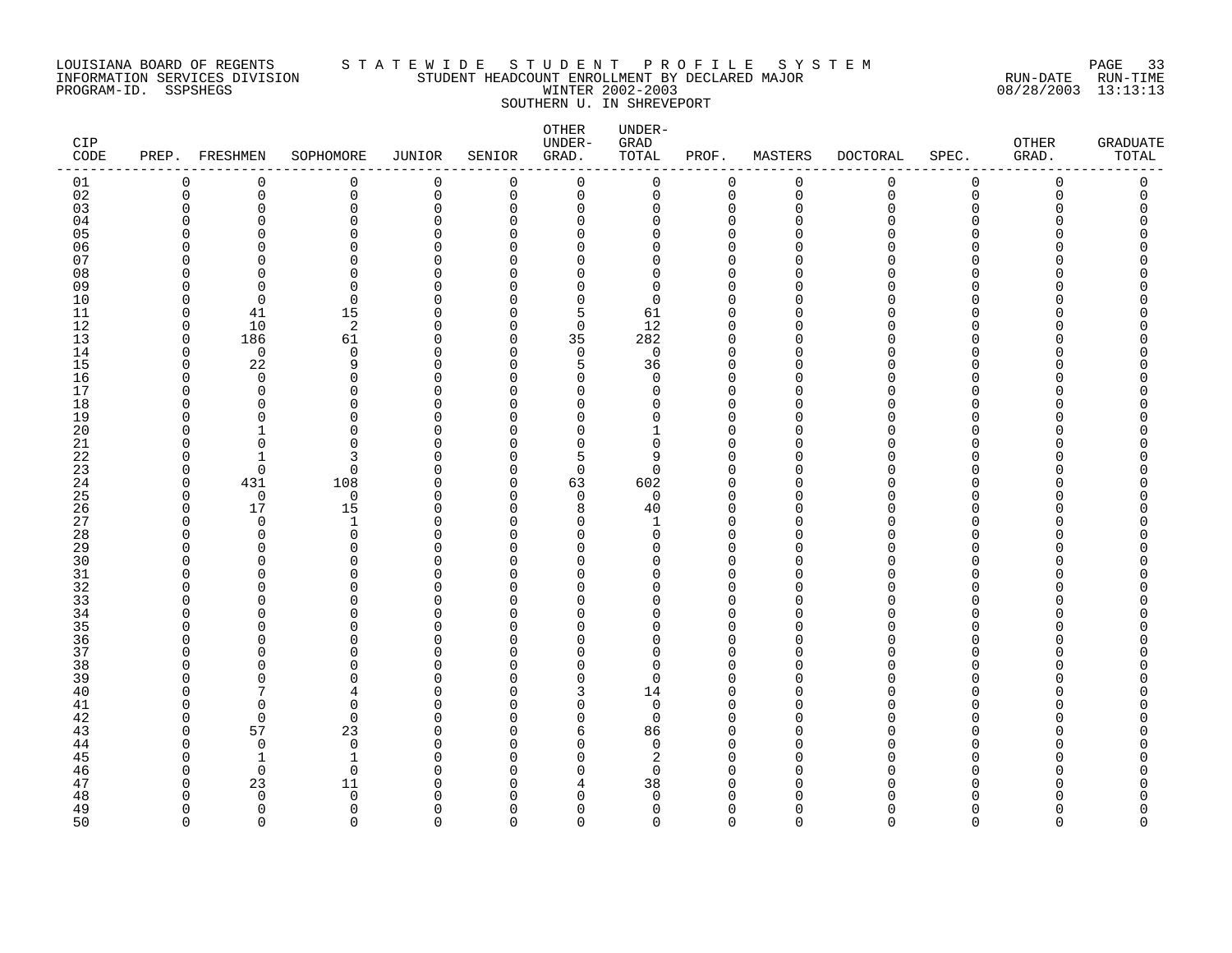LOUISIANA BOARD OF REGENTS — S T A T E W I D E   S T U D E N T   P R O F I L E   S Y S T E M

INFORMATION SERVICES DIVISION — STUDENT HEADCOUNT ENROLLMENT BY DECLARED MAJOR — RUN-DATE 08/28/2003 RUN-TIME 13:13:13

PROGRAM-ID. SSPSHEGS — WINTER 2002-2003

SOUTHERN U. IN SHREVEPORT

| CIP CODE | PREP. | FRESHMEN | SOPHOMORE | JUNIOR | SENIOR | OTHER UNDER-GRAD. | UNDER-GRAD TOTAL | PROF. | MASTERS | DOCTORAL | SPEC. | OTHER GRAD. | GRADUATE TOTAL |
|---|---|---|---|---|---|---|---|---|---|---|---|---|---|
| 01 | 0 | 0 | 0 | 0 | 0 | 0 | 0 | 0 | 0 | 0 | 0 | 0 | 0 |
| 02 | 0 | 0 | 0 | 0 | 0 | 0 | 0 | 0 | 0 | 0 | 0 | 0 | 0 |
| 03 | 0 | 0 | 0 | 0 | 0 | 0 | 0 | 0 | 0 | 0 | 0 | 0 | 0 |
| 04 | 0 | 0 | 0 | 0 | 0 | 0 | 0 | 0 | 0 | 0 | 0 | 0 | 0 |
| 05 | 0 | 0 | 0 | 0 | 0 | 0 | 0 | 0 | 0 | 0 | 0 | 0 | 0 |
| 06 | 0 | 0 | 0 | 0 | 0 | 0 | 0 | 0 | 0 | 0 | 0 | 0 | 0 |
| 07 | 0 | 0 | 0 | 0 | 0 | 0 | 0 | 0 | 0 | 0 | 0 | 0 | 0 |
| 08 | 0 | 0 | 0 | 0 | 0 | 0 | 0 | 0 | 0 | 0 | 0 | 0 | 0 |
| 09 | 0 | 0 | 0 | 0 | 0 | 0 | 0 | 0 | 0 | 0 | 0 | 0 | 0 |
| 10 | 0 | 0 | 0 | 0 | 0 | 0 | 0 | 0 | 0 | 0 | 0 | 0 | 0 |
| 11 | 0 | 41 | 15 | 0 | 0 | 5 | 61 | 0 | 0 | 0 | 0 | 0 | 0 |
| 12 | 0 | 10 | 2 | 0 | 0 | 0 | 12 | 0 | 0 | 0 | 0 | 0 | 0 |
| 13 | 0 | 186 | 61 | 0 | 0 | 35 | 282 | 0 | 0 | 0 | 0 | 0 | 0 |
| 14 | 0 | 0 | 0 | 0 | 0 | 0 | 0 | 0 | 0 | 0 | 0 | 0 | 0 |
| 15 | 0 | 22 | 9 | 0 | 0 | 5 | 36 | 0 | 0 | 0 | 0 | 0 | 0 |
| 16 | 0 | 0 | 0 | 0 | 0 | 0 | 0 | 0 | 0 | 0 | 0 | 0 | 0 |
| 17 | 0 | 0 | 0 | 0 | 0 | 0 | 0 | 0 | 0 | 0 | 0 | 0 | 0 |
| 18 | 0 | 0 | 0 | 0 | 0 | 0 | 0 | 0 | 0 | 0 | 0 | 0 | 0 |
| 19 | 0 | 0 | 0 | 0 | 0 | 0 | 0 | 0 | 0 | 0 | 0 | 0 | 0 |
| 20 | 0 | 1 | 0 | 0 | 0 | 0 | 1 | 0 | 0 | 0 | 0 | 0 | 0 |
| 21 | 0 | 0 | 0 | 0 | 0 | 0 | 0 | 0 | 0 | 0 | 0 | 0 | 0 |
| 22 | 0 | 1 | 3 | 0 | 0 | 5 | 9 | 0 | 0 | 0 | 0 | 0 | 0 |
| 23 | 0 | 0 | 0 | 0 | 0 | 0 | 0 | 0 | 0 | 0 | 0 | 0 | 0 |
| 24 | 0 | 431 | 108 | 0 | 0 | 63 | 602 | 0 | 0 | 0 | 0 | 0 | 0 |
| 25 | 0 | 0 | 0 | 0 | 0 | 0 | 0 | 0 | 0 | 0 | 0 | 0 | 0 |
| 26 | 0 | 17 | 15 | 0 | 0 | 8 | 40 | 0 | 0 | 0 | 0 | 0 | 0 |
| 27 | 0 | 0 | 1 | 0 | 0 | 0 | 1 | 0 | 0 | 0 | 0 | 0 | 0 |
| 28 | 0 | 0 | 0 | 0 | 0 | 0 | 0 | 0 | 0 | 0 | 0 | 0 | 0 |
| 29 | 0 | 0 | 0 | 0 | 0 | 0 | 0 | 0 | 0 | 0 | 0 | 0 | 0 |
| 30 | 0 | 0 | 0 | 0 | 0 | 0 | 0 | 0 | 0 | 0 | 0 | 0 | 0 |
| 31 | 0 | 0 | 0 | 0 | 0 | 0 | 0 | 0 | 0 | 0 | 0 | 0 | 0 |
| 32 | 0 | 0 | 0 | 0 | 0 | 0 | 0 | 0 | 0 | 0 | 0 | 0 | 0 |
| 33 | 0 | 0 | 0 | 0 | 0 | 0 | 0 | 0 | 0 | 0 | 0 | 0 | 0 |
| 34 | 0 | 0 | 0 | 0 | 0 | 0 | 0 | 0 | 0 | 0 | 0 | 0 | 0 |
| 35 | 0 | 0 | 0 | 0 | 0 | 0 | 0 | 0 | 0 | 0 | 0 | 0 | 0 |
| 36 | 0 | 0 | 0 | 0 | 0 | 0 | 0 | 0 | 0 | 0 | 0 | 0 | 0 |
| 37 | 0 | 0 | 0 | 0 | 0 | 0 | 0 | 0 | 0 | 0 | 0 | 0 | 0 |
| 38 | 0 | 0 | 0 | 0 | 0 | 0 | 0 | 0 | 0 | 0 | 0 | 0 | 0 |
| 39 | 0 | 0 | 0 | 0 | 0 | 0 | 0 | 0 | 0 | 0 | 0 | 0 | 0 |
| 40 | 0 | 7 | 4 | 0 | 0 | 3 | 14 | 0 | 0 | 0 | 0 | 0 | 0 |
| 41 | 0 | 0 | 0 | 0 | 0 | 0 | 0 | 0 | 0 | 0 | 0 | 0 | 0 |
| 42 | 0 | 0 | 0 | 0 | 0 | 0 | 0 | 0 | 0 | 0 | 0 | 0 | 0 |
| 43 | 0 | 57 | 23 | 0 | 0 | 6 | 86 | 0 | 0 | 0 | 0 | 0 | 0 |
| 44 | 0 | 0 | 0 | 0 | 0 | 0 | 0 | 0 | 0 | 0 | 0 | 0 | 0 |
| 45 | 0 | 1 | 1 | 0 | 0 | 0 | 2 | 0 | 0 | 0 | 0 | 0 | 0 |
| 46 | 0 | 0 | 0 | 0 | 0 | 0 | 0 | 0 | 0 | 0 | 0 | 0 | 0 |
| 47 | 0 | 23 | 11 | 0 | 0 | 4 | 38 | 0 | 0 | 0 | 0 | 0 | 0 |
| 48 | 0 | 0 | 0 | 0 | 0 | 0 | 0 | 0 | 0 | 0 | 0 | 0 | 0 |
| 49 | 0 | 0 | 0 | 0 | 0 | 0 | 0 | 0 | 0 | 0 | 0 | 0 | 0 |
| 50 | 0 | 0 | 0 | 0 | 0 | 0 | 0 | 0 | 0 | 0 | 0 | 0 | 0 |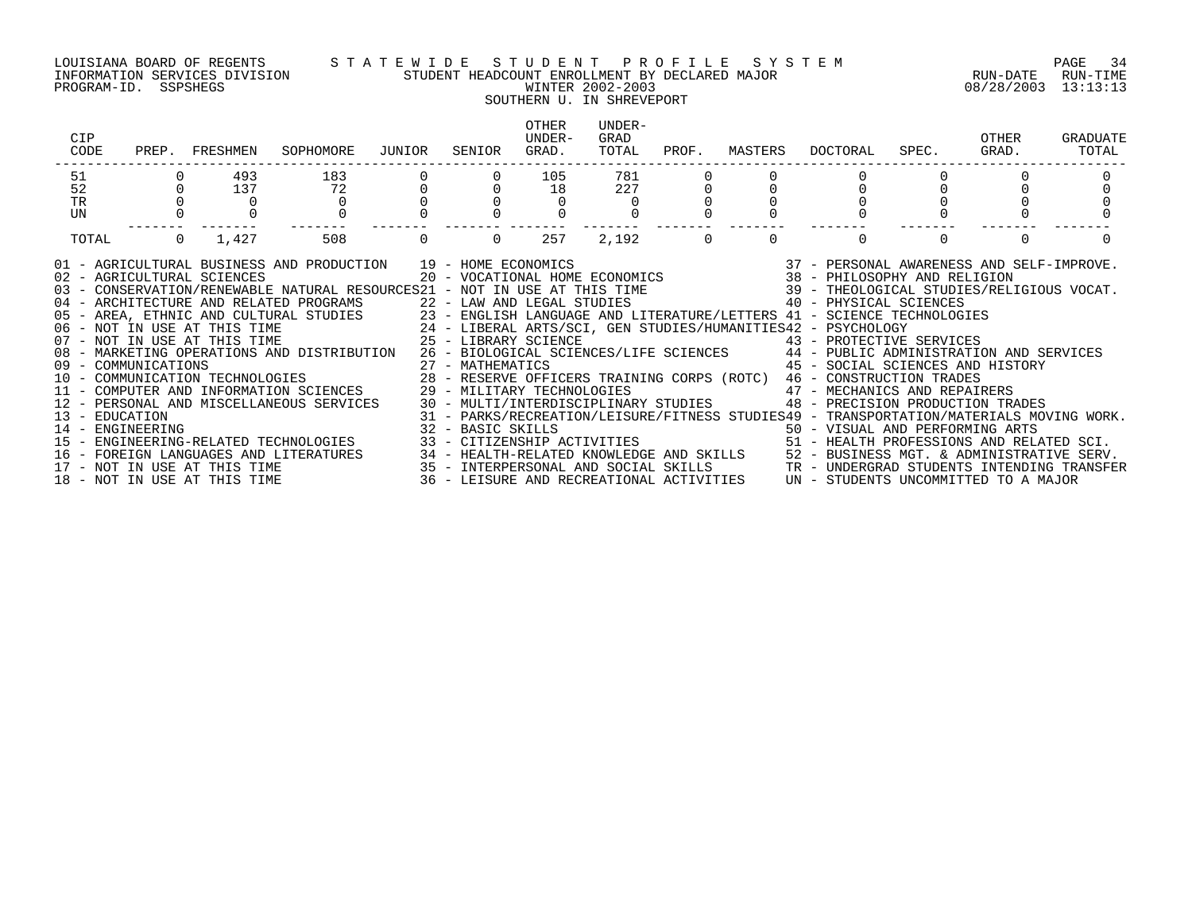LOUISIANA BOARD OF REGENTS — STATEWIDE STUDENT PROFILE SYSTEM
INFORMATION SERVICES DIVISION — STUDENT HEADCOUNT ENROLLMENT BY DECLARED MAJOR — RUN-DATE 08/28/2003 RUN-TIME 13:13:13
PROGRAM-ID. SSPSHEGS — WINTER 2002-2003

SOUTHERN U. IN SHREVEPORT

| CIP CODE | PREP. | FRESHMEN | SOPHOMORE | JUNIOR | SENIOR | OTHER UNDER-GRAD. | UNDER-GRAD TOTAL | PROF. | MASTERS | DOCTORAL | SPEC. | OTHER GRAD. | GRADUATE TOTAL |
|---|---|---|---|---|---|---|---|---|---|---|---|---|---|
| 51 | 0 | 493 | 183 | 0 | 0 | 105 | 781 | 0 | 0 | 0 | 0 | 0 | 0 |
| 52 | 0 | 137 | 72 | 0 | 0 | 18 | 227 | 0 | 0 | 0 | 0 | 0 | 0 |
| TR | 0 | 0 | 0 | 0 | 0 | 0 | 0 | 0 | 0 | 0 | 0 | 0 | 0 |
| UN | 0 | 0 | 0 | 0 | 0 | 0 | 0 | 0 | 0 | 0 | 0 | 0 | 0 |
| TOTAL | 0 | 1,427 | 508 | 0 | 0 | 257 | 2,192 | 0 | 0 | 0 | 0 | 0 | 0 |

01 - AGRICULTURAL BUSINESS AND PRODUCTION
02 - AGRICULTURAL SCIENCES
03 - CONSERVATION/RENEWABLE NATURAL RESOURCES
04 - ARCHITECTURE AND RELATED PROGRAMS
05 - AREA, ETHNIC AND CULTURAL STUDIES
06 - NOT IN USE AT THIS TIME
07 - NOT IN USE AT THIS TIME
08 - MARKETING OPERATIONS AND DISTRIBUTION
09 - COMMUNICATIONS
10 - COMMUNICATION TECHNOLOGIES
11 - COMPUTER AND INFORMATION SCIENCES
12 - PERSONAL AND MISCELLANEOUS SERVICES
13 - EDUCATION
14 - ENGINEERING
15 - ENGINEERING-RELATED TECHNOLOGIES
16 - FOREIGN LANGUAGES AND LITERATURES
17 - NOT IN USE AT THIS TIME
18 - NOT IN USE AT THIS TIME
19 - HOME ECONOMICS
20 - VOCATIONAL HOME ECONOMICS
21 - NOT IN USE AT THIS TIME
22 - LAW AND LEGAL STUDIES
23 - ENGLISH LANGUAGE AND LITERATURE/LETTERS
24 - LIBERAL ARTS/SCI, GEN STUDIES/HUMANITIES
25 - LIBRARY SCIENCE
26 - BIOLOGICAL SCIENCES/LIFE SCIENCES
27 - MATHEMATICS
28 - RESERVE OFFICERS TRAINING CORPS (ROTC)
29 - MILITARY TECHNOLOGIES
30 - MULTI/INTERDISCIPLINARY STUDIES
31 - PARKS/RECREATION/LEISURE/FITNESS STUDIES
32 - BASIC SKILLS
33 - CITIZENSHIP ACTIVITIES
34 - HEALTH-RELATED KNOWLEDGE AND SKILLS
35 - INTERPERSONAL AND SOCIAL SKILLS
36 - LEISURE AND RECREATIONAL ACTIVITIES
37 - PERSONAL AWARENESS AND SELF-IMPROVE.
38 - PHILOSOPHY AND RELIGION
39 - THEOLOGICAL STUDIES/RELIGIOUS VOCAT.
40 - PHYSICAL SCIENCES
41 - SCIENCE TECHNOLOGIES
42 - PSYCHOLOGY
43 - PROTECTIVE SERVICES
44 - PUBLIC ADMINISTRATION AND SERVICES
45 - SOCIAL SCIENCES AND HISTORY
46 - CONSTRUCTION TRADES
47 - MECHANICS AND REPAIRERS
48 - PRECISION PRODUCTION TRADES
49 - TRANSPORTATION/MATERIALS MOVING WORK.
50 - VISUAL AND PERFORMING ARTS
51 - HEALTH PROFESSIONS AND RELATED SCI.
52 - BUSINESS MGT. & ADMINISTRATIVE SERV.
TR - UNDERGRAD STUDENTS INTENDING TRANSFER
UN - STUDENTS UNCOMMITTED TO A MAJOR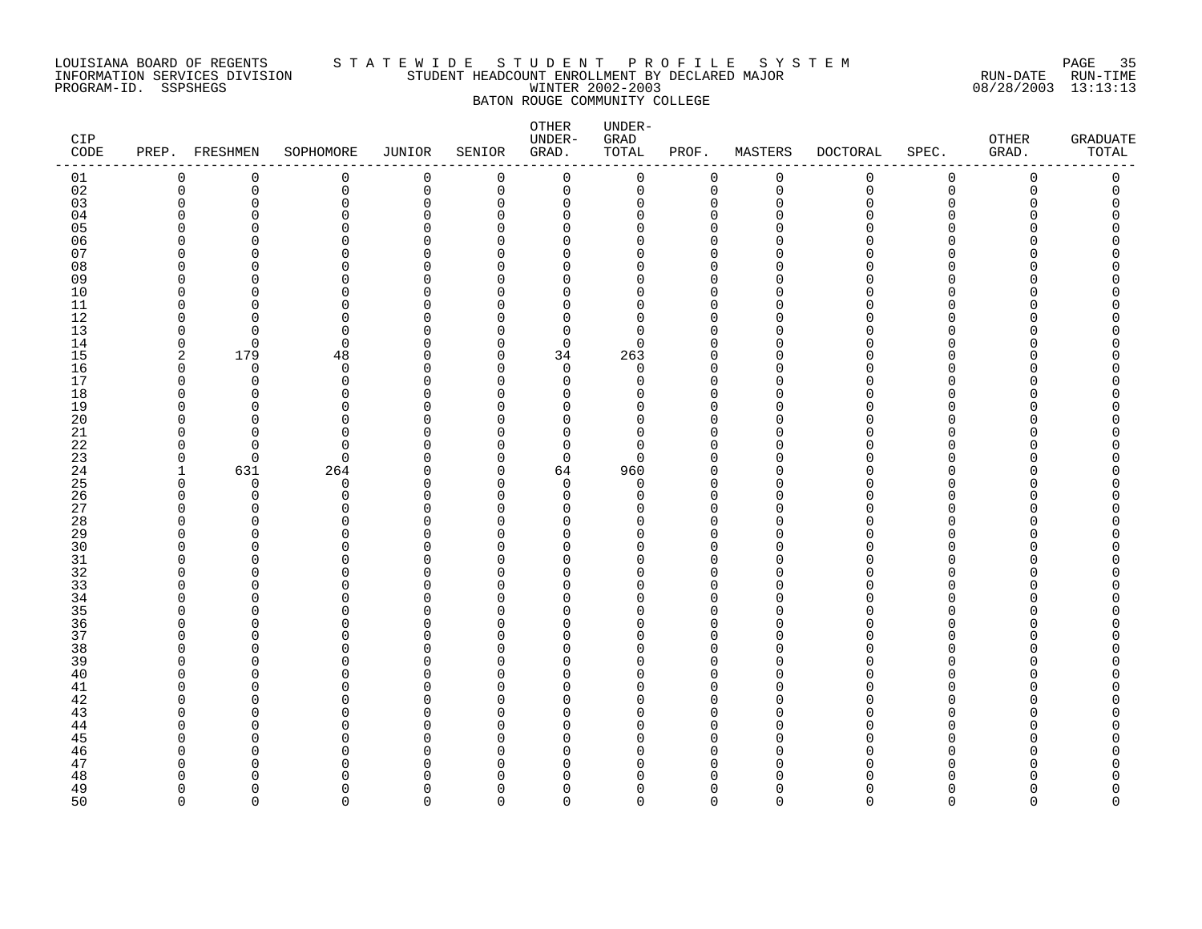LOUISIANA BOARD OF REGENTS — STATEWIDE STUDENT PROFILE SYSTEM
INFORMATION SERVICES DIVISION — STUDENT HEADCOUNT ENROLLMENT BY DECLARED MAJOR — RUN-DATE 08/28/2003 RUN-TIME 13:13:13
PROGRAM-ID. SSPSHEGS — WINTER 2002-2003

BATON ROUGE COMMUNITY COLLEGE

| CIP CODE | PREP. | FRESHMEN | SOPHOMORE | JUNIOR | SENIOR | OTHER UNDER-GRAD. | UNDER-GRAD TOTAL | PROF. | MASTERS | DOCTORAL | SPEC. | OTHER GRAD. | GRADUATE TOTAL |
|---|---|---|---|---|---|---|---|---|---|---|---|---|---|
| 01 | 0 | 0 | 0 | 0 | 0 | 0 | 0 | 0 | 0 | 0 | 0 | 0 | 0 |
| 02 | 0 | 0 | 0 | 0 | 0 | 0 | 0 | 0 | 0 | 0 | 0 | 0 | 0 |
| 03 | 0 | 0 | 0 | 0 | 0 | 0 | 0 | 0 | 0 | 0 | 0 | 0 | 0 |
| 04 | 0 | 0 | 0 | 0 | 0 | 0 | 0 | 0 | 0 | 0 | 0 | 0 | 0 |
| 05 | 0 | 0 | 0 | 0 | 0 | 0 | 0 | 0 | 0 | 0 | 0 | 0 | 0 |
| 06 | 0 | 0 | 0 | 0 | 0 | 0 | 0 | 0 | 0 | 0 | 0 | 0 | 0 |
| 07 | 0 | 0 | 0 | 0 | 0 | 0 | 0 | 0 | 0 | 0 | 0 | 0 | 0 |
| 08 | 0 | 0 | 0 | 0 | 0 | 0 | 0 | 0 | 0 | 0 | 0 | 0 | 0 |
| 09 | 0 | 0 | 0 | 0 | 0 | 0 | 0 | 0 | 0 | 0 | 0 | 0 | 0 |
| 10 | 0 | 0 | 0 | 0 | 0 | 0 | 0 | 0 | 0 | 0 | 0 | 0 | 0 |
| 11 | 0 | 0 | 0 | 0 | 0 | 0 | 0 | 0 | 0 | 0 | 0 | 0 | 0 |
| 12 | 0 | 0 | 0 | 0 | 0 | 0 | 0 | 0 | 0 | 0 | 0 | 0 | 0 |
| 13 | 0 | 0 | 0 | 0 | 0 | 0 | 0 | 0 | 0 | 0 | 0 | 0 | 0 |
| 14 | 0 | 0 | 0 | 0 | 0 | 0 | 0 | 0 | 0 | 0 | 0 | 0 | 0 |
| 15 | 2 | 179 | 48 | 0 | 0 | 34 | 263 | 0 | 0 | 0 | 0 | 0 | 0 |
| 16 | 0 | 0 | 0 | 0 | 0 | 0 | 0 | 0 | 0 | 0 | 0 | 0 | 0 |
| 17 | 0 | 0 | 0 | 0 | 0 | 0 | 0 | 0 | 0 | 0 | 0 | 0 | 0 |
| 18 | 0 | 0 | 0 | 0 | 0 | 0 | 0 | 0 | 0 | 0 | 0 | 0 | 0 |
| 19 | 0 | 0 | 0 | 0 | 0 | 0 | 0 | 0 | 0 | 0 | 0 | 0 | 0 |
| 20 | 0 | 0 | 0 | 0 | 0 | 0 | 0 | 0 | 0 | 0 | 0 | 0 | 0 |
| 21 | 0 | 0 | 0 | 0 | 0 | 0 | 0 | 0 | 0 | 0 | 0 | 0 | 0 |
| 22 | 0 | 0 | 0 | 0 | 0 | 0 | 0 | 0 | 0 | 0 | 0 | 0 | 0 |
| 23 | 0 | 0 | 0 | 0 | 0 | 0 | 0 | 0 | 0 | 0 | 0 | 0 | 0 |
| 24 | 1 | 631 | 264 | 0 | 0 | 64 | 960 | 0 | 0 | 0 | 0 | 0 | 0 |
| 25 | 0 | 0 | 0 | 0 | 0 | 0 | 0 | 0 | 0 | 0 | 0 | 0 | 0 |
| 26 | 0 | 0 | 0 | 0 | 0 | 0 | 0 | 0 | 0 | 0 | 0 | 0 | 0 |
| 27 | 0 | 0 | 0 | 0 | 0 | 0 | 0 | 0 | 0 | 0 | 0 | 0 | 0 |
| 28 | 0 | 0 | 0 | 0 | 0 | 0 | 0 | 0 | 0 | 0 | 0 | 0 | 0 |
| 29 | 0 | 0 | 0 | 0 | 0 | 0 | 0 | 0 | 0 | 0 | 0 | 0 | 0 |
| 30 | 0 | 0 | 0 | 0 | 0 | 0 | 0 | 0 | 0 | 0 | 0 | 0 | 0 |
| 31 | 0 | 0 | 0 | 0 | 0 | 0 | 0 | 0 | 0 | 0 | 0 | 0 | 0 |
| 32 | 0 | 0 | 0 | 0 | 0 | 0 | 0 | 0 | 0 | 0 | 0 | 0 | 0 |
| 33 | 0 | 0 | 0 | 0 | 0 | 0 | 0 | 0 | 0 | 0 | 0 | 0 | 0 |
| 34 | 0 | 0 | 0 | 0 | 0 | 0 | 0 | 0 | 0 | 0 | 0 | 0 | 0 |
| 35 | 0 | 0 | 0 | 0 | 0 | 0 | 0 | 0 | 0 | 0 | 0 | 0 | 0 |
| 36 | 0 | 0 | 0 | 0 | 0 | 0 | 0 | 0 | 0 | 0 | 0 | 0 | 0 |
| 37 | 0 | 0 | 0 | 0 | 0 | 0 | 0 | 0 | 0 | 0 | 0 | 0 | 0 |
| 38 | 0 | 0 | 0 | 0 | 0 | 0 | 0 | 0 | 0 | 0 | 0 | 0 | 0 |
| 39 | 0 | 0 | 0 | 0 | 0 | 0 | 0 | 0 | 0 | 0 | 0 | 0 | 0 |
| 40 | 0 | 0 | 0 | 0 | 0 | 0 | 0 | 0 | 0 | 0 | 0 | 0 | 0 |
| 41 | 0 | 0 | 0 | 0 | 0 | 0 | 0 | 0 | 0 | 0 | 0 | 0 | 0 |
| 42 | 0 | 0 | 0 | 0 | 0 | 0 | 0 | 0 | 0 | 0 | 0 | 0 | 0 |
| 43 | 0 | 0 | 0 | 0 | 0 | 0 | 0 | 0 | 0 | 0 | 0 | 0 | 0 |
| 44 | 0 | 0 | 0 | 0 | 0 | 0 | 0 | 0 | 0 | 0 | 0 | 0 | 0 |
| 45 | 0 | 0 | 0 | 0 | 0 | 0 | 0 | 0 | 0 | 0 | 0 | 0 | 0 |
| 46 | 0 | 0 | 0 | 0 | 0 | 0 | 0 | 0 | 0 | 0 | 0 | 0 | 0 |
| 47 | 0 | 0 | 0 | 0 | 0 | 0 | 0 | 0 | 0 | 0 | 0 | 0 | 0 |
| 48 | 0 | 0 | 0 | 0 | 0 | 0 | 0 | 0 | 0 | 0 | 0 | 0 | 0 |
| 49 | 0 | 0 | 0 | 0 | 0 | 0 | 0 | 0 | 0 | 0 | 0 | 0 | 0 |
| 50 | 0 | 0 | 0 | 0 | 0 | 0 | 0 | 0 | 0 | 0 | 0 | 0 | 0 |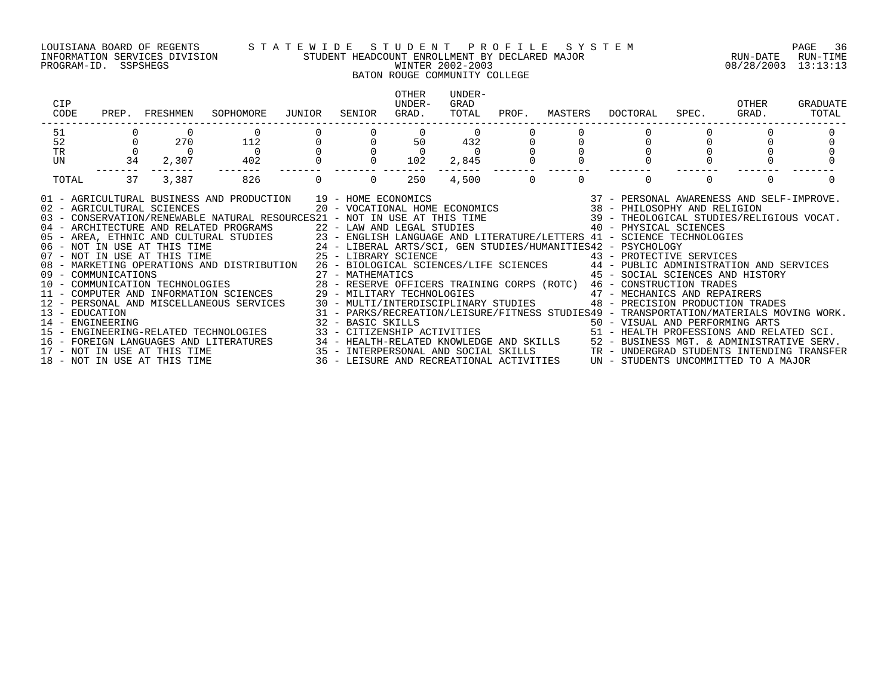LOUISIANA BOARD OF REGENTS — STATEWIDE STUDENT PROFILE SYSTEM
INFORMATION SERVICES DIVISION — STUDENT HEADCOUNT ENROLLMENT BY DECLARED MAJOR
PROGRAM-ID. SSPSHEGS — WINTER 2002-2003 — RUN-DATE 08/28/2003 RUN-TIME 13:13:13

## BATON ROUGE COMMUNITY COLLEGE

| CIP CODE | PREP. | FRESHMEN | SOPHOMORE | JUNIOR | SENIOR | OTHER UNDER-GRAD. | UNDER-GRAD TOTAL | PROF. | MASTERS | DOCTORAL | SPEC. | OTHER GRAD. | GRADUATE TOTAL |
|---|---|---|---|---|---|---|---|---|---|---|---|---|---|
| 51 | 0 | 0 | 0 | 0 | 0 | 0 | 0 | 0 | 0 | 0 | 0 | 0 | 0 |
| 52 | 0 | 270 | 112 | 0 | 0 | 50 | 432 | 0 | 0 | 0 | 0 | 0 | 0 |
| TR | 0 | 0 | 0 | 0 | 0 | 0 | 0 | 0 | 0 | 0 | 0 | 0 | 0 |
| UN | 34 | 2,307 | 402 | 0 | 0 | 102 | 2,845 | 0 | 0 | 0 | 0 | 0 | 0 |
| TOTAL | 37 | 3,387 | 826 | 0 | 0 | 250 | 4,500 | 0 | 0 | 0 | 0 | 0 | 0 |

01 - AGRICULTURAL BUSINESS AND PRODUCTION
02 - AGRICULTURAL SCIENCES
03 - CONSERVATION/RENEWABLE NATURAL RESOURCES
04 - ARCHITECTURE AND RELATED PROGRAMS
05 - AREA, ETHNIC AND CULTURAL STUDIES
06 - NOT IN USE AT THIS TIME
07 - NOT IN USE AT THIS TIME
08 - MARKETING OPERATIONS AND DISTRIBUTION
09 - COMMUNICATIONS
10 - COMMUNICATION TECHNOLOGIES
11 - COMPUTER AND INFORMATION SCIENCES
12 - PERSONAL AND MISCELLANEOUS SERVICES
13 - EDUCATION
14 - ENGINEERING
15 - ENGINEERING-RELATED TECHNOLOGIES
16 - FOREIGN LANGUAGES AND LITERATURES
17 - NOT IN USE AT THIS TIME
18 - NOT IN USE AT THIS TIME
19 - HOME ECONOMICS
20 - VOCATIONAL HOME ECONOMICS
21 - NOT IN USE AT THIS TIME
22 - LAW AND LEGAL STUDIES
23 - ENGLISH LANGUAGE AND LITERATURE/LETTERS
24 - LIBERAL ARTS/SCI, GEN STUDIES/HUMANITIES
25 - LIBRARY SCIENCE
26 - BIOLOGICAL SCIENCES/LIFE SCIENCES
27 - MATHEMATICS
28 - RESERVE OFFICERS TRAINING CORPS (ROTC)
29 - MILITARY TECHNOLOGIES
30 - MULTI/INTERDISCIPLINARY STUDIES
31 - PARKS/RECREATION/LEISURE/FITNESS STUDIES
32 - BASIC SKILLS
33 - CITIZENSHIP ACTIVITIES
34 - HEALTH-RELATED KNOWLEDGE AND SKILLS
35 - INTERPERSONAL AND SOCIAL SKILLS
36 - LEISURE AND RECREATIONAL ACTIVITIES
37 - PERSONAL AWARENESS AND SELF-IMPROVE.
38 - PHILOSOPHY AND RELIGION
39 - THEOLOGICAL STUDIES/RELIGIOUS VOCAT.
40 - PHYSICAL SCIENCES
41 - SCIENCE TECHNOLOGIES
42 - PSYCHOLOGY
43 - PROTECTIVE SERVICES
44 - PUBLIC ADMINISTRATION AND SERVICES
45 - SOCIAL SCIENCES AND HISTORY
46 - CONSTRUCTION TRADES
47 - MECHANICS AND REPAIRERS
48 - PRECISION PRODUCTION TRADES
49 - TRANSPORTATION/MATERIALS MOVING WORK.
50 - VISUAL AND PERFORMING ARTS
51 - HEALTH PROFESSIONS AND RELATED SCI.
52 - BUSINESS MGT. & ADMINISTRATIVE SERV.
TR - UNDERGRAD STUDENTS INTENDING TRANSFER
UN - STUDENTS UNCOMMITTED TO A MAJOR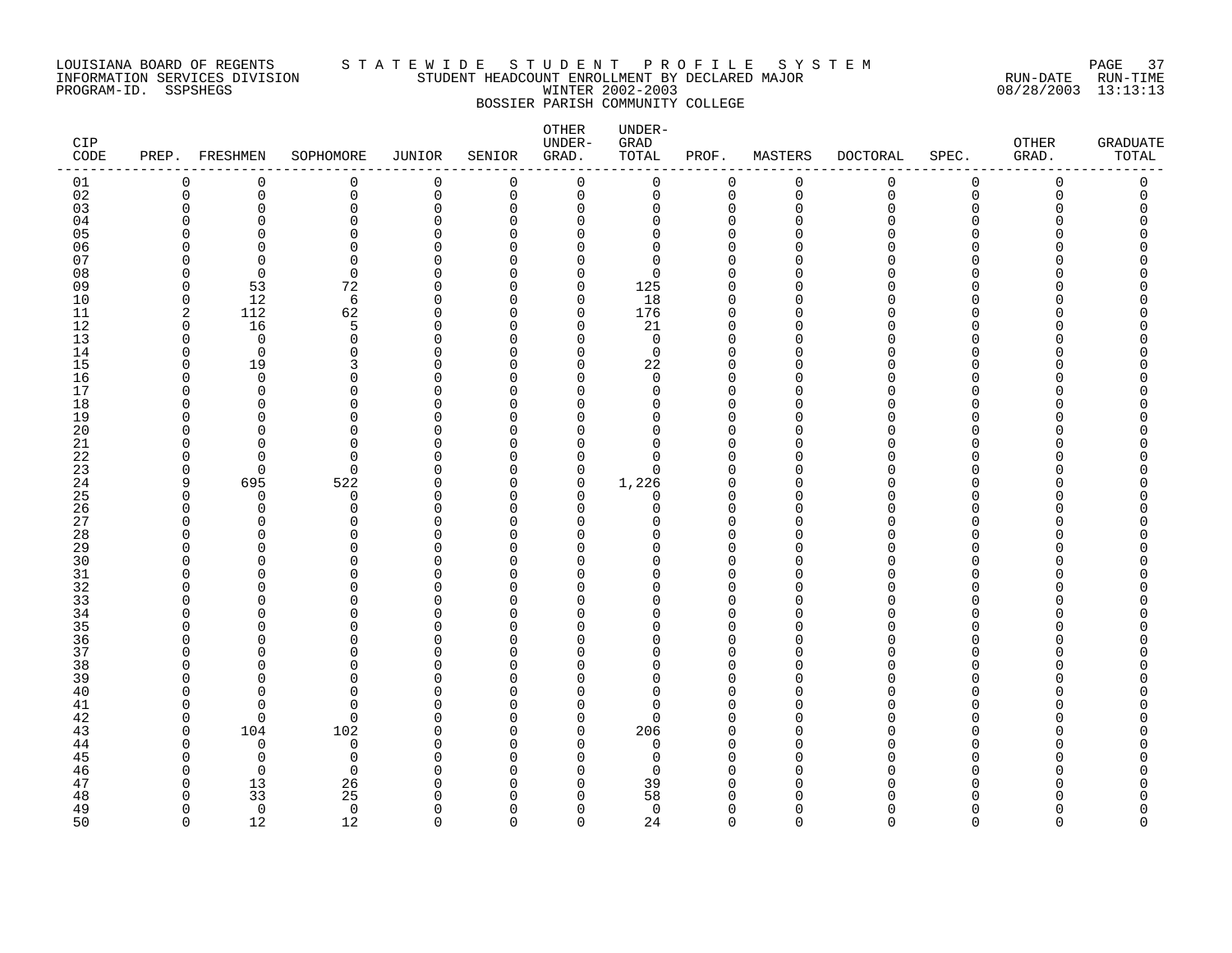LOUISIANA BOARD OF REGENTS — STATEWIDE STUDENT PROFILE SYSTEM
INFORMATION SERVICES DIVISION — STUDENT HEADCOUNT ENROLLMENT BY DECLARED MAJOR — RUN-DATE 08/28/2003 RUN-TIME 13:13:13
PROGRAM-ID. SSPSHEGS — WINTER 2002-2003

BOSSIER PARISH COMMUNITY COLLEGE

| CIP CODE | PREP. | FRESHMEN | SOPHOMORE | JUNIOR | SENIOR | OTHER UNDER-GRAD. | UNDER-GRAD TOTAL | PROF. | MASTERS | DOCTORAL | SPEC. | OTHER GRAD. | GRADUATE TOTAL |
|---|---|---|---|---|---|---|---|---|---|---|---|---|---|
| 01 | 0 | 0 | 0 | 0 | 0 | 0 | 0 | 0 | 0 | 0 | 0 | 0 | 0 |
| 02 | 0 | 0 | 0 | 0 | 0 | 0 | 0 | 0 | 0 | 0 | 0 | 0 | 0 |
| 03 | 0 | 0 | 0 | 0 | 0 | 0 | 0 | 0 | 0 | 0 | 0 | 0 | 0 |
| 04 | 0 | 0 | 0 | 0 | 0 | 0 | 0 | 0 | 0 | 0 | 0 | 0 | 0 |
| 05 | 0 | 0 | 0 | 0 | 0 | 0 | 0 | 0 | 0 | 0 | 0 | 0 | 0 |
| 06 | 0 | 0 | 0 | 0 | 0 | 0 | 0 | 0 | 0 | 0 | 0 | 0 | 0 |
| 07 | 0 | 0 | 0 | 0 | 0 | 0 | 0 | 0 | 0 | 0 | 0 | 0 | 0 |
| 08 | 0 | 0 | 0 | 0 | 0 | 0 | 0 | 0 | 0 | 0 | 0 | 0 | 0 |
| 09 | 0 | 53 | 72 | 0 | 0 | 0 | 125 | 0 | 0 | 0 | 0 | 0 | 0 |
| 10 | 0 | 12 | 6 | 0 | 0 | 0 | 18 | 0 | 0 | 0 | 0 | 0 | 0 |
| 11 | 2 | 112 | 62 | 0 | 0 | 0 | 176 | 0 | 0 | 0 | 0 | 0 | 0 |
| 12 | 0 | 16 | 5 | 0 | 0 | 0 | 21 | 0 | 0 | 0 | 0 | 0 | 0 |
| 13 | 0 | 0 | 0 | 0 | 0 | 0 | 0 | 0 | 0 | 0 | 0 | 0 | 0 |
| 14 | 0 | 0 | 0 | 0 | 0 | 0 | 0 | 0 | 0 | 0 | 0 | 0 | 0 |
| 15 | 0 | 19 | 3 | 0 | 0 | 0 | 22 | 0 | 0 | 0 | 0 | 0 | 0 |
| 16 | 0 | 0 | 0 | 0 | 0 | 0 | 0 | 0 | 0 | 0 | 0 | 0 | 0 |
| 17 | 0 | 0 | 0 | 0 | 0 | 0 | 0 | 0 | 0 | 0 | 0 | 0 | 0 |
| 18 | 0 | 0 | 0 | 0 | 0 | 0 | 0 | 0 | 0 | 0 | 0 | 0 | 0 |
| 19 | 0 | 0 | 0 | 0 | 0 | 0 | 0 | 0 | 0 | 0 | 0 | 0 | 0 |
| 20 | 0 | 0 | 0 | 0 | 0 | 0 | 0 | 0 | 0 | 0 | 0 | 0 | 0 |
| 21 | 0 | 0 | 0 | 0 | 0 | 0 | 0 | 0 | 0 | 0 | 0 | 0 | 0 |
| 22 | 0 | 0 | 0 | 0 | 0 | 0 | 0 | 0 | 0 | 0 | 0 | 0 | 0 |
| 23 | 0 | 0 | 0 | 0 | 0 | 0 | 0 | 0 | 0 | 0 | 0 | 0 | 0 |
| 24 | 9 | 695 | 522 | 0 | 0 | 0 | 1,226 | 0 | 0 | 0 | 0 | 0 | 0 |
| 25 | 0 | 0 | 0 | 0 | 0 | 0 | 0 | 0 | 0 | 0 | 0 | 0 | 0 |
| 26 | 0 | 0 | 0 | 0 | 0 | 0 | 0 | 0 | 0 | 0 | 0 | 0 | 0 |
| 27 | 0 | 0 | 0 | 0 | 0 | 0 | 0 | 0 | 0 | 0 | 0 | 0 | 0 |
| 28 | 0 | 0 | 0 | 0 | 0 | 0 | 0 | 0 | 0 | 0 | 0 | 0 | 0 |
| 29 | 0 | 0 | 0 | 0 | 0 | 0 | 0 | 0 | 0 | 0 | 0 | 0 | 0 |
| 30 | 0 | 0 | 0 | 0 | 0 | 0 | 0 | 0 | 0 | 0 | 0 | 0 | 0 |
| 31 | 0 | 0 | 0 | 0 | 0 | 0 | 0 | 0 | 0 | 0 | 0 | 0 | 0 |
| 32 | 0 | 0 | 0 | 0 | 0 | 0 | 0 | 0 | 0 | 0 | 0 | 0 | 0 |
| 33 | 0 | 0 | 0 | 0 | 0 | 0 | 0 | 0 | 0 | 0 | 0 | 0 | 0 |
| 34 | 0 | 0 | 0 | 0 | 0 | 0 | 0 | 0 | 0 | 0 | 0 | 0 | 0 |
| 35 | 0 | 0 | 0 | 0 | 0 | 0 | 0 | 0 | 0 | 0 | 0 | 0 | 0 |
| 36 | 0 | 0 | 0 | 0 | 0 | 0 | 0 | 0 | 0 | 0 | 0 | 0 | 0 |
| 37 | 0 | 0 | 0 | 0 | 0 | 0 | 0 | 0 | 0 | 0 | 0 | 0 | 0 |
| 38 | 0 | 0 | 0 | 0 | 0 | 0 | 0 | 0 | 0 | 0 | 0 | 0 | 0 |
| 39 | 0 | 0 | 0 | 0 | 0 | 0 | 0 | 0 | 0 | 0 | 0 | 0 | 0 |
| 40 | 0 | 0 | 0 | 0 | 0 | 0 | 0 | 0 | 0 | 0 | 0 | 0 | 0 |
| 41 | 0 | 0 | 0 | 0 | 0 | 0 | 0 | 0 | 0 | 0 | 0 | 0 | 0 |
| 42 | 0 | 0 | 0 | 0 | 0 | 0 | 0 | 0 | 0 | 0 | 0 | 0 | 0 |
| 43 | 0 | 104 | 102 | 0 | 0 | 0 | 206 | 0 | 0 | 0 | 0 | 0 | 0 |
| 44 | 0 | 0 | 0 | 0 | 0 | 0 | 0 | 0 | 0 | 0 | 0 | 0 | 0 |
| 45 | 0 | 0 | 0 | 0 | 0 | 0 | 0 | 0 | 0 | 0 | 0 | 0 | 0 |
| 46 | 0 | 0 | 0 | 0 | 0 | 0 | 0 | 0 | 0 | 0 | 0 | 0 | 0 |
| 47 | 0 | 13 | 26 | 0 | 0 | 0 | 39 | 0 | 0 | 0 | 0 | 0 | 0 |
| 48 | 0 | 33 | 25 | 0 | 0 | 0 | 58 | 0 | 0 | 0 | 0 | 0 | 0 |
| 49 | 0 | 0 | 0 | 0 | 0 | 0 | 0 | 0 | 0 | 0 | 0 | 0 | 0 |
| 50 | 0 | 12 | 12 | 0 | 0 | 0 | 24 | 0 | 0 | 0 | 0 | 0 | 0 |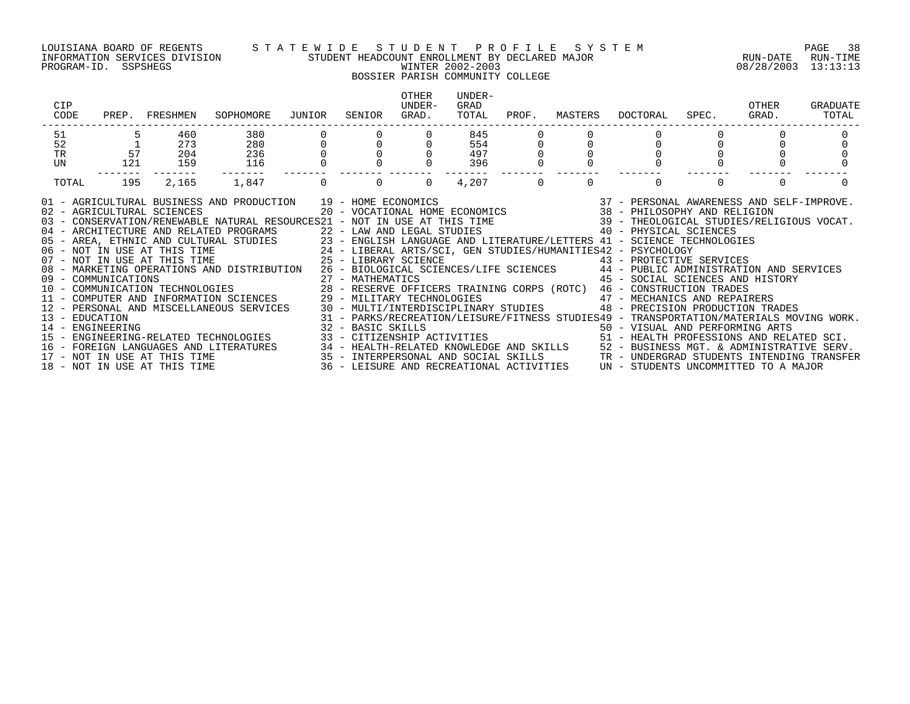LOUISIANA BOARD OF REGENTS — STATEWIDE STUDENT PROFILE SYSTEM
INFORMATION SERVICES DIVISION — STUDENT HEADCOUNT ENROLLMENT BY DECLARED MAJOR — RUN-DATE 08/28/2003 RUN-TIME 13:13:13
PROGRAM-ID. SSPSHEGS — WINTER 2002-2003

## BOSSIER PARISH COMMUNITY COLLEGE

| CIP CODE | PREP. | FRESHMEN | SOPHOMORE | JUNIOR | SENIOR | OTHER UNDER-GRAD. | UNDER-GRAD TOTAL | PROF. | MASTERS | DOCTORAL | SPEC. | OTHER GRAD. | GRADUATE TOTAL |
|---|---|---|---|---|---|---|---|---|---|---|---|---|---|
| 51 | 5 | 460 | 380 | 0 | 0 | 0 | 845 | 0 | 0 | 0 | 0 | 0 | 0 |
| 52 | 1 | 273 | 280 | 0 | 0 | 0 | 554 | 0 | 0 | 0 | 0 | 0 | 0 |
| TR | 57 | 204 | 236 | 0 | 0 | 0 | 497 | 0 | 0 | 0 | 0 | 0 | 0 |
| UN | 121 | 159 | 116 | 0 | 0 | 0 | 396 | 0 | 0 | 0 | 0 | 0 | 0 |
| TOTAL | 195 | 2,165 | 1,847 | 0 | 0 | 0 | 4,207 | 0 | 0 | 0 | 0 | 0 | 0 |

01 - AGRICULTURAL BUSINESS AND PRODUCTION
02 - AGRICULTURAL SCIENCES
03 - CONSERVATION/RENEWABLE NATURAL RESOURCES
04 - ARCHITECTURE AND RELATED PROGRAMS
05 - AREA, ETHNIC AND CULTURAL STUDIES
06 - NOT IN USE AT THIS TIME
07 - NOT IN USE AT THIS TIME
08 - MARKETING OPERATIONS AND DISTRIBUTION
09 - COMMUNICATIONS
10 - COMMUNICATION TECHNOLOGIES
11 - COMPUTER AND INFORMATION SCIENCES
12 - PERSONAL AND MISCELLANEOUS SERVICES
13 - EDUCATION
14 - ENGINEERING
15 - ENGINEERING-RELATED TECHNOLOGIES
16 - FOREIGN LANGUAGES AND LITERATURES
17 - NOT IN USE AT THIS TIME
18 - NOT IN USE AT THIS TIME
19 - HOME ECONOMICS
20 - VOCATIONAL HOME ECONOMICS
21 - NOT IN USE AT THIS TIME
22 - LAW AND LEGAL STUDIES
23 - ENGLISH LANGUAGE AND LITERATURE/LETTERS
24 - LIBERAL ARTS/SCI, GEN STUDIES/HUMANITIES
25 - LIBRARY SCIENCE
26 - BIOLOGICAL SCIENCES/LIFE SCIENCES
27 - MATHEMATICS
28 - RESERVE OFFICERS TRAINING CORPS (ROTC)
29 - MILITARY TECHNOLOGIES
30 - MULTI/INTERDISCIPLINARY STUDIES
31 - PARKS/RECREATION/LEISURE/FITNESS STUDIES
32 - BASIC SKILLS
33 - CITIZENSHIP ACTIVITIES
34 - HEALTH-RELATED KNOWLEDGE AND SKILLS
35 - INTERPERSONAL AND SOCIAL SKILLS
36 - LEISURE AND RECREATIONAL ACTIVITIES
37 - PERSONAL AWARENESS AND SELF-IMPROVE.
38 - PHILOSOPHY AND RELIGION
39 - THEOLOGICAL STUDIES/RELIGIOUS VOCAT.
40 - PHYSICAL SCIENCES
41 - SCIENCE TECHNOLOGIES
42 - PSYCHOLOGY
43 - PROTECTIVE SERVICES
44 - PUBLIC ADMINISTRATION AND SERVICES
45 - SOCIAL SCIENCES AND HISTORY
46 - CONSTRUCTION TRADES
47 - MECHANICS AND REPAIRERS
48 - PRECISION PRODUCTION TRADES
49 - TRANSPORTATION/MATERIALS MOVING WORK.
50 - VISUAL AND PERFORMING ARTS
51 - HEALTH PROFESSIONS AND RELATED SCI.
52 - BUSINESS MGT. & ADMINISTRATIVE SERV.
TR - UNDERGRAD STUDENTS INTENDING TRANSFER
UN - STUDENTS UNCOMMITTED TO A MAJOR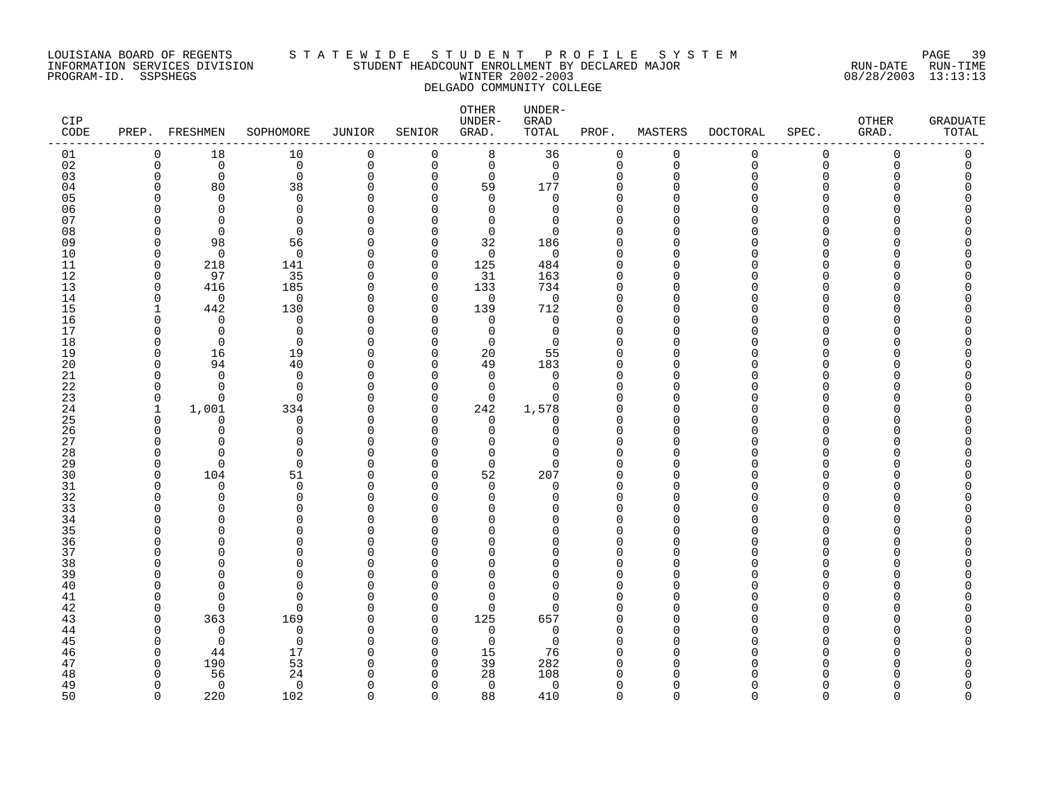LOUISIANA BOARD OF REGENTS — STATEWIDE STUDENT PROFILE SYSTEM
INFORMATION SERVICES DIVISION — STUDENT HEADCOUNT ENROLLMENT BY DECLARED MAJOR — RUN-DATE 08/28/2003 RUN-TIME 13:13:13
PROGRAM-ID. SSPSHEGS — WINTER 2002-2003

DELGADO COMMUNITY COLLEGE

| CIP CODE | PREP. | FRESHMEN | SOPHOMORE | JUNIOR | SENIOR | OTHER UNDER-GRAD. | UNDER-GRAD TOTAL | PROF. | MASTERS | DOCTORAL | SPEC. | OTHER GRAD. | GRADUATE TOTAL |
|---|---|---|---|---|---|---|---|---|---|---|---|---|---|
| 01 | 0 | 18 | 10 | 0 | 0 | 8 | 36 | 0 | 0 | 0 | 0 | 0 | 0 |
| 02 | 0 | 0 | 0 | 0 | 0 | 0 | 0 | 0 | 0 | 0 | 0 | 0 | 0 |
| 03 | 0 | 0 | 0 | 0 | 0 | 0 | 0 | 0 | 0 | 0 | 0 | 0 | 0 |
| 04 | 0 | 80 | 38 | 0 | 0 | 59 | 177 | 0 | 0 | 0 | 0 | 0 | 0 |
| 05 | 0 | 0 | 0 | 0 | 0 | 0 | 0 | 0 | 0 | 0 | 0 | 0 | 0 |
| 06 | 0 | 0 | 0 | 0 | 0 | 0 | 0 | 0 | 0 | 0 | 0 | 0 | 0 |
| 07 | 0 | 0 | 0 | 0 | 0 | 0 | 0 | 0 | 0 | 0 | 0 | 0 | 0 |
| 08 | 0 | 0 | 0 | 0 | 0 | 0 | 0 | 0 | 0 | 0 | 0 | 0 | 0 |
| 09 | 0 | 98 | 56 | 0 | 0 | 32 | 186 | 0 | 0 | 0 | 0 | 0 | 0 |
| 10 | 0 | 0 | 0 | 0 | 0 | 0 | 0 | 0 | 0 | 0 | 0 | 0 | 0 |
| 11 | 0 | 218 | 141 | 0 | 0 | 125 | 484 | 0 | 0 | 0 | 0 | 0 | 0 |
| 12 | 0 | 97 | 35 | 0 | 0 | 31 | 163 | 0 | 0 | 0 | 0 | 0 | 0 |
| 13 | 0 | 416 | 185 | 0 | 0 | 133 | 734 | 0 | 0 | 0 | 0 | 0 | 0 |
| 14 | 0 | 0 | 0 | 0 | 0 | 0 | 0 | 0 | 0 | 0 | 0 | 0 | 0 |
| 15 | 1 | 442 | 130 | 0 | 0 | 139 | 712 | 0 | 0 | 0 | 0 | 0 | 0 |
| 16 | 0 | 0 | 0 | 0 | 0 | 0 | 0 | 0 | 0 | 0 | 0 | 0 | 0 |
| 17 | 0 | 0 | 0 | 0 | 0 | 0 | 0 | 0 | 0 | 0 | 0 | 0 | 0 |
| 18 | 0 | 0 | 0 | 0 | 0 | 0 | 0 | 0 | 0 | 0 | 0 | 0 | 0 |
| 19 | 0 | 16 | 19 | 0 | 0 | 20 | 55 | 0 | 0 | 0 | 0 | 0 | 0 |
| 20 | 0 | 94 | 40 | 0 | 0 | 49 | 183 | 0 | 0 | 0 | 0 | 0 | 0 |
| 21 | 0 | 0 | 0 | 0 | 0 | 0 | 0 | 0 | 0 | 0 | 0 | 0 | 0 |
| 22 | 0 | 0 | 0 | 0 | 0 | 0 | 0 | 0 | 0 | 0 | 0 | 0 | 0 |
| 23 | 0 | 0 | 0 | 0 | 0 | 0 | 0 | 0 | 0 | 0 | 0 | 0 | 0 |
| 24 | 1 | 1,001 | 334 | 0 | 0 | 242 | 1,578 | 0 | 0 | 0 | 0 | 0 | 0 |
| 25 | 0 | 0 | 0 | 0 | 0 | 0 | 0 | 0 | 0 | 0 | 0 | 0 | 0 |
| 26 | 0 | 0 | 0 | 0 | 0 | 0 | 0 | 0 | 0 | 0 | 0 | 0 | 0 |
| 27 | 0 | 0 | 0 | 0 | 0 | 0 | 0 | 0 | 0 | 0 | 0 | 0 | 0 |
| 28 | 0 | 0 | 0 | 0 | 0 | 0 | 0 | 0 | 0 | 0 | 0 | 0 | 0 |
| 29 | 0 | 0 | 0 | 0 | 0 | 0 | 0 | 0 | 0 | 0 | 0 | 0 | 0 |
| 30 | 0 | 104 | 51 | 0 | 0 | 52 | 207 | 0 | 0 | 0 | 0 | 0 | 0 |
| 31 | 0 | 0 | 0 | 0 | 0 | 0 | 0 | 0 | 0 | 0 | 0 | 0 | 0 |
| 32 | 0 | 0 | 0 | 0 | 0 | 0 | 0 | 0 | 0 | 0 | 0 | 0 | 0 |
| 33 | 0 | 0 | 0 | 0 | 0 | 0 | 0 | 0 | 0 | 0 | 0 | 0 | 0 |
| 34 | 0 | 0 | 0 | 0 | 0 | 0 | 0 | 0 | 0 | 0 | 0 | 0 | 0 |
| 35 | 0 | 0 | 0 | 0 | 0 | 0 | 0 | 0 | 0 | 0 | 0 | 0 | 0 |
| 36 | 0 | 0 | 0 | 0 | 0 | 0 | 0 | 0 | 0 | 0 | 0 | 0 | 0 |
| 37 | 0 | 0 | 0 | 0 | 0 | 0 | 0 | 0 | 0 | 0 | 0 | 0 | 0 |
| 38 | 0 | 0 | 0 | 0 | 0 | 0 | 0 | 0 | 0 | 0 | 0 | 0 | 0 |
| 39 | 0 | 0 | 0 | 0 | 0 | 0 | 0 | 0 | 0 | 0 | 0 | 0 | 0 |
| 40 | 0 | 0 | 0 | 0 | 0 | 0 | 0 | 0 | 0 | 0 | 0 | 0 | 0 |
| 41 | 0 | 0 | 0 | 0 | 0 | 0 | 0 | 0 | 0 | 0 | 0 | 0 | 0 |
| 42 | 0 | 0 | 0 | 0 | 0 | 0 | 0 | 0 | 0 | 0 | 0 | 0 | 0 |
| 43 | 0 | 363 | 169 | 0 | 0 | 125 | 657 | 0 | 0 | 0 | 0 | 0 | 0 |
| 44 | 0 | 0 | 0 | 0 | 0 | 0 | 0 | 0 | 0 | 0 | 0 | 0 | 0 |
| 45 | 0 | 0 | 0 | 0 | 0 | 0 | 0 | 0 | 0 | 0 | 0 | 0 | 0 |
| 46 | 0 | 44 | 17 | 0 | 0 | 15 | 76 | 0 | 0 | 0 | 0 | 0 | 0 |
| 47 | 0 | 190 | 53 | 0 | 0 | 39 | 282 | 0 | 0 | 0 | 0 | 0 | 0 |
| 48 | 0 | 56 | 24 | 0 | 0 | 28 | 108 | 0 | 0 | 0 | 0 | 0 | 0 |
| 49 | 0 | 0 | 0 | 0 | 0 | 0 | 0 | 0 | 0 | 0 | 0 | 0 | 0 |
| 50 | 0 | 220 | 102 | 0 | 0 | 88 | 410 | 0 | 0 | 0 | 0 | 0 | 0 |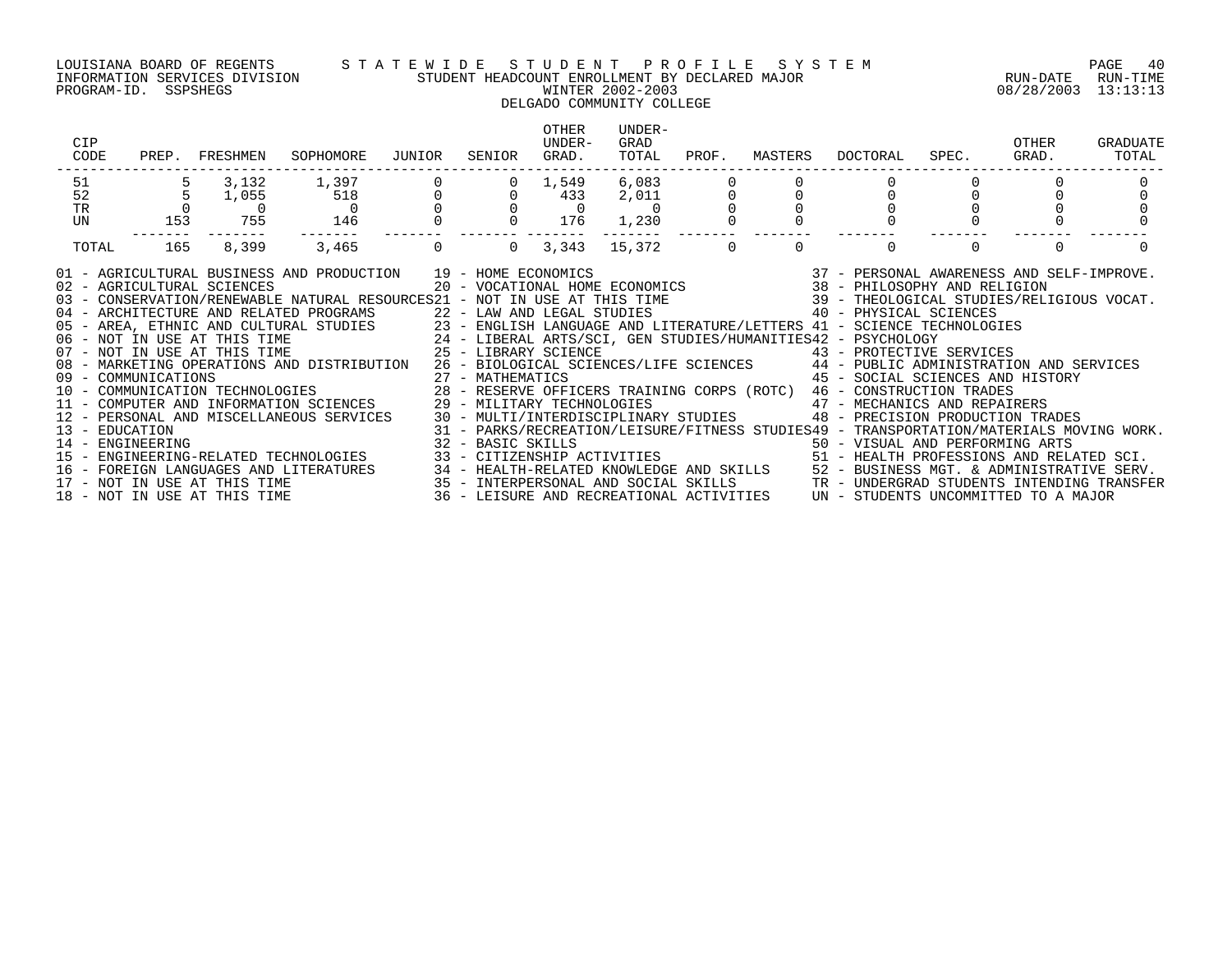LOUISIANA BOARD OF REGENTS — STATEWIDE STUDENT PROFILE SYSTEM
INFORMATION SERVICES DIVISION — STUDENT HEADCOUNT ENROLLMENT BY DECLARED MAJOR
PROGRAM-ID. SSPSHEGS — WINTER 2002-2003 — RUN-DATE 08/28/2003 RUN-TIME 13:13:13

## DELGADO COMMUNITY COLLEGE

| CIP CODE | PREP. | FRESHMEN | SOPHOMORE | JUNIOR | SENIOR | OTHER UNDER-GRAD. | UNDER-GRAD TOTAL | PROF. | MASTERS | DOCTORAL | SPEC. | OTHER GRAD. | GRADUATE TOTAL |
|---|---|---|---|---|---|---|---|---|---|---|---|---|---|
| 51 | 5 | 3,132 | 1,397 | 0 | 0 | 1,549 | 6,083 | 0 | 0 | 0 | 0 | 0 | 0 |
| 52 | 5 | 1,055 | 518 | 0 | 0 | 433 | 2,011 | 0 | 0 | 0 | 0 | 0 | 0 |
| TR | 0 | 0 | 0 | 0 | 0 | 0 | 0 | 0 | 0 | 0 | 0 | 0 | 0 |
| UN | 153 | 755 | 146 | 0 | 0 | 176 | 1,230 | 0 | 0 | 0 | 0 | 0 | 0 |
| TOTAL | 165 | 8,399 | 3,465 | 0 | 0 | 3,343 | 15,372 | 0 | 0 | 0 | 0 | 0 | 0 |

01 - AGRICULTURAL BUSINESS AND PRODUCTION
02 - AGRICULTURAL SCIENCES
03 - CONSERVATION/RENEWABLE NATURAL RESOURCES
04 - ARCHITECTURE AND RELATED PROGRAMS
05 - AREA, ETHNIC AND CULTURAL STUDIES
06 - NOT IN USE AT THIS TIME
07 - NOT IN USE AT THIS TIME
08 - MARKETING OPERATIONS AND DISTRIBUTION
09 - COMMUNICATIONS
10 - COMMUNICATION TECHNOLOGIES
11 - COMPUTER AND INFORMATION SCIENCES
12 - PERSONAL AND MISCELLANEOUS SERVICES
13 - EDUCATION
14 - ENGINEERING
15 - ENGINEERING-RELATED TECHNOLOGIES
16 - FOREIGN LANGUAGES AND LITERATURES
17 - NOT IN USE AT THIS TIME
18 - NOT IN USE AT THIS TIME
19 - HOME ECONOMICS
20 - VOCATIONAL HOME ECONOMICS
21 - NOT IN USE AT THIS TIME
22 - LAW AND LEGAL STUDIES
23 - ENGLISH LANGUAGE AND LITERATURE/LETTERS
24 - LIBERAL ARTS/SCI, GEN STUDIES/HUMANITIES
25 - LIBRARY SCIENCE
26 - BIOLOGICAL SCIENCES/LIFE SCIENCES
27 - MATHEMATICS
28 - RESERVE OFFICERS TRAINING CORPS (ROTC)
29 - MILITARY TECHNOLOGIES
30 - MULTI/INTERDISCIPLINARY STUDIES
31 - PARKS/RECREATION/LEISURE/FITNESS STUDIES
32 - BASIC SKILLS
33 - CITIZENSHIP ACTIVITIES
34 - HEALTH-RELATED KNOWLEDGE AND SKILLS
35 - INTERPERSONAL AND SOCIAL SKILLS
36 - LEISURE AND RECREATIONAL ACTIVITIES
37 - PERSONAL AWARENESS AND SELF-IMPROVE.
38 - PHILOSOPHY AND RELIGION
39 - THEOLOGICAL STUDIES/RELIGIOUS VOCAT.
40 - PHYSICAL SCIENCES
41 - SCIENCE TECHNOLOGIES
42 - PSYCHOLOGY
43 - PROTECTIVE SERVICES
44 - PUBLIC ADMINISTRATION AND SERVICES
45 - SOCIAL SCIENCES AND HISTORY
46 - CONSTRUCTION TRADES
47 - MECHANICS AND REPAIRERS
48 - PRECISION PRODUCTION TRADES
49 - TRANSPORTATION/MATERIALS MOVING WORK.
50 - VISUAL AND PERFORMING ARTS
51 - HEALTH PROFESSIONS AND RELATED SCI.
52 - BUSINESS MGT. & ADMINISTRATIVE SERV.
TR - UNDERGRAD STUDENTS INTENDING TRANSFER
UN - STUDENTS UNCOMMITTED TO A MAJOR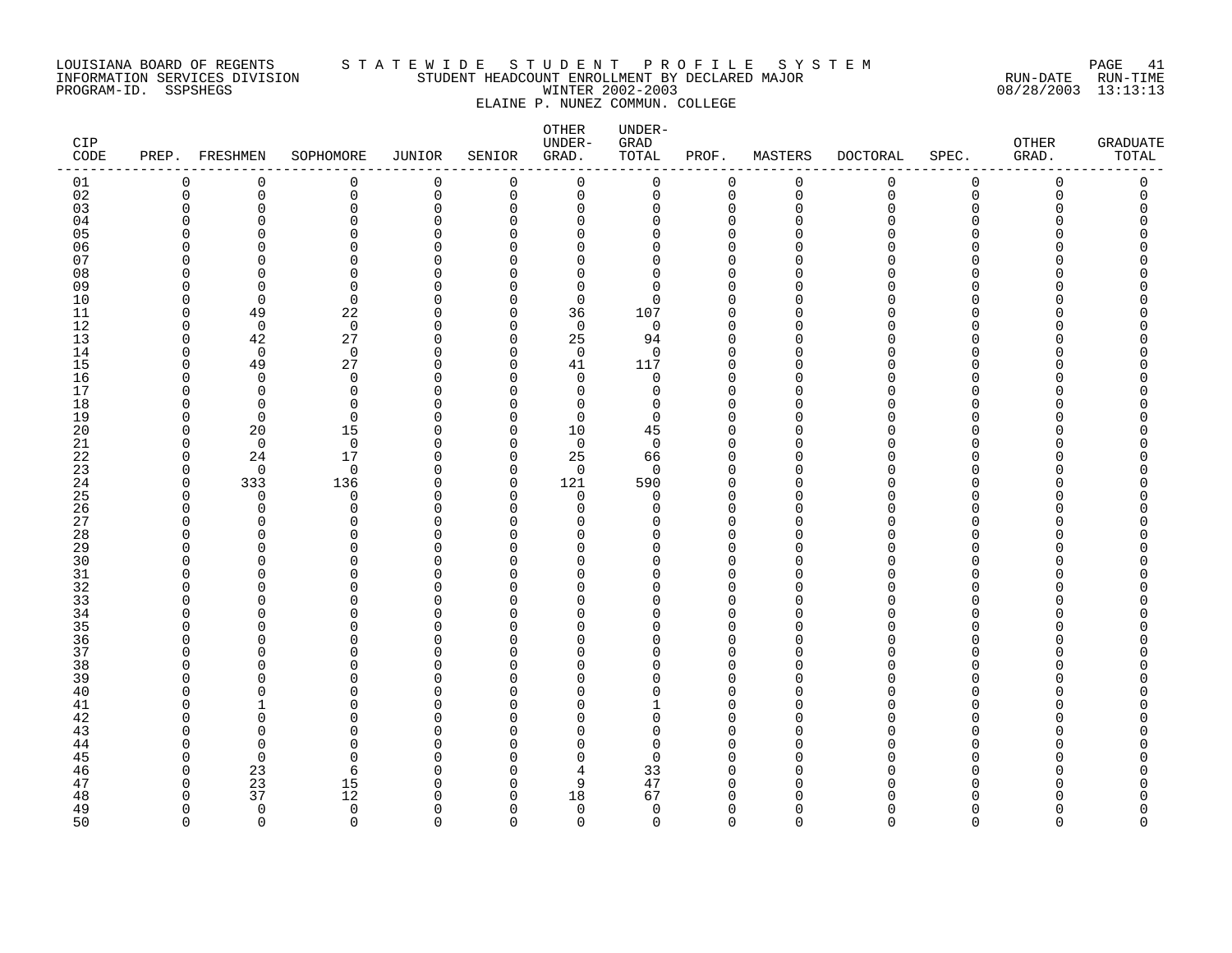LOUISIANA BOARD OF REGENTS
INFORMATION SERVICES DIVISION
PROGRAM-ID. SSPSHEGS

# STATEWIDE STUDENT PROFILE SYSTEM

STUDENT HEADCOUNT ENROLLMENT BY DECLARED MAJOR
WINTER 2002-2003
ELAINE P. NUNEZ COMMUN. COLLEGE

RUN-DATE 08/28/2003 RUN-TIME 13:13:13

| CIP CODE | PREP. | FRESHMEN | SOPHOMORE | JUNIOR | SENIOR | OTHER UNDER-GRAD. | UNDER-GRAD TOTAL | PROF. | MASTERS | DOCTORAL | SPEC. | OTHER GRAD. | GRADUATE TOTAL |
|---|---|---|---|---|---|---|---|---|---|---|---|---|---|
| 01 | 0 | 0 | 0 | 0 | 0 | 0 | 0 | 0 | 0 | 0 | 0 | 0 | 0 |
| 02 | 0 | 0 | 0 | 0 | 0 | 0 | 0 | 0 | 0 | 0 | 0 | 0 | 0 |
| 03 | 0 | 0 | 0 | 0 | 0 | 0 | 0 | 0 | 0 | 0 | 0 | 0 | 0 |
| 04 | 0 | 0 | 0 | 0 | 0 | 0 | 0 | 0 | 0 | 0 | 0 | 0 | 0 |
| 05 | 0 | 0 | 0 | 0 | 0 | 0 | 0 | 0 | 0 | 0 | 0 | 0 | 0 |
| 06 | 0 | 0 | 0 | 0 | 0 | 0 | 0 | 0 | 0 | 0 | 0 | 0 | 0 |
| 07 | 0 | 0 | 0 | 0 | 0 | 0 | 0 | 0 | 0 | 0 | 0 | 0 | 0 |
| 08 | 0 | 0 | 0 | 0 | 0 | 0 | 0 | 0 | 0 | 0 | 0 | 0 | 0 |
| 09 | 0 | 0 | 0 | 0 | 0 | 0 | 0 | 0 | 0 | 0 | 0 | 0 | 0 |
| 10 | 0 | 0 | 0 | 0 | 0 | 0 | 0 | 0 | 0 | 0 | 0 | 0 | 0 |
| 11 | 0 | 49 | 22 | 0 | 0 | 36 | 107 | 0 | 0 | 0 | 0 | 0 | 0 |
| 12 | 0 | 0 | 0 | 0 | 0 | 0 | 0 | 0 | 0 | 0 | 0 | 0 | 0 |
| 13 | 0 | 42 | 27 | 0 | 0 | 25 | 94 | 0 | 0 | 0 | 0 | 0 | 0 |
| 14 | 0 | 0 | 0 | 0 | 0 | 0 | 0 | 0 | 0 | 0 | 0 | 0 | 0 |
| 15 | 0 | 49 | 27 | 0 | 0 | 41 | 117 | 0 | 0 | 0 | 0 | 0 | 0 |
| 16 | 0 | 0 | 0 | 0 | 0 | 0 | 0 | 0 | 0 | 0 | 0 | 0 | 0 |
| 17 | 0 | 0 | 0 | 0 | 0 | 0 | 0 | 0 | 0 | 0 | 0 | 0 | 0 |
| 18 | 0 | 0 | 0 | 0 | 0 | 0 | 0 | 0 | 0 | 0 | 0 | 0 | 0 |
| 19 | 0 | 0 | 0 | 0 | 0 | 0 | 0 | 0 | 0 | 0 | 0 | 0 | 0 |
| 20 | 0 | 20 | 15 | 0 | 0 | 10 | 45 | 0 | 0 | 0 | 0 | 0 | 0 |
| 21 | 0 | 0 | 0 | 0 | 0 | 0 | 0 | 0 | 0 | 0 | 0 | 0 | 0 |
| 22 | 0 | 24 | 17 | 0 | 0 | 25 | 66 | 0 | 0 | 0 | 0 | 0 | 0 |
| 23 | 0 | 0 | 0 | 0 | 0 | 0 | 0 | 0 | 0 | 0 | 0 | 0 | 0 |
| 24 | 0 | 333 | 136 | 0 | 0 | 121 | 590 | 0 | 0 | 0 | 0 | 0 | 0 |
| 25 | 0 | 0 | 0 | 0 | 0 | 0 | 0 | 0 | 0 | 0 | 0 | 0 | 0 |
| 26 | 0 | 0 | 0 | 0 | 0 | 0 | 0 | 0 | 0 | 0 | 0 | 0 | 0 |
| 27 | 0 | 0 | 0 | 0 | 0 | 0 | 0 | 0 | 0 | 0 | 0 | 0 | 0 |
| 28 | 0 | 0 | 0 | 0 | 0 | 0 | 0 | 0 | 0 | 0 | 0 | 0 | 0 |
| 29 | 0 | 0 | 0 | 0 | 0 | 0 | 0 | 0 | 0 | 0 | 0 | 0 | 0 |
| 30 | 0 | 0 | 0 | 0 | 0 | 0 | 0 | 0 | 0 | 0 | 0 | 0 | 0 |
| 31 | 0 | 0 | 0 | 0 | 0 | 0 | 0 | 0 | 0 | 0 | 0 | 0 | 0 |
| 32 | 0 | 0 | 0 | 0 | 0 | 0 | 0 | 0 | 0 | 0 | 0 | 0 | 0 |
| 33 | 0 | 0 | 0 | 0 | 0 | 0 | 0 | 0 | 0 | 0 | 0 | 0 | 0 |
| 34 | 0 | 0 | 0 | 0 | 0 | 0 | 0 | 0 | 0 | 0 | 0 | 0 | 0 |
| 35 | 0 | 0 | 0 | 0 | 0 | 0 | 0 | 0 | 0 | 0 | 0 | 0 | 0 |
| 36 | 0 | 0 | 0 | 0 | 0 | 0 | 0 | 0 | 0 | 0 | 0 | 0 | 0 |
| 37 | 0 | 0 | 0 | 0 | 0 | 0 | 0 | 0 | 0 | 0 | 0 | 0 | 0 |
| 38 | 0 | 0 | 0 | 0 | 0 | 0 | 0 | 0 | 0 | 0 | 0 | 0 | 0 |
| 39 | 0 | 0 | 0 | 0 | 0 | 0 | 0 | 0 | 0 | 0 | 0 | 0 | 0 |
| 40 | 0 | 0 | 0 | 0 | 0 | 0 | 0 | 0 | 0 | 0 | 0 | 0 | 0 |
| 41 | 0 | 1 | 0 | 0 | 0 | 0 | 1 | 0 | 0 | 0 | 0 | 0 | 0 |
| 42 | 0 | 0 | 0 | 0 | 0 | 0 | 0 | 0 | 0 | 0 | 0 | 0 | 0 |
| 43 | 0 | 0 | 0 | 0 | 0 | 0 | 0 | 0 | 0 | 0 | 0 | 0 | 0 |
| 44 | 0 | 0 | 0 | 0 | 0 | 0 | 0 | 0 | 0 | 0 | 0 | 0 | 0 |
| 45 | 0 | 0 | 0 | 0 | 0 | 0 | 0 | 0 | 0 | 0 | 0 | 0 | 0 |
| 46 | 0 | 23 | 6 | 0 | 0 | 4 | 33 | 0 | 0 | 0 | 0 | 0 | 0 |
| 47 | 0 | 23 | 15 | 0 | 0 | 9 | 47 | 0 | 0 | 0 | 0 | 0 | 0 |
| 48 | 0 | 37 | 12 | 0 | 0 | 18 | 67 | 0 | 0 | 0 | 0 | 0 | 0 |
| 49 | 0 | 0 | 0 | 0 | 0 | 0 | 0 | 0 | 0 | 0 | 0 | 0 | 0 |
| 50 | 0 | 0 | 0 | 0 | 0 | 0 | 0 | 0 | 0 | 0 | 0 | 0 | 0 |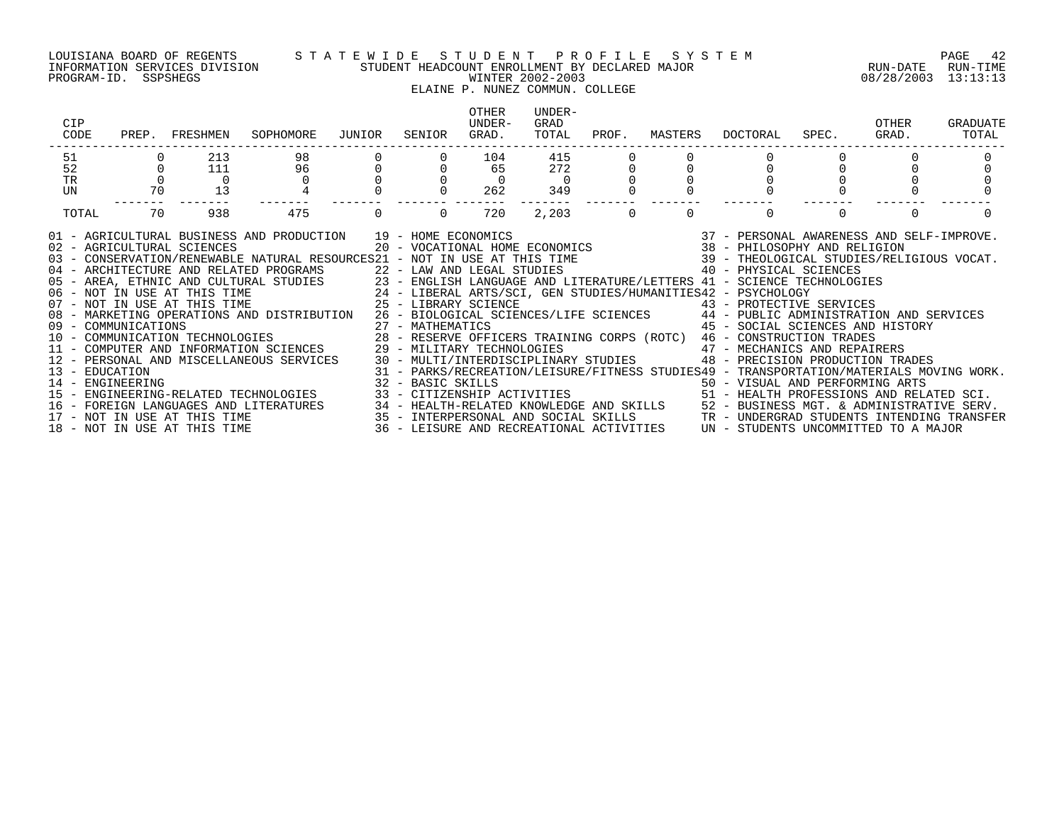LOUISIANA BOARD OF REGENTS — STATEWIDE STUDENT PROFILE SYSTEM
INFORMATION SERVICES DIVISION — STUDENT HEADCOUNT ENROLLMENT BY DECLARED MAJOR — RUN-DATE 08/28/2003 RUN-TIME 13:13:13
PROGRAM-ID. SSPSHEGS — WINTER 2002-2003

## ELAINE P. NUNEZ COMMUN. COLLEGE

| CIP CODE | PREP. | FRESHMEN | SOPHOMORE | JUNIOR | SENIOR | OTHER UNDER-GRAD. | UNDER-GRAD TOTAL | PROF. | MASTERS | DOCTORAL | SPEC. | OTHER GRAD. | GRADUATE TOTAL |
|---|---|---|---|---|---|---|---|---|---|---|---|---|---|
| 51 | 0 | 213 | 98 | 0 | 0 | 104 | 415 | 0 | 0 | 0 | 0 | 0 | 0 |
| 52 | 0 | 111 | 96 | 0 | 0 | 65 | 272 | 0 | 0 | 0 | 0 | 0 | 0 |
| TR | 0 | 0 | 0 | 0 | 0 | 0 | 0 | 0 | 0 | 0 | 0 | 0 | 0 |
| UN | 70 | 13 | 4 | 0 | 0 | 262 | 349 | 0 | 0 | 0 | 0 | 0 | 0 |
| TOTAL | 70 | 938 | 475 | 0 | 0 | 720 | 2,203 | 0 | 0 | 0 | 0 | 0 | 0 |

01 - AGRICULTURAL BUSINESS AND PRODUCTION
02 - AGRICULTURAL SCIENCES
03 - CONSERVATION/RENEWABLE NATURAL RESOURCES
04 - ARCHITECTURE AND RELATED PROGRAMS
05 - AREA, ETHNIC AND CULTURAL STUDIES
06 - NOT IN USE AT THIS TIME
07 - NOT IN USE AT THIS TIME
08 - MARKETING OPERATIONS AND DISTRIBUTION
09 - COMMUNICATIONS
10 - COMMUNICATION TECHNOLOGIES
11 - COMPUTER AND INFORMATION SCIENCES
12 - PERSONAL AND MISCELLANEOUS SERVICES
13 - EDUCATION
14 - ENGINEERING
15 - ENGINEERING-RELATED TECHNOLOGIES
16 - FOREIGN LANGUAGES AND LITERATURES
17 - NOT IN USE AT THIS TIME
18 - NOT IN USE AT THIS TIME
19 - HOME ECONOMICS
20 - VOCATIONAL HOME ECONOMICS
21 - NOT IN USE AT THIS TIME
22 - LAW AND LEGAL STUDIES
23 - ENGLISH LANGUAGE AND LITERATURE/LETTERS
24 - LIBERAL ARTS/SCI, GEN STUDIES/HUMANITIES
25 - LIBRARY SCIENCE
26 - BIOLOGICAL SCIENCES/LIFE SCIENCES
27 - MATHEMATICS
28 - RESERVE OFFICERS TRAINING CORPS (ROTC)
29 - MILITARY TECHNOLOGIES
30 - MULTI/INTERDISCIPLINARY STUDIES
31 - PARKS/RECREATION/LEISURE/FITNESS STUDIES
32 - BASIC SKILLS
33 - CITIZENSHIP ACTIVITIES
34 - HEALTH-RELATED KNOWLEDGE AND SKILLS
35 - INTERPERSONAL AND SOCIAL SKILLS
36 - LEISURE AND RECREATIONAL ACTIVITIES
37 - PERSONAL AWARENESS AND SELF-IMPROVE.
38 - PHILOSOPHY AND RELIGION
39 - THEOLOGICAL STUDIES/RELIGIOUS VOCAT.
40 - PHYSICAL SCIENCES
41 - SCIENCE TECHNOLOGIES
42 - PSYCHOLOGY
43 - PROTECTIVE SERVICES
44 - PUBLIC ADMINISTRATION AND SERVICES
45 - SOCIAL SCIENCES AND HISTORY
46 - CONSTRUCTION TRADES
47 - MECHANICS AND REPAIRERS
48 - PRECISION PRODUCTION TRADES
49 - TRANSPORTATION/MATERIALS MOVING WORK.
50 - VISUAL AND PERFORMING ARTS
51 - HEALTH PROFESSIONS AND RELATED SCI.
52 - BUSINESS MGT. & ADMINISTRATIVE SERV.
TR - UNDERGRAD STUDENTS INTENDING TRANSFER
UN - STUDENTS UNCOMMITTED TO A MAJOR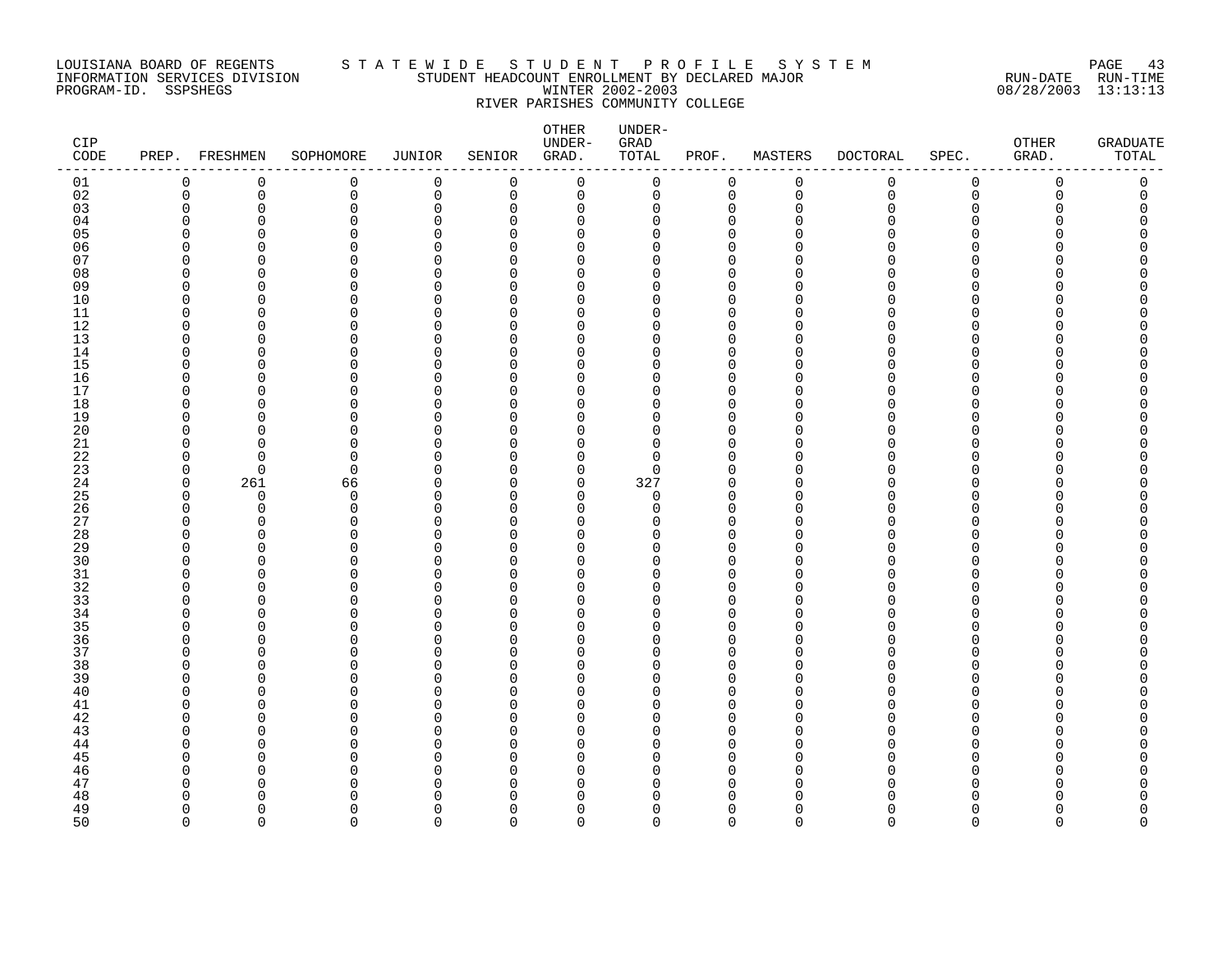LOUISIANA BOARD OF REGENTS — STATEWIDE STUDENT PROFILE SYSTEM
INFORMATION SERVICES DIVISION — STUDENT HEADCOUNT ENROLLMENT BY DECLARED MAJOR — RUN-DATE 08/28/2003 RUN-TIME 13:13:13
PROGRAM-ID. SSPSHEGS — WINTER 2002-2003

RIVER PARISHES COMMUNITY COLLEGE

| CIP CODE | PREP. | FRESHMEN | SOPHOMORE | JUNIOR | SENIOR | OTHER UNDER-GRAD. | UNDER-GRAD TOTAL | PROF. | MASTERS | DOCTORAL | SPEC. | OTHER GRAD. | GRADUATE TOTAL |
|---|---|---|---|---|---|---|---|---|---|---|---|---|---|
| 01 | 0 | 0 | 0 | 0 | 0 | 0 | 0 | 0 | 0 | 0 | 0 | 0 | 0 |
| 02 | 0 | 0 | 0 | 0 | 0 | 0 | 0 | 0 | 0 | 0 | 0 | 0 | 0 |
| 03 | 0 | 0 | 0 | 0 | 0 | 0 | 0 | 0 | 0 | 0 | 0 | 0 | 0 |
| 04 | 0 | 0 | 0 | 0 | 0 | 0 | 0 | 0 | 0 | 0 | 0 | 0 | 0 |
| 05 | 0 | 0 | 0 | 0 | 0 | 0 | 0 | 0 | 0 | 0 | 0 | 0 | 0 |
| 06 | 0 | 0 | 0 | 0 | 0 | 0 | 0 | 0 | 0 | 0 | 0 | 0 | 0 |
| 07 | 0 | 0 | 0 | 0 | 0 | 0 | 0 | 0 | 0 | 0 | 0 | 0 | 0 |
| 08 | 0 | 0 | 0 | 0 | 0 | 0 | 0 | 0 | 0 | 0 | 0 | 0 | 0 |
| 09 | 0 | 0 | 0 | 0 | 0 | 0 | 0 | 0 | 0 | 0 | 0 | 0 | 0 |
| 10 | 0 | 0 | 0 | 0 | 0 | 0 | 0 | 0 | 0 | 0 | 0 | 0 | 0 |
| 11 | 0 | 0 | 0 | 0 | 0 | 0 | 0 | 0 | 0 | 0 | 0 | 0 | 0 |
| 12 | 0 | 0 | 0 | 0 | 0 | 0 | 0 | 0 | 0 | 0 | 0 | 0 | 0 |
| 13 | 0 | 0 | 0 | 0 | 0 | 0 | 0 | 0 | 0 | 0 | 0 | 0 | 0 |
| 14 | 0 | 0 | 0 | 0 | 0 | 0 | 0 | 0 | 0 | 0 | 0 | 0 | 0 |
| 15 | 0 | 0 | 0 | 0 | 0 | 0 | 0 | 0 | 0 | 0 | 0 | 0 | 0 |
| 16 | 0 | 0 | 0 | 0 | 0 | 0 | 0 | 0 | 0 | 0 | 0 | 0 | 0 |
| 17 | 0 | 0 | 0 | 0 | 0 | 0 | 0 | 0 | 0 | 0 | 0 | 0 | 0 |
| 18 | 0 | 0 | 0 | 0 | 0 | 0 | 0 | 0 | 0 | 0 | 0 | 0 | 0 |
| 19 | 0 | 0 | 0 | 0 | 0 | 0 | 0 | 0 | 0 | 0 | 0 | 0 | 0 |
| 20 | 0 | 0 | 0 | 0 | 0 | 0 | 0 | 0 | 0 | 0 | 0 | 0 | 0 |
| 21 | 0 | 0 | 0 | 0 | 0 | 0 | 0 | 0 | 0 | 0 | 0 | 0 | 0 |
| 22 | 0 | 0 | 0 | 0 | 0 | 0 | 0 | 0 | 0 | 0 | 0 | 0 | 0 |
| 23 | 0 | 0 | 0 | 0 | 0 | 0 | 0 | 0 | 0 | 0 | 0 | 0 | 0 |
| 24 | 0 | 261 | 66 | 0 | 0 | 0 | 327 | 0 | 0 | 0 | 0 | 0 | 0 |
| 25 | 0 | 0 | 0 | 0 | 0 | 0 | 0 | 0 | 0 | 0 | 0 | 0 | 0 |
| 26 | 0 | 0 | 0 | 0 | 0 | 0 | 0 | 0 | 0 | 0 | 0 | 0 | 0 |
| 27 | 0 | 0 | 0 | 0 | 0 | 0 | 0 | 0 | 0 | 0 | 0 | 0 | 0 |
| 28 | 0 | 0 | 0 | 0 | 0 | 0 | 0 | 0 | 0 | 0 | 0 | 0 | 0 |
| 29 | 0 | 0 | 0 | 0 | 0 | 0 | 0 | 0 | 0 | 0 | 0 | 0 | 0 |
| 30 | 0 | 0 | 0 | 0 | 0 | 0 | 0 | 0 | 0 | 0 | 0 | 0 | 0 |
| 31 | 0 | 0 | 0 | 0 | 0 | 0 | 0 | 0 | 0 | 0 | 0 | 0 | 0 |
| 32 | 0 | 0 | 0 | 0 | 0 | 0 | 0 | 0 | 0 | 0 | 0 | 0 | 0 |
| 33 | 0 | 0 | 0 | 0 | 0 | 0 | 0 | 0 | 0 | 0 | 0 | 0 | 0 |
| 34 | 0 | 0 | 0 | 0 | 0 | 0 | 0 | 0 | 0 | 0 | 0 | 0 | 0 |
| 35 | 0 | 0 | 0 | 0 | 0 | 0 | 0 | 0 | 0 | 0 | 0 | 0 | 0 |
| 36 | 0 | 0 | 0 | 0 | 0 | 0 | 0 | 0 | 0 | 0 | 0 | 0 | 0 |
| 37 | 0 | 0 | 0 | 0 | 0 | 0 | 0 | 0 | 0 | 0 | 0 | 0 | 0 |
| 38 | 0 | 0 | 0 | 0 | 0 | 0 | 0 | 0 | 0 | 0 | 0 | 0 | 0 |
| 39 | 0 | 0 | 0 | 0 | 0 | 0 | 0 | 0 | 0 | 0 | 0 | 0 | 0 |
| 40 | 0 | 0 | 0 | 0 | 0 | 0 | 0 | 0 | 0 | 0 | 0 | 0 | 0 |
| 41 | 0 | 0 | 0 | 0 | 0 | 0 | 0 | 0 | 0 | 0 | 0 | 0 | 0 |
| 42 | 0 | 0 | 0 | 0 | 0 | 0 | 0 | 0 | 0 | 0 | 0 | 0 | 0 |
| 43 | 0 | 0 | 0 | 0 | 0 | 0 | 0 | 0 | 0 | 0 | 0 | 0 | 0 |
| 44 | 0 | 0 | 0 | 0 | 0 | 0 | 0 | 0 | 0 | 0 | 0 | 0 | 0 |
| 45 | 0 | 0 | 0 | 0 | 0 | 0 | 0 | 0 | 0 | 0 | 0 | 0 | 0 |
| 46 | 0 | 0 | 0 | 0 | 0 | 0 | 0 | 0 | 0 | 0 | 0 | 0 | 0 |
| 47 | 0 | 0 | 0 | 0 | 0 | 0 | 0 | 0 | 0 | 0 | 0 | 0 | 0 |
| 48 | 0 | 0 | 0 | 0 | 0 | 0 | 0 | 0 | 0 | 0 | 0 | 0 | 0 |
| 49 | 0 | 0 | 0 | 0 | 0 | 0 | 0 | 0 | 0 | 0 | 0 | 0 | 0 |
| 50 | 0 | 0 | 0 | 0 | 0 | 0 | 0 | 0 | 0 | 0 | 0 | 0 | 0 |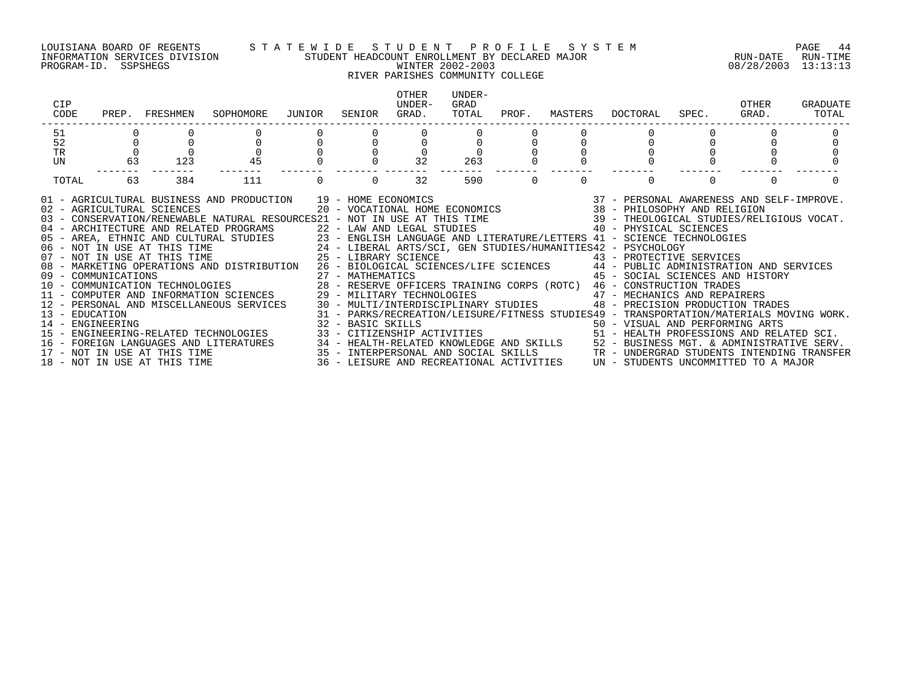LOUISIANA BOARD OF REGENTS — STATEWIDE STUDENT PROFILE SYSTEM
INFORMATION SERVICES DIVISION — STUDENT HEADCOUNT ENROLLMENT BY DECLARED MAJOR — RUN-DATE 08/28/2003 RUN-TIME 13:13:13
PROGRAM-ID. SSPSHEGS — WINTER 2002-2003

# RIVER PARISHES COMMUNITY COLLEGE

| CIP CODE | PREP. | FRESHMEN | SOPHOMORE | JUNIOR | SENIOR | OTHER UNDER-GRAD. | UNDER-GRAD TOTAL | PROF. | MASTERS | DOCTORAL | SPEC. | OTHER GRAD. | GRADUATE TOTAL |
|---|---|---|---|---|---|---|---|---|---|---|---|---|---|
| 51 | 0 | 0 | 0 | 0 | 0 | 0 | 0 | 0 | 0 | 0 | 0 | 0 | 0 |
| 52 | 0 | 0 | 0 | 0 | 0 | 0 | 0 | 0 | 0 | 0 | 0 | 0 | 0 |
| TR | 0 | 0 | 0 | 0 | 0 | 0 | 0 | 0 | 0 | 0 | 0 | 0 | 0 |
| UN | 63 | 123 | 45 | 0 | 0 | 32 | 263 | 0 | 0 | 0 | 0 | 0 | 0 |
| TOTAL | 63 | 384 | 111 | 0 | 0 | 32 | 590 | 0 | 0 | 0 | 0 | 0 | 0 |

01 - AGRICULTURAL BUSINESS AND PRODUCTION
02 - AGRICULTURAL SCIENCES
03 - CONSERVATION/RENEWABLE NATURAL RESOURCES
04 - ARCHITECTURE AND RELATED PROGRAMS
05 - AREA, ETHNIC AND CULTURAL STUDIES
06 - NOT IN USE AT THIS TIME
07 - NOT IN USE AT THIS TIME
08 - MARKETING OPERATIONS AND DISTRIBUTION
09 - COMMUNICATIONS
10 - COMMUNICATION TECHNOLOGIES
11 - COMPUTER AND INFORMATION SCIENCES
12 - PERSONAL AND MISCELLANEOUS SERVICES
13 - EDUCATION
14 - ENGINEERING
15 - ENGINEERING-RELATED TECHNOLOGIES
16 - FOREIGN LANGUAGES AND LITERATURES
17 - NOT IN USE AT THIS TIME
18 - NOT IN USE AT THIS TIME
19 - HOME ECONOMICS
20 - VOCATIONAL HOME ECONOMICS
21 - NOT IN USE AT THIS TIME
22 - LAW AND LEGAL STUDIES
23 - ENGLISH LANGUAGE AND LITERATURE/LETTERS
24 - LIBERAL ARTS/SCI, GEN STUDIES/HUMANITIES
25 - LIBRARY SCIENCE
26 - BIOLOGICAL SCIENCES/LIFE SCIENCES
27 - MATHEMATICS
28 - RESERVE OFFICERS TRAINING CORPS (ROTC)
29 - MILITARY TECHNOLOGIES
30 - MULTI/INTERDISCIPLINARY STUDIES
31 - PARKS/RECREATION/LEISURE/FITNESS STUDIES
32 - BASIC SKILLS
33 - CITIZENSHIP ACTIVITIES
34 - HEALTH-RELATED KNOWLEDGE AND SKILLS
35 - INTERPERSONAL AND SOCIAL SKILLS
36 - LEISURE AND RECREATIONAL ACTIVITIES
37 - PERSONAL AWARENESS AND SELF-IMPROVE.
38 - PHILOSOPHY AND RELIGION
39 - THEOLOGICAL STUDIES/RELIGIOUS VOCAT.
40 - PHYSICAL SCIENCES
41 - SCIENCE TECHNOLOGIES
42 - PSYCHOLOGY
43 - PROTECTIVE SERVICES
44 - PUBLIC ADMINISTRATION AND SERVICES
45 - SOCIAL SCIENCES AND HISTORY
46 - CONSTRUCTION TRADES
47 - MECHANICS AND REPAIRERS
48 - PRECISION PRODUCTION TRADES
49 - TRANSPORTATION/MATERIALS MOVING WORK.
50 - VISUAL AND PERFORMING ARTS
51 - HEALTH PROFESSIONS AND RELATED SCI.
52 - BUSINESS MGT. & ADMINISTRATIVE SERV.
TR - UNDERGRAD STUDENTS INTENDING TRANSFER
UN - STUDENTS UNCOMMITTED TO A MAJOR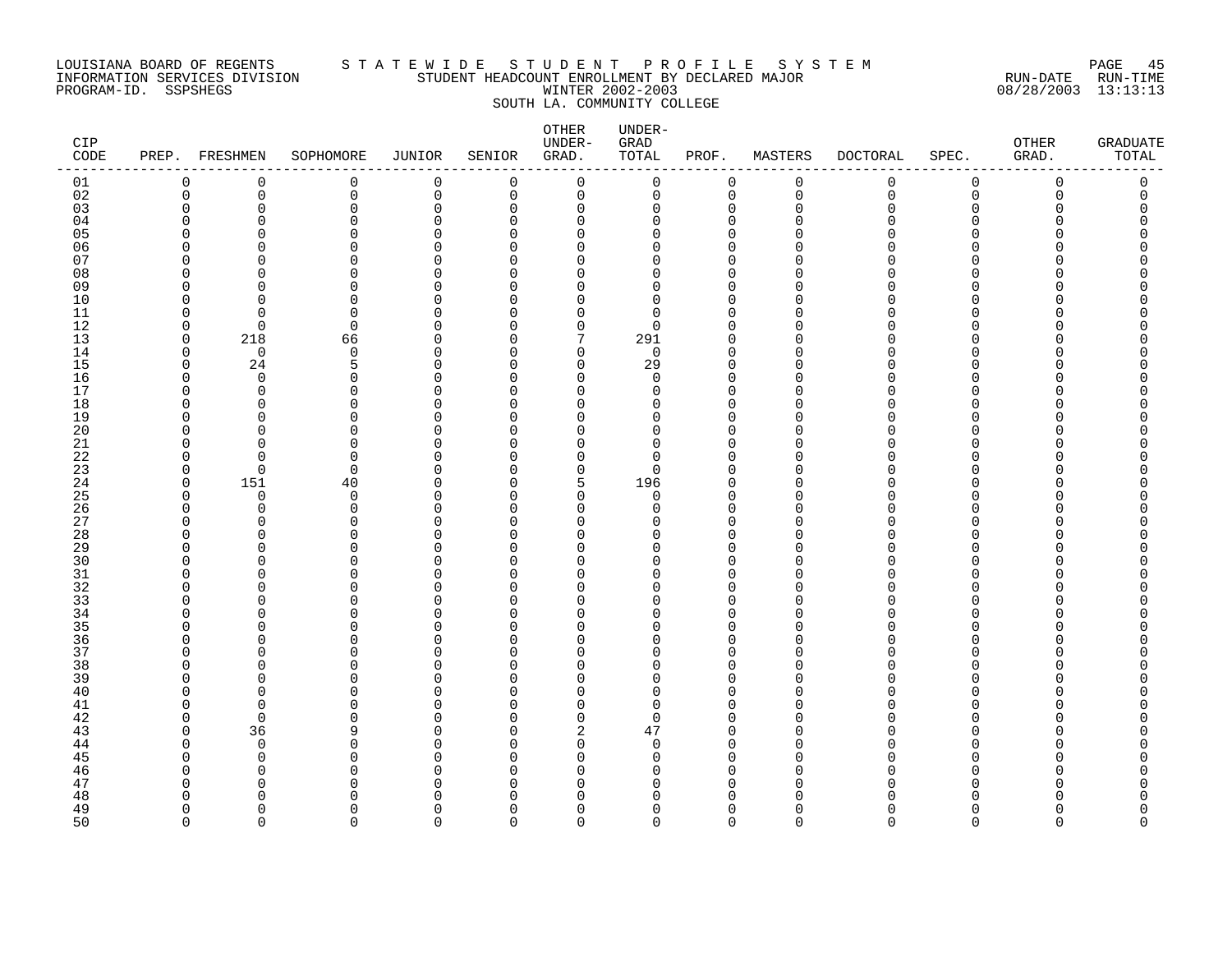LOUISIANA BOARD OF REGENTS — STATEWIDE STUDENT PROFILE SYSTEM
INFORMATION SERVICES DIVISION — STUDENT HEADCOUNT ENROLLMENT BY DECLARED MAJOR — RUN-DATE 08/28/2003 RUN-TIME 13:13:13
PROGRAM-ID. SSPSHEGS — WINTER 2002-2003
SOUTH LA. COMMUNITY COLLEGE

| CIP CODE | PREP. | FRESHMEN | SOPHOMORE | JUNIOR | SENIOR | OTHER UNDER-GRAD. | UNDER-GRAD TOTAL | PROF. | MASTERS | DOCTORAL | SPEC. | OTHER GRAD. | GRADUATE TOTAL |
|---|---|---|---|---|---|---|---|---|---|---|---|---|---|
| 01 | 0 | 0 | 0 | 0 | 0 | 0 | 0 | 0 | 0 | 0 | 0 | 0 | 0 |
| 02 | 0 | 0 | 0 | 0 | 0 | 0 | 0 | 0 | 0 | 0 | 0 | 0 | 0 |
| 03 | 0 | 0 | 0 | 0 | 0 | 0 | 0 | 0 | 0 | 0 | 0 | 0 | 0 |
| 04 | 0 | 0 | 0 | 0 | 0 | 0 | 0 | 0 | 0 | 0 | 0 | 0 | 0 |
| 05 | 0 | 0 | 0 | 0 | 0 | 0 | 0 | 0 | 0 | 0 | 0 | 0 | 0 |
| 06 | 0 | 0 | 0 | 0 | 0 | 0 | 0 | 0 | 0 | 0 | 0 | 0 | 0 |
| 07 | 0 | 0 | 0 | 0 | 0 | 0 | 0 | 0 | 0 | 0 | 0 | 0 | 0 |
| 08 | 0 | 0 | 0 | 0 | 0 | 0 | 0 | 0 | 0 | 0 | 0 | 0 | 0 |
| 09 | 0 | 0 | 0 | 0 | 0 | 0 | 0 | 0 | 0 | 0 | 0 | 0 | 0 |
| 10 | 0 | 0 | 0 | 0 | 0 | 0 | 0 | 0 | 0 | 0 | 0 | 0 | 0 |
| 11 | 0 | 0 | 0 | 0 | 0 | 0 | 0 | 0 | 0 | 0 | 0 | 0 | 0 |
| 12 | 0 | 0 | 0 | 0 | 0 | 0 | 0 | 0 | 0 | 0 | 0 | 0 | 0 |
| 13 | 0 | 218 | 66 | 0 | 0 | 7 | 291 | 0 | 0 | 0 | 0 | 0 | 0 |
| 14 | 0 | 0 | 0 | 0 | 0 | 0 | 0 | 0 | 0 | 0 | 0 | 0 | 0 |
| 15 | 0 | 24 | 5 | 0 | 0 | 0 | 29 | 0 | 0 | 0 | 0 | 0 | 0 |
| 16 | 0 | 0 | 0 | 0 | 0 | 0 | 0 | 0 | 0 | 0 | 0 | 0 | 0 |
| 17 | 0 | 0 | 0 | 0 | 0 | 0 | 0 | 0 | 0 | 0 | 0 | 0 | 0 |
| 18 | 0 | 0 | 0 | 0 | 0 | 0 | 0 | 0 | 0 | 0 | 0 | 0 | 0 |
| 19 | 0 | 0 | 0 | 0 | 0 | 0 | 0 | 0 | 0 | 0 | 0 | 0 | 0 |
| 20 | 0 | 0 | 0 | 0 | 0 | 0 | 0 | 0 | 0 | 0 | 0 | 0 | 0 |
| 21 | 0 | 0 | 0 | 0 | 0 | 0 | 0 | 0 | 0 | 0 | 0 | 0 | 0 |
| 22 | 0 | 0 | 0 | 0 | 0 | 0 | 0 | 0 | 0 | 0 | 0 | 0 | 0 |
| 23 | 0 | 0 | 0 | 0 | 0 | 0 | 0 | 0 | 0 | 0 | 0 | 0 | 0 |
| 24 | 0 | 151 | 40 | 0 | 0 | 5 | 196 | 0 | 0 | 0 | 0 | 0 | 0 |
| 25 | 0 | 0 | 0 | 0 | 0 | 0 | 0 | 0 | 0 | 0 | 0 | 0 | 0 |
| 26 | 0 | 0 | 0 | 0 | 0 | 0 | 0 | 0 | 0 | 0 | 0 | 0 | 0 |
| 27 | 0 | 0 | 0 | 0 | 0 | 0 | 0 | 0 | 0 | 0 | 0 | 0 | 0 |
| 28 | 0 | 0 | 0 | 0 | 0 | 0 | 0 | 0 | 0 | 0 | 0 | 0 | 0 |
| 29 | 0 | 0 | 0 | 0 | 0 | 0 | 0 | 0 | 0 | 0 | 0 | 0 | 0 |
| 30 | 0 | 0 | 0 | 0 | 0 | 0 | 0 | 0 | 0 | 0 | 0 | 0 | 0 |
| 31 | 0 | 0 | 0 | 0 | 0 | 0 | 0 | 0 | 0 | 0 | 0 | 0 | 0 |
| 32 | 0 | 0 | 0 | 0 | 0 | 0 | 0 | 0 | 0 | 0 | 0 | 0 | 0 |
| 33 | 0 | 0 | 0 | 0 | 0 | 0 | 0 | 0 | 0 | 0 | 0 | 0 | 0 |
| 34 | 0 | 0 | 0 | 0 | 0 | 0 | 0 | 0 | 0 | 0 | 0 | 0 | 0 |
| 35 | 0 | 0 | 0 | 0 | 0 | 0 | 0 | 0 | 0 | 0 | 0 | 0 | 0 |
| 36 | 0 | 0 | 0 | 0 | 0 | 0 | 0 | 0 | 0 | 0 | 0 | 0 | 0 |
| 37 | 0 | 0 | 0 | 0 | 0 | 0 | 0 | 0 | 0 | 0 | 0 | 0 | 0 |
| 38 | 0 | 0 | 0 | 0 | 0 | 0 | 0 | 0 | 0 | 0 | 0 | 0 | 0 |
| 39 | 0 | 0 | 0 | 0 | 0 | 0 | 0 | 0 | 0 | 0 | 0 | 0 | 0 |
| 40 | 0 | 0 | 0 | 0 | 0 | 0 | 0 | 0 | 0 | 0 | 0 | 0 | 0 |
| 41 | 0 | 0 | 0 | 0 | 0 | 0 | 0 | 0 | 0 | 0 | 0 | 0 | 0 |
| 42 | 0 | 0 | 0 | 0 | 0 | 0 | 0 | 0 | 0 | 0 | 0 | 0 | 0 |
| 43 | 0 | 36 | 9 | 0 | 0 | 2 | 47 | 0 | 0 | 0 | 0 | 0 | 0 |
| 44 | 0 | 0 | 0 | 0 | 0 | 0 | 0 | 0 | 0 | 0 | 0 | 0 | 0 |
| 45 | 0 | 0 | 0 | 0 | 0 | 0 | 0 | 0 | 0 | 0 | 0 | 0 | 0 |
| 46 | 0 | 0 | 0 | 0 | 0 | 0 | 0 | 0 | 0 | 0 | 0 | 0 | 0 |
| 47 | 0 | 0 | 0 | 0 | 0 | 0 | 0 | 0 | 0 | 0 | 0 | 0 | 0 |
| 48 | 0 | 0 | 0 | 0 | 0 | 0 | 0 | 0 | 0 | 0 | 0 | 0 | 0 |
| 49 | 0 | 0 | 0 | 0 | 0 | 0 | 0 | 0 | 0 | 0 | 0 | 0 | 0 |
| 50 | 0 | 0 | 0 | 0 | 0 | 0 | 0 | 0 | 0 | 0 | 0 | 0 | 0 |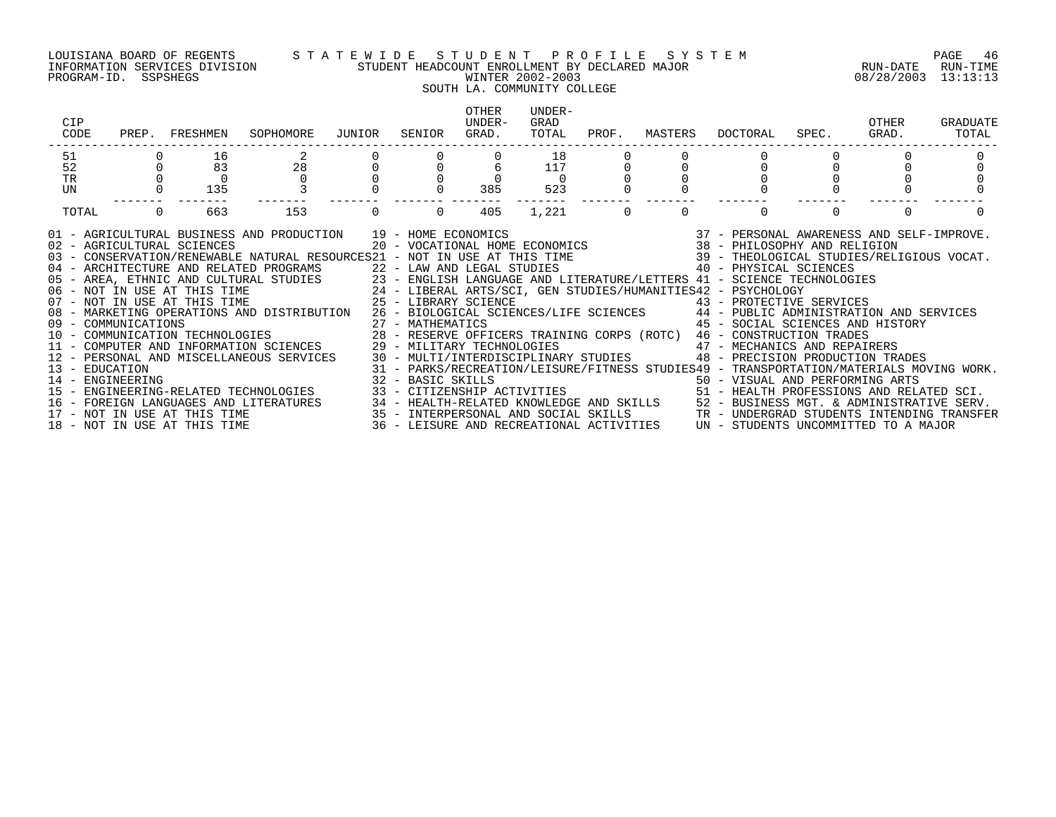LOUISIANA BOARD OF REGENTS — STATEWIDE STUDENT PROFILE SYSTEM
INFORMATION SERVICES DIVISION — STUDENT HEADCOUNT ENROLLMENT BY DECLARED MAJOR
PROGRAM-ID. SSPSHEGS — WINTER 2002-2003
RUN-DATE 08/28/2003 RUN-TIME 13:13:13

SOUTH LA. COMMUNITY COLLEGE

| CIP CODE | PREP. | FRESHMEN | SOPHOMORE | JUNIOR | SENIOR | OTHER UNDER-GRAD. | UNDER-GRAD TOTAL | PROF. | MASTERS | DOCTORAL | SPEC. | OTHER GRAD. | GRADUATE TOTAL |
|---|---|---|---|---|---|---|---|---|---|---|---|---|---|
| 51 | 0 | 16 | 2 | 0 | 0 | 0 | 18 | 0 | 0 | 0 | 0 | 0 | 0 |
| 52 | 0 | 83 | 28 | 0 | 0 | 6 | 117 | 0 | 0 | 0 | 0 | 0 | 0 |
| TR | 0 | 0 | 0 | 0 | 0 | 0 | 0 | 0 | 0 | 0 | 0 | 0 | 0 |
| UN | 0 | 135 | 3 | 0 | 0 | 385 | 523 | 0 | 0 | 0 | 0 | 0 | 0 |
| TOTAL | 0 | 663 | 153 | 0 | 0 | 405 | 1,221 | 0 | 0 | 0 | 0 | 0 | 0 |

01 - AGRICULTURAL BUSINESS AND PRODUCTION
02 - AGRICULTURAL SCIENCES
03 - CONSERVATION/RENEWABLE NATURAL RESOURCES
04 - ARCHITECTURE AND RELATED PROGRAMS
05 - AREA, ETHNIC AND CULTURAL STUDIES
06 - NOT IN USE AT THIS TIME
07 - NOT IN USE AT THIS TIME
08 - MARKETING OPERATIONS AND DISTRIBUTION
09 - COMMUNICATIONS
10 - COMMUNICATION TECHNOLOGIES
11 - COMPUTER AND INFORMATION SCIENCES
12 - PERSONAL AND MISCELLANEOUS SERVICES
13 - EDUCATION
14 - ENGINEERING
15 - ENGINEERING-RELATED TECHNOLOGIES
16 - FOREIGN LANGUAGES AND LITERATURES
17 - NOT IN USE AT THIS TIME
18 - NOT IN USE AT THIS TIME
19 - HOME ECONOMICS
20 - VOCATIONAL HOME ECONOMICS
21 - NOT IN USE AT THIS TIME
22 - LAW AND LEGAL STUDIES
23 - ENGLISH LANGUAGE AND LITERATURE/LETTERS
24 - LIBERAL ARTS/SCI, GEN STUDIES/HUMANITIES
25 - LIBRARY SCIENCE
26 - BIOLOGICAL SCIENCES/LIFE SCIENCES
27 - MATHEMATICS
28 - RESERVE OFFICERS TRAINING CORPS (ROTC)
29 - MILITARY TECHNOLOGIES
30 - MULTI/INTERDISCIPLINARY STUDIES
31 - PARKS/RECREATION/LEISURE/FITNESS STUDIES
32 - BASIC SKILLS
33 - CITIZENSHIP ACTIVITIES
34 - HEALTH-RELATED KNOWLEDGE AND SKILLS
35 - INTERPERSONAL AND SOCIAL SKILLS
36 - LEISURE AND RECREATIONAL ACTIVITIES
37 - PERSONAL AWARENESS AND SELF-IMPROVE.
38 - PHILOSOPHY AND RELIGION
39 - THEOLOGICAL STUDIES/RELIGIOUS VOCAT.
40 - PHYSICAL SCIENCES
41 - SCIENCE TECHNOLOGIES
42 - PSYCHOLOGY
43 - PROTECTIVE SERVICES
44 - PUBLIC ADMINISTRATION AND SERVICES
45 - SOCIAL SCIENCES AND HISTORY
46 - CONSTRUCTION TRADES
47 - MECHANICS AND REPAIRERS
48 - PRECISION PRODUCTION TRADES
49 - TRANSPORTATION/MATERIALS MOVING WORK.
50 - VISUAL AND PERFORMING ARTS
51 - HEALTH PROFESSIONS AND RELATED SCI.
52 - BUSINESS MGT. & ADMINISTRATIVE SERV.
TR - UNDERGRAD STUDENTS INTENDING TRANSFER
UN - STUDENTS UNCOMMITTED TO A MAJOR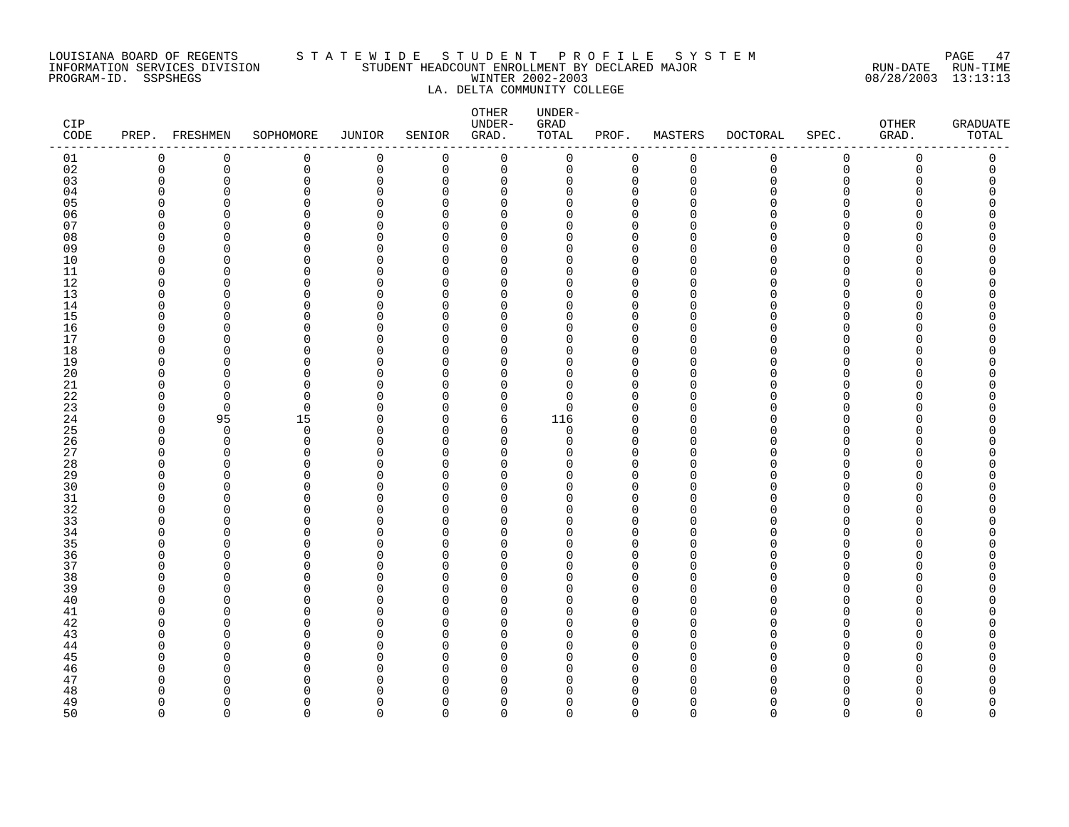LOUISIANA BOARD OF REGENTS — STATEWIDE STUDENT PROFILE SYSTEM
INFORMATION SERVICES DIVISION — STUDENT HEADCOUNT ENROLLMENT BY DECLARED MAJOR — RUN-DATE 08/28/2003 RUN-TIME 13:13:13
PROGRAM-ID. SSPSHEGS — WINTER 2002-2003

LA. DELTA COMMUNITY COLLEGE

| CIP CODE | PREP. | FRESHMEN | SOPHOMORE | JUNIOR | SENIOR | OTHER UNDER-GRAD. | UNDER-GRAD TOTAL | PROF. | MASTERS | DOCTORAL | SPEC. | OTHER GRAD. | GRADUATE TOTAL |
|---|---|---|---|---|---|---|---|---|---|---|---|---|---|
| 01 | 0 | 0 | 0 | 0 | 0 | 0 | 0 | 0 | 0 | 0 | 0 | 0 | 0 |
| 02 | 0 | 0 | 0 | 0 | 0 | 0 | 0 | 0 | 0 | 0 | 0 | 0 | 0 |
| 03 | 0 | 0 | 0 | 0 | 0 | 0 | 0 | 0 | 0 | 0 | 0 | 0 | 0 |
| 04 | 0 | 0 | 0 | 0 | 0 | 0 | 0 | 0 | 0 | 0 | 0 | 0 | 0 |
| 05 | 0 | 0 | 0 | 0 | 0 | 0 | 0 | 0 | 0 | 0 | 0 | 0 | 0 |
| 06 | 0 | 0 | 0 | 0 | 0 | 0 | 0 | 0 | 0 | 0 | 0 | 0 | 0 |
| 07 | 0 | 0 | 0 | 0 | 0 | 0 | 0 | 0 | 0 | 0 | 0 | 0 | 0 |
| 08 | 0 | 0 | 0 | 0 | 0 | 0 | 0 | 0 | 0 | 0 | 0 | 0 | 0 |
| 09 | 0 | 0 | 0 | 0 | 0 | 0 | 0 | 0 | 0 | 0 | 0 | 0 | 0 |
| 10 | 0 | 0 | 0 | 0 | 0 | 0 | 0 | 0 | 0 | 0 | 0 | 0 | 0 |
| 11 | 0 | 0 | 0 | 0 | 0 | 0 | 0 | 0 | 0 | 0 | 0 | 0 | 0 |
| 12 | 0 | 0 | 0 | 0 | 0 | 0 | 0 | 0 | 0 | 0 | 0 | 0 | 0 |
| 13 | 0 | 0 | 0 | 0 | 0 | 0 | 0 | 0 | 0 | 0 | 0 | 0 | 0 |
| 14 | 0 | 0 | 0 | 0 | 0 | 0 | 0 | 0 | 0 | 0 | 0 | 0 | 0 |
| 15 | 0 | 0 | 0 | 0 | 0 | 0 | 0 | 0 | 0 | 0 | 0 | 0 | 0 |
| 16 | 0 | 0 | 0 | 0 | 0 | 0 | 0 | 0 | 0 | 0 | 0 | 0 | 0 |
| 17 | 0 | 0 | 0 | 0 | 0 | 0 | 0 | 0 | 0 | 0 | 0 | 0 | 0 |
| 18 | 0 | 0 | 0 | 0 | 0 | 0 | 0 | 0 | 0 | 0 | 0 | 0 | 0 |
| 19 | 0 | 0 | 0 | 0 | 0 | 0 | 0 | 0 | 0 | 0 | 0 | 0 | 0 |
| 20 | 0 | 0 | 0 | 0 | 0 | 0 | 0 | 0 | 0 | 0 | 0 | 0 | 0 |
| 21 | 0 | 0 | 0 | 0 | 0 | 0 | 0 | 0 | 0 | 0 | 0 | 0 | 0 |
| 22 | 0 | 0 | 0 | 0 | 0 | 0 | 0 | 0 | 0 | 0 | 0 | 0 | 0 |
| 23 | 0 | 0 | 0 | 0 | 0 | 0 | 0 | 0 | 0 | 0 | 0 | 0 | 0 |
| 24 | 0 | 95 | 15 | 0 | 0 | 6 | 116 | 0 | 0 | 0 | 0 | 0 | 0 |
| 25 | 0 | 0 | 0 | 0 | 0 | 0 | 0 | 0 | 0 | 0 | 0 | 0 | 0 |
| 26 | 0 | 0 | 0 | 0 | 0 | 0 | 0 | 0 | 0 | 0 | 0 | 0 | 0 |
| 27 | 0 | 0 | 0 | 0 | 0 | 0 | 0 | 0 | 0 | 0 | 0 | 0 | 0 |
| 28 | 0 | 0 | 0 | 0 | 0 | 0 | 0 | 0 | 0 | 0 | 0 | 0 | 0 |
| 29 | 0 | 0 | 0 | 0 | 0 | 0 | 0 | 0 | 0 | 0 | 0 | 0 | 0 |
| 30 | 0 | 0 | 0 | 0 | 0 | 0 | 0 | 0 | 0 | 0 | 0 | 0 | 0 |
| 31 | 0 | 0 | 0 | 0 | 0 | 0 | 0 | 0 | 0 | 0 | 0 | 0 | 0 |
| 32 | 0 | 0 | 0 | 0 | 0 | 0 | 0 | 0 | 0 | 0 | 0 | 0 | 0 |
| 33 | 0 | 0 | 0 | 0 | 0 | 0 | 0 | 0 | 0 | 0 | 0 | 0 | 0 |
| 34 | 0 | 0 | 0 | 0 | 0 | 0 | 0 | 0 | 0 | 0 | 0 | 0 | 0 |
| 35 | 0 | 0 | 0 | 0 | 0 | 0 | 0 | 0 | 0 | 0 | 0 | 0 | 0 |
| 36 | 0 | 0 | 0 | 0 | 0 | 0 | 0 | 0 | 0 | 0 | 0 | 0 | 0 |
| 37 | 0 | 0 | 0 | 0 | 0 | 0 | 0 | 0 | 0 | 0 | 0 | 0 | 0 |
| 38 | 0 | 0 | 0 | 0 | 0 | 0 | 0 | 0 | 0 | 0 | 0 | 0 | 0 |
| 39 | 0 | 0 | 0 | 0 | 0 | 0 | 0 | 0 | 0 | 0 | 0 | 0 | 0 |
| 40 | 0 | 0 | 0 | 0 | 0 | 0 | 0 | 0 | 0 | 0 | 0 | 0 | 0 |
| 41 | 0 | 0 | 0 | 0 | 0 | 0 | 0 | 0 | 0 | 0 | 0 | 0 | 0 |
| 42 | 0 | 0 | 0 | 0 | 0 | 0 | 0 | 0 | 0 | 0 | 0 | 0 | 0 |
| 43 | 0 | 0 | 0 | 0 | 0 | 0 | 0 | 0 | 0 | 0 | 0 | 0 | 0 |
| 44 | 0 | 0 | 0 | 0 | 0 | 0 | 0 | 0 | 0 | 0 | 0 | 0 | 0 |
| 45 | 0 | 0 | 0 | 0 | 0 | 0 | 0 | 0 | 0 | 0 | 0 | 0 | 0 |
| 46 | 0 | 0 | 0 | 0 | 0 | 0 | 0 | 0 | 0 | 0 | 0 | 0 | 0 |
| 47 | 0 | 0 | 0 | 0 | 0 | 0 | 0 | 0 | 0 | 0 | 0 | 0 | 0 |
| 48 | 0 | 0 | 0 | 0 | 0 | 0 | 0 | 0 | 0 | 0 | 0 | 0 | 0 |
| 49 | 0 | 0 | 0 | 0 | 0 | 0 | 0 | 0 | 0 | 0 | 0 | 0 | 0 |
| 50 | 0 | 0 | 0 | 0 | 0 | 0 | 0 | 0 | 0 | 0 | 0 | 0 | 0 |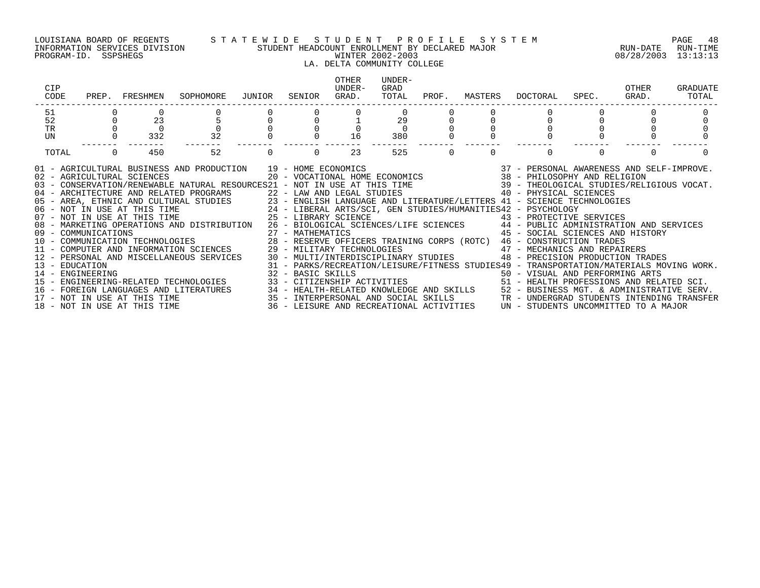LOUISIANA BOARD OF REGENTS — STATEWIDE STUDENT PROFILE SYSTEM
INFORMATION SERVICES DIVISION — STUDENT HEADCOUNT ENROLLMENT BY DECLARED MAJOR — RUN-DATE 08/28/2003 RUN-TIME 13:13:13
PROGRAM-ID. SSPSHEGS — WINTER 2002-2003

LA. DELTA COMMUNITY COLLEGE

| CIP CODE | PREP. | FRESHMEN | SOPHOMORE | JUNIOR | SENIOR | OTHER UNDER-GRAD. | UNDER-GRAD TOTAL | PROF. | MASTERS | DOCTORAL | SPEC. | OTHER GRAD. | GRADUATE TOTAL |
|---|---|---|---|---|---|---|---|---|---|---|---|---|---|
| 51 | 0 | 0 | 0 | 0 | 0 | 0 | 0 | 0 | 0 | 0 | 0 | 0 | 0 |
| 52 | 0 | 23 | 5 | 0 | 0 | 1 | 29 | 0 | 0 | 0 | 0 | 0 | 0 |
| TR | 0 | 0 | 0 | 0 | 0 | 0 | 0 | 0 | 0 | 0 | 0 | 0 | 0 |
| UN | 0 | 332 | 32 | 0 | 0 | 16 | 380 | 0 | 0 | 0 | 0 | 0 | 0 |
| TOTAL | 0 | 450 | 52 | 0 | 0 | 23 | 525 | 0 | 0 | 0 | 0 | 0 | 0 |

01 - AGRICULTURAL BUSINESS AND PRODUCTION
02 - AGRICULTURAL SCIENCES
03 - CONSERVATION/RENEWABLE NATURAL RESOURCES
04 - ARCHITECTURE AND RELATED PROGRAMS
05 - AREA, ETHNIC AND CULTURAL STUDIES
06 - NOT IN USE AT THIS TIME
07 - NOT IN USE AT THIS TIME
08 - MARKETING OPERATIONS AND DISTRIBUTION
09 - COMMUNICATIONS
10 - COMMUNICATION TECHNOLOGIES
11 - COMPUTER AND INFORMATION SCIENCES
12 - PERSONAL AND MISCELLANEOUS SERVICES
13 - EDUCATION
14 - ENGINEERING
15 - ENGINEERING-RELATED TECHNOLOGIES
16 - FOREIGN LANGUAGES AND LITERATURES
17 - NOT IN USE AT THIS TIME
18 - NOT IN USE AT THIS TIME
19 - HOME ECONOMICS
20 - VOCATIONAL HOME ECONOMICS
21 - NOT IN USE AT THIS TIME
22 - LAW AND LEGAL STUDIES
23 - ENGLISH LANGUAGE AND LITERATURE/LETTERS
24 - LIBERAL ARTS/SCI, GEN STUDIES/HUMANITIES
25 - LIBRARY SCIENCE
26 - BIOLOGICAL SCIENCES/LIFE SCIENCES
27 - MATHEMATICS
28 - RESERVE OFFICERS TRAINING CORPS (ROTC)
29 - MILITARY TECHNOLOGIES
30 - MULTI/INTERDISCIPLINARY STUDIES
31 - PARKS/RECREATION/LEISURE/FITNESS STUDIES
32 - BASIC SKILLS
33 - CITIZENSHIP ACTIVITIES
34 - HEALTH-RELATED KNOWLEDGE AND SKILLS
35 - INTERPERSONAL AND SOCIAL SKILLS
36 - LEISURE AND RECREATIONAL ACTIVITIES
37 - PERSONAL AWARENESS AND SELF-IMPROVE.
38 - PHILOSOPHY AND RELIGION
39 - THEOLOGICAL STUDIES/RELIGIOUS VOCAT.
40 - PHYSICAL SCIENCES
41 - SCIENCE TECHNOLOGIES
42 - PSYCHOLOGY
43 - PROTECTIVE SERVICES
44 - PUBLIC ADMINISTRATION AND SERVICES
45 - SOCIAL SCIENCES AND HISTORY
46 - CONSTRUCTION TRADES
47 - MECHANICS AND REPAIRERS
48 - PRECISION PRODUCTION TRADES
49 - TRANSPORTATION/MATERIALS MOVING WORK.
50 - VISUAL AND PERFORMING ARTS
51 - HEALTH PROFESSIONS AND RELATED SCI.
52 - BUSINESS MGT. & ADMINISTRATIVE SERV.
TR - UNDERGRAD STUDENTS INTENDING TRANSFER
UN - STUDENTS UNCOMMITTED TO A MAJOR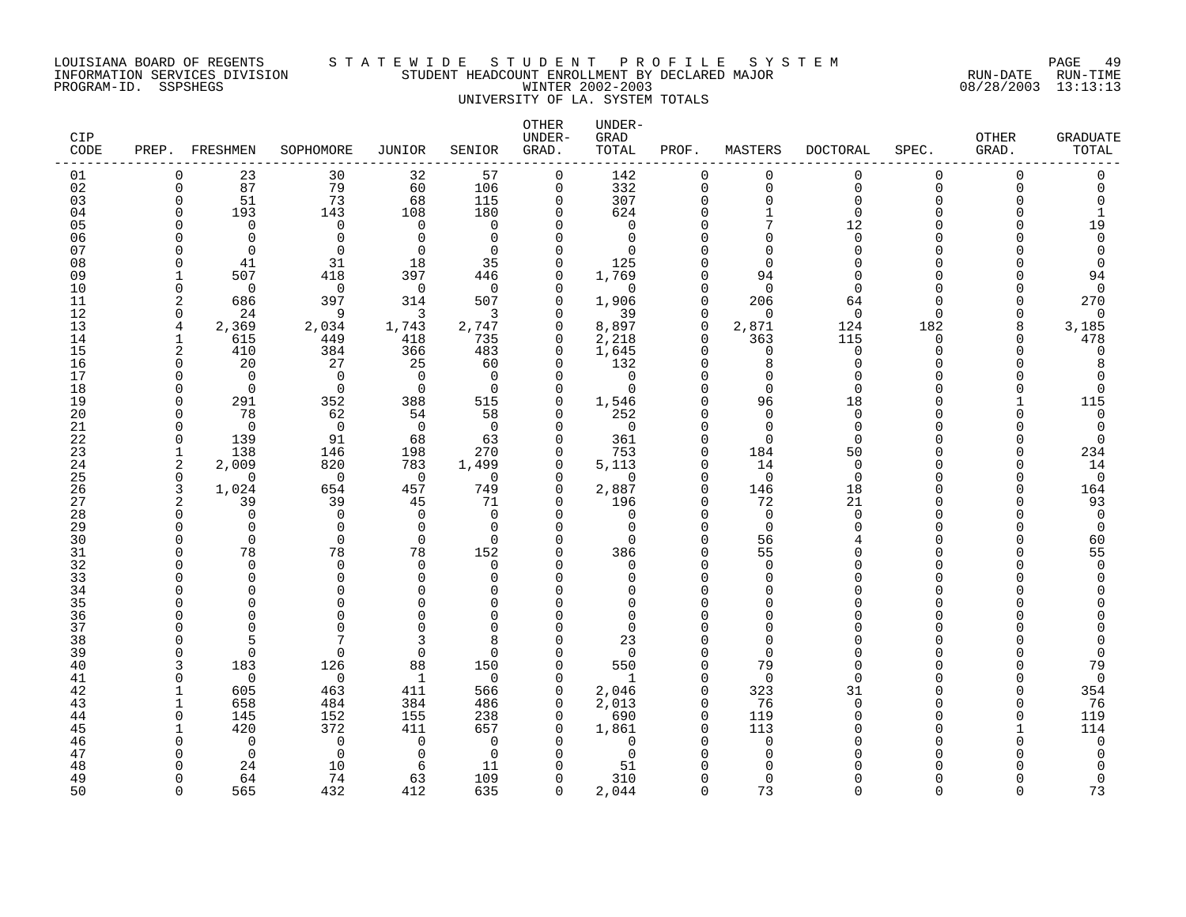LOUISIANA BOARD OF REGENTS — STATEWIDE STUDENT PROFILE SYSTEM
INFORMATION SERVICES DIVISION — STUDENT HEADCOUNT ENROLLMENT BY DECLARED MAJOR — RUN-DATE 08/28/2003 RUN-TIME 13:13:13
PROGRAM-ID. SSPSHEGS — WINTER 2002-2003
UNIVERSITY OF LA. SYSTEM TOTALS

| CIP CODE | PREP. | FRESHMEN | SOPHOMORE | JUNIOR | SENIOR | OTHER UNDER-GRAD. | UNDER-GRAD TOTAL | PROF. | MASTERS | DOCTORAL | SPEC. | OTHER GRAD. | GRADUATE TOTAL |
|---|---|---|---|---|---|---|---|---|---|---|---|---|---|
| 01 | 0 | 23 | 30 | 32 | 57 | 0 | 142 | 0 | 0 | 0 | 0 | 0 | 0 |
| 02 | 0 | 87 | 79 | 60 | 106 | 0 | 332 | 0 | 0 | 0 | 0 | 0 | 0 |
| 03 | 0 | 51 | 73 | 68 | 115 | 0 | 307 | 0 | 0 | 0 | 0 | 0 | 0 |
| 04 | 0 | 193 | 143 | 108 | 180 | 0 | 624 | 0 | 1 | 0 | 0 | 0 | 1 |
| 05 | 0 | 0 | 0 | 0 | 0 | 0 | 0 | 0 | 7 | 12 | 0 | 0 | 19 |
| 06 | 0 | 0 | 0 | 0 | 0 | 0 | 0 | 0 | 0 | 0 | 0 | 0 | 0 |
| 07 | 0 | 0 | 0 | 0 | 0 | 0 | 0 | 0 | 0 | 0 | 0 | 0 | 0 |
| 08 | 0 | 41 | 31 | 18 | 35 | 0 | 125 | 0 | 0 | 0 | 0 | 0 | 0 |
| 09 | 1 | 507 | 418 | 397 | 446 | 0 | 1,769 | 0 | 94 | 0 | 0 | 0 | 94 |
| 10 | 0 | 0 | 0 | 0 | 0 | 0 | 0 | 0 | 0 | 0 | 0 | 0 | 0 |
| 11 | 2 | 686 | 397 | 314 | 507 | 0 | 1,906 | 0 | 206 | 64 | 0 | 0 | 270 |
| 12 | 0 | 24 | 9 | 3 | 3 | 0 | 39 | 0 | 0 | 0 | 0 | 0 | 0 |
| 13 | 4 | 2,369 | 2,034 | 1,743 | 2,747 | 0 | 8,897 | 0 | 2,871 | 124 | 182 | 8 | 3,185 |
| 14 | 1 | 615 | 449 | 418 | 735 | 0 | 2,218 | 0 | 363 | 115 | 0 | 0 | 478 |
| 15 | 2 | 410 | 384 | 366 | 483 | 0 | 1,645 | 0 | 0 | 0 | 0 | 0 | 0 |
| 16 | 0 | 20 | 27 | 25 | 60 | 0 | 132 | 0 | 8 | 0 | 0 | 0 | 8 |
| 17 | 0 | 0 | 0 | 0 | 0 | 0 | 0 | 0 | 0 | 0 | 0 | 0 | 0 |
| 18 | 0 | 0 | 0 | 0 | 0 | 0 | 0 | 0 | 0 | 0 | 0 | 0 | 0 |
| 19 | 0 | 291 | 352 | 388 | 515 | 0 | 1,546 | 0 | 96 | 18 | 0 | 1 | 115 |
| 20 | 0 | 78 | 62 | 54 | 58 | 0 | 252 | 0 | 0 | 0 | 0 | 0 | 0 |
| 21 | 0 | 0 | 0 | 0 | 0 | 0 | 0 | 0 | 0 | 0 | 0 | 0 | 0 |
| 22 | 0 | 139 | 91 | 68 | 63 | 0 | 361 | 0 | 0 | 0 | 0 | 0 | 0 |
| 23 | 1 | 138 | 146 | 198 | 270 | 0 | 753 | 0 | 184 | 50 | 0 | 0 | 234 |
| 24 | 2 | 2,009 | 820 | 783 | 1,499 | 0 | 5,113 | 0 | 14 | 0 | 0 | 0 | 14 |
| 25 | 0 | 0 | 0 | 0 | 0 | 0 | 0 | 0 | 0 | 0 | 0 | 0 | 0 |
| 26 | 3 | 1,024 | 654 | 457 | 749 | 0 | 2,887 | 0 | 146 | 18 | 0 | 0 | 164 |
| 27 | 2 | 39 | 39 | 45 | 71 | 0 | 196 | 0 | 72 | 21 | 0 | 0 | 93 |
| 28 | 0 | 0 | 0 | 0 | 0 | 0 | 0 | 0 | 0 | 0 | 0 | 0 | 0 |
| 29 | 0 | 0 | 0 | 0 | 0 | 0 | 0 | 0 | 0 | 0 | 0 | 0 | 0 |
| 30 | 0 | 0 | 0 | 0 | 0 | 0 | 0 | 0 | 56 | 4 | 0 | 0 | 60 |
| 31 | 0 | 78 | 78 | 78 | 152 | 0 | 386 | 0 | 55 | 0 | 0 | 0 | 55 |
| 32 | 0 | 0 | 0 | 0 | 0 | 0 | 0 | 0 | 0 | 0 | 0 | 0 | 0 |
| 33 | 0 | 0 | 0 | 0 | 0 | 0 | 0 | 0 | 0 | 0 | 0 | 0 | 0 |
| 34 | 0 | 0 | 0 | 0 | 0 | 0 | 0 | 0 | 0 | 0 | 0 | 0 | 0 |
| 35 | 0 | 0 | 0 | 0 | 0 | 0 | 0 | 0 | 0 | 0 | 0 | 0 | 0 |
| 36 | 0 | 0 | 0 | 0 | 0 | 0 | 0 | 0 | 0 | 0 | 0 | 0 | 0 |
| 37 | 0 | 0 | 0 | 0 | 0 | 0 | 0 | 0 | 0 | 0 | 0 | 0 | 0 |
| 38 | 0 | 5 | 7 | 3 | 8 | 0 | 23 | 0 | 0 | 0 | 0 | 0 | 0 |
| 39 | 0 | 0 | 0 | 0 | 0 | 0 | 0 | 0 | 0 | 0 | 0 | 0 | 0 |
| 40 | 3 | 183 | 126 | 88 | 150 | 0 | 550 | 0 | 79 | 0 | 0 | 0 | 79 |
| 41 | 0 | 0 | 0 | 1 | 0 | 0 | 1 | 0 | 0 | 0 | 0 | 0 | 0 |
| 42 | 1 | 605 | 463 | 411 | 566 | 0 | 2,046 | 0 | 323 | 31 | 0 | 0 | 354 |
| 43 | 1 | 658 | 484 | 384 | 486 | 0 | 2,013 | 0 | 76 | 0 | 0 | 0 | 76 |
| 44 | 0 | 145 | 152 | 155 | 238 | 0 | 690 | 0 | 119 | 0 | 0 | 0 | 119 |
| 45 | 1 | 420 | 372 | 411 | 657 | 0 | 1,861 | 0 | 113 | 0 | 0 | 1 | 114 |
| 46 | 0 | 0 | 0 | 0 | 0 | 0 | 0 | 0 | 0 | 0 | 0 | 0 | 0 |
| 47 | 0 | 0 | 0 | 0 | 0 | 0 | 0 | 0 | 0 | 0 | 0 | 0 | 0 |
| 48 | 0 | 24 | 10 | 6 | 11 | 0 | 51 | 0 | 0 | 0 | 0 | 0 | 0 |
| 49 | 0 | 64 | 74 | 63 | 109 | 0 | 310 | 0 | 0 | 0 | 0 | 0 | 0 |
| 50 | 0 | 565 | 432 | 412 | 635 | 0 | 2,044 | 0 | 73 | 0 | 0 | 0 | 73 |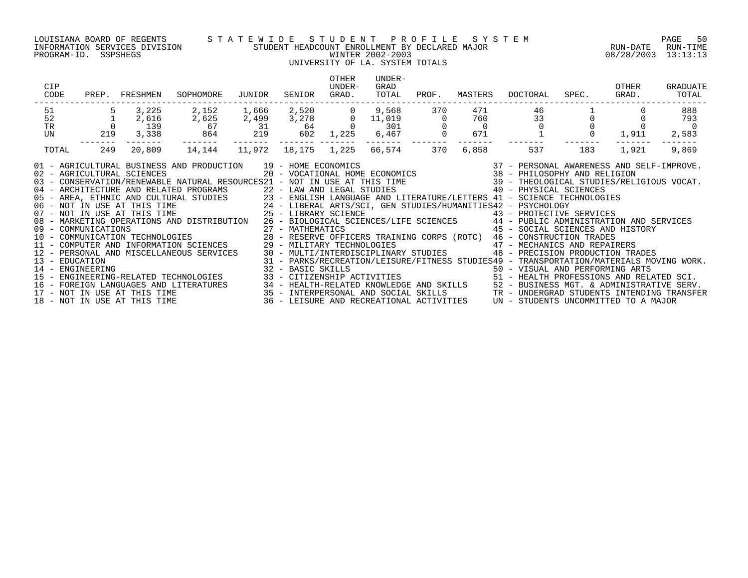LOUISIANA BOARD OF REGENTS — STATEWIDE STUDENT PROFILE SYSTEM
INFORMATION SERVICES DIVISION — STUDENT HEADCOUNT ENROLLMENT BY DECLARED MAJOR
PROGRAM-ID. SSPSHEGS — WINTER 2002-2003 — RUN-DATE 08/28/2003 RUN-TIME 13:13:13

UNIVERSITY OF LA. SYSTEM TOTALS

| CIP CODE | PREP. | FRESHMEN | SOPHOMORE | JUNIOR | SENIOR | OTHER UNDER-GRAD. | UNDER-GRAD TOTAL | PROF. | MASTERS | DOCTORAL | SPEC. | OTHER GRAD. | GRADUATE TOTAL |
|---|---|---|---|---|---|---|---|---|---|---|---|---|---|
| 51 | 5 | 3,225 | 2,152 | 1,666 | 2,520 | 0 | 9,568 | 370 | 471 | 46 | 1 | 0 | 888 |
| 52 | 1 | 2,616 | 2,625 | 2,499 | 3,278 | 0 | 11,019 | 0 | 760 | 33 | 0 | 0 | 793 |
| TR | 0 | 139 | 67 | 31 | 64 | 0 | 301 | 0 | 0 | 0 | 0 | 0 | 0 |
| UN | 219 | 3,338 | 864 | 219 | 602 | 1,225 | 6,467 | 0 | 671 | 1 | 0 | 1,911 | 2,583 |
| TOTAL | 249 | 20,809 | 14,144 | 11,972 | 18,175 | 1,225 | 66,574 | 370 | 6,858 | 537 | 183 | 1,921 | 9,869 |

01 - AGRICULTURAL BUSINESS AND PRODUCTION
02 - AGRICULTURAL SCIENCES
03 - CONSERVATION/RENEWABLE NATURAL RESOURCES
04 - ARCHITECTURE AND RELATED PROGRAMS
05 - AREA, ETHNIC AND CULTURAL STUDIES
06 - NOT IN USE AT THIS TIME
07 - NOT IN USE AT THIS TIME
08 - MARKETING OPERATIONS AND DISTRIBUTION
09 - COMMUNICATIONS
10 - COMMUNICATION TECHNOLOGIES
11 - COMPUTER AND INFORMATION SCIENCES
12 - PERSONAL AND MISCELLANEOUS SERVICES
13 - EDUCATION
14 - ENGINEERING
15 - ENGINEERING-RELATED TECHNOLOGIES
16 - FOREIGN LANGUAGES AND LITERATURES
17 - NOT IN USE AT THIS TIME
18 - NOT IN USE AT THIS TIME
19 - HOME ECONOMICS
20 - VOCATIONAL HOME ECONOMICS
21 - NOT IN USE AT THIS TIME
22 - LAW AND LEGAL STUDIES
23 - ENGLISH LANGUAGE AND LITERATURE/LETTERS
24 - LIBERAL ARTS/SCI, GEN STUDIES/HUMANITIES
25 - LIBRARY SCIENCE
26 - BIOLOGICAL SCIENCES/LIFE SCIENCES
27 - MATHEMATICS
28 - RESERVE OFFICERS TRAINING CORPS (ROTC)
29 - MILITARY TECHNOLOGIES
30 - MULTI/INTERDISCIPLINARY STUDIES
31 - PARKS/RECREATION/LEISURE/FITNESS STUDIES
32 - BASIC SKILLS
33 - CITIZENSHIP ACTIVITIES
34 - HEALTH-RELATED KNOWLEDGE AND SKILLS
35 - INTERPERSONAL AND SOCIAL SKILLS
36 - LEISURE AND RECREATIONAL ACTIVITIES
37 - PERSONAL AWARENESS AND SELF-IMPROVE.
38 - PHILOSOPHY AND RELIGION
39 - THEOLOGICAL STUDIES/RELIGIOUS VOCAT.
40 - PHYSICAL SCIENCES
41 - SCIENCE TECHNOLOGIES
42 - PSYCHOLOGY
43 - PROTECTIVE SERVICES
44 - PUBLIC ADMINISTRATION AND SERVICES
45 - SOCIAL SCIENCES AND HISTORY
46 - CONSTRUCTION TRADES
47 - MECHANICS AND REPAIRERS
48 - PRECISION PRODUCTION TRADES
49 - TRANSPORTATION/MATERIALS MOVING WORK.
50 - VISUAL AND PERFORMING ARTS
51 - HEALTH PROFESSIONS AND RELATED SCI.
52 - BUSINESS MGT. & ADMINISTRATIVE SERV.
TR - UNDERGRAD STUDENTS INTENDING TRANSFER
UN - STUDENTS UNCOMMITTED TO A MAJOR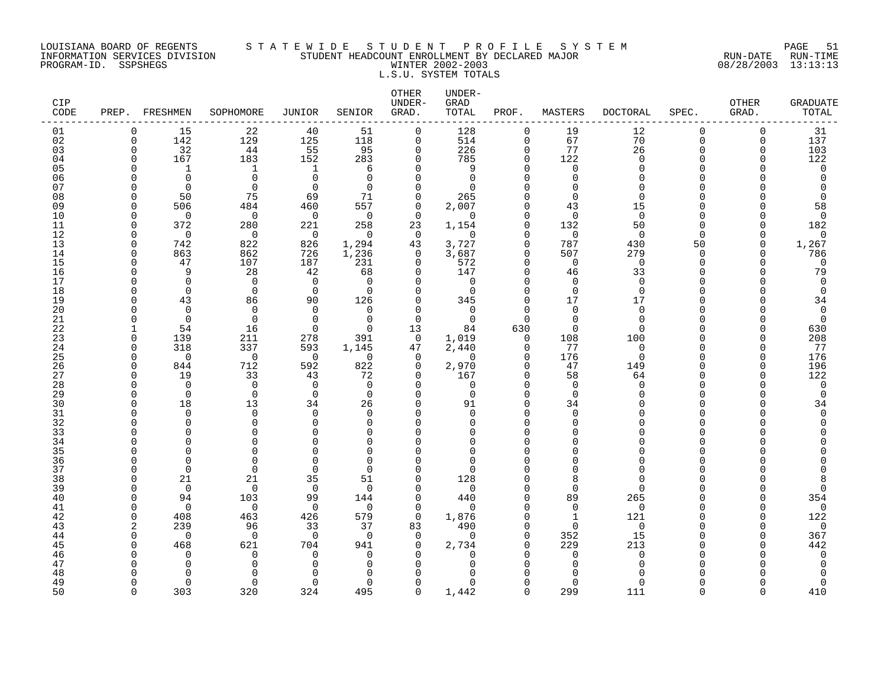LOUISIANA BOARD OF REGENTS — STATEWIDE STUDENT PROFILE SYSTEM
INFORMATION SERVICES DIVISION — STUDENT HEADCOUNT ENROLLMENT BY DECLARED MAJOR — RUN-DATE 08/28/2003 RUN-TIME 13:13:13
PROGRAM-ID. SSPSHEGS — WINTER 2002-2003

L.S.U. SYSTEM TOTALS

| CIP CODE | PREP. | FRESHMEN | SOPHOMORE | JUNIOR | SENIOR | OTHER UNDER-GRAD. | UNDER-GRAD TOTAL | PROF. | MASTERS | DOCTORAL | SPEC. | OTHER GRAD. | GRADUATE TOTAL |
|---|---|---|---|---|---|---|---|---|---|---|---|---|---|
| 01 | 0 | 15 | 22 | 40 | 51 | 0 | 128 | 0 | 19 | 12 | 0 | 0 | 31 |
| 02 | 0 | 142 | 129 | 125 | 118 | 0 | 514 | 0 | 67 | 70 | 0 | 0 | 137 |
| 03 | 0 | 32 | 44 | 55 | 95 | 0 | 226 | 0 | 77 | 26 | 0 | 0 | 103 |
| 04 | 0 | 167 | 183 | 152 | 283 | 0 | 785 | 0 | 122 | 0 | 0 | 0 | 122 |
| 05 | 0 | 1 | 1 | 1 | 6 | 0 | 9 | 0 | 0 | 0 | 0 | 0 | 0 |
| 06 | 0 | 0 | 0 | 0 | 0 | 0 | 0 | 0 | 0 | 0 | 0 | 0 | 0 |
| 07 | 0 | 0 | 0 | 0 | 0 | 0 | 0 | 0 | 0 | 0 | 0 | 0 | 0 |
| 08 | 0 | 50 | 75 | 69 | 71 | 0 | 265 | 0 | 0 | 0 | 0 | 0 | 0 |
| 09 | 0 | 506 | 484 | 460 | 557 | 0 | 2,007 | 0 | 43 | 15 | 0 | 0 | 58 |
| 10 | 0 | 0 | 0 | 0 | 0 | 0 | 0 | 0 | 0 | 0 | 0 | 0 | 0 |
| 11 | 0 | 372 | 280 | 221 | 258 | 23 | 1,154 | 0 | 132 | 50 | 0 | 0 | 182 |
| 12 | 0 | 0 | 0 | 0 | 0 | 0 | 0 | 0 | 0 | 0 | 0 | 0 | 0 |
| 13 | 0 | 742 | 822 | 826 | 1,294 | 43 | 3,727 | 0 | 787 | 430 | 50 | 0 | 1,267 |
| 14 | 0 | 863 | 862 | 726 | 1,236 | 0 | 3,687 | 0 | 507 | 279 | 0 | 0 | 786 |
| 15 | 0 | 47 | 107 | 187 | 231 | 0 | 572 | 0 | 0 | 0 | 0 | 0 | 0 |
| 16 | 0 | 9 | 28 | 42 | 68 | 0 | 147 | 0 | 46 | 33 | 0 | 0 | 79 |
| 17 | 0 | 0 | 0 | 0 | 0 | 0 | 0 | 0 | 0 | 0 | 0 | 0 | 0 |
| 18 | 0 | 0 | 0 | 0 | 0 | 0 | 0 | 0 | 0 | 0 | 0 | 0 | 0 |
| 19 | 0 | 43 | 86 | 90 | 126 | 0 | 345 | 0 | 17 | 17 | 0 | 0 | 34 |
| 20 | 0 | 0 | 0 | 0 | 0 | 0 | 0 | 0 | 0 | 0 | 0 | 0 | 0 |
| 21 | 0 | 0 | 0 | 0 | 0 | 0 | 0 | 0 | 0 | 0 | 0 | 0 | 0 |
| 22 | 1 | 54 | 16 | 0 | 0 | 13 | 84 | 630 | 0 | 0 | 0 | 0 | 630 |
| 23 | 0 | 139 | 211 | 278 | 391 | 0 | 1,019 | 0 | 108 | 100 | 0 | 0 | 208 |
| 24 | 0 | 318 | 337 | 593 | 1,145 | 47 | 2,440 | 0 | 77 | 0 | 0 | 0 | 77 |
| 25 | 0 | 0 | 0 | 0 | 0 | 0 | 0 | 0 | 176 | 0 | 0 | 0 | 176 |
| 26 | 0 | 844 | 712 | 592 | 822 | 0 | 2,970 | 0 | 47 | 149 | 0 | 0 | 196 |
| 27 | 0 | 19 | 33 | 43 | 72 | 0 | 167 | 0 | 58 | 64 | 0 | 0 | 122 |
| 28 | 0 | 0 | 0 | 0 | 0 | 0 | 0 | 0 | 0 | 0 | 0 | 0 | 0 |
| 29 | 0 | 0 | 0 | 0 | 0 | 0 | 0 | 0 | 0 | 0 | 0 | 0 | 0 |
| 30 | 0 | 18 | 13 | 34 | 26 | 0 | 91 | 0 | 34 | 0 | 0 | 0 | 34 |
| 31 | 0 | 0 | 0 | 0 | 0 | 0 | 0 | 0 | 0 | 0 | 0 | 0 | 0 |
| 32 | 0 | 0 | 0 | 0 | 0 | 0 | 0 | 0 | 0 | 0 | 0 | 0 | 0 |
| 33 | 0 | 0 | 0 | 0 | 0 | 0 | 0 | 0 | 0 | 0 | 0 | 0 | 0 |
| 34 | 0 | 0 | 0 | 0 | 0 | 0 | 0 | 0 | 0 | 0 | 0 | 0 | 0 |
| 35 | 0 | 0 | 0 | 0 | 0 | 0 | 0 | 0 | 0 | 0 | 0 | 0 | 0 |
| 36 | 0 | 0 | 0 | 0 | 0 | 0 | 0 | 0 | 0 | 0 | 0 | 0 | 0 |
| 37 | 0 | 0 | 0 | 0 | 0 | 0 | 0 | 0 | 0 | 0 | 0 | 0 | 0 |
| 38 | 0 | 21 | 21 | 35 | 51 | 0 | 128 | 0 | 8 | 0 | 0 | 0 | 8 |
| 39 | 0 | 0 | 0 | 0 | 0 | 0 | 0 | 0 | 0 | 0 | 0 | 0 | 0 |
| 40 | 0 | 94 | 103 | 99 | 144 | 0 | 440 | 0 | 89 | 265 | 0 | 0 | 354 |
| 41 | 0 | 0 | 0 | 0 | 0 | 0 | 0 | 0 | 0 | 0 | 0 | 0 | 0 |
| 42 | 0 | 408 | 463 | 426 | 579 | 0 | 1,876 | 0 | 1 | 121 | 0 | 0 | 122 |
| 43 | 2 | 239 | 96 | 33 | 37 | 83 | 490 | 0 | 0 | 0 | 0 | 0 | 0 |
| 44 | 0 | 0 | 0 | 0 | 0 | 0 | 0 | 0 | 352 | 15 | 0 | 0 | 367 |
| 45 | 0 | 468 | 621 | 704 | 941 | 0 | 2,734 | 0 | 229 | 213 | 0 | 0 | 442 |
| 46 | 0 | 0 | 0 | 0 | 0 | 0 | 0 | 0 | 0 | 0 | 0 | 0 | 0 |
| 47 | 0 | 0 | 0 | 0 | 0 | 0 | 0 | 0 | 0 | 0 | 0 | 0 | 0 |
| 48 | 0 | 0 | 0 | 0 | 0 | 0 | 0 | 0 | 0 | 0 | 0 | 0 | 0 |
| 49 | 0 | 0 | 0 | 0 | 0 | 0 | 0 | 0 | 0 | 0 | 0 | 0 | 0 |
| 50 | 0 | 303 | 320 | 324 | 495 | 0 | 1,442 | 0 | 299 | 111 | 0 | 0 | 410 |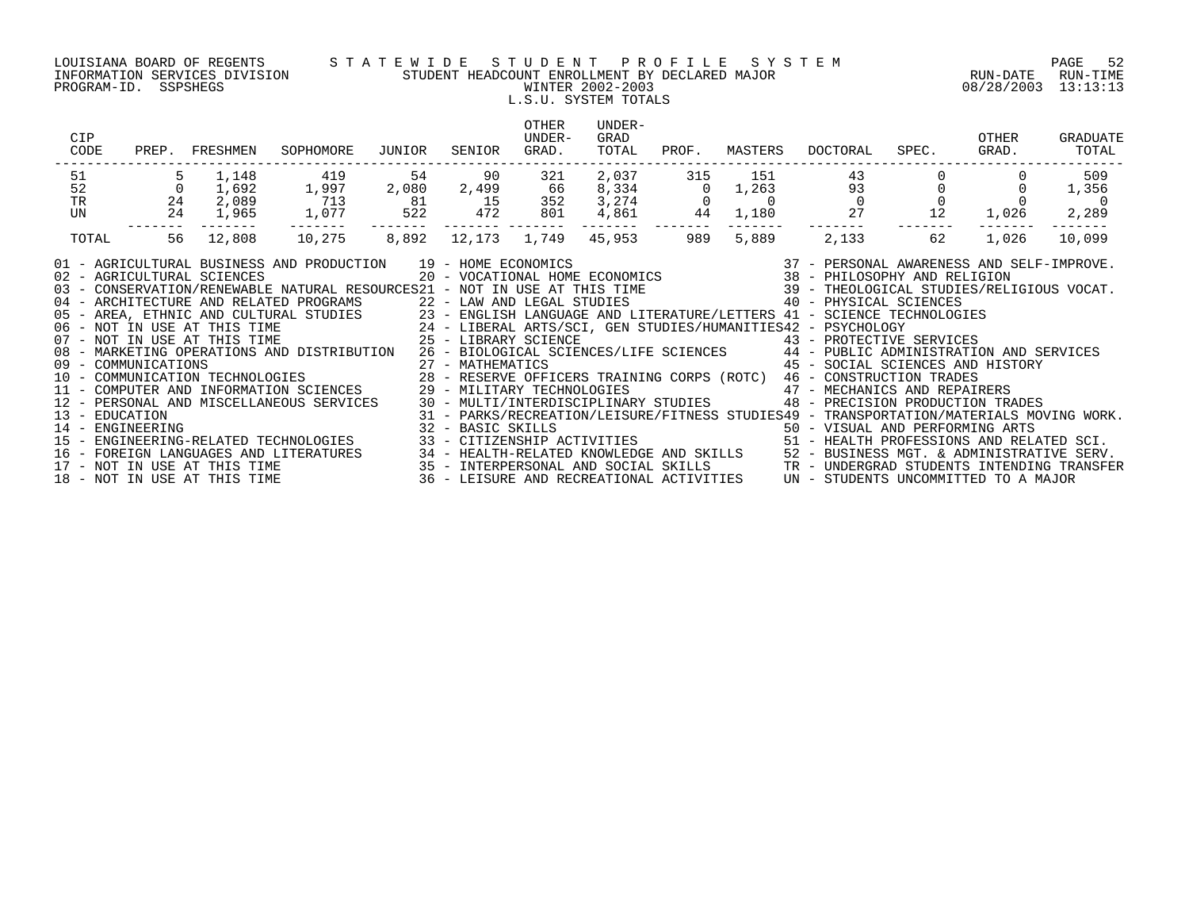LOUISIANA BOARD OF REGENTS — INFORMATION SERVICES DIVISION — PROGRAM-ID. SSPSHEGS

# STATEWIDE STUDENT PROFILE SYSTEM

## STUDENT HEADCOUNT ENROLLMENT BY DECLARED MAJOR

### WINTER 2002-2003

### L.S.U. SYSTEM TOTALS

RUN-DATE 08/28/2003 RUN-TIME 13:13:13

| CIP CODE | PREP. | FRESHMEN | SOPHOMORE | JUNIOR | SENIOR | OTHER UNDER-GRAD. | UNDER-GRAD TOTAL | PROF. | MASTERS | DOCTORAL | SPEC. | OTHER GRAD. | GRADUATE TOTAL |
|---|---|---|---|---|---|---|---|---|---|---|---|---|---|
| 51 | 5 | 1,148 | 419 | 54 | 90 | 321 | 2,037 | 315 | 151 | 43 | 0 | 0 | 509 |
| 52 | 0 | 1,692 | 1,997 | 2,080 | 2,499 | 66 | 8,334 | 0 | 1,263 | 93 | 0 | 0 | 1,356 |
| TR | 24 | 2,089 | 713 | 81 | 15 | 352 | 3,274 | 0 | 0 | 0 | 0 | 0 | 0 |
| UN | 24 | 1,965 | 1,077 | 522 | 472 | 801 | 4,861 | 44 | 1,180 | 27 | 12 | 1,026 | 2,289 |
| TOTAL | 56 | 12,808 | 10,275 | 8,892 | 12,173 | 1,749 | 45,953 | 989 | 5,889 | 2,133 | 62 | 1,026 | 10,099 |

01 - AGRICULTURAL BUSINESS AND PRODUCTION
02 - AGRICULTURAL SCIENCES
03 - CONSERVATION/RENEWABLE NATURAL RESOURCES
04 - ARCHITECTURE AND RELATED PROGRAMS
05 - AREA, ETHNIC AND CULTURAL STUDIES
06 - NOT IN USE AT THIS TIME
07 - NOT IN USE AT THIS TIME
08 - MARKETING OPERATIONS AND DISTRIBUTION
09 - COMMUNICATIONS
10 - COMMUNICATION TECHNOLOGIES
11 - COMPUTER AND INFORMATION SCIENCES
12 - PERSONAL AND MISCELLANEOUS SERVICES
13 - EDUCATION
14 - ENGINEERING
15 - ENGINEERING-RELATED TECHNOLOGIES
16 - FOREIGN LANGUAGES AND LITERATURES
17 - NOT IN USE AT THIS TIME
18 - NOT IN USE AT THIS TIME
19 - HOME ECONOMICS
20 - VOCATIONAL HOME ECONOMICS
21 - NOT IN USE AT THIS TIME
22 - LAW AND LEGAL STUDIES
23 - ENGLISH LANGUAGE AND LITERATURE/LETTERS
24 - LIBERAL ARTS/SCI, GEN STUDIES/HUMANITIES
25 - LIBRARY SCIENCE
26 - BIOLOGICAL SCIENCES/LIFE SCIENCES
27 - MATHEMATICS
28 - RESERVE OFFICERS TRAINING CORPS (ROTC)
29 - MILITARY TECHNOLOGIES
30 - MULTI/INTERDISCIPLINARY STUDIES
31 - PARKS/RECREATION/LEISURE/FITNESS STUDIES
32 - BASIC SKILLS
33 - CITIZENSHIP ACTIVITIES
34 - HEALTH-RELATED KNOWLEDGE AND SKILLS
35 - INTERPERSONAL AND SOCIAL SKILLS
36 - LEISURE AND RECREATIONAL ACTIVITIES
37 - PERSONAL AWARENESS AND SELF-IMPROVE.
38 - PHILOSOPHY AND RELIGION
39 - THEOLOGICAL STUDIES/RELIGIOUS VOCAT.
40 - PHYSICAL SCIENCES
41 - SCIENCE TECHNOLOGIES
42 - PSYCHOLOGY
43 - PROTECTIVE SERVICES
44 - PUBLIC ADMINISTRATION AND SERVICES
45 - SOCIAL SCIENCES AND HISTORY
46 - CONSTRUCTION TRADES
47 - MECHANICS AND REPAIRERS
48 - PRECISION PRODUCTION TRADES
49 - TRANSPORTATION/MATERIALS MOVING WORK.
50 - VISUAL AND PERFORMING ARTS
51 - HEALTH PROFESSIONS AND RELATED SCI.
52 - BUSINESS MGT. & ADMINISTRATIVE SERV.
TR - UNDERGRAD STUDENTS INTENDING TRANSFER
UN - STUDENTS UNCOMMITTED TO A MAJOR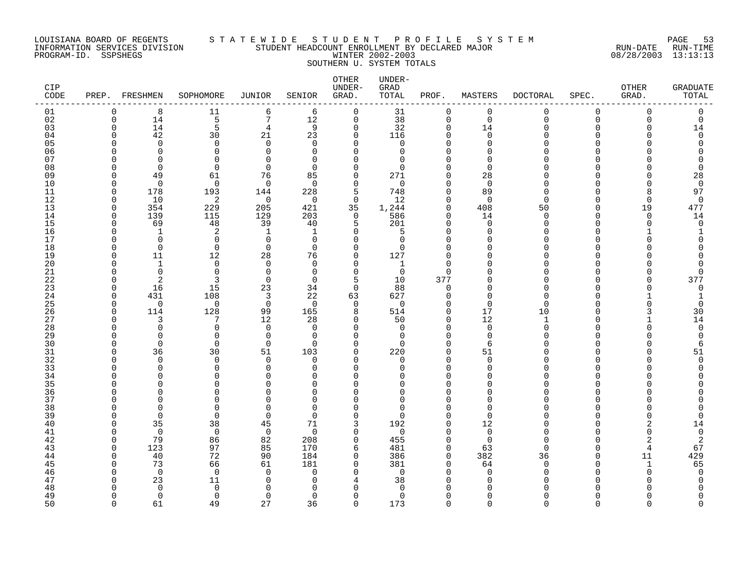LOUISIANA BOARD OF REGENTS — STATEWIDE STUDENT PROFILE SYSTEM
INFORMATION SERVICES DIVISION — STUDENT HEADCOUNT ENROLLMENT BY DECLARED MAJOR
PROGRAM-ID. SSPSHEGS — WINTER 2002-2003
RUN-DATE 08/28/2003 RUN-TIME 13:13:13

SOUTHERN U. SYSTEM TOTALS

| CIP CODE | PREP. | FRESHMEN | SOPHOMORE | JUNIOR | SENIOR | OTHER UNDER-GRAD. | UNDER-GRAD TOTAL | PROF. | MASTERS | DOCTORAL | SPEC. | OTHER GRAD. | GRADUATE TOTAL |
|---|---|---|---|---|---|---|---|---|---|---|---|---|---|
| 01 | 0 | 8 | 11 | 6 | 6 | 0 | 31 | 0 | 0 | 0 | 0 | 0 | 0 |
| 02 | 0 | 14 | 5 | 7 | 12 | 0 | 38 | 0 | 0 | 0 | 0 | 0 | 0 |
| 03 | 0 | 14 | 5 | 4 | 9 | 0 | 32 | 0 | 14 | 0 | 0 | 0 | 14 |
| 04 | 0 | 42 | 30 | 21 | 23 | 0 | 116 | 0 | 0 | 0 | 0 | 0 | 0 |
| 05 | 0 | 0 | 0 | 0 | 0 | 0 | 0 | 0 | 0 | 0 | 0 | 0 | 0 |
| 06 | 0 | 0 | 0 | 0 | 0 | 0 | 0 | 0 | 0 | 0 | 0 | 0 | 0 |
| 07 | 0 | 0 | 0 | 0 | 0 | 0 | 0 | 0 | 0 | 0 | 0 | 0 | 0 |
| 08 | 0 | 0 | 0 | 0 | 0 | 0 | 0 | 0 | 0 | 0 | 0 | 0 | 0 |
| 09 | 0 | 49 | 61 | 76 | 85 | 0 | 271 | 0 | 28 | 0 | 0 | 0 | 28 |
| 10 | 0 | 0 | 0 | 0 | 0 | 0 | 0 | 0 | 0 | 0 | 0 | 0 | 0 |
| 11 | 0 | 178 | 193 | 144 | 228 | 5 | 748 | 0 | 89 | 0 | 0 | 8 | 97 |
| 12 | 0 | 10 | 2 | 0 | 0 | 0 | 12 | 0 | 0 | 0 | 0 | 0 | 0 |
| 13 | 0 | 354 | 229 | 205 | 421 | 35 | 1,244 | 0 | 408 | 50 | 0 | 19 | 477 |
| 14 | 0 | 139 | 115 | 129 | 203 | 0 | 586 | 0 | 14 | 0 | 0 | 0 | 14 |
| 15 | 0 | 69 | 48 | 39 | 40 | 5 | 201 | 0 | 0 | 0 | 0 | 0 | 0 |
| 16 | 0 | 1 | 2 | 1 | 1 | 0 | 5 | 0 | 0 | 0 | 0 | 1 | 1 |
| 17 | 0 | 0 | 0 | 0 | 0 | 0 | 0 | 0 | 0 | 0 | 0 | 0 | 0 |
| 18 | 0 | 0 | 0 | 0 | 0 | 0 | 0 | 0 | 0 | 0 | 0 | 0 | 0 |
| 19 | 0 | 11 | 12 | 28 | 76 | 0 | 127 | 0 | 0 | 0 | 0 | 0 | 0 |
| 20 | 0 | 1 | 0 | 0 | 0 | 0 | 1 | 0 | 0 | 0 | 0 | 0 | 0 |
| 21 | 0 | 0 | 0 | 0 | 0 | 0 | 0 | 0 | 0 | 0 | 0 | 0 | 0 |
| 22 | 0 | 2 | 3 | 0 | 0 | 5 | 10 | 377 | 0 | 0 | 0 | 0 | 377 |
| 23 | 0 | 16 | 15 | 23 | 34 | 0 | 88 | 0 | 0 | 0 | 0 | 0 | 0 |
| 24 | 0 | 431 | 108 | 3 | 22 | 63 | 627 | 0 | 0 | 0 | 0 | 1 | 1 |
| 25 | 0 | 0 | 0 | 0 | 0 | 0 | 0 | 0 | 0 | 0 | 0 | 0 | 0 |
| 26 | 0 | 114 | 128 | 99 | 165 | 8 | 514 | 0 | 17 | 10 | 0 | 3 | 30 |
| 27 | 0 | 3 | 7 | 12 | 28 | 0 | 50 | 0 | 12 | 1 | 0 | 1 | 14 |
| 28 | 0 | 0 | 0 | 0 | 0 | 0 | 0 | 0 | 0 | 0 | 0 | 0 | 0 |
| 29 | 0 | 0 | 0 | 0 | 0 | 0 | 0 | 0 | 0 | 0 | 0 | 0 | 0 |
| 30 | 0 | 0 | 0 | 0 | 0 | 0 | 0 | 0 | 6 | 0 | 0 | 0 | 6 |
| 31 | 0 | 36 | 30 | 51 | 103 | 0 | 220 | 0 | 51 | 0 | 0 | 0 | 51 |
| 32 | 0 | 0 | 0 | 0 | 0 | 0 | 0 | 0 | 0 | 0 | 0 | 0 | 0 |
| 33 | 0 | 0 | 0 | 0 | 0 | 0 | 0 | 0 | 0 | 0 | 0 | 0 | 0 |
| 34 | 0 | 0 | 0 | 0 | 0 | 0 | 0 | 0 | 0 | 0 | 0 | 0 | 0 |
| 35 | 0 | 0 | 0 | 0 | 0 | 0 | 0 | 0 | 0 | 0 | 0 | 0 | 0 |
| 36 | 0 | 0 | 0 | 0 | 0 | 0 | 0 | 0 | 0 | 0 | 0 | 0 | 0 |
| 37 | 0 | 0 | 0 | 0 | 0 | 0 | 0 | 0 | 0 | 0 | 0 | 0 | 0 |
| 38 | 0 | 0 | 0 | 0 | 0 | 0 | 0 | 0 | 0 | 0 | 0 | 0 | 0 |
| 39 | 0 | 0 | 0 | 0 | 0 | 0 | 0 | 0 | 0 | 0 | 0 | 0 | 0 |
| 40 | 0 | 35 | 38 | 45 | 71 | 3 | 192 | 0 | 12 | 0 | 0 | 2 | 14 |
| 41 | 0 | 0 | 0 | 0 | 0 | 0 | 0 | 0 | 0 | 0 | 0 | 0 | 0 |
| 42 | 0 | 79 | 86 | 82 | 208 | 0 | 455 | 0 | 0 | 0 | 0 | 2 | 2 |
| 43 | 0 | 123 | 97 | 85 | 170 | 6 | 481 | 0 | 63 | 0 | 0 | 4 | 67 |
| 44 | 0 | 40 | 72 | 90 | 184 | 0 | 386 | 0 | 382 | 36 | 0 | 11 | 429 |
| 45 | 0 | 73 | 66 | 61 | 181 | 0 | 381 | 0 | 64 | 0 | 0 | 1 | 65 |
| 46 | 0 | 0 | 0 | 0 | 0 | 0 | 0 | 0 | 0 | 0 | 0 | 0 | 0 |
| 47 | 0 | 23 | 11 | 0 | 0 | 4 | 38 | 0 | 0 | 0 | 0 | 0 | 0 |
| 48 | 0 | 0 | 0 | 0 | 0 | 0 | 0 | 0 | 0 | 0 | 0 | 0 | 0 |
| 49 | 0 | 0 | 0 | 0 | 0 | 0 | 0 | 0 | 0 | 0 | 0 | 0 | 0 |
| 50 | 0 | 61 | 49 | 27 | 36 | 0 | 173 | 0 | 0 | 0 | 0 | 0 | 0 |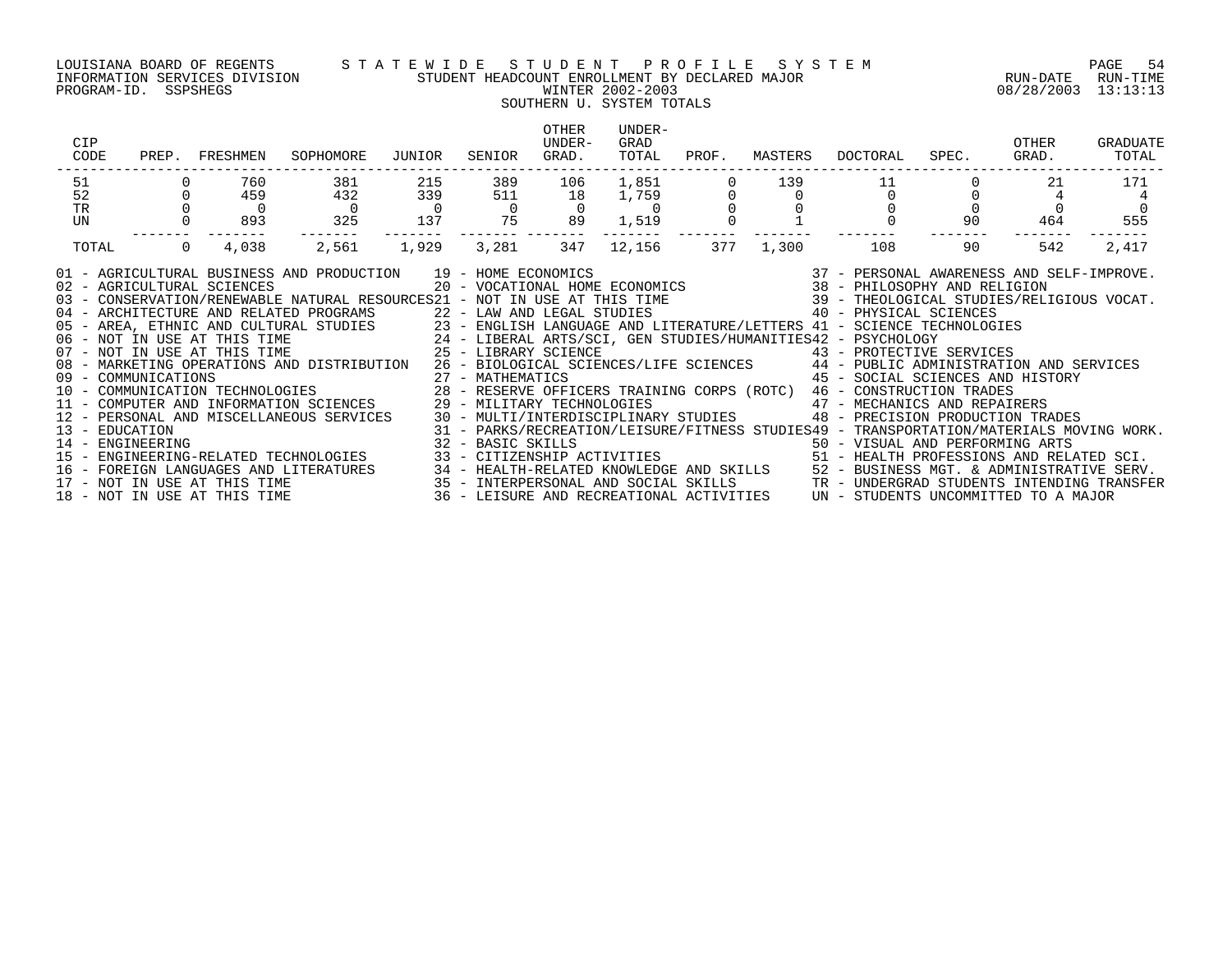LOUISIANA BOARD OF REGENTS — STATEWIDE STUDENT PROFILE SYSTEM
INFORMATION SERVICES DIVISION — STUDENT HEADCOUNT ENROLLMENT BY DECLARED MAJOR — RUN-DATE 08/28/2003 RUN-TIME 13:13:13
PROGRAM-ID. SSPSHEGS — WINTER 2002-2003

## SOUTHERN U. SYSTEM TOTALS

| CIP CODE | PREP. | FRESHMEN | SOPHOMORE | JUNIOR | SENIOR | OTHER UNDER-GRAD. | UNDER-GRAD TOTAL | PROF. | MASTERS | DOCTORAL | SPEC. | OTHER GRAD. | GRADUATE TOTAL |
|---|---|---|---|---|---|---|---|---|---|---|---|---|---|
| 51 | 0 | 760 | 381 | 215 | 389 | 106 | 1,851 | 0 | 139 | 11 | 0 | 21 | 171 |
| 52 | 0 | 459 | 432 | 339 | 511 | 18 | 1,759 | 0 | 0 | 0 | 0 | 4 | 4 |
| TR | 0 | 0 | 0 | 0 | 0 | 0 | 0 | 0 | 0 | 0 | 0 | 0 | 0 |
| UN | 0 | 893 | 325 | 137 | 75 | 89 | 1,519 | 0 | 1 | 0 | 90 | 464 | 555 |
| TOTAL | 0 | 4,038 | 2,561 | 1,929 | 3,281 | 347 | 12,156 | 377 | 1,300 | 108 | 90 | 542 | 2,417 |

01 - AGRICULTURAL BUSINESS AND PRODUCTION
02 - AGRICULTURAL SCIENCES
03 - CONSERVATION/RENEWABLE NATURAL RESOURCES
04 - ARCHITECTURE AND RELATED PROGRAMS
05 - AREA, ETHNIC AND CULTURAL STUDIES
06 - NOT IN USE AT THIS TIME
07 - NOT IN USE AT THIS TIME
08 - MARKETING OPERATIONS AND DISTRIBUTION
09 - COMMUNICATIONS
10 - COMMUNICATION TECHNOLOGIES
11 - COMPUTER AND INFORMATION SCIENCES
12 - PERSONAL AND MISCELLANEOUS SERVICES
13 - EDUCATION
14 - ENGINEERING
15 - ENGINEERING-RELATED TECHNOLOGIES
16 - FOREIGN LANGUAGES AND LITERATURES
17 - NOT IN USE AT THIS TIME
18 - NOT IN USE AT THIS TIME
19 - HOME ECONOMICS
20 - VOCATIONAL HOME ECONOMICS
21 - NOT IN USE AT THIS TIME
22 - LAW AND LEGAL STUDIES
23 - ENGLISH LANGUAGE AND LITERATURE/LETTERS
24 - LIBERAL ARTS/SCI, GEN STUDIES/HUMANITIES
25 - LIBRARY SCIENCE
26 - BIOLOGICAL SCIENCES/LIFE SCIENCES
27 - MATHEMATICS
28 - RESERVE OFFICERS TRAINING CORPS (ROTC)
29 - MILITARY TECHNOLOGIES
30 - MULTI/INTERDISCIPLINARY STUDIES
31 - PARKS/RECREATION/LEISURE/FITNESS STUDIES
32 - BASIC SKILLS
33 - CITIZENSHIP ACTIVITIES
34 - HEALTH-RELATED KNOWLEDGE AND SKILLS
35 - INTERPERSONAL AND SOCIAL SKILLS
36 - LEISURE AND RECREATIONAL ACTIVITIES
37 - PERSONAL AWARENESS AND SELF-IMPROVE.
38 - PHILOSOPHY AND RELIGION
39 - THEOLOGICAL STUDIES/RELIGIOUS VOCAT.
40 - PHYSICAL SCIENCES
41 - SCIENCE TECHNOLOGIES
42 - PSYCHOLOGY
43 - PROTECTIVE SERVICES
44 - PUBLIC ADMINISTRATION AND SERVICES
45 - SOCIAL SCIENCES AND HISTORY
46 - CONSTRUCTION TRADES
47 - MECHANICS AND REPAIRERS
48 - PRECISION PRODUCTION TRADES
49 - TRANSPORTATION/MATERIALS MOVING WORK.
50 - VISUAL AND PERFORMING ARTS
51 - HEALTH PROFESSIONS AND RELATED SCI.
52 - BUSINESS MGT. & ADMINISTRATIVE SERV.
TR - UNDERGRAD STUDENTS INTENDING TRANSFER
UN - STUDENTS UNCOMMITTED TO A MAJOR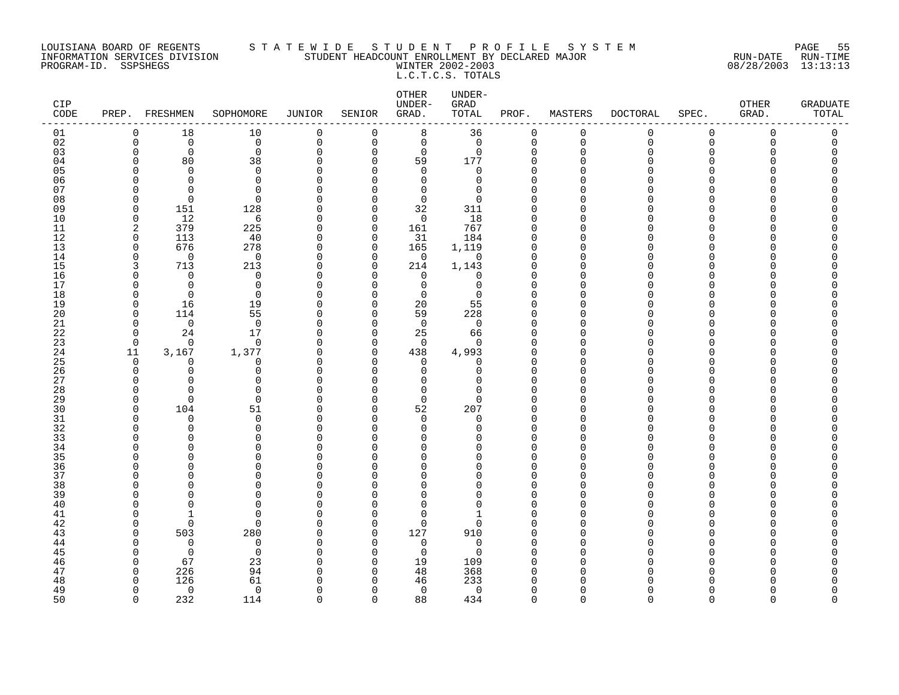LOUISIANA BOARD OF REGENTS
INFORMATION SERVICES DIVISION
PROGRAM-ID. SSPSHEGS

# STATEWIDE STUDENT PROFILE SYSTEM
## STUDENT HEADCOUNT ENROLLMENT BY DECLARED MAJOR
## WINTER 2002-2003
## L.C.T.C.S. TOTALS

RUN-DATE 08/28/2003 RUN-TIME 13:13:13

| CIP CODE | PREP. | FRESHMEN | SOPHOMORE | JUNIOR | SENIOR | OTHER UNDER-GRAD. | UNDER-GRAD TOTAL | PROF. | MASTERS | DOCTORAL | SPEC. | OTHER GRAD. | GRADUATE TOTAL |
|---|---|---|---|---|---|---|---|---|---|---|---|---|---|
| 01 | 0 | 18 | 10 | 0 | 0 | 8 | 36 | 0 | 0 | 0 | 0 | 0 | 0 |
| 02 | 0 | 0 | 0 | 0 | 0 | 0 | 0 | 0 | 0 | 0 | 0 | 0 | 0 |
| 03 | 0 | 0 | 0 | 0 | 0 | 0 | 0 | 0 | 0 | 0 | 0 | 0 | 0 |
| 04 | 0 | 80 | 38 | 0 | 0 | 59 | 177 | 0 | 0 | 0 | 0 | 0 | 0 |
| 05 | 0 | 0 | 0 | 0 | 0 | 0 | 0 | 0 | 0 | 0 | 0 | 0 | 0 |
| 06 | 0 | 0 | 0 | 0 | 0 | 0 | 0 | 0 | 0 | 0 | 0 | 0 | 0 |
| 07 | 0 | 0 | 0 | 0 | 0 | 0 | 0 | 0 | 0 | 0 | 0 | 0 | 0 |
| 08 | 0 | 0 | 0 | 0 | 0 | 0 | 0 | 0 | 0 | 0 | 0 | 0 | 0 |
| 09 | 0 | 151 | 128 | 0 | 0 | 32 | 311 | 0 | 0 | 0 | 0 | 0 | 0 |
| 10 | 0 | 12 | 6 | 0 | 0 | 0 | 18 | 0 | 0 | 0 | 0 | 0 | 0 |
| 11 | 2 | 379 | 225 | 0 | 0 | 161 | 767 | 0 | 0 | 0 | 0 | 0 | 0 |
| 12 | 0 | 113 | 40 | 0 | 0 | 31 | 184 | 0 | 0 | 0 | 0 | 0 | 0 |
| 13 | 0 | 676 | 278 | 0 | 0 | 165 | 1,119 | 0 | 0 | 0 | 0 | 0 | 0 |
| 14 | 0 | 0 | 0 | 0 | 0 | 0 | 0 | 0 | 0 | 0 | 0 | 0 | 0 |
| 15 | 3 | 713 | 213 | 0 | 0 | 214 | 1,143 | 0 | 0 | 0 | 0 | 0 | 0 |
| 16 | 0 | 0 | 0 | 0 | 0 | 0 | 0 | 0 | 0 | 0 | 0 | 0 | 0 |
| 17 | 0 | 0 | 0 | 0 | 0 | 0 | 0 | 0 | 0 | 0 | 0 | 0 | 0 |
| 18 | 0 | 0 | 0 | 0 | 0 | 0 | 0 | 0 | 0 | 0 | 0 | 0 | 0 |
| 19 | 0 | 16 | 19 | 0 | 0 | 20 | 55 | 0 | 0 | 0 | 0 | 0 | 0 |
| 20 | 0 | 114 | 55 | 0 | 0 | 59 | 228 | 0 | 0 | 0 | 0 | 0 | 0 |
| 21 | 0 | 0 | 0 | 0 | 0 | 0 | 0 | 0 | 0 | 0 | 0 | 0 | 0 |
| 22 | 0 | 24 | 17 | 0 | 0 | 25 | 66 | 0 | 0 | 0 | 0 | 0 | 0 |
| 23 | 0 | 0 | 0 | 0 | 0 | 0 | 0 | 0 | 0 | 0 | 0 | 0 | 0 |
| 24 | 11 | 3,167 | 1,377 | 0 | 0 | 438 | 4,993 | 0 | 0 | 0 | 0 | 0 | 0 |
| 25 | 0 | 0 | 0 | 0 | 0 | 0 | 0 | 0 | 0 | 0 | 0 | 0 | 0 |
| 26 | 0 | 0 | 0 | 0 | 0 | 0 | 0 | 0 | 0 | 0 | 0 | 0 | 0 |
| 27 | 0 | 0 | 0 | 0 | 0 | 0 | 0 | 0 | 0 | 0 | 0 | 0 | 0 |
| 28 | 0 | 0 | 0 | 0 | 0 | 0 | 0 | 0 | 0 | 0 | 0 | 0 | 0 |
| 29 | 0 | 0 | 0 | 0 | 0 | 0 | 0 | 0 | 0 | 0 | 0 | 0 | 0 |
| 30 | 0 | 104 | 51 | 0 | 0 | 52 | 207 | 0 | 0 | 0 | 0 | 0 | 0 |
| 31 | 0 | 0 | 0 | 0 | 0 | 0 | 0 | 0 | 0 | 0 | 0 | 0 | 0 |
| 32 | 0 | 0 | 0 | 0 | 0 | 0 | 0 | 0 | 0 | 0 | 0 | 0 | 0 |
| 33 | 0 | 0 | 0 | 0 | 0 | 0 | 0 | 0 | 0 | 0 | 0 | 0 | 0 |
| 34 | 0 | 0 | 0 | 0 | 0 | 0 | 0 | 0 | 0 | 0 | 0 | 0 | 0 |
| 35 | 0 | 0 | 0 | 0 | 0 | 0 | 0 | 0 | 0 | 0 | 0 | 0 | 0 |
| 36 | 0 | 0 | 0 | 0 | 0 | 0 | 0 | 0 | 0 | 0 | 0 | 0 | 0 |
| 37 | 0 | 0 | 0 | 0 | 0 | 0 | 0 | 0 | 0 | 0 | 0 | 0 | 0 |
| 38 | 0 | 0 | 0 | 0 | 0 | 0 | 0 | 0 | 0 | 0 | 0 | 0 | 0 |
| 39 | 0 | 0 | 0 | 0 | 0 | 0 | 0 | 0 | 0 | 0 | 0 | 0 | 0 |
| 40 | 0 | 0 | 0 | 0 | 0 | 0 | 0 | 0 | 0 | 0 | 0 | 0 | 0 |
| 41 | 0 | 1 | 0 | 0 | 0 | 0 | 1 | 0 | 0 | 0 | 0 | 0 | 0 |
| 42 | 0 | 0 | 0 | 0 | 0 | 0 | 0 | 0 | 0 | 0 | 0 | 0 | 0 |
| 43 | 0 | 503 | 280 | 0 | 0 | 127 | 910 | 0 | 0 | 0 | 0 | 0 | 0 |
| 44 | 0 | 0 | 0 | 0 | 0 | 0 | 0 | 0 | 0 | 0 | 0 | 0 | 0 |
| 45 | 0 | 0 | 0 | 0 | 0 | 0 | 0 | 0 | 0 | 0 | 0 | 0 | 0 |
| 46 | 0 | 67 | 23 | 0 | 0 | 19 | 109 | 0 | 0 | 0 | 0 | 0 | 0 |
| 47 | 0 | 226 | 94 | 0 | 0 | 48 | 368 | 0 | 0 | 0 | 0 | 0 | 0 |
| 48 | 0 | 126 | 61 | 0 | 0 | 46 | 233 | 0 | 0 | 0 | 0 | 0 | 0 |
| 49 | 0 | 0 | 0 | 0 | 0 | 0 | 0 | 0 | 0 | 0 | 0 | 0 | 0 |
| 50 | 0 | 232 | 114 | 0 | 0 | 88 | 434 | 0 | 0 | 0 | 0 | 0 | 0 |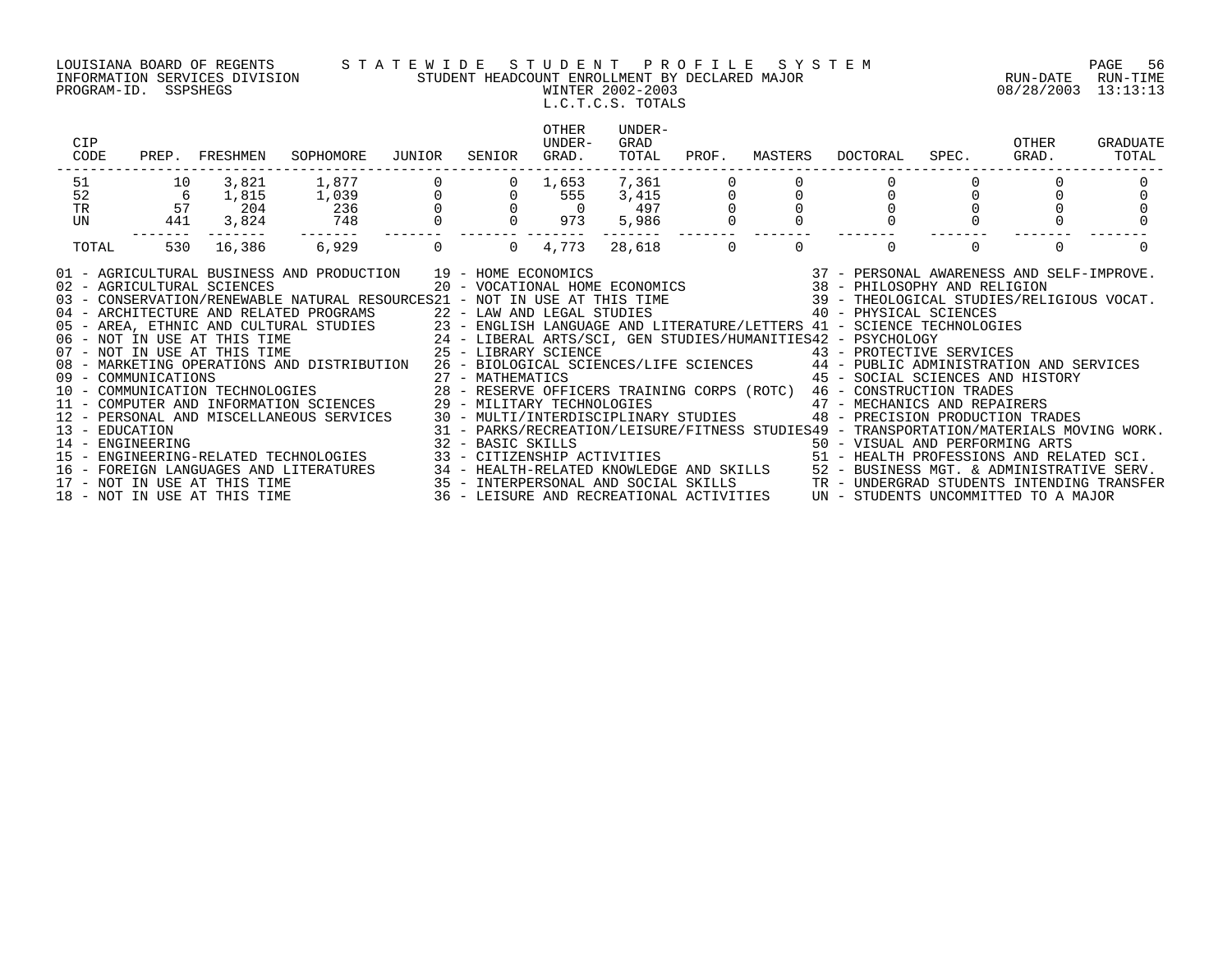LOUISIANA BOARD OF REGENTS — STATEWIDE STUDENT PROFILE SYSTEM
INFORMATION SERVICES DIVISION — STUDENT HEADCOUNT ENROLLMENT BY DECLARED MAJOR
PROGRAM-ID. SSPSHEGS — WINTER 2002-2003
RUN-DATE 08/28/2003 RUN-TIME 13:13:13

## L.C.T.C.S. TOTALS

| CIP CODE | PREP. | FRESHMEN | SOPHOMORE | JUNIOR | SENIOR | OTHER UNDER-GRAD. | UNDER-GRAD TOTAL | PROF. | MASTERS | DOCTORAL | SPEC. | OTHER GRAD. | GRADUATE TOTAL |
|---|---|---|---|---|---|---|---|---|---|---|---|---|---|
| 51 | 10 | 3,821 | 1,877 | 0 | 0 | 1,653 | 7,361 | 0 | 0 | 0 | 0 | 0 | 0 |
| 52 | 6 | 1,815 | 1,039 | 0 | 0 | 555 | 3,415 | 0 | 0 | 0 | 0 | 0 | 0 |
| TR | 57 | 204 | 236 | 0 | 0 | 0 | 497 | 0 | 0 | 0 | 0 | 0 | 0 |
| UN | 441 | 3,824 | 748 | 0 | 0 | 973 | 5,986 | 0 | 0 | 0 | 0 | 0 | 0 |
| TOTAL | 530 | 16,386 | 6,929 | 0 | 0 | 4,773 | 28,618 | 0 | 0 | 0 | 0 | 0 | 0 |

01 - AGRICULTURAL BUSINESS AND PRODUCTION
02 - AGRICULTURAL SCIENCES
03 - CONSERVATION/RENEWABLE NATURAL RESOURCES
04 - ARCHITECTURE AND RELATED PROGRAMS
05 - AREA, ETHNIC AND CULTURAL STUDIES
06 - NOT IN USE AT THIS TIME
07 - NOT IN USE AT THIS TIME
08 - MARKETING OPERATIONS AND DISTRIBUTION
09 - COMMUNICATIONS
10 - COMMUNICATION TECHNOLOGIES
11 - COMPUTER AND INFORMATION SCIENCES
12 - PERSONAL AND MISCELLANEOUS SERVICES
13 - EDUCATION
14 - ENGINEERING
15 - ENGINEERING-RELATED TECHNOLOGIES
16 - FOREIGN LANGUAGES AND LITERATURES
17 - NOT IN USE AT THIS TIME
18 - NOT IN USE AT THIS TIME
19 - HOME ECONOMICS
20 - VOCATIONAL HOME ECONOMICS
21 - NOT IN USE AT THIS TIME
22 - LAW AND LEGAL STUDIES
23 - ENGLISH LANGUAGE AND LITERATURE/LETTERS
24 - LIBERAL ARTS/SCI, GEN STUDIES/HUMANITIES
25 - LIBRARY SCIENCE
26 - BIOLOGICAL SCIENCES/LIFE SCIENCES
27 - MATHEMATICS
28 - RESERVE OFFICERS TRAINING CORPS (ROTC)
29 - MILITARY TECHNOLOGIES
30 - MULTI/INTERDISCIPLINARY STUDIES
31 - PARKS/RECREATION/LEISURE/FITNESS STUDIES
32 - BASIC SKILLS
33 - CITIZENSHIP ACTIVITIES
34 - HEALTH-RELATED KNOWLEDGE AND SKILLS
35 - INTERPERSONAL AND SOCIAL SKILLS
36 - LEISURE AND RECREATIONAL ACTIVITIES
37 - PERSONAL AWARENESS AND SELF-IMPROVE.
38 - PHILOSOPHY AND RELIGION
39 - THEOLOGICAL STUDIES/RELIGIOUS VOCAT.
40 - PHYSICAL SCIENCES
41 - SCIENCE TECHNOLOGIES
42 - PSYCHOLOGY
43 - PROTECTIVE SERVICES
44 - PUBLIC ADMINISTRATION AND SERVICES
45 - SOCIAL SCIENCES AND HISTORY
46 - CONSTRUCTION TRADES
47 - MECHANICS AND REPAIRERS
48 - PRECISION PRODUCTION TRADES
49 - TRANSPORTATION/MATERIALS MOVING WORK.
50 - VISUAL AND PERFORMING ARTS
51 - HEALTH PROFESSIONS AND RELATED SCI.
52 - BUSINESS MGT. & ADMINISTRATIVE SERV.
TR - UNDERGRAD STUDENTS INTENDING TRANSFER
UN - STUDENTS UNCOMMITTED TO A MAJOR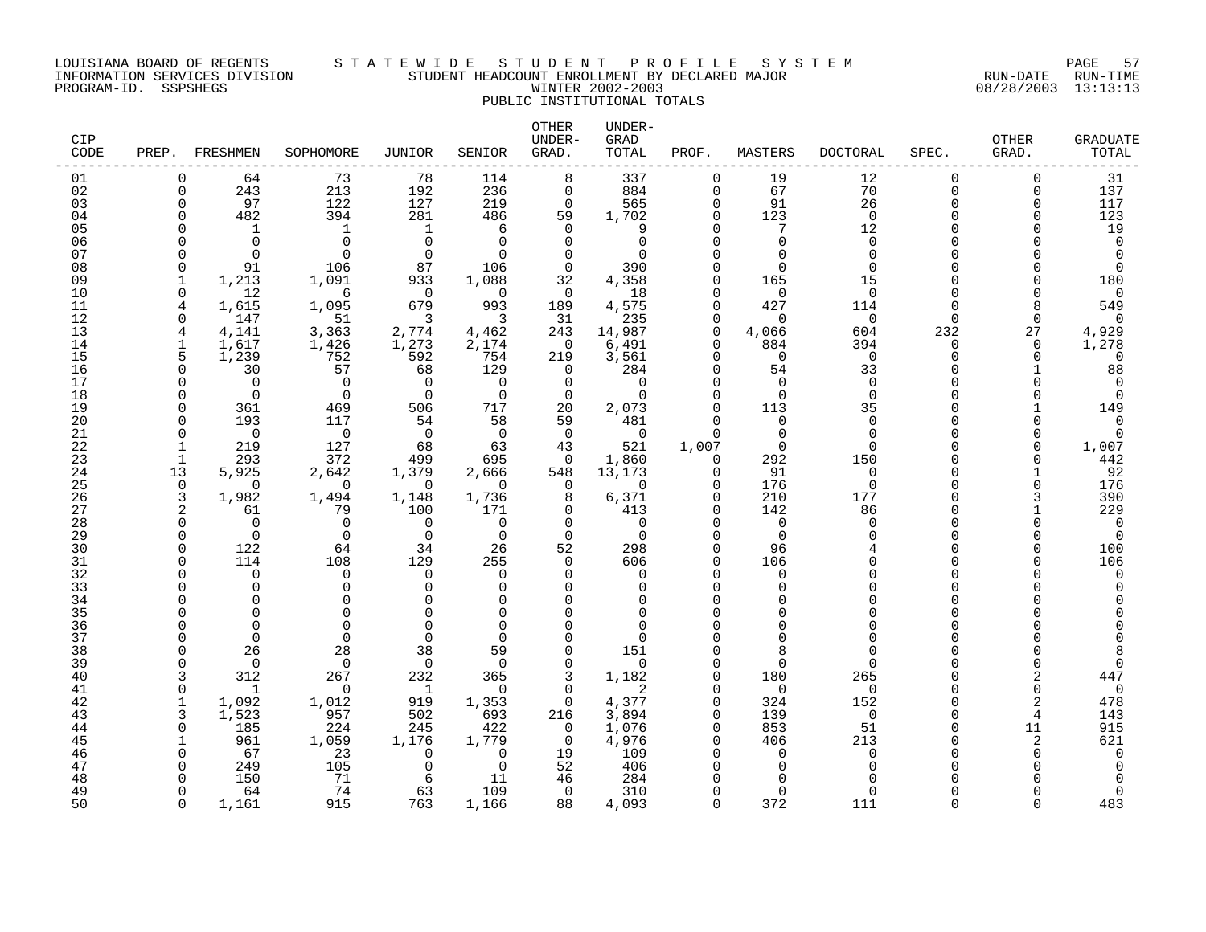LOUISIANA BOARD OF REGENTS
INFORMATION SERVICES DIVISION
PROGRAM-ID. SSPSHEGS

STATEWIDE STUDENT PROFILE SYSTEM
STUDENT HEADCOUNT ENROLLMENT BY DECLARED MAJOR
WINTER 2002-2003
PUBLIC INSTITUTIONAL TOTALS

RUN-DATE 08/28/2003 RUN-TIME 13:13:13

| CIP CODE | PREP. | FRESHMEN | SOPHOMORE | JUNIOR | SENIOR | OTHER UNDER-GRAD. | UNDER-GRAD TOTAL | PROF. | MASTERS | DOCTORAL | SPEC. | OTHER GRAD. | GRADUATE TOTAL |
|---|---|---|---|---|---|---|---|---|---|---|---|---|---|
| 01 | 0 | 64 | 73 | 78 | 114 | 8 | 337 | 0 | 19 | 12 | 0 | 0 | 31 |
| 02 | 0 | 243 | 213 | 192 | 236 | 0 | 884 | 0 | 67 | 70 | 0 | 0 | 137 |
| 03 | 0 | 97 | 122 | 127 | 219 | 0 | 565 | 0 | 91 | 26 | 0 | 0 | 117 |
| 04 | 0 | 482 | 394 | 281 | 486 | 59 | 1,702 | 0 | 123 | 0 | 0 | 0 | 123 |
| 05 | 0 | 1 | 1 | 1 | 6 | 0 | 9 | 0 | 7 | 12 | 0 | 0 | 19 |
| 06 | 0 | 0 | 0 | 0 | 0 | 0 | 0 | 0 | 0 | 0 | 0 | 0 | 0 |
| 07 | 0 | 0 | 0 | 0 | 0 | 0 | 0 | 0 | 0 | 0 | 0 | 0 | 0 |
| 08 | 0 | 91 | 106 | 87 | 106 | 0 | 390 | 0 | 0 | 0 | 0 | 0 | 0 |
| 09 | 1 | 1,213 | 1,091 | 933 | 1,088 | 32 | 4,358 | 0 | 165 | 15 | 0 | 0 | 180 |
| 10 | 0 | 12 | 6 | 0 | 0 | 0 | 18 | 0 | 0 | 0 | 0 | 0 | 0 |
| 11 | 4 | 1,615 | 1,095 | 679 | 993 | 189 | 4,575 | 0 | 427 | 114 | 0 | 8 | 549 |
| 12 | 0 | 147 | 51 | 3 | 3 | 31 | 235 | 0 | 0 | 0 | 0 | 0 | 0 |
| 13 | 4 | 4,141 | 3,363 | 2,774 | 4,462 | 243 | 14,987 | 0 | 4,066 | 604 | 232 | 27 | 4,929 |
| 14 | 1 | 1,617 | 1,426 | 1,273 | 2,174 | 0 | 6,491 | 0 | 884 | 394 | 0 | 0 | 1,278 |
| 15 | 5 | 1,239 | 752 | 592 | 754 | 219 | 3,561 | 0 | 0 | 0 | 0 | 0 | 0 |
| 16 | 0 | 30 | 57 | 68 | 129 | 0 | 284 | 0 | 54 | 33 | 0 | 1 | 88 |
| 17 | 0 | 0 | 0 | 0 | 0 | 0 | 0 | 0 | 0 | 0 | 0 | 0 | 0 |
| 18 | 0 | 0 | 0 | 0 | 0 | 0 | 0 | 0 | 0 | 0 | 0 | 0 | 0 |
| 19 | 0 | 361 | 469 | 506 | 717 | 20 | 2,073 | 0 | 113 | 35 | 0 | 1 | 149 |
| 20 | 0 | 193 | 117 | 54 | 58 | 59 | 481 | 0 | 0 | 0 | 0 | 0 | 0 |
| 21 | 0 | 0 | 0 | 0 | 0 | 0 | 0 | 0 | 0 | 0 | 0 | 0 | 0 |
| 22 | 1 | 219 | 127 | 68 | 63 | 43 | 521 | 1,007 | 0 | 0 | 0 | 0 | 1,007 |
| 23 | 1 | 293 | 372 | 499 | 695 | 0 | 1,860 | 0 | 292 | 150 | 0 | 0 | 442 |
| 24 | 13 | 5,925 | 2,642 | 1,379 | 2,666 | 548 | 13,173 | 0 | 91 | 0 | 0 | 1 | 92 |
| 25 | 0 | 0 | 0 | 0 | 0 | 0 | 0 | 0 | 176 | 0 | 0 | 0 | 176 |
| 26 | 3 | 1,982 | 1,494 | 1,148 | 1,736 | 8 | 6,371 | 0 | 210 | 177 | 0 | 3 | 390 |
| 27 | 2 | 61 | 79 | 100 | 171 | 0 | 413 | 0 | 142 | 86 | 0 | 1 | 229 |
| 28 | 0 | 0 | 0 | 0 | 0 | 0 | 0 | 0 | 0 | 0 | 0 | 0 | 0 |
| 29 | 0 | 0 | 0 | 0 | 0 | 0 | 0 | 0 | 0 | 0 | 0 | 0 | 0 |
| 30 | 0 | 122 | 64 | 34 | 26 | 52 | 298 | 0 | 96 | 4 | 0 | 0 | 100 |
| 31 | 0 | 114 | 108 | 129 | 255 | 0 | 606 | 0 | 106 | 0 | 0 | 0 | 106 |
| 32 | 0 | 0 | 0 | 0 | 0 | 0 | 0 | 0 | 0 | 0 | 0 | 0 | 0 |
| 33 | 0 | 0 | 0 | 0 | 0 | 0 | 0 | 0 | 0 | 0 | 0 | 0 | 0 |
| 34 | 0 | 0 | 0 | 0 | 0 | 0 | 0 | 0 | 0 | 0 | 0 | 0 | 0 |
| 35 | 0 | 0 | 0 | 0 | 0 | 0 | 0 | 0 | 0 | 0 | 0 | 0 | 0 |
| 36 | 0 | 0 | 0 | 0 | 0 | 0 | 0 | 0 | 0 | 0 | 0 | 0 | 0 |
| 37 | 0 | 0 | 0 | 0 | 0 | 0 | 0 | 0 | 0 | 0 | 0 | 0 | 0 |
| 38 | 0 | 26 | 28 | 38 | 59 | 0 | 151 | 0 | 8 | 0 | 0 | 0 | 8 |
| 39 | 0 | 0 | 0 | 0 | 0 | 0 | 0 | 0 | 0 | 0 | 0 | 0 | 0 |
| 40 | 3 | 312 | 267 | 232 | 365 | 3 | 1,182 | 0 | 180 | 265 | 0 | 2 | 447 |
| 41 | 0 | 1 | 0 | 1 | 0 | 0 | 2 | 0 | 0 | 0 | 0 | 0 | 0 |
| 42 | 1 | 1,092 | 1,012 | 919 | 1,353 | 0 | 4,377 | 0 | 324 | 152 | 0 | 2 | 478 |
| 43 | 3 | 1,523 | 957 | 502 | 693 | 216 | 3,894 | 0 | 139 | 0 | 0 | 4 | 143 |
| 44 | 0 | 185 | 224 | 245 | 422 | 0 | 1,076 | 0 | 853 | 51 | 0 | 11 | 915 |
| 45 | 1 | 961 | 1,059 | 1,176 | 1,779 | 0 | 4,976 | 0 | 406 | 213 | 0 | 2 | 621 |
| 46 | 0 | 67 | 23 | 0 | 0 | 19 | 109 | 0 | 0 | 0 | 0 | 0 | 0 |
| 47 | 0 | 249 | 105 | 0 | 0 | 52 | 406 | 0 | 0 | 0 | 0 | 0 | 0 |
| 48 | 0 | 150 | 71 | 6 | 11 | 46 | 284 | 0 | 0 | 0 | 0 | 0 | 0 |
| 49 | 0 | 64 | 74 | 63 | 109 | 0 | 310 | 0 | 0 | 0 | 0 | 0 | 0 |
| 50 | 0 | 1,161 | 915 | 763 | 1,166 | 88 | 4,093 | 0 | 372 | 111 | 0 | 0 | 483 |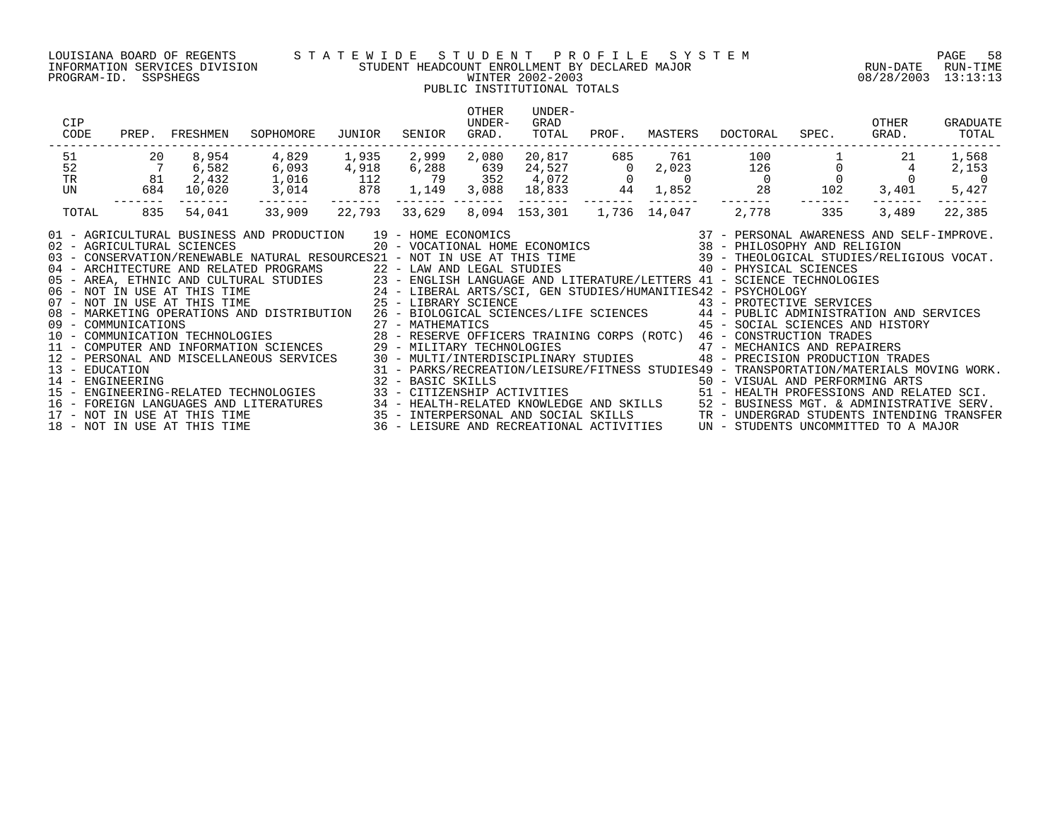LOUISIANA BOARD OF REGENTS — S T A T E W I D E   S T U D E N T   P R O F I L E   S Y S T E M

INFORMATION SERVICES DIVISION — STUDENT HEADCOUNT ENROLLMENT BY DECLARED MAJOR — RUN-DATE 08/28/2003 RUN-TIME 13:13:13

PROGRAM-ID. SSPSHEGS — WINTER 2002-2003

PUBLIC INSTITUTIONAL TOTALS

| CIP CODE | PREP. | FRESHMEN | SOPHOMORE | JUNIOR | SENIOR | OTHER UNDER-GRAD. | UNDER-GRAD TOTAL | PROF. | MASTERS | DOCTORAL | SPEC. | OTHER GRAD. | GRADUATE TOTAL |
|---|---|---|---|---|---|---|---|---|---|---|---|---|---|
| 51 | 20 | 8,954 | 4,829 | 1,935 | 2,999 | 2,080 | 20,817 | 685 | 761 | 100 | 1 | 21 | 1,568 |
| 52 | 7 | 6,582 | 6,093 | 4,918 | 6,288 | 639 | 24,527 | 0 | 2,023 | 126 | 0 | 4 | 2,153 |
| TR | 81 | 2,432 | 1,016 | 112 | 79 | 352 | 4,072 | 0 | 0 | 0 | 0 | 0 | 0 |
| UN | 684 | 10,020 | 3,014 | 878 | 1,149 | 3,088 | 18,833 | 44 | 1,852 | 28 | 102 | 3,401 | 5,427 |
| TOTAL | 835 | 54,041 | 33,909 | 22,793 | 33,629 | 8,094 | 153,301 | 1,736 | 14,047 | 2,778 | 335 | 3,489 | 22,385 |

01 - AGRICULTURAL BUSINESS AND PRODUCTION
02 - AGRICULTURAL SCIENCES
03 - CONSERVATION/RENEWABLE NATURAL RESOURCES
04 - ARCHITECTURE AND RELATED PROGRAMS
05 - AREA, ETHNIC AND CULTURAL STUDIES
06 - NOT IN USE AT THIS TIME
07 - NOT IN USE AT THIS TIME
08 - MARKETING OPERATIONS AND DISTRIBUTION
09 - COMMUNICATIONS
10 - COMMUNICATION TECHNOLOGIES
11 - COMPUTER AND INFORMATION SCIENCES
12 - PERSONAL AND MISCELLANEOUS SERVICES
13 - EDUCATION
14 - ENGINEERING
15 - ENGINEERING-RELATED TECHNOLOGIES
16 - FOREIGN LANGUAGES AND LITERATURES
17 - NOT IN USE AT THIS TIME
18 - NOT IN USE AT THIS TIME
19 - HOME ECONOMICS
20 - VOCATIONAL HOME ECONOMICS
21 - NOT IN USE AT THIS TIME
22 - LAW AND LEGAL STUDIES
23 - ENGLISH LANGUAGE AND LITERATURE/LETTERS
24 - LIBERAL ARTS/SCI, GEN STUDIES/HUMANITIES
25 - LIBRARY SCIENCE
26 - BIOLOGICAL SCIENCES/LIFE SCIENCES
27 - MATHEMATICS
28 - RESERVE OFFICERS TRAINING CORPS (ROTC)
29 - MILITARY TECHNOLOGIES
30 - MULTI/INTERDISCIPLINARY STUDIES
31 - PARKS/RECREATION/LEISURE/FITNESS STUDIES
32 - BASIC SKILLS
33 - CITIZENSHIP ACTIVITIES
34 - HEALTH-RELATED KNOWLEDGE AND SKILLS
35 - INTERPERSONAL AND SOCIAL SKILLS
36 - LEISURE AND RECREATIONAL ACTIVITIES
37 - PERSONAL AWARENESS AND SELF-IMPROVE.
38 - PHILOSOPHY AND RELIGION
39 - THEOLOGICAL STUDIES/RELIGIOUS VOCAT.
40 - PHYSICAL SCIENCES
41 - SCIENCE TECHNOLOGIES
42 - PSYCHOLOGY
43 - PROTECTIVE SERVICES
44 - PUBLIC ADMINISTRATION AND SERVICES
45 - SOCIAL SCIENCES AND HISTORY
46 - CONSTRUCTION TRADES
47 - MECHANICS AND REPAIRERS
48 - PRECISION PRODUCTION TRADES
49 - TRANSPORTATION/MATERIALS MOVING WORK.
50 - VISUAL AND PERFORMING ARTS
51 - HEALTH PROFESSIONS AND RELATED SCI.
52 - BUSINESS MGT. & ADMINISTRATIVE SERV.
TR - UNDERGRAD STUDENTS INTENDING TRANSFER
UN - STUDENTS UNCOMMITTED TO A MAJOR